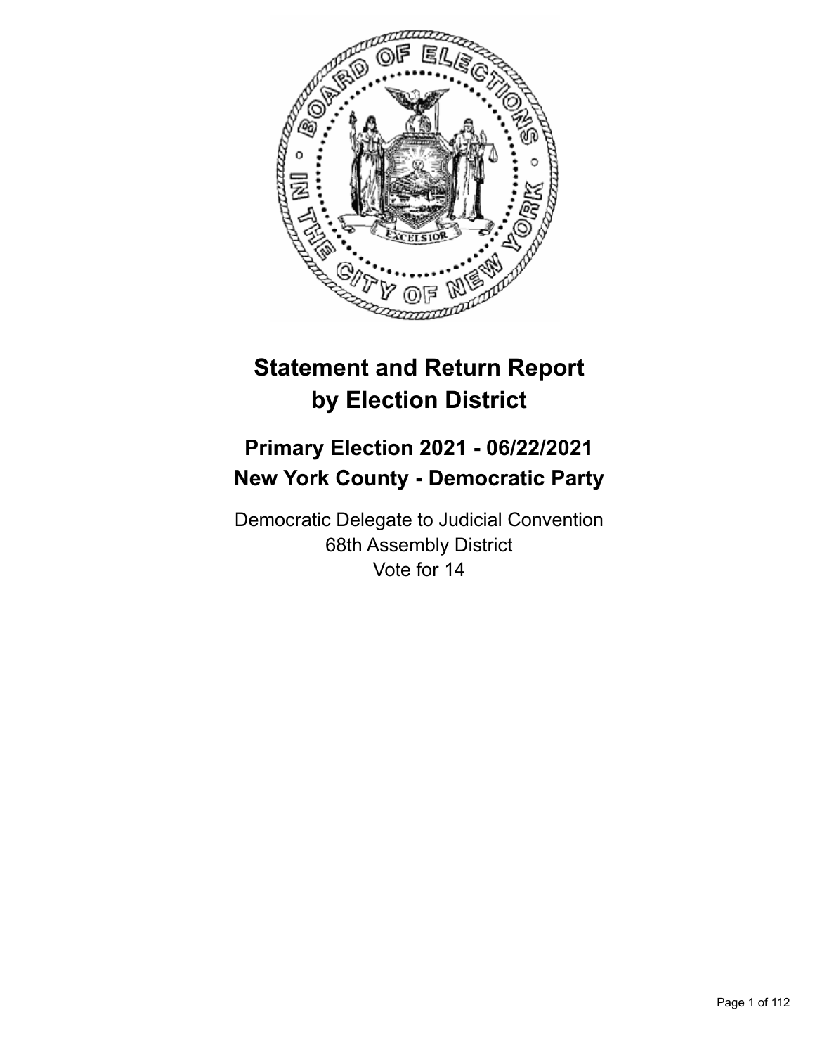# Statement and Return Report by Election District

## Primary Election 2021 - 06/22/2021
## New York County - Democratic Party

Democratic Delegate to Judicial Convention
68th Assembly District
Vote for 14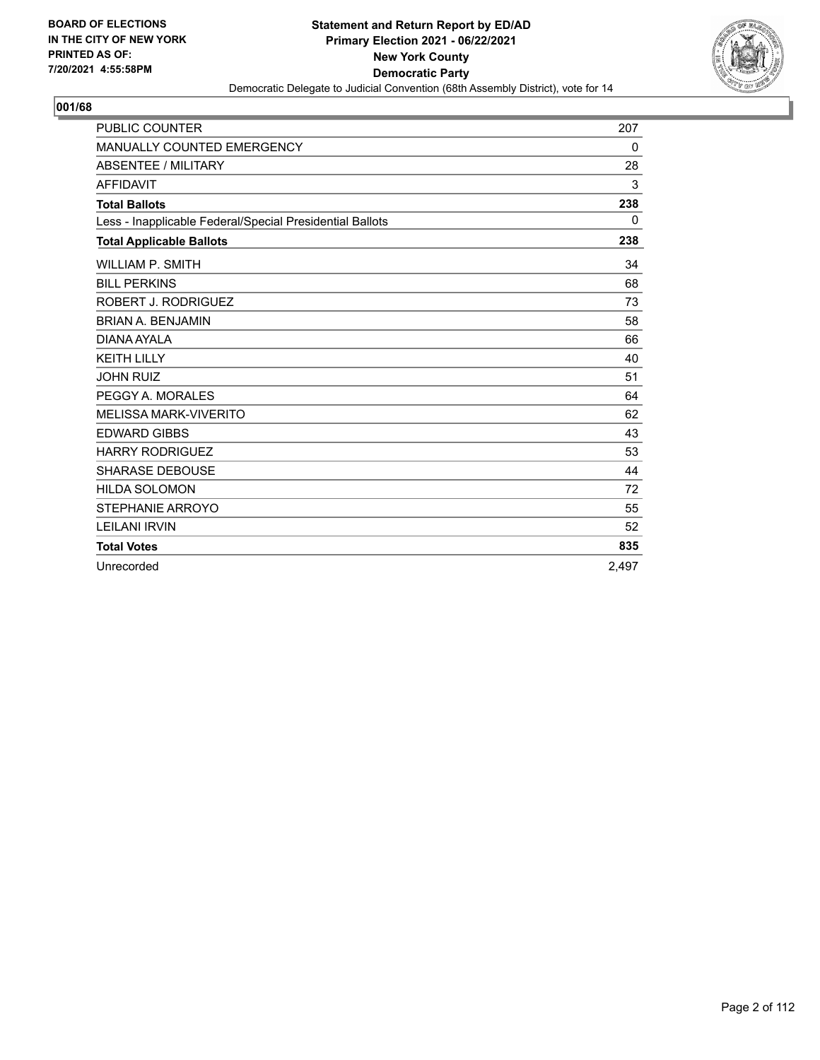**BOARD OF ELECTIONS IN THE CITY OF NEW YORK PRINTED AS OF: 7/20/2021 4:55:58PM**

**Statement and Return Report by ED/AD**
**Primary Election 2021 - 06/22/2021**
**New York County**
**Democratic Party**
Democratic Delegate to Judicial Convention (68th Assembly District), vote for 14

## 001/68

| | |
|---|---|
| PUBLIC COUNTER | 207 |
| MANUALLY COUNTED EMERGENCY | 0 |
| ABSENTEE / MILITARY | 28 |
| AFFIDAVIT | 3 |
| **Total Ballots** | **238** |
| Less - Inapplicable Federal/Special Presidential Ballots | 0 |
| **Total Applicable Ballots** | **238** |
| WILLIAM P. SMITH | 34 |
| BILL PERKINS | 68 |
| ROBERT J. RODRIGUEZ | 73 |
| BRIAN A. BENJAMIN | 58 |
| DIANA AYALA | 66 |
| KEITH LILLY | 40 |
| JOHN RUIZ | 51 |
| PEGGY A. MORALES | 64 |
| MELISSA MARK-VIVERITO | 62 |
| EDWARD GIBBS | 43 |
| HARRY RODRIGUEZ | 53 |
| SHARASE DEBOUSE | 44 |
| HILDA SOLOMON | 72 |
| STEPHANIE ARROYO | 55 |
| LEILANI IRVIN | 52 |
| **Total Votes** | **835** |
| Unrecorded | 2,497 |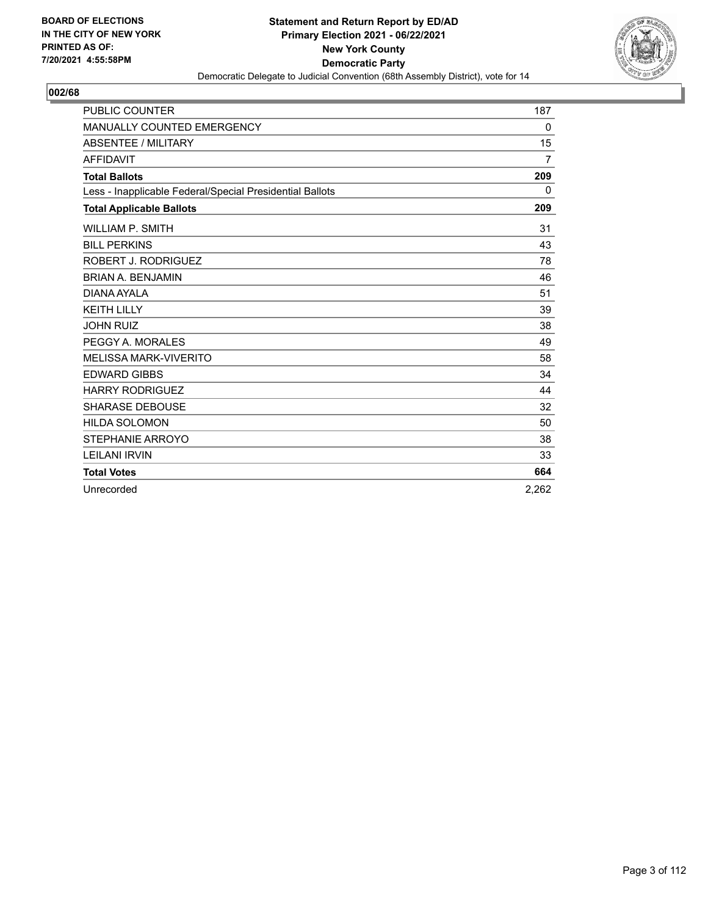**BOARD OF ELECTIONS IN THE CITY OF NEW YORK PRINTED AS OF: 7/20/2021 4:55:58PM**

**Statement and Return Report by ED/AD**
**Primary Election 2021 - 06/22/2021**
**New York County**
**Democratic Party**
Democratic Delegate to Judicial Convention (68th Assembly District), vote for 14

## 002/68

| | |
|---|---|
| PUBLIC COUNTER | 187 |
| MANUALLY COUNTED EMERGENCY | 0 |
| ABSENTEE / MILITARY | 15 |
| AFFIDAVIT | 7 |
| **Total Ballots** | **209** |
| Less - Inapplicable Federal/Special Presidential Ballots | 0 |
| **Total Applicable Ballots** | **209** |
| WILLIAM P. SMITH | 31 |
| BILL PERKINS | 43 |
| ROBERT J. RODRIGUEZ | 78 |
| BRIAN A. BENJAMIN | 46 |
| DIANA AYALA | 51 |
| KEITH LILLY | 39 |
| JOHN RUIZ | 38 |
| PEGGY A. MORALES | 49 |
| MELISSA MARK-VIVERITO | 58 |
| EDWARD GIBBS | 34 |
| HARRY RODRIGUEZ | 44 |
| SHARASE DEBOUSE | 32 |
| HILDA SOLOMON | 50 |
| STEPHANIE ARROYO | 38 |
| LEILANI IRVIN | 33 |
| **Total Votes** | **664** |
| Unrecorded | 2,262 |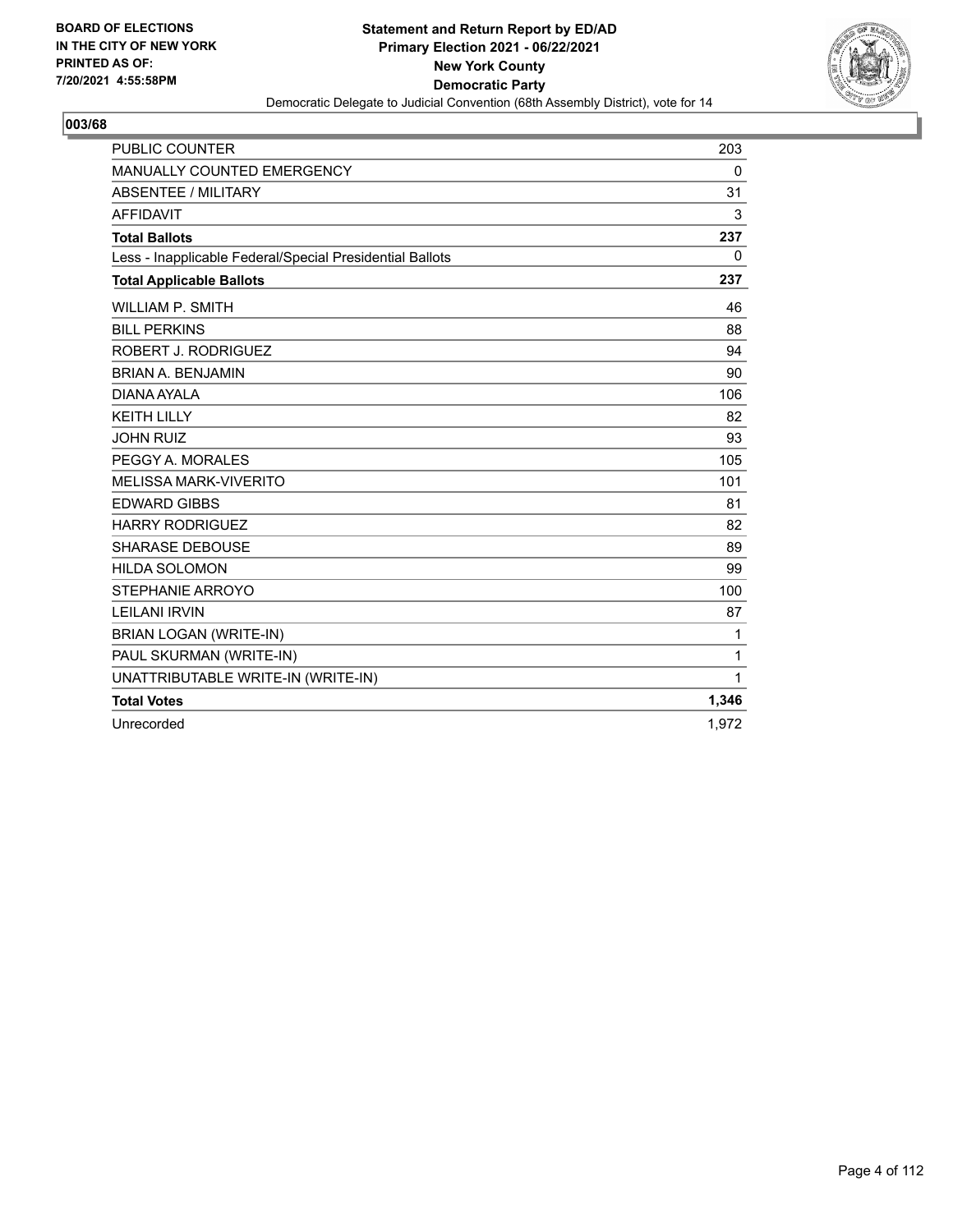BOARD OF ELECTIONS
IN THE CITY OF NEW YORK
PRINTED AS OF:
7/20/2021 4:55:58PM

**Statement and Return Report by ED/AD**
**Primary Election 2021 - 06/22/2021**
**New York County**
**Democratic Party**
Democratic Delegate to Judicial Convention (68th Assembly District), vote for 14

## 003/68

| | |
|---|---|
| PUBLIC COUNTER | 203 |
| MANUALLY COUNTED EMERGENCY | 0 |
| ABSENTEE / MILITARY | 31 |
| AFFIDAVIT | 3 |
| **Total Ballots** | **237** |
| Less - Inapplicable Federal/Special Presidential Ballots | 0 |
| **Total Applicable Ballots** | **237** |
| WILLIAM P. SMITH | 46 |
| BILL PERKINS | 88 |
| ROBERT J. RODRIGUEZ | 94 |
| BRIAN A. BENJAMIN | 90 |
| DIANA AYALA | 106 |
| KEITH LILLY | 82 |
| JOHN RUIZ | 93 |
| PEGGY A. MORALES | 105 |
| MELISSA MARK-VIVERITO | 101 |
| EDWARD GIBBS | 81 |
| HARRY RODRIGUEZ | 82 |
| SHARASE DEBOUSE | 89 |
| HILDA SOLOMON | 99 |
| STEPHANIE ARROYO | 100 |
| LEILANI IRVIN | 87 |
| BRIAN LOGAN (WRITE-IN) | 1 |
| PAUL SKURMAN (WRITE-IN) | 1 |
| UNATTRIBUTABLE WRITE-IN (WRITE-IN) | 1 |
| **Total Votes** | **1,346** |
| Unrecorded | 1,972 |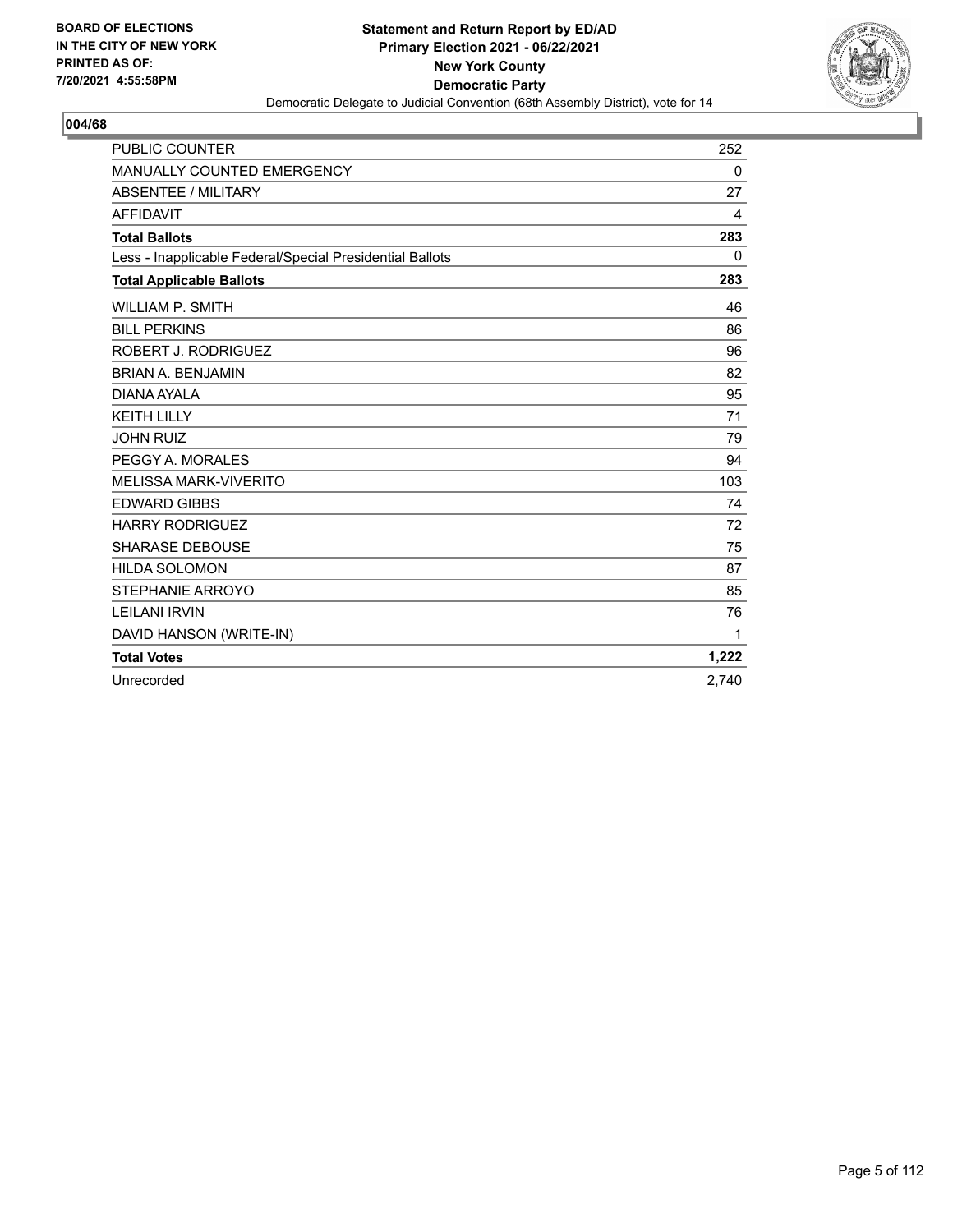BOARD OF ELECTIONS
IN THE CITY OF NEW YORK
PRINTED AS OF:
7/20/2021 4:55:58PM

**Statement and Return Report by ED/AD**
**Primary Election 2021 - 06/22/2021**
**New York County**
**Democratic Party**
Democratic Delegate to Judicial Convention (68th Assembly District), vote for 14

## 004/68

| | |
|---|---|
| PUBLIC COUNTER | 252 |
| MANUALLY COUNTED EMERGENCY | 0 |
| ABSENTEE / MILITARY | 27 |
| AFFIDAVIT | 4 |
| **Total Ballots** | **283** |
| Less - Inapplicable Federal/Special Presidential Ballots | 0 |
| **Total Applicable Ballots** | **283** |
| WILLIAM P. SMITH | 46 |
| BILL PERKINS | 86 |
| ROBERT J. RODRIGUEZ | 96 |
| BRIAN A. BENJAMIN | 82 |
| DIANA AYALA | 95 |
| KEITH LILLY | 71 |
| JOHN RUIZ | 79 |
| PEGGY A. MORALES | 94 |
| MELISSA MARK-VIVERITO | 103 |
| EDWARD GIBBS | 74 |
| HARRY RODRIGUEZ | 72 |
| SHARASE DEBOUSE | 75 |
| HILDA SOLOMON | 87 |
| STEPHANIE ARROYO | 85 |
| LEILANI IRVIN | 76 |
| DAVID HANSON (WRITE-IN) | 1 |
| **Total Votes** | **1,222** |
| Unrecorded | 2,740 |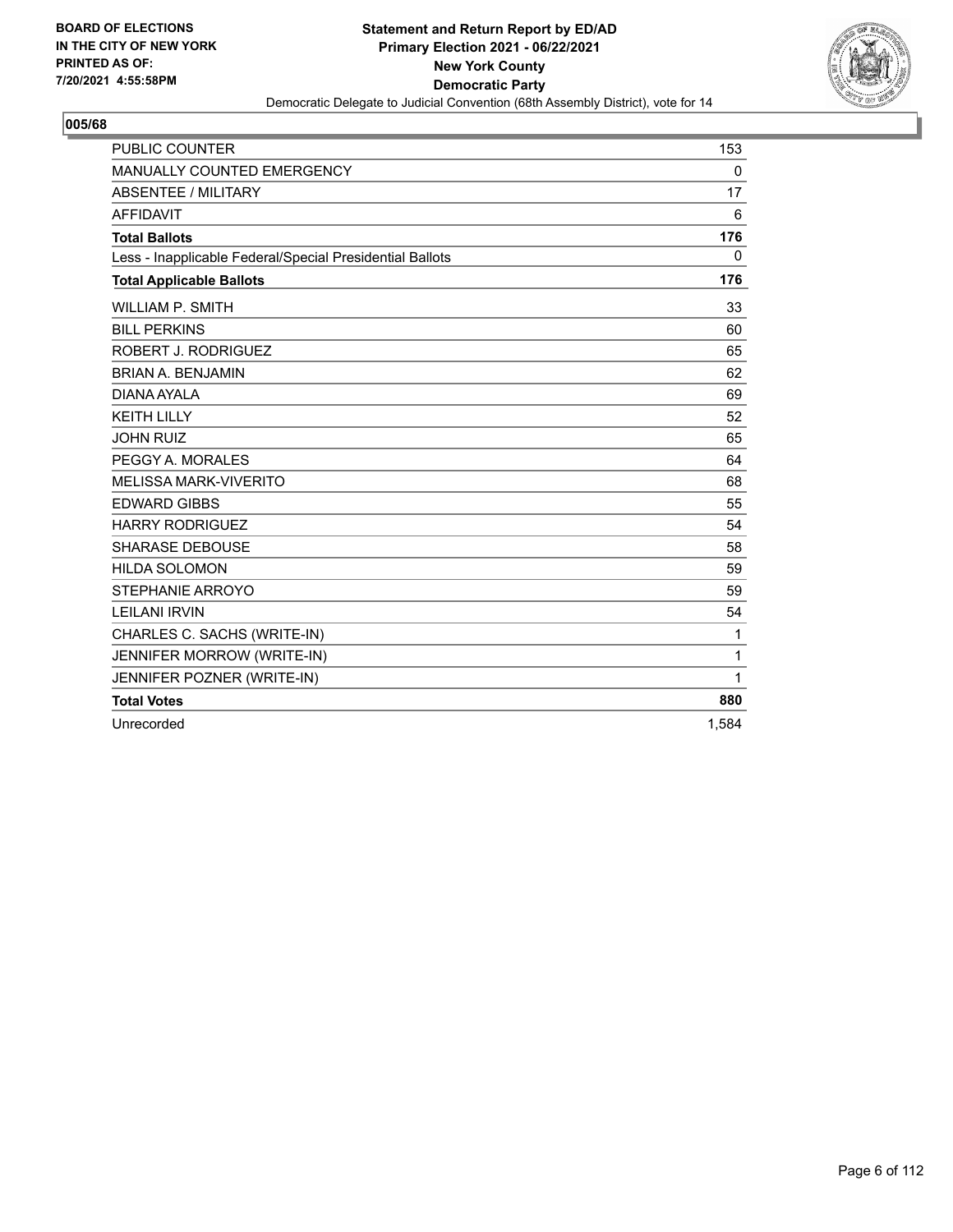BOARD OF ELECTIONS
IN THE CITY OF NEW YORK
PRINTED AS OF:
7/20/2021 4:55:58PM

**Statement and Return Report by ED/AD**
**Primary Election 2021 - 06/22/2021**
**New York County**
**Democratic Party**
Democratic Delegate to Judicial Convention (68th Assembly District), vote for 14

## 005/68

| | |
|---|---|
| PUBLIC COUNTER | 153 |
| MANUALLY COUNTED EMERGENCY | 0 |
| ABSENTEE / MILITARY | 17 |
| AFFIDAVIT | 6 |
| **Total Ballots** | **176** |
| Less - Inapplicable Federal/Special Presidential Ballots | 0 |
| **Total Applicable Ballots** | **176** |
| WILLIAM P. SMITH | 33 |
| BILL PERKINS | 60 |
| ROBERT J. RODRIGUEZ | 65 |
| BRIAN A. BENJAMIN | 62 |
| DIANA AYALA | 69 |
| KEITH LILLY | 52 |
| JOHN RUIZ | 65 |
| PEGGY A. MORALES | 64 |
| MELISSA MARK-VIVERITO | 68 |
| EDWARD GIBBS | 55 |
| HARRY RODRIGUEZ | 54 |
| SHARASE DEBOUSE | 58 |
| HILDA SOLOMON | 59 |
| STEPHANIE ARROYO | 59 |
| LEILANI IRVIN | 54 |
| CHARLES C. SACHS (WRITE-IN) | 1 |
| JENNIFER MORROW (WRITE-IN) | 1 |
| JENNIFER POZNER (WRITE-IN) | 1 |
| **Total Votes** | **880** |
| Unrecorded | 1,584 |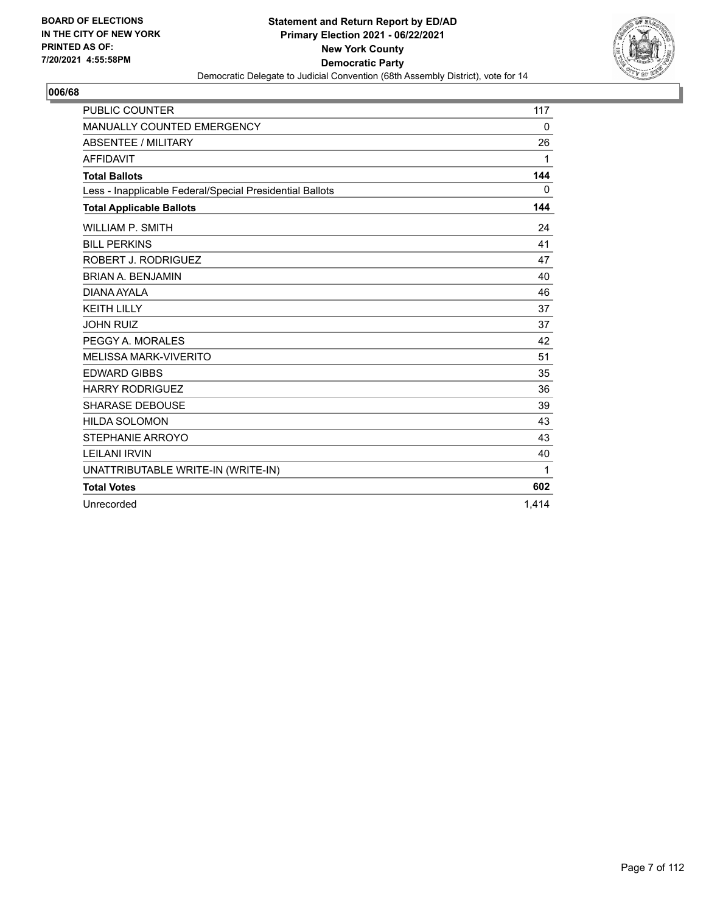**BOARD OF ELECTIONS IN THE CITY OF NEW YORK PRINTED AS OF: 7/20/2021 4:55:58PM**

**Statement and Return Report by ED/AD**
**Primary Election 2021 - 06/22/2021**
**New York County**
**Democratic Party**
Democratic Delegate to Judicial Convention (68th Assembly District), vote for 14

## 006/68

| | |
|---|---|
| PUBLIC COUNTER | 117 |
| MANUALLY COUNTED EMERGENCY | 0 |
| ABSENTEE / MILITARY | 26 |
| AFFIDAVIT | 1 |
| **Total Ballots** | **144** |
| Less - Inapplicable Federal/Special Presidential Ballots | 0 |
| **Total Applicable Ballots** | **144** |
| WILLIAM P. SMITH | 24 |
| BILL PERKINS | 41 |
| ROBERT J. RODRIGUEZ | 47 |
| BRIAN A. BENJAMIN | 40 |
| DIANA AYALA | 46 |
| KEITH LILLY | 37 |
| JOHN RUIZ | 37 |
| PEGGY A. MORALES | 42 |
| MELISSA MARK-VIVERITO | 51 |
| EDWARD GIBBS | 35 |
| HARRY RODRIGUEZ | 36 |
| SHARASE DEBOUSE | 39 |
| HILDA SOLOMON | 43 |
| STEPHANIE ARROYO | 43 |
| LEILANI IRVIN | 40 |
| UNATTRIBUTABLE WRITE-IN (WRITE-IN) | 1 |
| **Total Votes** | **602** |
| Unrecorded | 1,414 |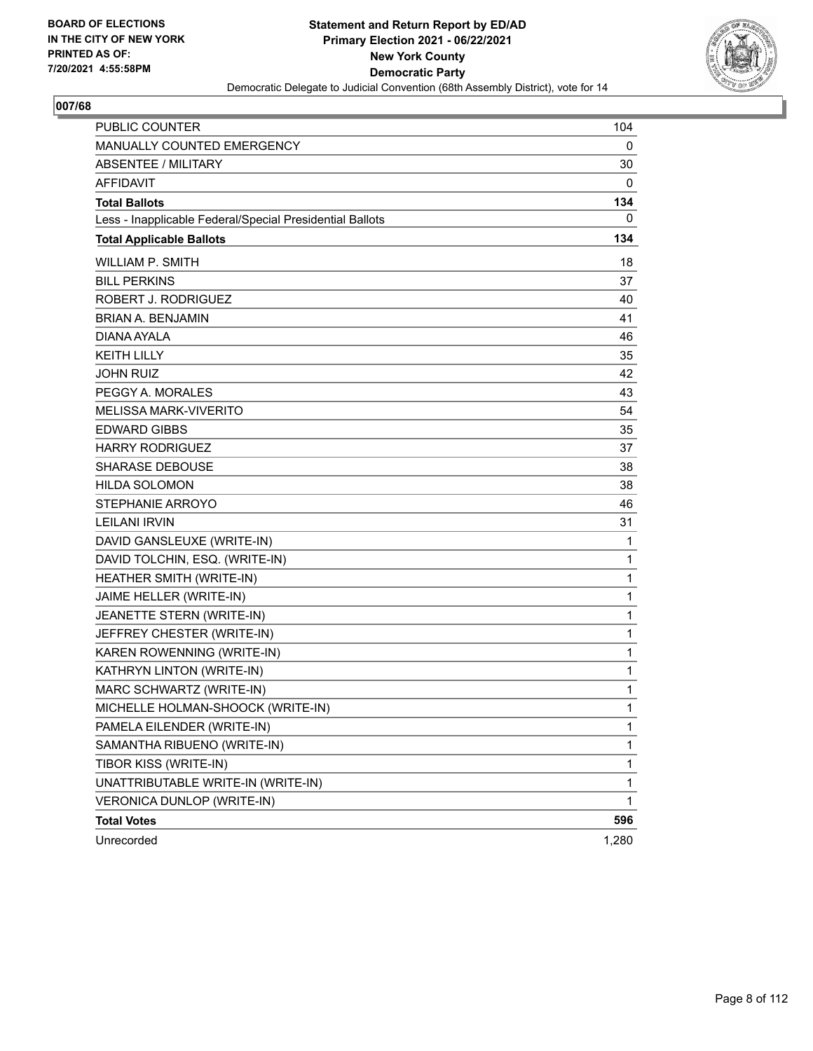BOARD OF ELECTIONS
IN THE CITY OF NEW YORK
PRINTED AS OF:
7/20/2021 4:55:58PM

**Statement and Return Report by ED/AD**
**Primary Election 2021 - 06/22/2021**
**New York County**
**Democratic Party**
Democratic Delegate to Judicial Convention (68th Assembly District), vote for 14

## 007/68

| | |
|---|---|
| PUBLIC COUNTER | 104 |
| MANUALLY COUNTED EMERGENCY | 0 |
| ABSENTEE / MILITARY | 30 |
| AFFIDAVIT | 0 |
| **Total Ballots** | **134** |
| Less - Inapplicable Federal/Special Presidential Ballots | 0 |
| **Total Applicable Ballots** | **134** |
| WILLIAM P. SMITH | 18 |
| BILL PERKINS | 37 |
| ROBERT J. RODRIGUEZ | 40 |
| BRIAN A. BENJAMIN | 41 |
| DIANA AYALA | 46 |
| KEITH LILLY | 35 |
| JOHN RUIZ | 42 |
| PEGGY A. MORALES | 43 |
| MELISSA MARK-VIVERITO | 54 |
| EDWARD GIBBS | 35 |
| HARRY RODRIGUEZ | 37 |
| SHARASE DEBOUSE | 38 |
| HILDA SOLOMON | 38 |
| STEPHANIE ARROYO | 46 |
| LEILANI IRVIN | 31 |
| DAVID GANSLEUXE (WRITE-IN) | 1 |
| DAVID TOLCHIN, ESQ. (WRITE-IN) | 1 |
| HEATHER SMITH (WRITE-IN) | 1 |
| JAIME HELLER (WRITE-IN) | 1 |
| JEANETTE STERN (WRITE-IN) | 1 |
| JEFFREY CHESTER (WRITE-IN) | 1 |
| KAREN ROWENNING (WRITE-IN) | 1 |
| KATHRYN LINTON (WRITE-IN) | 1 |
| MARC SCHWARTZ (WRITE-IN) | 1 |
| MICHELLE HOLMAN-SHOOCK (WRITE-IN) | 1 |
| PAMELA EILENDER (WRITE-IN) | 1 |
| SAMANTHA RIBUENO (WRITE-IN) | 1 |
| TIBOR KISS (WRITE-IN) | 1 |
| UNATTRIBUTABLE WRITE-IN (WRITE-IN) | 1 |
| VERONICA DUNLOP (WRITE-IN) | 1 |
| **Total Votes** | **596** |
| Unrecorded | 1,280 |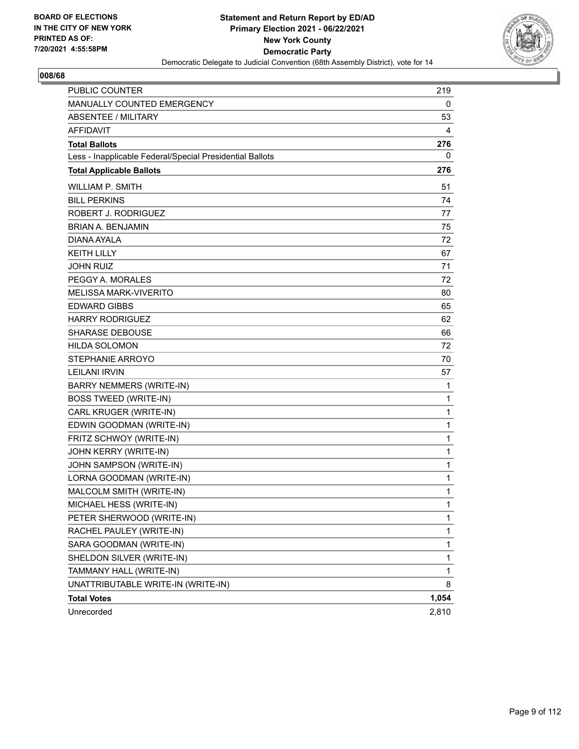BOARD OF ELECTIONS
IN THE CITY OF NEW YORK
PRINTED AS OF:
7/20/2021 4:55:58PM

**Statement and Return Report by ED/AD**
**Primary Election 2021 - 06/22/2021**
**New York County**
**Democratic Party**
Democratic Delegate to Judicial Convention (68th Assembly District), vote for 14

## 008/68

| | |
|---|---|
| PUBLIC COUNTER | 219 |
| MANUALLY COUNTED EMERGENCY | 0 |
| ABSENTEE / MILITARY | 53 |
| AFFIDAVIT | 4 |
| **Total Ballots** | **276** |
| Less - Inapplicable Federal/Special Presidential Ballots | 0 |
| **Total Applicable Ballots** | **276** |
| WILLIAM P. SMITH | 51 |
| BILL PERKINS | 74 |
| ROBERT J. RODRIGUEZ | 77 |
| BRIAN A. BENJAMIN | 75 |
| DIANA AYALA | 72 |
| KEITH LILLY | 67 |
| JOHN RUIZ | 71 |
| PEGGY A. MORALES | 72 |
| MELISSA MARK-VIVERITO | 80 |
| EDWARD GIBBS | 65 |
| HARRY RODRIGUEZ | 62 |
| SHARASE DEBOUSE | 66 |
| HILDA SOLOMON | 72 |
| STEPHANIE ARROYO | 70 |
| LEILANI IRVIN | 57 |
| BARRY NEMMERS (WRITE-IN) | 1 |
| BOSS TWEED (WRITE-IN) | 1 |
| CARL KRUGER (WRITE-IN) | 1 |
| EDWIN GOODMAN (WRITE-IN) | 1 |
| FRITZ SCHWOY (WRITE-IN) | 1 |
| JOHN KERRY (WRITE-IN) | 1 |
| JOHN SAMPSON (WRITE-IN) | 1 |
| LORNA GOODMAN (WRITE-IN) | 1 |
| MALCOLM SMITH (WRITE-IN) | 1 |
| MICHAEL HESS (WRITE-IN) | 1 |
| PETER SHERWOOD (WRITE-IN) | 1 |
| RACHEL PAULEY (WRITE-IN) | 1 |
| SARA GOODMAN (WRITE-IN) | 1 |
| SHELDON SILVER (WRITE-IN) | 1 |
| TAMMANY HALL (WRITE-IN) | 1 |
| UNATTRIBUTABLE WRITE-IN (WRITE-IN) | 8 |
| **Total Votes** | **1,054** |
| Unrecorded | 2,810 |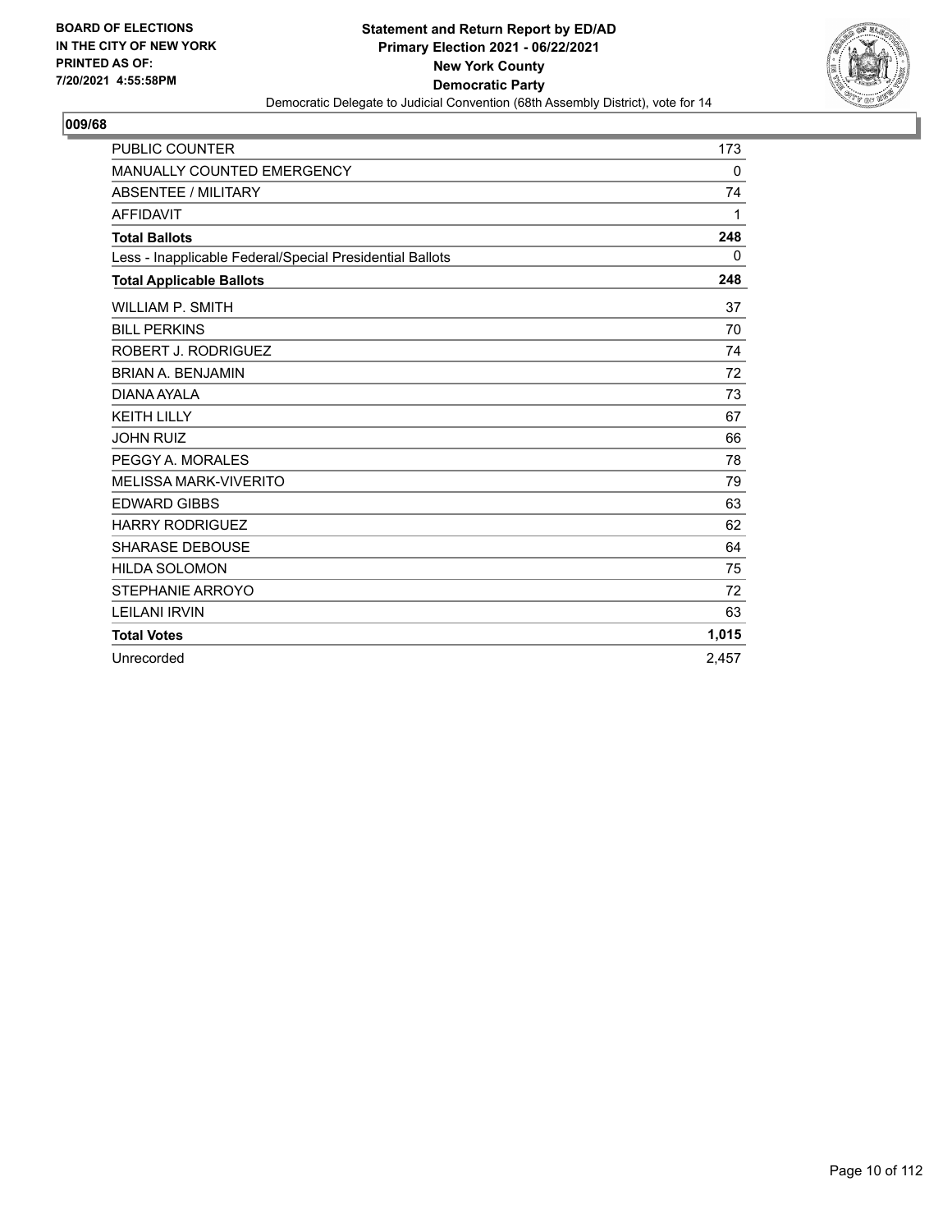**BOARD OF ELECTIONS IN THE CITY OF NEW YORK PRINTED AS OF: 7/20/2021 4:55:58PM**

**Statement and Return Report by ED/AD**
**Primary Election 2021 - 06/22/2021**
**New York County**
**Democratic Party**
Democratic Delegate to Judicial Convention (68th Assembly District), vote for 14

## 009/68

| | |
|---|---|
| PUBLIC COUNTER | 173 |
| MANUALLY COUNTED EMERGENCY | 0 |
| ABSENTEE / MILITARY | 74 |
| AFFIDAVIT | 1 |
| **Total Ballots** | **248** |
| Less - Inapplicable Federal/Special Presidential Ballots | 0 |
| **Total Applicable Ballots** | **248** |
| WILLIAM P. SMITH | 37 |
| BILL PERKINS | 70 |
| ROBERT J. RODRIGUEZ | 74 |
| BRIAN A. BENJAMIN | 72 |
| DIANA AYALA | 73 |
| KEITH LILLY | 67 |
| JOHN RUIZ | 66 |
| PEGGY A. MORALES | 78 |
| MELISSA MARK-VIVERITO | 79 |
| EDWARD GIBBS | 63 |
| HARRY RODRIGUEZ | 62 |
| SHARASE DEBOUSE | 64 |
| HILDA SOLOMON | 75 |
| STEPHANIE ARROYO | 72 |
| LEILANI IRVIN | 63 |
| **Total Votes** | **1,015** |
| Unrecorded | 2,457 |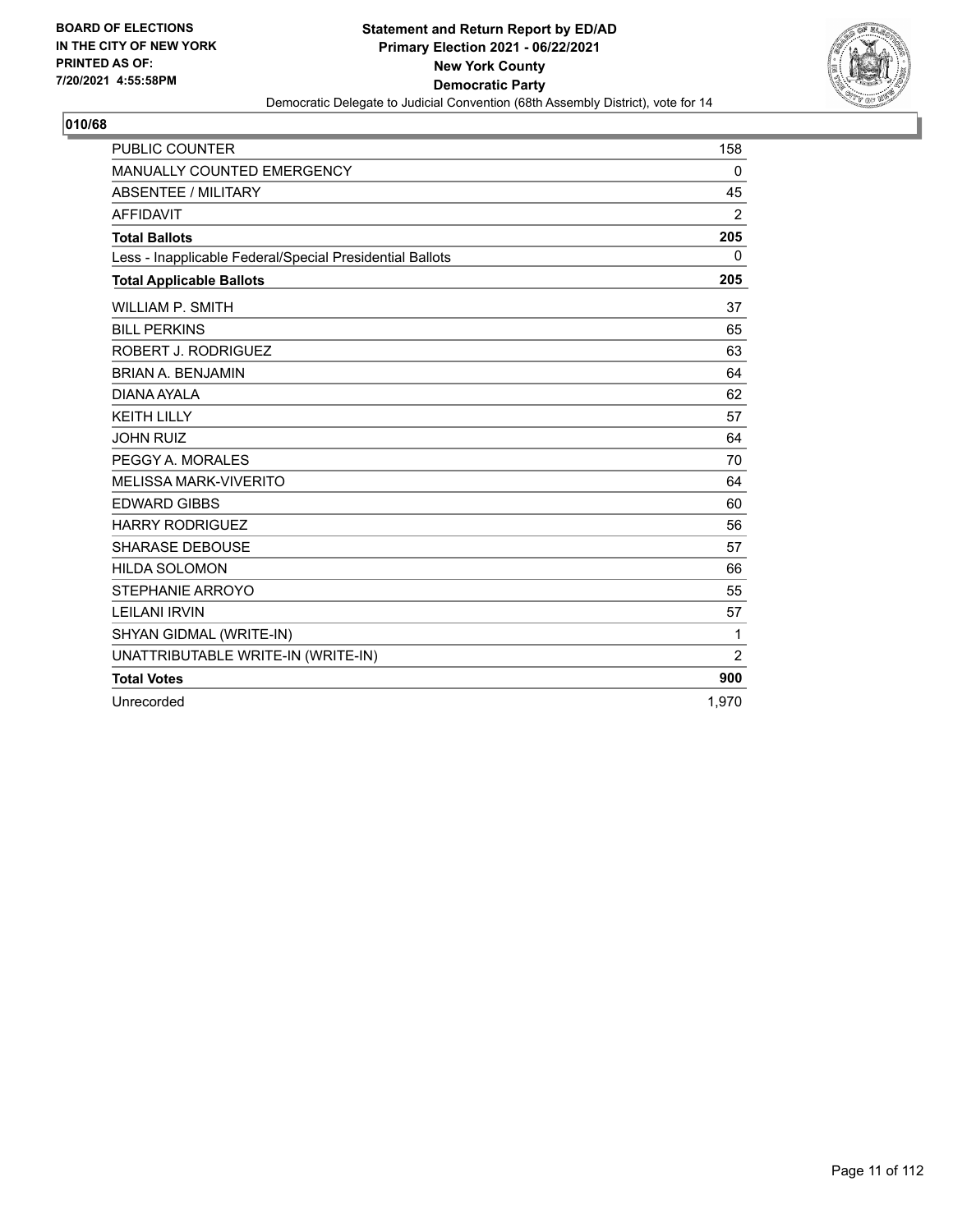**BOARD OF ELECTIONS IN THE CITY OF NEW YORK PRINTED AS OF: 7/20/2021 4:55:58PM**

**Statement and Return Report by ED/AD Primary Election 2021 - 06/22/2021 New York County Democratic Party**

Democratic Delegate to Judicial Convention (68th Assembly District), vote for 14

## 010/68

| | |
|---|---|
| PUBLIC COUNTER | 158 |
| MANUALLY COUNTED EMERGENCY | 0 |
| ABSENTEE / MILITARY | 45 |
| AFFIDAVIT | 2 |
| **Total Ballots** | **205** |
| Less - Inapplicable Federal/Special Presidential Ballots | 0 |
| **Total Applicable Ballots** | **205** |
| WILLIAM P. SMITH | 37 |
| BILL PERKINS | 65 |
| ROBERT J. RODRIGUEZ | 63 |
| BRIAN A. BENJAMIN | 64 |
| DIANA AYALA | 62 |
| KEITH LILLY | 57 |
| JOHN RUIZ | 64 |
| PEGGY A. MORALES | 70 |
| MELISSA MARK-VIVERITO | 64 |
| EDWARD GIBBS | 60 |
| HARRY RODRIGUEZ | 56 |
| SHARASE DEBOUSE | 57 |
| HILDA SOLOMON | 66 |
| STEPHANIE ARROYO | 55 |
| LEILANI IRVIN | 57 |
| SHYAN GIDMAL (WRITE-IN) | 1 |
| UNATTRIBUTABLE WRITE-IN (WRITE-IN) | 2 |
| **Total Votes** | **900** |
| Unrecorded | 1,970 |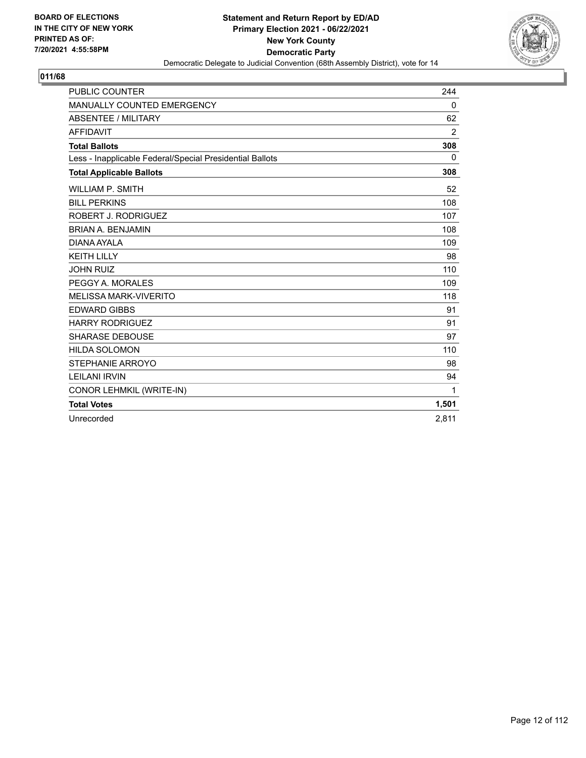**BOARD OF ELECTIONS IN THE CITY OF NEW YORK PRINTED AS OF: 7/20/2021 4:55:58PM**

**Statement and Return Report by ED/AD**
**Primary Election 2021 - 06/22/2021**
**New York County**
**Democratic Party**
Democratic Delegate to Judicial Convention (68th Assembly District), vote for 14

## 011/68

| | |
|---|---|
| PUBLIC COUNTER | 244 |
| MANUALLY COUNTED EMERGENCY | 0 |
| ABSENTEE / MILITARY | 62 |
| AFFIDAVIT | 2 |
| **Total Ballots** | **308** |
| Less - Inapplicable Federal/Special Presidential Ballots | 0 |
| **Total Applicable Ballots** | **308** |
| WILLIAM P. SMITH | 52 |
| BILL PERKINS | 108 |
| ROBERT J. RODRIGUEZ | 107 |
| BRIAN A. BENJAMIN | 108 |
| DIANA AYALA | 109 |
| KEITH LILLY | 98 |
| JOHN RUIZ | 110 |
| PEGGY A. MORALES | 109 |
| MELISSA MARK-VIVERITO | 118 |
| EDWARD GIBBS | 91 |
| HARRY RODRIGUEZ | 91 |
| SHARASE DEBOUSE | 97 |
| HILDA SOLOMON | 110 |
| STEPHANIE ARROYO | 98 |
| LEILANI IRVIN | 94 |
| CONOR LEHMKIL (WRITE-IN) | 1 |
| **Total Votes** | **1,501** |
| Unrecorded | 2,811 |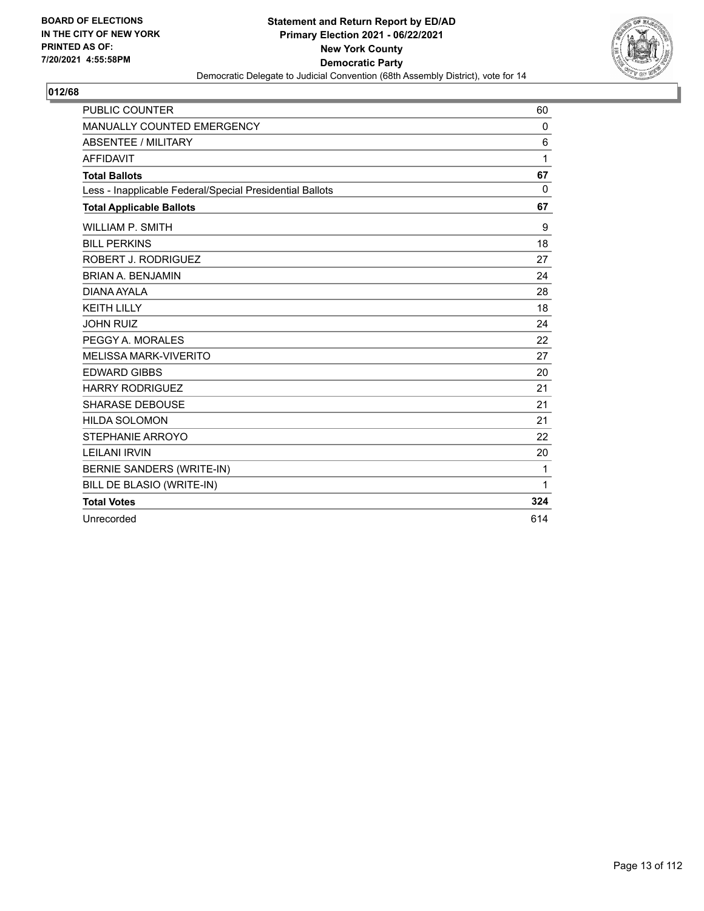BOARD OF ELECTIONS
IN THE CITY OF NEW YORK
PRINTED AS OF:
7/20/2021 4:55:58PM

**Statement and Return Report by ED/AD**
**Primary Election 2021 - 06/22/2021**
**New York County**
**Democratic Party**
Democratic Delegate to Judicial Convention (68th Assembly District), vote for 14

## 012/68

| | |
|---|---|
| PUBLIC COUNTER | 60 |
| MANUALLY COUNTED EMERGENCY | 0 |
| ABSENTEE / MILITARY | 6 |
| AFFIDAVIT | 1 |
| **Total Ballots** | **67** |
| Less - Inapplicable Federal/Special Presidential Ballots | 0 |
| **Total Applicable Ballots** | **67** |
| WILLIAM P. SMITH | 9 |
| BILL PERKINS | 18 |
| ROBERT J. RODRIGUEZ | 27 |
| BRIAN A. BENJAMIN | 24 |
| DIANA AYALA | 28 |
| KEITH LILLY | 18 |
| JOHN RUIZ | 24 |
| PEGGY A. MORALES | 22 |
| MELISSA MARK-VIVERITO | 27 |
| EDWARD GIBBS | 20 |
| HARRY RODRIGUEZ | 21 |
| SHARASE DEBOUSE | 21 |
| HILDA SOLOMON | 21 |
| STEPHANIE ARROYO | 22 |
| LEILANI IRVIN | 20 |
| BERNIE SANDERS (WRITE-IN) | 1 |
| BILL DE BLASIO (WRITE-IN) | 1 |
| **Total Votes** | **324** |
| Unrecorded | 614 |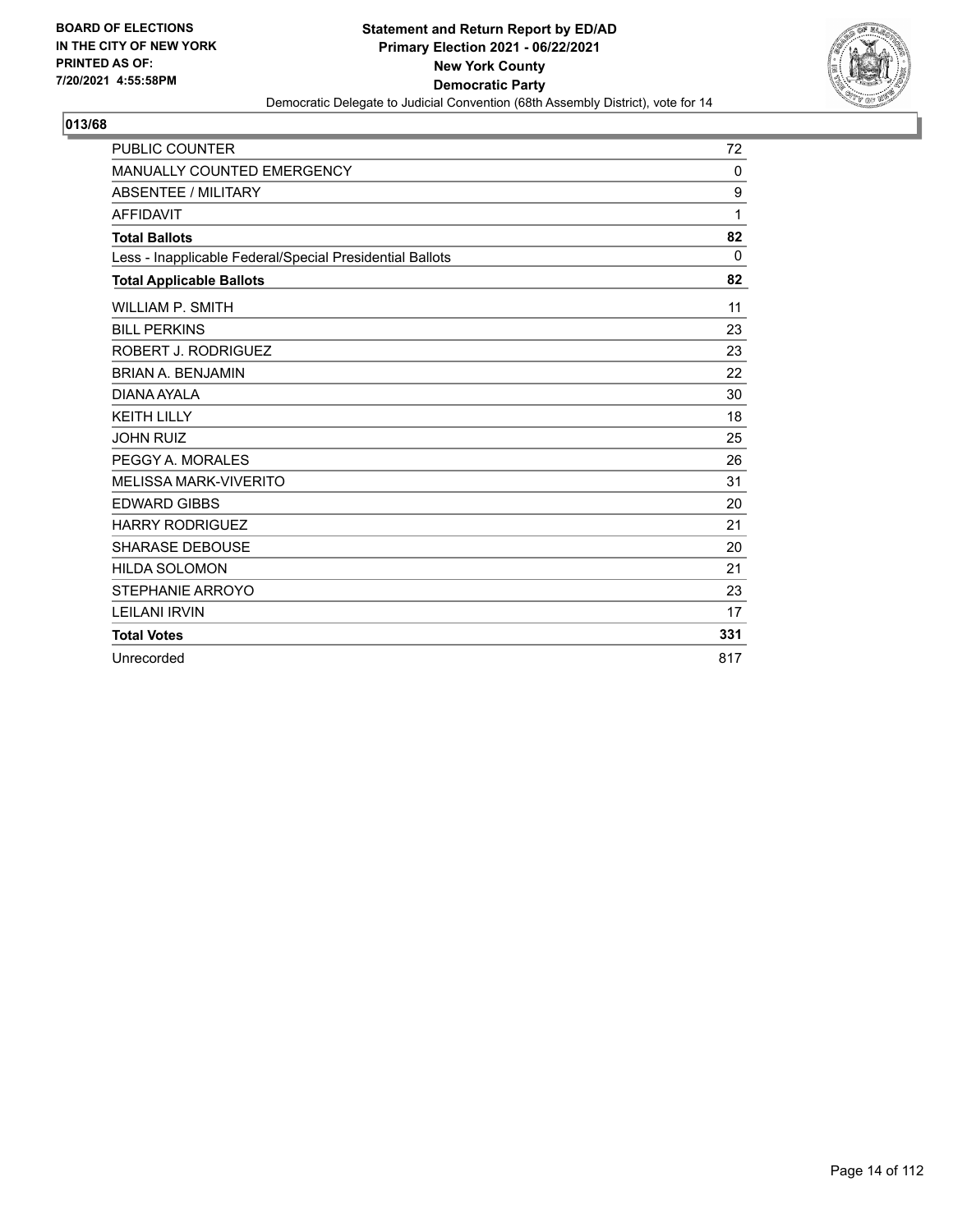**BOARD OF ELECTIONS IN THE CITY OF NEW YORK PRINTED AS OF: 7/20/2021 4:55:58PM**

**Statement and Return Report by ED/AD**
**Primary Election 2021 - 06/22/2021**
**New York County**
**Democratic Party**
Democratic Delegate to Judicial Convention (68th Assembly District), vote for 14

## 013/68

| | |
|---|---|
| PUBLIC COUNTER | 72 |
| MANUALLY COUNTED EMERGENCY | 0 |
| ABSENTEE / MILITARY | 9 |
| AFFIDAVIT | 1 |
| **Total Ballots** | **82** |
| Less - Inapplicable Federal/Special Presidential Ballots | 0 |
| **Total Applicable Ballots** | **82** |
| WILLIAM P. SMITH | 11 |
| BILL PERKINS | 23 |
| ROBERT J. RODRIGUEZ | 23 |
| BRIAN A. BENJAMIN | 22 |
| DIANA AYALA | 30 |
| KEITH LILLY | 18 |
| JOHN RUIZ | 25 |
| PEGGY A. MORALES | 26 |
| MELISSA MARK-VIVERITO | 31 |
| EDWARD GIBBS | 20 |
| HARRY RODRIGUEZ | 21 |
| SHARASE DEBOUSE | 20 |
| HILDA SOLOMON | 21 |
| STEPHANIE ARROYO | 23 |
| LEILANI IRVIN | 17 |
| **Total Votes** | **331** |
| Unrecorded | 817 |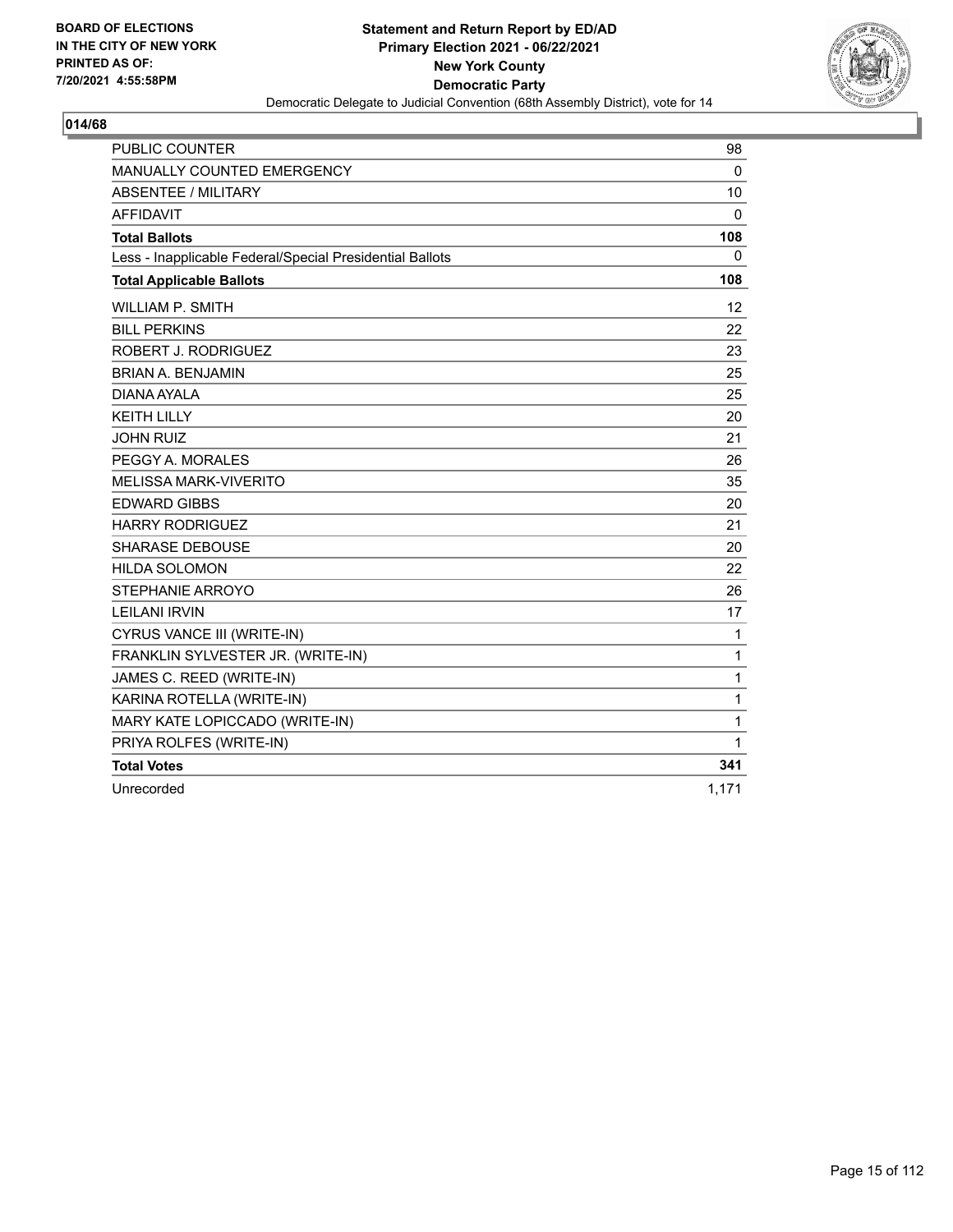BOARD OF ELECTIONS
IN THE CITY OF NEW YORK
PRINTED AS OF:
7/20/2021 4:55:58PM

**Statement and Return Report by ED/AD**
**Primary Election 2021 - 06/22/2021**
**New York County**
**Democratic Party**
Democratic Delegate to Judicial Convention (68th Assembly District), vote for 14

## 014/68

| | |
|---|---|
| PUBLIC COUNTER | 98 |
| MANUALLY COUNTED EMERGENCY | 0 |
| ABSENTEE / MILITARY | 10 |
| AFFIDAVIT | 0 |
| **Total Ballots** | **108** |
| Less - Inapplicable Federal/Special Presidential Ballots | 0 |
| **Total Applicable Ballots** | **108** |
| WILLIAM P. SMITH | 12 |
| BILL PERKINS | 22 |
| ROBERT J. RODRIGUEZ | 23 |
| BRIAN A. BENJAMIN | 25 |
| DIANA AYALA | 25 |
| KEITH LILLY | 20 |
| JOHN RUIZ | 21 |
| PEGGY A. MORALES | 26 |
| MELISSA MARK-VIVERITO | 35 |
| EDWARD GIBBS | 20 |
| HARRY RODRIGUEZ | 21 |
| SHARASE DEBOUSE | 20 |
| HILDA SOLOMON | 22 |
| STEPHANIE ARROYO | 26 |
| LEILANI IRVIN | 17 |
| CYRUS VANCE III (WRITE-IN) | 1 |
| FRANKLIN SYLVESTER JR. (WRITE-IN) | 1 |
| JAMES C. REED (WRITE-IN) | 1 |
| KARINA ROTELLA (WRITE-IN) | 1 |
| MARY KATE LOPICCADO (WRITE-IN) | 1 |
| PRIYA ROLFES (WRITE-IN) | 1 |
| **Total Votes** | **341** |
| Unrecorded | 1,171 |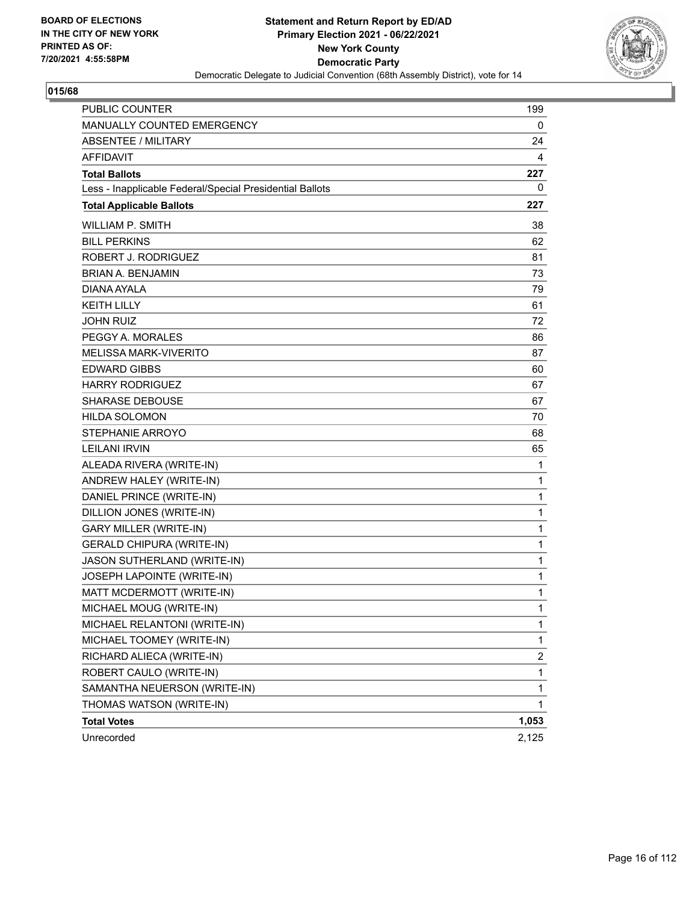BOARD OF ELECTIONS
IN THE CITY OF NEW YORK
PRINTED AS OF:
7/20/2021 4:55:58PM

**Statement and Return Report by ED/AD**
**Primary Election 2021 - 06/22/2021**
**New York County**
**Democratic Party**
Democratic Delegate to Judicial Convention (68th Assembly District), vote for 14

**015/68**

| | |
|---|---|
| PUBLIC COUNTER | 199 |
| MANUALLY COUNTED EMERGENCY | 0 |
| ABSENTEE / MILITARY | 24 |
| AFFIDAVIT | 4 |
| **Total Ballots** | **227** |
| Less - Inapplicable Federal/Special Presidential Ballots | 0 |
| **Total Applicable Ballots** | **227** |
| WILLIAM P. SMITH | 38 |
| BILL PERKINS | 62 |
| ROBERT J. RODRIGUEZ | 81 |
| BRIAN A. BENJAMIN | 73 |
| DIANA AYALA | 79 |
| KEITH LILLY | 61 |
| JOHN RUIZ | 72 |
| PEGGY A. MORALES | 86 |
| MELISSA MARK-VIVERITO | 87 |
| EDWARD GIBBS | 60 |
| HARRY RODRIGUEZ | 67 |
| SHARASE DEBOUSE | 67 |
| HILDA SOLOMON | 70 |
| STEPHANIE ARROYO | 68 |
| LEILANI IRVIN | 65 |
| ALEADA RIVERA (WRITE-IN) | 1 |
| ANDREW HALEY (WRITE-IN) | 1 |
| DANIEL PRINCE (WRITE-IN) | 1 |
| DILLION JONES (WRITE-IN) | 1 |
| GARY MILLER (WRITE-IN) | 1 |
| GERALD CHIPURA (WRITE-IN) | 1 |
| JASON SUTHERLAND (WRITE-IN) | 1 |
| JOSEPH LAPOINTE (WRITE-IN) | 1 |
| MATT MCDERMOTT (WRITE-IN) | 1 |
| MICHAEL MOUG (WRITE-IN) | 1 |
| MICHAEL RELANTONI (WRITE-IN) | 1 |
| MICHAEL TOOMEY (WRITE-IN) | 1 |
| RICHARD ALIECA (WRITE-IN) | 2 |
| ROBERT CAULO (WRITE-IN) | 1 |
| SAMANTHA NEUERSON (WRITE-IN) | 1 |
| THOMAS WATSON (WRITE-IN) | 1 |
| **Total Votes** | **1,053** |
| Unrecorded | 2,125 |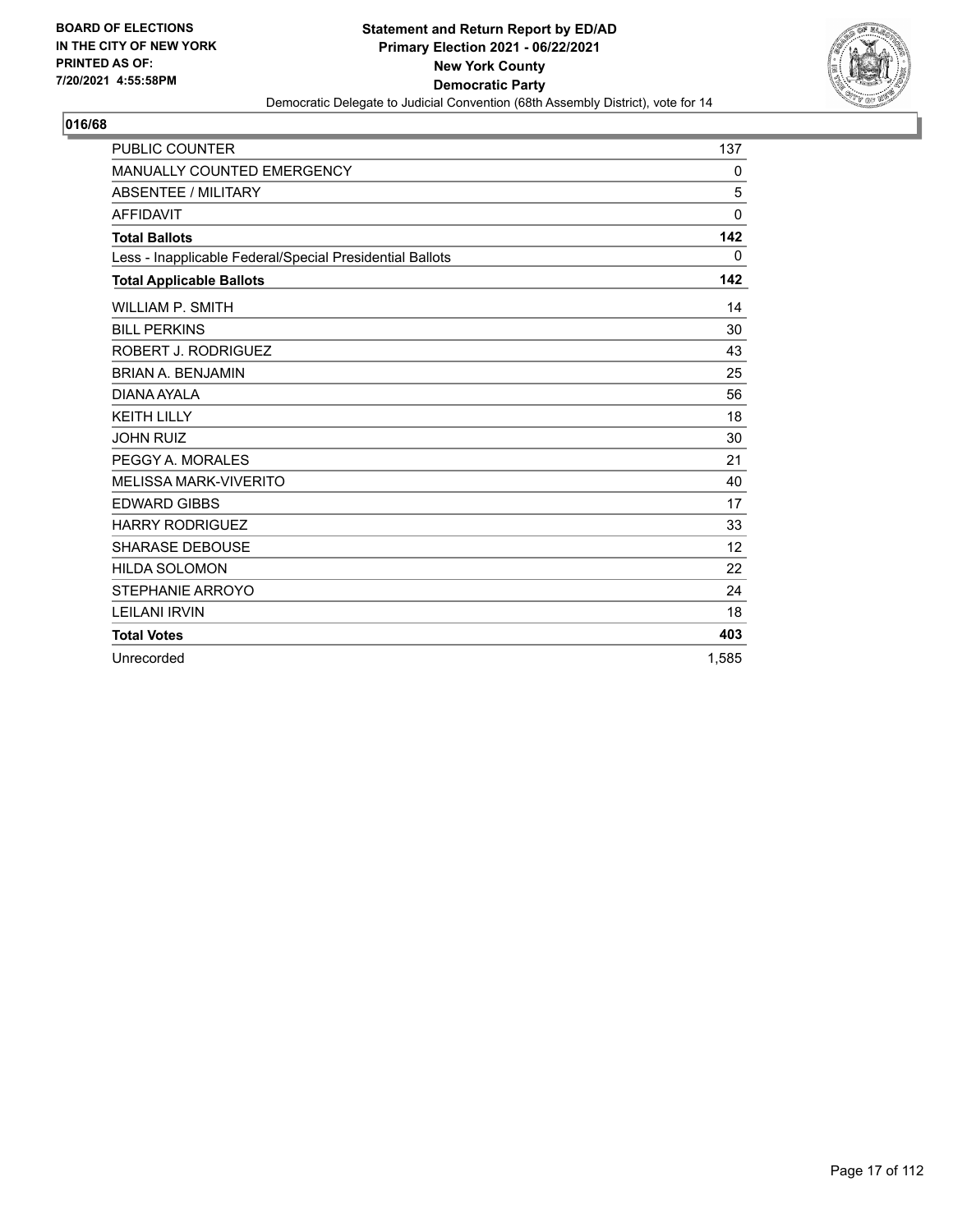**BOARD OF ELECTIONS IN THE CITY OF NEW YORK PRINTED AS OF: 7/20/2021 4:55:58PM**

**Statement and Return Report by ED/AD**
**Primary Election 2021 - 06/22/2021**
**New York County**
**Democratic Party**
Democratic Delegate to Judicial Convention (68th Assembly District), vote for 14

## 016/68

| | |
|---|---|
| PUBLIC COUNTER | 137 |
| MANUALLY COUNTED EMERGENCY | 0 |
| ABSENTEE / MILITARY | 5 |
| AFFIDAVIT | 0 |
| **Total Ballots** | **142** |
| Less - Inapplicable Federal/Special Presidential Ballots | 0 |
| **Total Applicable Ballots** | **142** |
| WILLIAM P. SMITH | 14 |
| BILL PERKINS | 30 |
| ROBERT J. RODRIGUEZ | 43 |
| BRIAN A. BENJAMIN | 25 |
| DIANA AYALA | 56 |
| KEITH LILLY | 18 |
| JOHN RUIZ | 30 |
| PEGGY A. MORALES | 21 |
| MELISSA MARK-VIVERITO | 40 |
| EDWARD GIBBS | 17 |
| HARRY RODRIGUEZ | 33 |
| SHARASE DEBOUSE | 12 |
| HILDA SOLOMON | 22 |
| STEPHANIE ARROYO | 24 |
| LEILANI IRVIN | 18 |
| **Total Votes** | **403** |
| Unrecorded | 1,585 |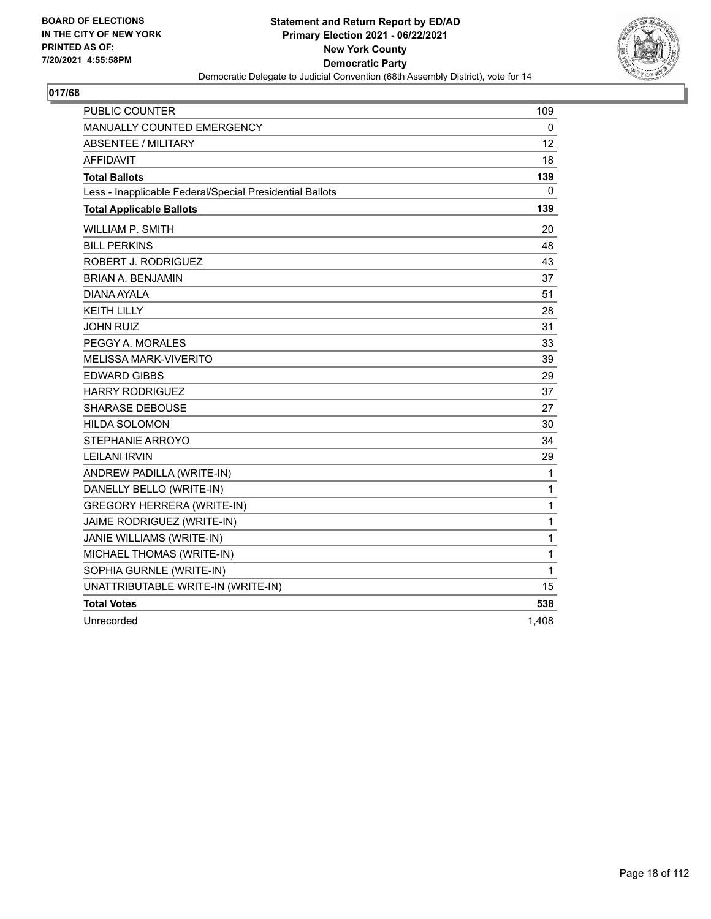**BOARD OF ELECTIONS**
**IN THE CITY OF NEW YORK**
**PRINTED AS OF:**
**7/20/2021 4:55:58PM**

**Statement and Return Report by ED/AD**
**Primary Election 2021 - 06/22/2021**
**New York County**
**Democratic Party**
Democratic Delegate to Judicial Convention (68th Assembly District), vote for 14

## 017/68

| | |
|---|---|
| PUBLIC COUNTER | 109 |
| MANUALLY COUNTED EMERGENCY | 0 |
| ABSENTEE / MILITARY | 12 |
| AFFIDAVIT | 18 |
| **Total Ballots** | **139** |
| Less - Inapplicable Federal/Special Presidential Ballots | 0 |
| **Total Applicable Ballots** | **139** |
| WILLIAM P. SMITH | 20 |
| BILL PERKINS | 48 |
| ROBERT J. RODRIGUEZ | 43 |
| BRIAN A. BENJAMIN | 37 |
| DIANA AYALA | 51 |
| KEITH LILLY | 28 |
| JOHN RUIZ | 31 |
| PEGGY A. MORALES | 33 |
| MELISSA MARK-VIVERITO | 39 |
| EDWARD GIBBS | 29 |
| HARRY RODRIGUEZ | 37 |
| SHARASE DEBOUSE | 27 |
| HILDA SOLOMON | 30 |
| STEPHANIE ARROYO | 34 |
| LEILANI IRVIN | 29 |
| ANDREW PADILLA (WRITE-IN) | 1 |
| DANELLY BELLO (WRITE-IN) | 1 |
| GREGORY HERRERA (WRITE-IN) | 1 |
| JAIME RODRIGUEZ (WRITE-IN) | 1 |
| JANIE WILLIAMS (WRITE-IN) | 1 |
| MICHAEL THOMAS (WRITE-IN) | 1 |
| SOPHIA GURNLE (WRITE-IN) | 1 |
| UNATTRIBUTABLE WRITE-IN (WRITE-IN) | 15 |
| **Total Votes** | **538** |
| Unrecorded | 1,408 |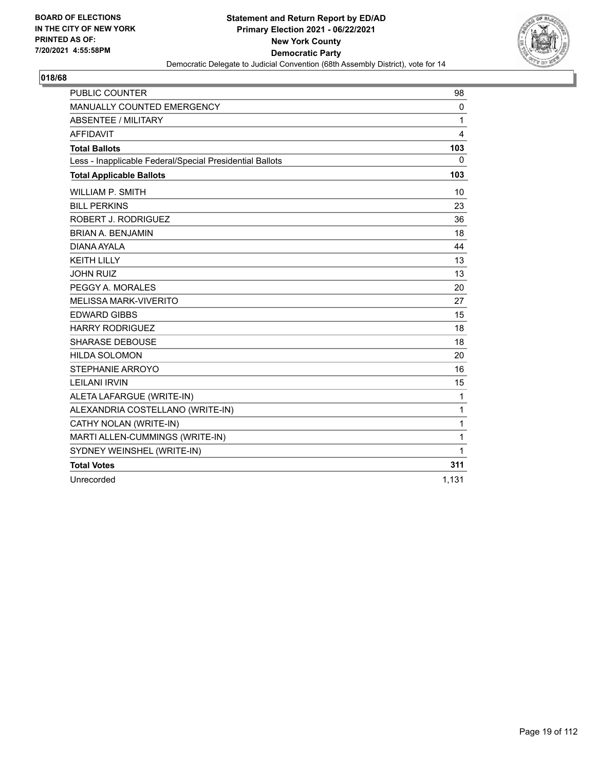BOARD OF ELECTIONS
IN THE CITY OF NEW YORK
PRINTED AS OF:
7/20/2021 4:55:58PM

**Statement and Return Report by ED/AD**
**Primary Election 2021 - 06/22/2021**
**New York County**
**Democratic Party**
Democratic Delegate to Judicial Convention (68th Assembly District), vote for 14

## 018/68

| | |
|---|---|
| PUBLIC COUNTER | 98 |
| MANUALLY COUNTED EMERGENCY | 0 |
| ABSENTEE / MILITARY | 1 |
| AFFIDAVIT | 4 |
| **Total Ballots** | **103** |
| Less - Inapplicable Federal/Special Presidential Ballots | 0 |
| **Total Applicable Ballots** | **103** |
| WILLIAM P. SMITH | 10 |
| BILL PERKINS | 23 |
| ROBERT J. RODRIGUEZ | 36 |
| BRIAN A. BENJAMIN | 18 |
| DIANA AYALA | 44 |
| KEITH LILLY | 13 |
| JOHN RUIZ | 13 |
| PEGGY A. MORALES | 20 |
| MELISSA MARK-VIVERITO | 27 |
| EDWARD GIBBS | 15 |
| HARRY RODRIGUEZ | 18 |
| SHARASE DEBOUSE | 18 |
| HILDA SOLOMON | 20 |
| STEPHANIE ARROYO | 16 |
| LEILANI IRVIN | 15 |
| ALETA LAFARGUE (WRITE-IN) | 1 |
| ALEXANDRIA COSTELLANO (WRITE-IN) | 1 |
| CATHY NOLAN (WRITE-IN) | 1 |
| MARTI ALLEN-CUMMINGS (WRITE-IN) | 1 |
| SYDNEY WEINSHEL (WRITE-IN) | 1 |
| **Total Votes** | **311** |
| Unrecorded | 1,131 |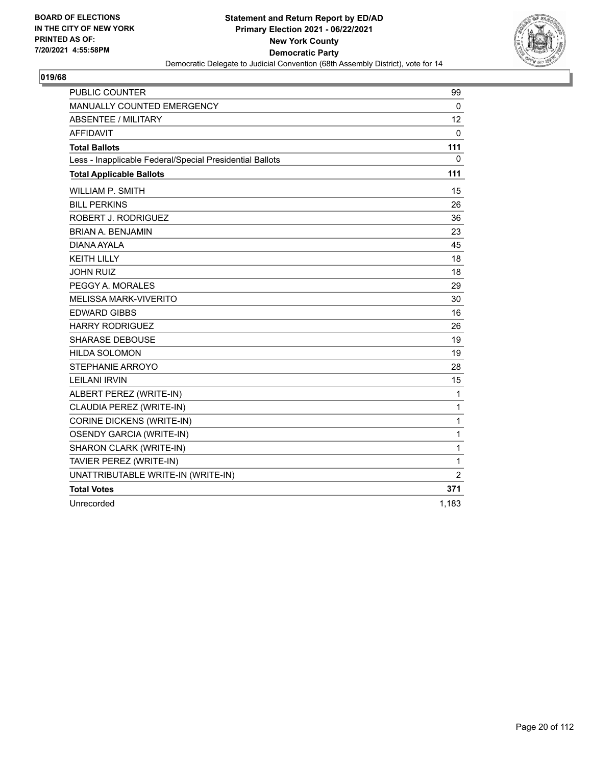BOARD OF ELECTIONS
IN THE CITY OF NEW YORK
PRINTED AS OF:
7/20/2021 4:55:58PM

**Statement and Return Report by ED/AD**
**Primary Election 2021 - 06/22/2021**
**New York County**
**Democratic Party**
Democratic Delegate to Judicial Convention (68th Assembly District), vote for 14

## 019/68

| | |
|---|---|
| PUBLIC COUNTER | 99 |
| MANUALLY COUNTED EMERGENCY | 0 |
| ABSENTEE / MILITARY | 12 |
| AFFIDAVIT | 0 |
| **Total Ballots** | **111** |
| Less - Inapplicable Federal/Special Presidential Ballots | 0 |
| **Total Applicable Ballots** | **111** |
| WILLIAM P. SMITH | 15 |
| BILL PERKINS | 26 |
| ROBERT J. RODRIGUEZ | 36 |
| BRIAN A. BENJAMIN | 23 |
| DIANA AYALA | 45 |
| KEITH LILLY | 18 |
| JOHN RUIZ | 18 |
| PEGGY A. MORALES | 29 |
| MELISSA MARK-VIVERITO | 30 |
| EDWARD GIBBS | 16 |
| HARRY RODRIGUEZ | 26 |
| SHARASE DEBOUSE | 19 |
| HILDA SOLOMON | 19 |
| STEPHANIE ARROYO | 28 |
| LEILANI IRVIN | 15 |
| ALBERT PEREZ (WRITE-IN) | 1 |
| CLAUDIA PEREZ (WRITE-IN) | 1 |
| CORINE DICKENS (WRITE-IN) | 1 |
| OSENDY GARCIA (WRITE-IN) | 1 |
| SHARON CLARK (WRITE-IN) | 1 |
| TAVIER PEREZ (WRITE-IN) | 1 |
| UNATTRIBUTABLE WRITE-IN (WRITE-IN) | 2 |
| **Total Votes** | **371** |
| Unrecorded | 1,183 |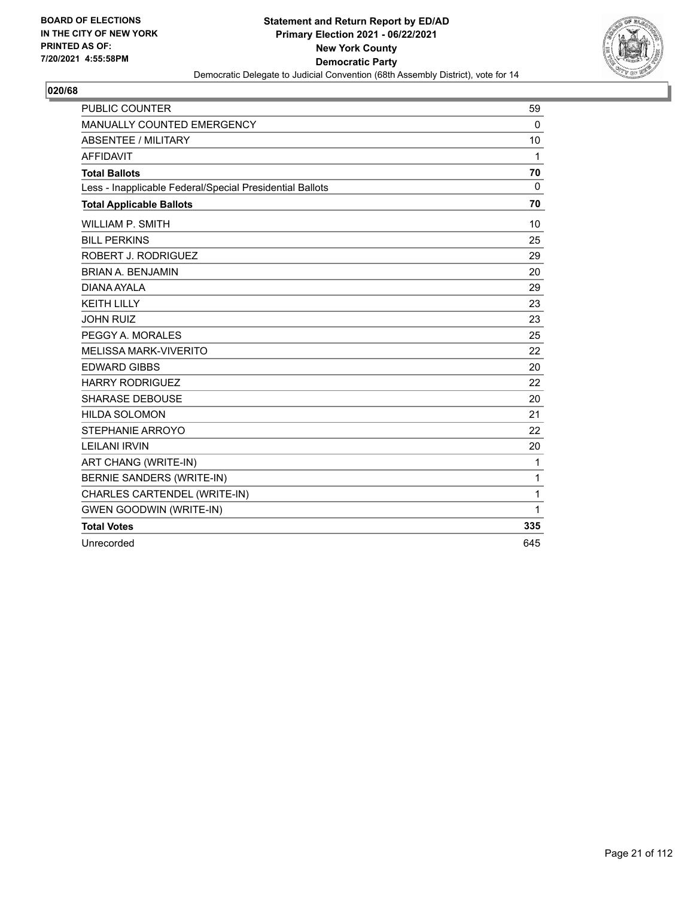**BOARD OF ELECTIONS IN THE CITY OF NEW YORK PRINTED AS OF: 7/20/2021 4:55:58PM**

**Statement and Return Report by ED/AD**
**Primary Election 2021 - 06/22/2021**
**New York County**
**Democratic Party**
Democratic Delegate to Judicial Convention (68th Assembly District), vote for 14

## 020/68

| | |
|---|---|
| PUBLIC COUNTER | 59 |
| MANUALLY COUNTED EMERGENCY | 0 |
| ABSENTEE / MILITARY | 10 |
| AFFIDAVIT | 1 |
| **Total Ballots** | **70** |
| Less - Inapplicable Federal/Special Presidential Ballots | 0 |
| **Total Applicable Ballots** | **70** |
| WILLIAM P. SMITH | 10 |
| BILL PERKINS | 25 |
| ROBERT J. RODRIGUEZ | 29 |
| BRIAN A. BENJAMIN | 20 |
| DIANA AYALA | 29 |
| KEITH LILLY | 23 |
| JOHN RUIZ | 23 |
| PEGGY A. MORALES | 25 |
| MELISSA MARK-VIVERITO | 22 |
| EDWARD GIBBS | 20 |
| HARRY RODRIGUEZ | 22 |
| SHARASE DEBOUSE | 20 |
| HILDA SOLOMON | 21 |
| STEPHANIE ARROYO | 22 |
| LEILANI IRVIN | 20 |
| ART CHANG (WRITE-IN) | 1 |
| BERNIE SANDERS (WRITE-IN) | 1 |
| CHARLES CARTENDEL (WRITE-IN) | 1 |
| GWEN GOODWIN (WRITE-IN) | 1 |
| **Total Votes** | **335** |
| Unrecorded | 645 |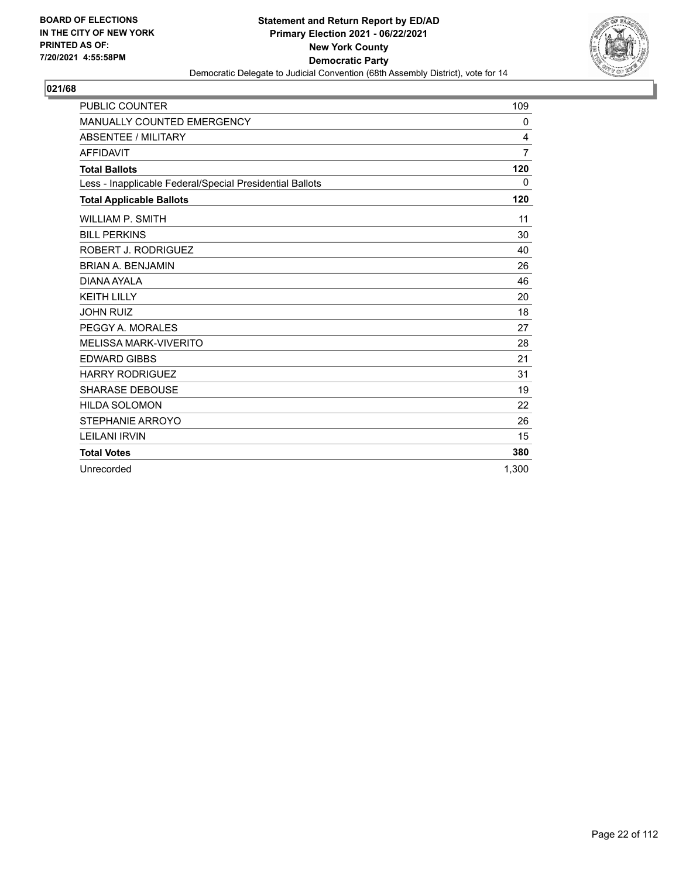BOARD OF ELECTIONS
IN THE CITY OF NEW YORK
PRINTED AS OF:
7/20/2021 4:55:58PM

**Statement and Return Report by ED/AD**
**Primary Election 2021 - 06/22/2021**
**New York County**
**Democratic Party**
Democratic Delegate to Judicial Convention (68th Assembly District), vote for 14

## 021/68

| | |
|---|---|
| PUBLIC COUNTER | 109 |
| MANUALLY COUNTED EMERGENCY | 0 |
| ABSENTEE / MILITARY | 4 |
| AFFIDAVIT | 7 |
| **Total Ballots** | **120** |
| Less - Inapplicable Federal/Special Presidential Ballots | 0 |
| **Total Applicable Ballots** | **120** |
| WILLIAM P. SMITH | 11 |
| BILL PERKINS | 30 |
| ROBERT J. RODRIGUEZ | 40 |
| BRIAN A. BENJAMIN | 26 |
| DIANA AYALA | 46 |
| KEITH LILLY | 20 |
| JOHN RUIZ | 18 |
| PEGGY A. MORALES | 27 |
| MELISSA MARK-VIVERITO | 28 |
| EDWARD GIBBS | 21 |
| HARRY RODRIGUEZ | 31 |
| SHARASE DEBOUSE | 19 |
| HILDA SOLOMON | 22 |
| STEPHANIE ARROYO | 26 |
| LEILANI IRVIN | 15 |
| **Total Votes** | **380** |
| Unrecorded | 1,300 |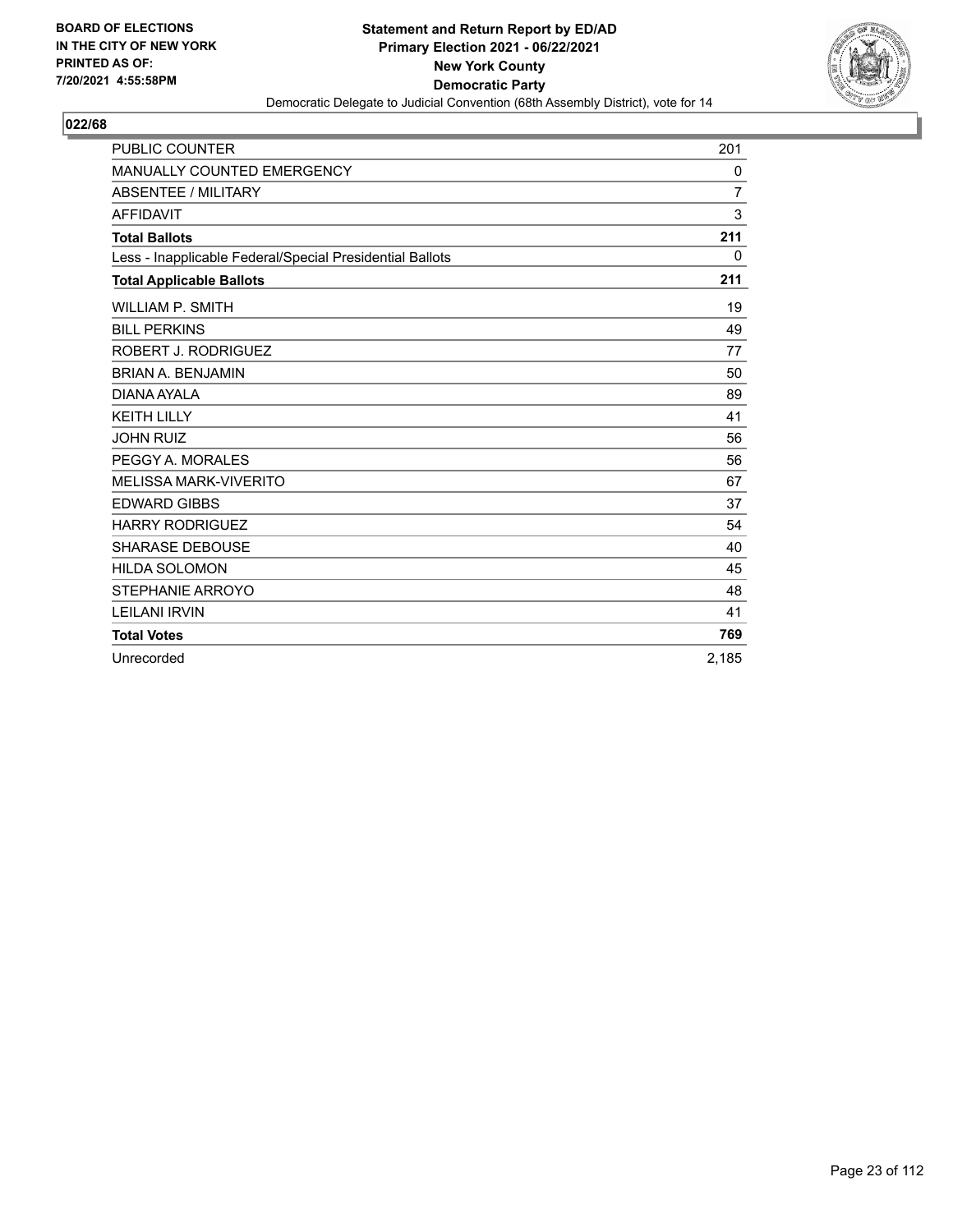BOARD OF ELECTIONS
IN THE CITY OF NEW YORK
PRINTED AS OF:
7/20/2021 4:55:58PM

**Statement and Return Report by ED/AD**
**Primary Election 2021 - 06/22/2021**
**New York County**
**Democratic Party**
Democratic Delegate to Judicial Convention (68th Assembly District), vote for 14

## 022/68

| | |
|---|---|
| PUBLIC COUNTER | 201 |
| MANUALLY COUNTED EMERGENCY | 0 |
| ABSENTEE / MILITARY | 7 |
| AFFIDAVIT | 3 |
| **Total Ballots** | **211** |
| Less - Inapplicable Federal/Special Presidential Ballots | 0 |
| **Total Applicable Ballots** | **211** |
| WILLIAM P. SMITH | 19 |
| BILL PERKINS | 49 |
| ROBERT J. RODRIGUEZ | 77 |
| BRIAN A. BENJAMIN | 50 |
| DIANA AYALA | 89 |
| KEITH LILLY | 41 |
| JOHN RUIZ | 56 |
| PEGGY A. MORALES | 56 |
| MELISSA MARK-VIVERITO | 67 |
| EDWARD GIBBS | 37 |
| HARRY RODRIGUEZ | 54 |
| SHARASE DEBOUSE | 40 |
| HILDA SOLOMON | 45 |
| STEPHANIE ARROYO | 48 |
| LEILANI IRVIN | 41 |
| **Total Votes** | **769** |
| Unrecorded | 2,185 |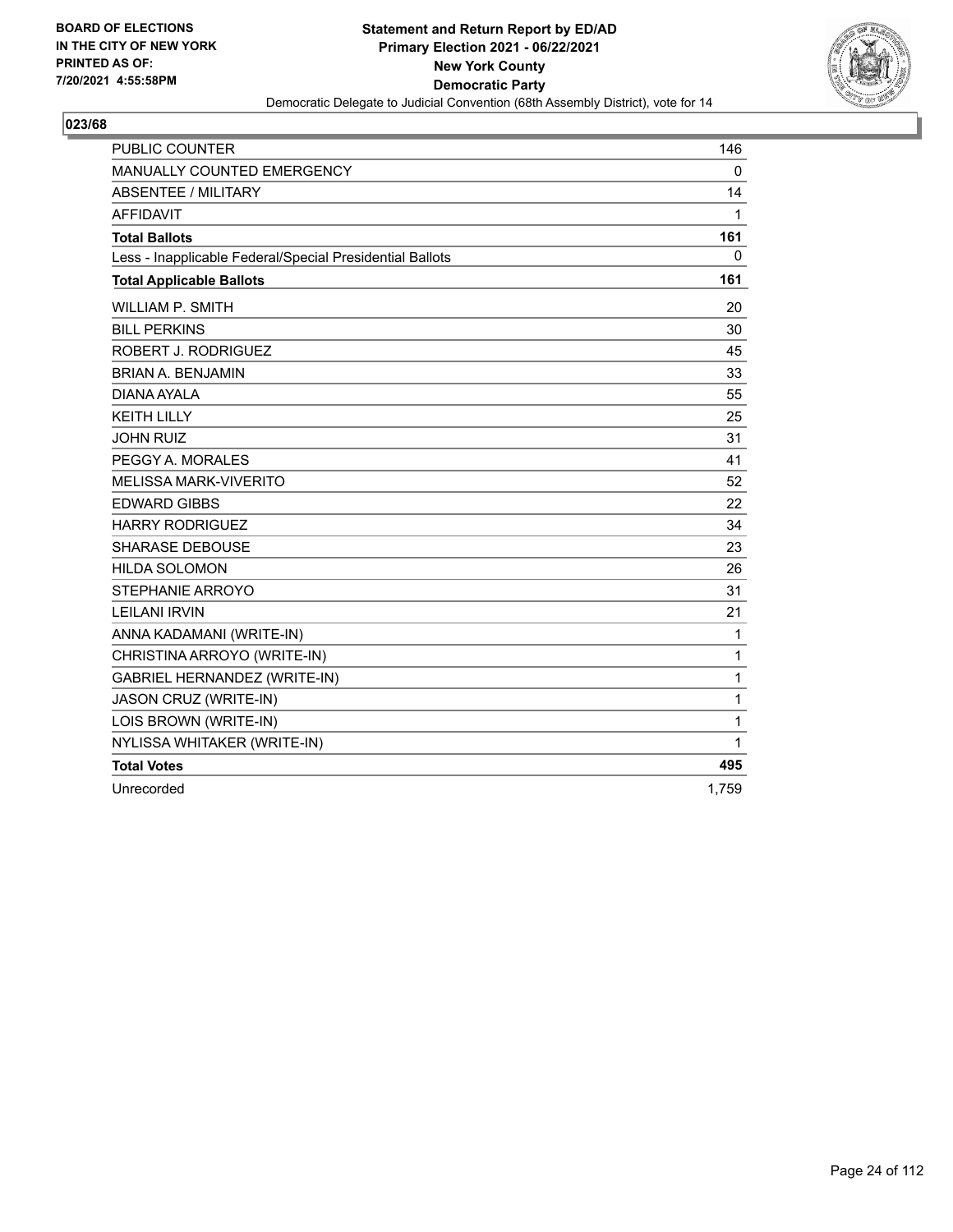**BOARD OF ELECTIONS IN THE CITY OF NEW YORK PRINTED AS OF: 7/20/2021 4:55:58PM**

**Statement and Return Report by ED/AD**
**Primary Election 2021 - 06/22/2021**
**New York County**
**Democratic Party**
Democratic Delegate to Judicial Convention (68th Assembly District), vote for 14

## 023/68

| | |
|---|---|
| PUBLIC COUNTER | 146 |
| MANUALLY COUNTED EMERGENCY | 0 |
| ABSENTEE / MILITARY | 14 |
| AFFIDAVIT | 1 |
| **Total Ballots** | **161** |
| Less - Inapplicable Federal/Special Presidential Ballots | 0 |
| **Total Applicable Ballots** | **161** |
| WILLIAM P. SMITH | 20 |
| BILL PERKINS | 30 |
| ROBERT J. RODRIGUEZ | 45 |
| BRIAN A. BENJAMIN | 33 |
| DIANA AYALA | 55 |
| KEITH LILLY | 25 |
| JOHN RUIZ | 31 |
| PEGGY A. MORALES | 41 |
| MELISSA MARK-VIVERITO | 52 |
| EDWARD GIBBS | 22 |
| HARRY RODRIGUEZ | 34 |
| SHARASE DEBOUSE | 23 |
| HILDA SOLOMON | 26 |
| STEPHANIE ARROYO | 31 |
| LEILANI IRVIN | 21 |
| ANNA KADAMANI (WRITE-IN) | 1 |
| CHRISTINA ARROYO (WRITE-IN) | 1 |
| GABRIEL HERNANDEZ (WRITE-IN) | 1 |
| JASON CRUZ (WRITE-IN) | 1 |
| LOIS BROWN (WRITE-IN) | 1 |
| NYLISSA WHITAKER (WRITE-IN) | 1 |
| **Total Votes** | **495** |
| Unrecorded | 1,759 |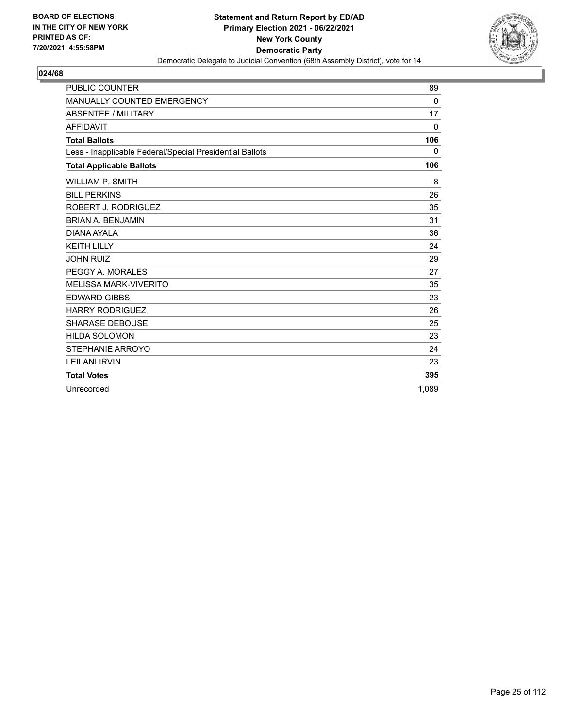BOARD OF ELECTIONS IN THE CITY OF NEW YORK
PRINTED AS OF: 7/20/2021 4:55:58PM

**Statement and Return Report by ED/AD**
**Primary Election 2021 - 06/22/2021**
**New York County**
**Democratic Party**
Democratic Delegate to Judicial Convention (68th Assembly District), vote for 14

## 024/68

| | |
|---|---|
| PUBLIC COUNTER | 89 |
| MANUALLY COUNTED EMERGENCY | 0 |
| ABSENTEE / MILITARY | 17 |
| AFFIDAVIT | 0 |
| **Total Ballots** | **106** |
| Less - Inapplicable Federal/Special Presidential Ballots | 0 |
| **Total Applicable Ballots** | **106** |
| WILLIAM P. SMITH | 8 |
| BILL PERKINS | 26 |
| ROBERT J. RODRIGUEZ | 35 |
| BRIAN A. BENJAMIN | 31 |
| DIANA AYALA | 36 |
| KEITH LILLY | 24 |
| JOHN RUIZ | 29 |
| PEGGY A. MORALES | 27 |
| MELISSA MARK-VIVERITO | 35 |
| EDWARD GIBBS | 23 |
| HARRY RODRIGUEZ | 26 |
| SHARASE DEBOUSE | 25 |
| HILDA SOLOMON | 23 |
| STEPHANIE ARROYO | 24 |
| LEILANI IRVIN | 23 |
| **Total Votes** | **395** |
| Unrecorded | 1,089 |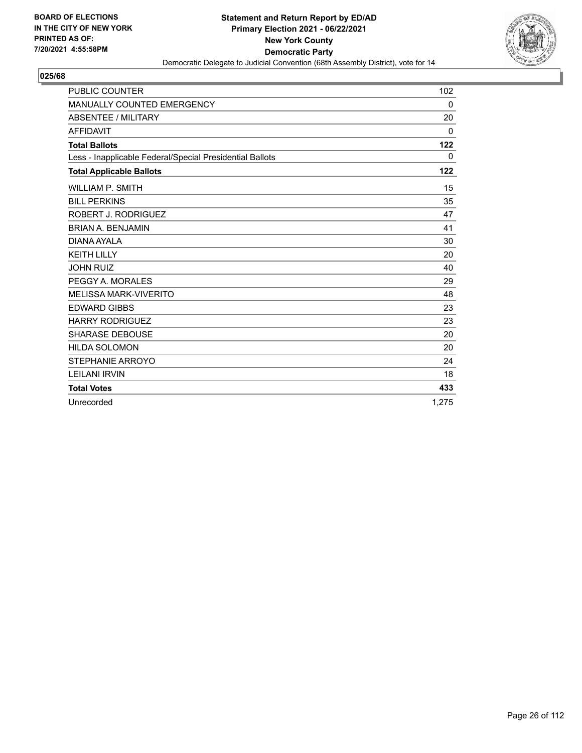BOARD OF ELECTIONS
IN THE CITY OF NEW YORK
PRINTED AS OF:
7/20/2021 4:55:58PM

**Statement and Return Report by ED/AD**
**Primary Election 2021 - 06/22/2021**
**New York County**
**Democratic Party**
Democratic Delegate to Judicial Convention (68th Assembly District), vote for 14

## 025/68

| | |
|---|---|
| PUBLIC COUNTER | 102 |
| MANUALLY COUNTED EMERGENCY | 0 |
| ABSENTEE / MILITARY | 20 |
| AFFIDAVIT | 0 |
| **Total Ballots** | **122** |
| Less - Inapplicable Federal/Special Presidential Ballots | 0 |
| **Total Applicable Ballots** | **122** |
| WILLIAM P. SMITH | 15 |
| BILL PERKINS | 35 |
| ROBERT J. RODRIGUEZ | 47 |
| BRIAN A. BENJAMIN | 41 |
| DIANA AYALA | 30 |
| KEITH LILLY | 20 |
| JOHN RUIZ | 40 |
| PEGGY A. MORALES | 29 |
| MELISSA MARK-VIVERITO | 48 |
| EDWARD GIBBS | 23 |
| HARRY RODRIGUEZ | 23 |
| SHARASE DEBOUSE | 20 |
| HILDA SOLOMON | 20 |
| STEPHANIE ARROYO | 24 |
| LEILANI IRVIN | 18 |
| **Total Votes** | **433** |
| Unrecorded | 1,275 |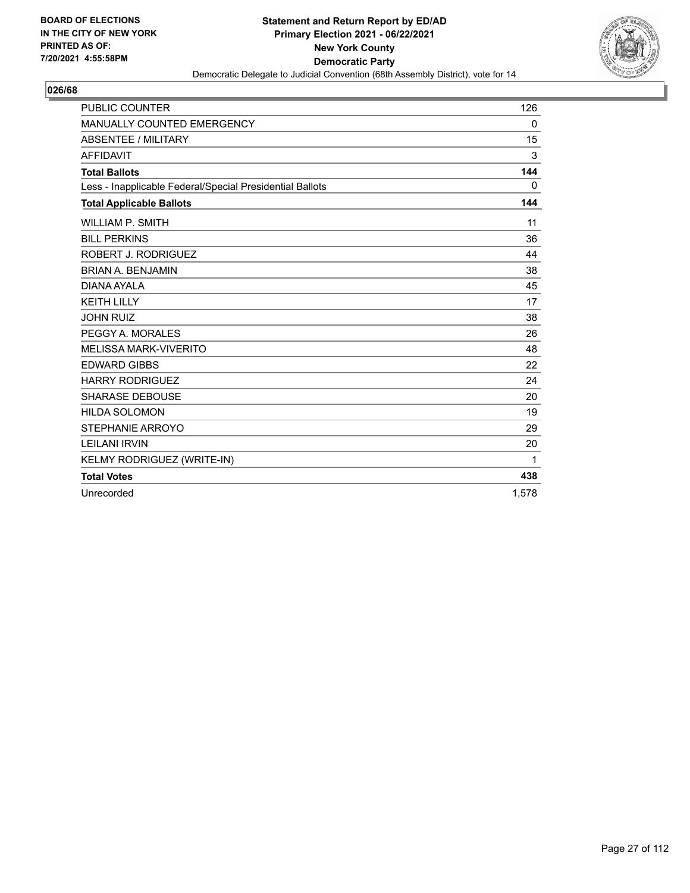BOARD OF ELECTIONS
IN THE CITY OF NEW YORK
PRINTED AS OF:
7/20/2021 4:55:58PM

**Statement and Return Report by ED/AD**
**Primary Election 2021 - 06/22/2021**
**New York County**
**Democratic Party**
Democratic Delegate to Judicial Convention (68th Assembly District), vote for 14

**026/68**

| | |
|---|---|
| PUBLIC COUNTER | 126 |
| MANUALLY COUNTED EMERGENCY | 0 |
| ABSENTEE / MILITARY | 15 |
| AFFIDAVIT | 3 |
| **Total Ballots** | **144** |
| Less - Inapplicable Federal/Special Presidential Ballots | 0 |
| **Total Applicable Ballots** | **144** |
| WILLIAM P. SMITH | 11 |
| BILL PERKINS | 36 |
| ROBERT J. RODRIGUEZ | 44 |
| BRIAN A. BENJAMIN | 38 |
| DIANA AYALA | 45 |
| KEITH LILLY | 17 |
| JOHN RUIZ | 38 |
| PEGGY A. MORALES | 26 |
| MELISSA MARK-VIVERITO | 48 |
| EDWARD GIBBS | 22 |
| HARRY RODRIGUEZ | 24 |
| SHARASE DEBOUSE | 20 |
| HILDA SOLOMON | 19 |
| STEPHANIE ARROYO | 29 |
| LEILANI IRVIN | 20 |
| KELMY RODRIGUEZ (WRITE-IN) | 1 |
| **Total Votes** | **438** |
| Unrecorded | 1,578 |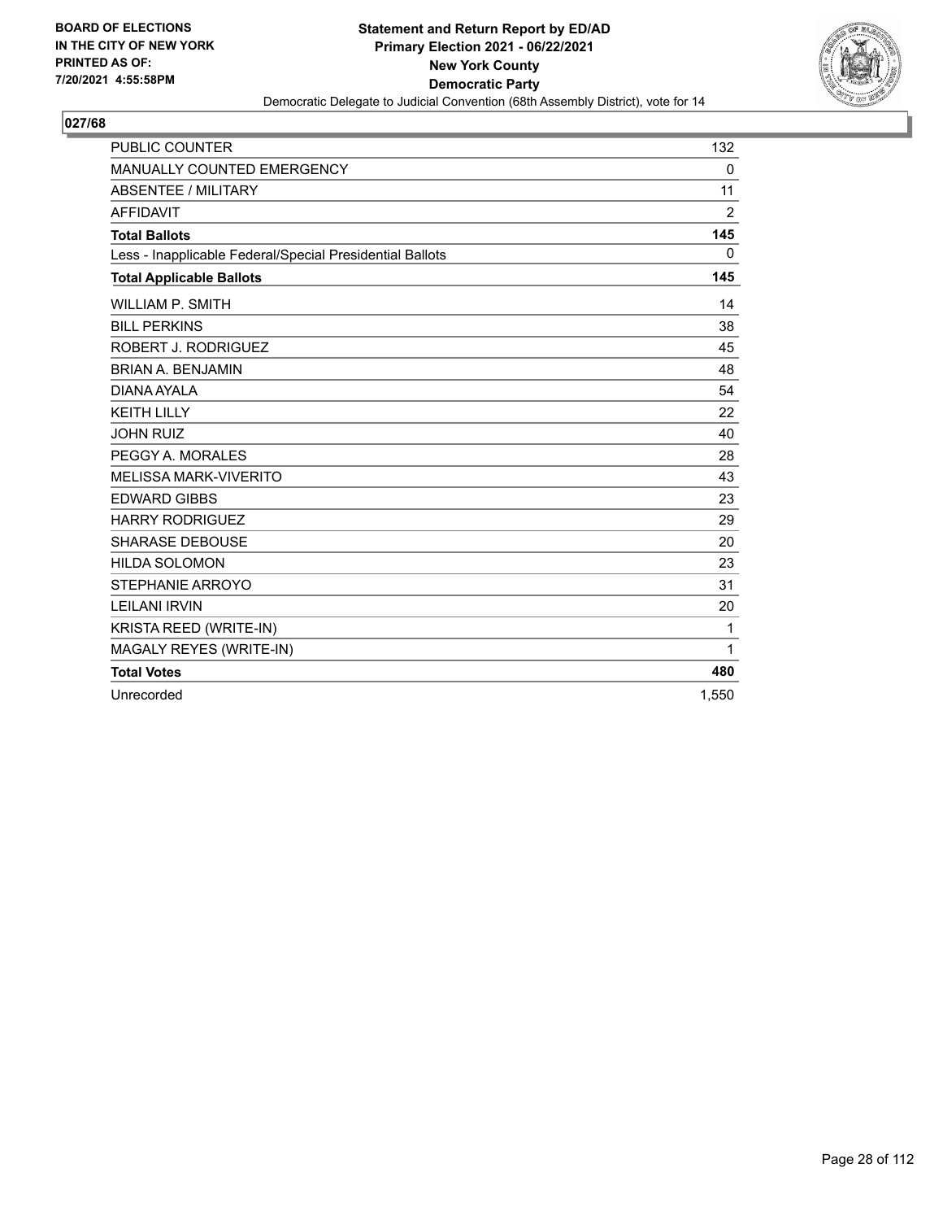BOARD OF ELECTIONS
IN THE CITY OF NEW YORK
PRINTED AS OF:
7/20/2021 4:55:58PM

**Statement and Return Report by ED/AD**
**Primary Election 2021 - 06/22/2021**
**New York County**
**Democratic Party**
Democratic Delegate to Judicial Convention (68th Assembly District), vote for 14

## 027/68

| | |
|---|---|
| PUBLIC COUNTER | 132 |
| MANUALLY COUNTED EMERGENCY | 0 |
| ABSENTEE / MILITARY | 11 |
| AFFIDAVIT | 2 |
| **Total Ballots** | **145** |
| Less - Inapplicable Federal/Special Presidential Ballots | 0 |
| **Total Applicable Ballots** | **145** |
| WILLIAM P. SMITH | 14 |
| BILL PERKINS | 38 |
| ROBERT J. RODRIGUEZ | 45 |
| BRIAN A. BENJAMIN | 48 |
| DIANA AYALA | 54 |
| KEITH LILLY | 22 |
| JOHN RUIZ | 40 |
| PEGGY A. MORALES | 28 |
| MELISSA MARK-VIVERITO | 43 |
| EDWARD GIBBS | 23 |
| HARRY RODRIGUEZ | 29 |
| SHARASE DEBOUSE | 20 |
| HILDA SOLOMON | 23 |
| STEPHANIE ARROYO | 31 |
| LEILANI IRVIN | 20 |
| KRISTA REED (WRITE-IN) | 1 |
| MAGALY REYES (WRITE-IN) | 1 |
| **Total Votes** | **480** |
| Unrecorded | 1,550 |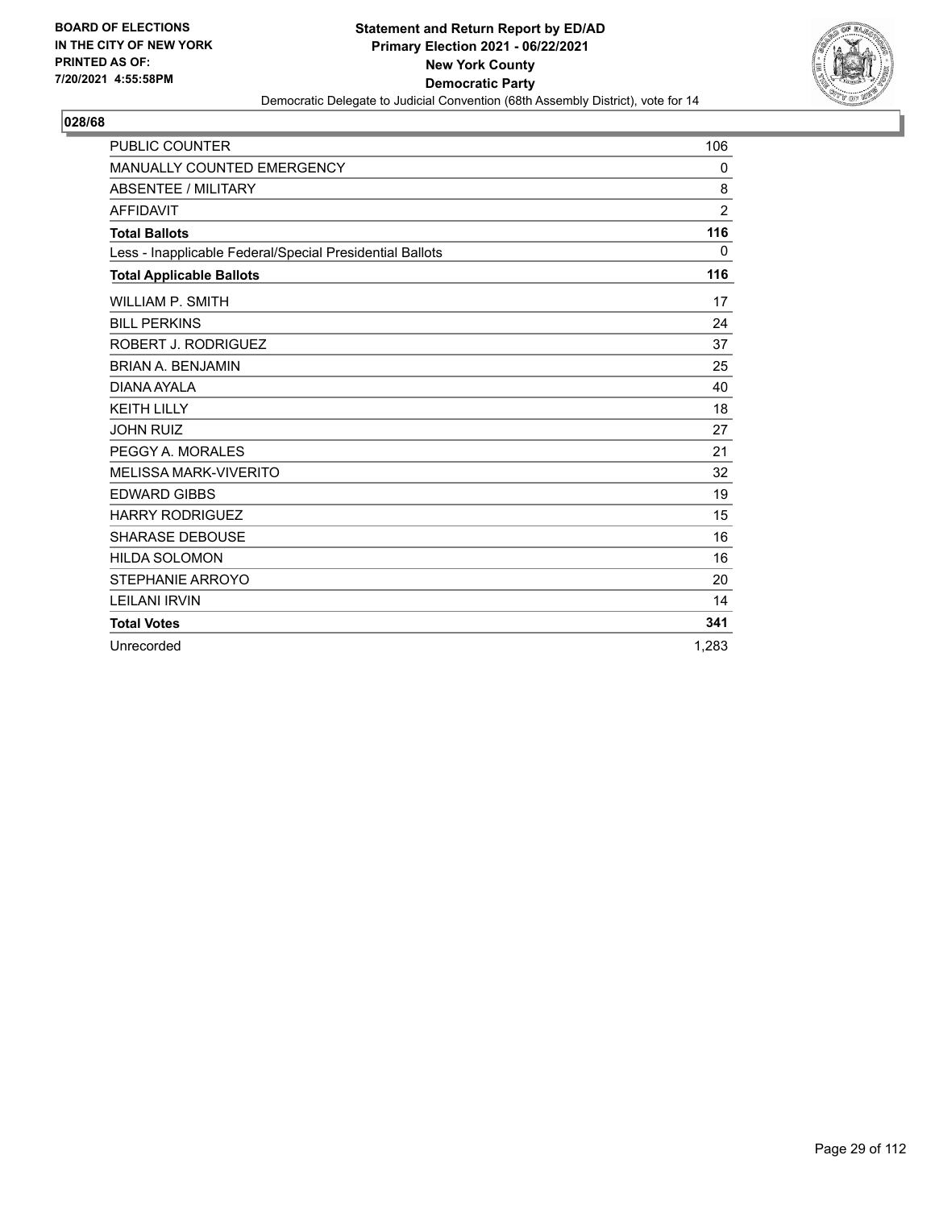BOARD OF ELECTIONS
IN THE CITY OF NEW YORK
PRINTED AS OF:
7/20/2021 4:55:58PM

**Statement and Return Report by ED/AD**
**Primary Election 2021 - 06/22/2021**
**New York County**
**Democratic Party**
Democratic Delegate to Judicial Convention (68th Assembly District), vote for 14

## 028/68

| | |
|---|---|
| PUBLIC COUNTER | 106 |
| MANUALLY COUNTED EMERGENCY | 0 |
| ABSENTEE / MILITARY | 8 |
| AFFIDAVIT | 2 |
| **Total Ballots** | **116** |
| Less - Inapplicable Federal/Special Presidential Ballots | 0 |
| **Total Applicable Ballots** | **116** |
| WILLIAM P. SMITH | 17 |
| BILL PERKINS | 24 |
| ROBERT J. RODRIGUEZ | 37 |
| BRIAN A. BENJAMIN | 25 |
| DIANA AYALA | 40 |
| KEITH LILLY | 18 |
| JOHN RUIZ | 27 |
| PEGGY A. MORALES | 21 |
| MELISSA MARK-VIVERITO | 32 |
| EDWARD GIBBS | 19 |
| HARRY RODRIGUEZ | 15 |
| SHARASE DEBOUSE | 16 |
| HILDA SOLOMON | 16 |
| STEPHANIE ARROYO | 20 |
| LEILANI IRVIN | 14 |
| **Total Votes** | **341** |
| Unrecorded | 1,283 |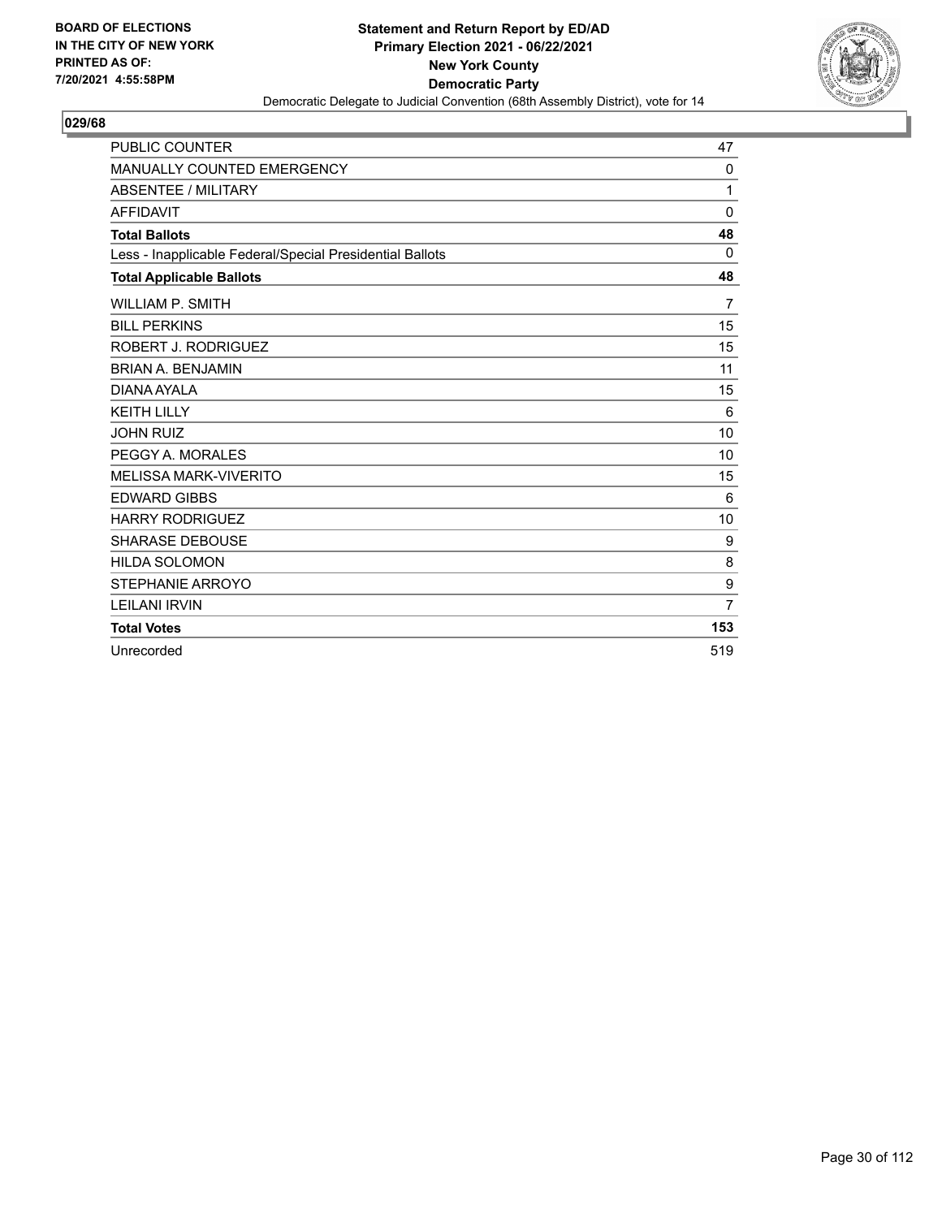**BOARD OF ELECTIONS IN THE CITY OF NEW YORK PRINTED AS OF: 7/20/2021 4:55:58PM**

**Statement and Return Report by ED/AD**
**Primary Election 2021 - 06/22/2021**
**New York County**
**Democratic Party**
Democratic Delegate to Judicial Convention (68th Assembly District), vote for 14

## 029/68

| | |
|---|---|
| PUBLIC COUNTER | 47 |
| MANUALLY COUNTED EMERGENCY | 0 |
| ABSENTEE / MILITARY | 1 |
| AFFIDAVIT | 0 |
| **Total Ballots** | **48** |
| Less - Inapplicable Federal/Special Presidential Ballots | 0 |
| **Total Applicable Ballots** | **48** |
| WILLIAM P. SMITH | 7 |
| BILL PERKINS | 15 |
| ROBERT J. RODRIGUEZ | 15 |
| BRIAN A. BENJAMIN | 11 |
| DIANA AYALA | 15 |
| KEITH LILLY | 6 |
| JOHN RUIZ | 10 |
| PEGGY A. MORALES | 10 |
| MELISSA MARK-VIVERITO | 15 |
| EDWARD GIBBS | 6 |
| HARRY RODRIGUEZ | 10 |
| SHARASE DEBOUSE | 9 |
| HILDA SOLOMON | 8 |
| STEPHANIE ARROYO | 9 |
| LEILANI IRVIN | 7 |
| **Total Votes** | **153** |
| Unrecorded | 519 |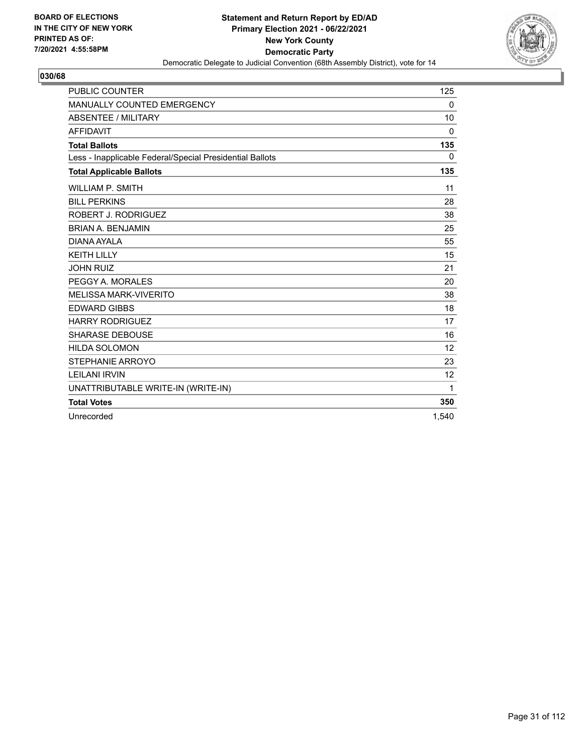BOARD OF ELECTIONS
IN THE CITY OF NEW YORK
PRINTED AS OF:
7/20/2021 4:55:58PM

**Statement and Return Report by ED/AD**
**Primary Election 2021 - 06/22/2021**
**New York County**
**Democratic Party**
Democratic Delegate to Judicial Convention (68th Assembly District), vote for 14

## 030/68

| | |
|---|---|
| PUBLIC COUNTER | 125 |
| MANUALLY COUNTED EMERGENCY | 0 |
| ABSENTEE / MILITARY | 10 |
| AFFIDAVIT | 0 |
| **Total Ballots** | **135** |
| Less - Inapplicable Federal/Special Presidential Ballots | 0 |
| **Total Applicable Ballots** | **135** |
| WILLIAM P. SMITH | 11 |
| BILL PERKINS | 28 |
| ROBERT J. RODRIGUEZ | 38 |
| BRIAN A. BENJAMIN | 25 |
| DIANA AYALA | 55 |
| KEITH LILLY | 15 |
| JOHN RUIZ | 21 |
| PEGGY A. MORALES | 20 |
| MELISSA MARK-VIVERITO | 38 |
| EDWARD GIBBS | 18 |
| HARRY RODRIGUEZ | 17 |
| SHARASE DEBOUSE | 16 |
| HILDA SOLOMON | 12 |
| STEPHANIE ARROYO | 23 |
| LEILANI IRVIN | 12 |
| UNATTRIBUTABLE WRITE-IN (WRITE-IN) | 1 |
| **Total Votes** | **350** |
| Unrecorded | 1,540 |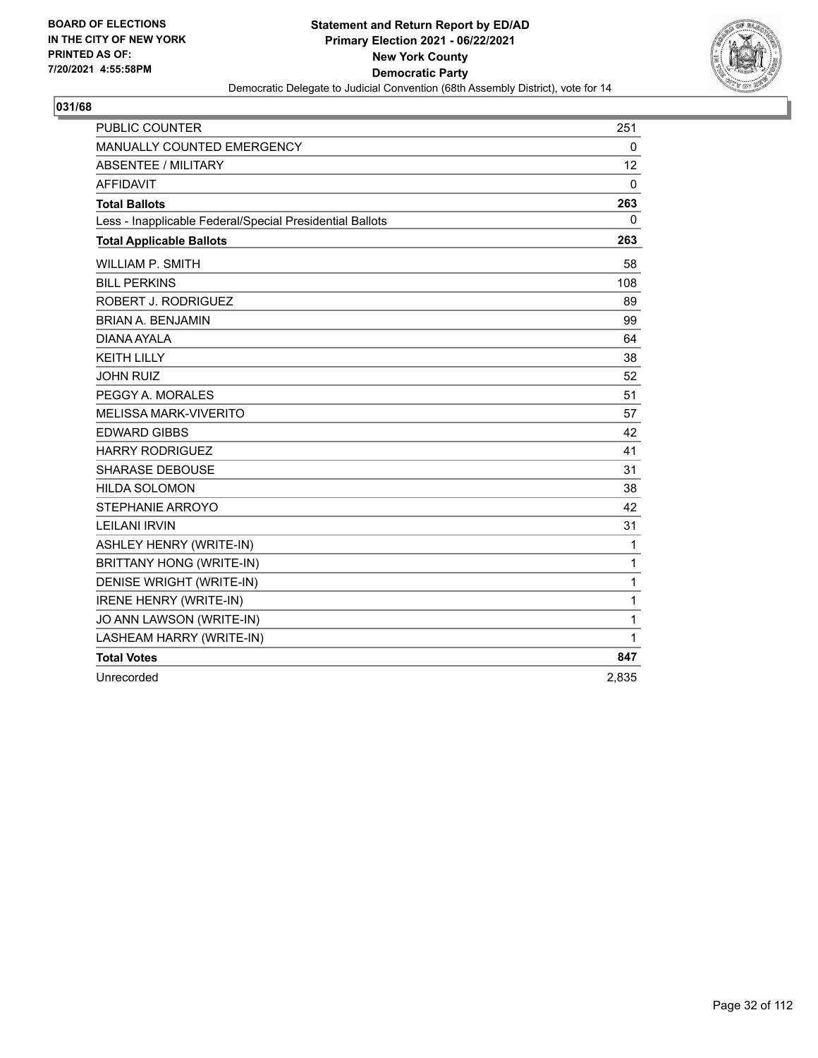**BOARD OF ELECTIONS IN THE CITY OF NEW YORK PRINTED AS OF: 7/20/2021 4:55:58PM**

**Statement and Return Report by ED/AD**
**Primary Election 2021 - 06/22/2021**
**New York County**
**Democratic Party**
Democratic Delegate to Judicial Convention (68th Assembly District), vote for 14

**031/68**

| | |
|---|---|
| PUBLIC COUNTER | 251 |
| MANUALLY COUNTED EMERGENCY | 0 |
| ABSENTEE / MILITARY | 12 |
| AFFIDAVIT | 0 |
| **Total Ballots** | **263** |
| Less - Inapplicable Federal/Special Presidential Ballots | 0 |
| **Total Applicable Ballots** | **263** |
| WILLIAM P. SMITH | 58 |
| BILL PERKINS | 108 |
| ROBERT J. RODRIGUEZ | 89 |
| BRIAN A. BENJAMIN | 99 |
| DIANA AYALA | 64 |
| KEITH LILLY | 38 |
| JOHN RUIZ | 52 |
| PEGGY A. MORALES | 51 |
| MELISSA MARK-VIVERITO | 57 |
| EDWARD GIBBS | 42 |
| HARRY RODRIGUEZ | 41 |
| SHARASE DEBOUSE | 31 |
| HILDA SOLOMON | 38 |
| STEPHANIE ARROYO | 42 |
| LEILANI IRVIN | 31 |
| ASHLEY HENRY (WRITE-IN) | 1 |
| BRITTANY HONG (WRITE-IN) | 1 |
| DENISE WRIGHT (WRITE-IN) | 1 |
| IRENE HENRY (WRITE-IN) | 1 |
| JO ANN LAWSON (WRITE-IN) | 1 |
| LASHEAM HARRY (WRITE-IN) | 1 |
| **Total Votes** | **847** |
| Unrecorded | 2,835 |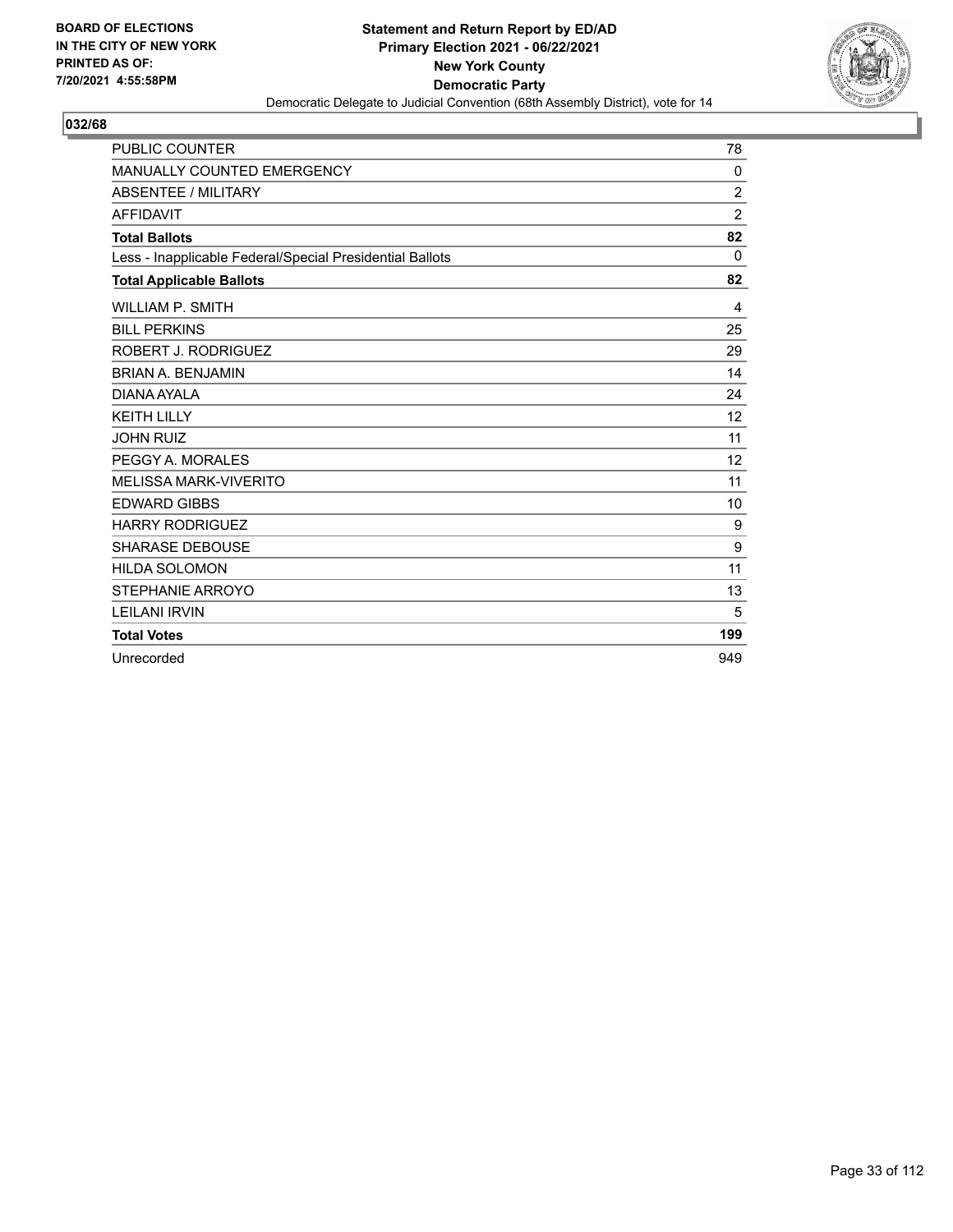**BOARD OF ELECTIONS IN THE CITY OF NEW YORK**
**PRINTED AS OF: 7/20/2021 4:55:58PM**

**Statement and Return Report by ED/AD**
**Primary Election 2021 - 06/22/2021**
**New York County**
**Democratic Party**
Democratic Delegate to Judicial Convention (68th Assembly District), vote for 14

## 032/68

| | |
|---|---|
| PUBLIC COUNTER | 78 |
| MANUALLY COUNTED EMERGENCY | 0 |
| ABSENTEE / MILITARY | 2 |
| AFFIDAVIT | 2 |
| **Total Ballots** | **82** |
| Less - Inapplicable Federal/Special Presidential Ballots | 0 |
| **Total Applicable Ballots** | **82** |
| WILLIAM P. SMITH | 4 |
| BILL PERKINS | 25 |
| ROBERT J. RODRIGUEZ | 29 |
| BRIAN A. BENJAMIN | 14 |
| DIANA AYALA | 24 |
| KEITH LILLY | 12 |
| JOHN RUIZ | 11 |
| PEGGY A. MORALES | 12 |
| MELISSA MARK-VIVERITO | 11 |
| EDWARD GIBBS | 10 |
| HARRY RODRIGUEZ | 9 |
| SHARASE DEBOUSE | 9 |
| HILDA SOLOMON | 11 |
| STEPHANIE ARROYO | 13 |
| LEILANI IRVIN | 5 |
| **Total Votes** | **199** |
| Unrecorded | 949 |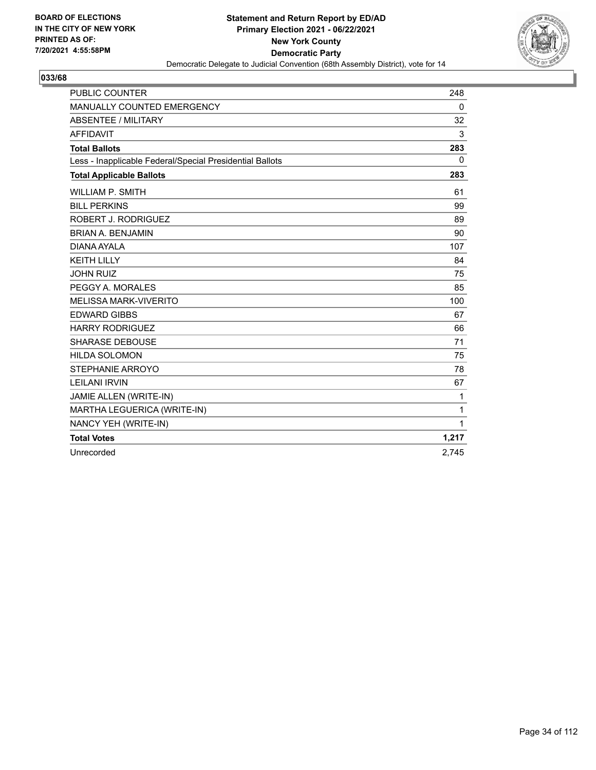**BOARD OF ELECTIONS IN THE CITY OF NEW YORK PRINTED AS OF: 7/20/2021 4:55:58PM**

**Statement and Return Report by ED/AD**
**Primary Election 2021 - 06/22/2021**
**New York County**
**Democratic Party**
Democratic Delegate to Judicial Convention (68th Assembly District), vote for 14

**033/68**

| | |
|---|---|
| PUBLIC COUNTER | 248 |
| MANUALLY COUNTED EMERGENCY | 0 |
| ABSENTEE / MILITARY | 32 |
| AFFIDAVIT | 3 |
| **Total Ballots** | **283** |
| Less - Inapplicable Federal/Special Presidential Ballots | 0 |
| **Total Applicable Ballots** | **283** |
| WILLIAM P. SMITH | 61 |
| BILL PERKINS | 99 |
| ROBERT J. RODRIGUEZ | 89 |
| BRIAN A. BENJAMIN | 90 |
| DIANA AYALA | 107 |
| KEITH LILLY | 84 |
| JOHN RUIZ | 75 |
| PEGGY A. MORALES | 85 |
| MELISSA MARK-VIVERITO | 100 |
| EDWARD GIBBS | 67 |
| HARRY RODRIGUEZ | 66 |
| SHARASE DEBOUSE | 71 |
| HILDA SOLOMON | 75 |
| STEPHANIE ARROYO | 78 |
| LEILANI IRVIN | 67 |
| JAMIE ALLEN (WRITE-IN) | 1 |
| MARTHA LEGUERICA (WRITE-IN) | 1 |
| NANCY YEH (WRITE-IN) | 1 |
| **Total Votes** | **1,217** |
| Unrecorded | 2,745 |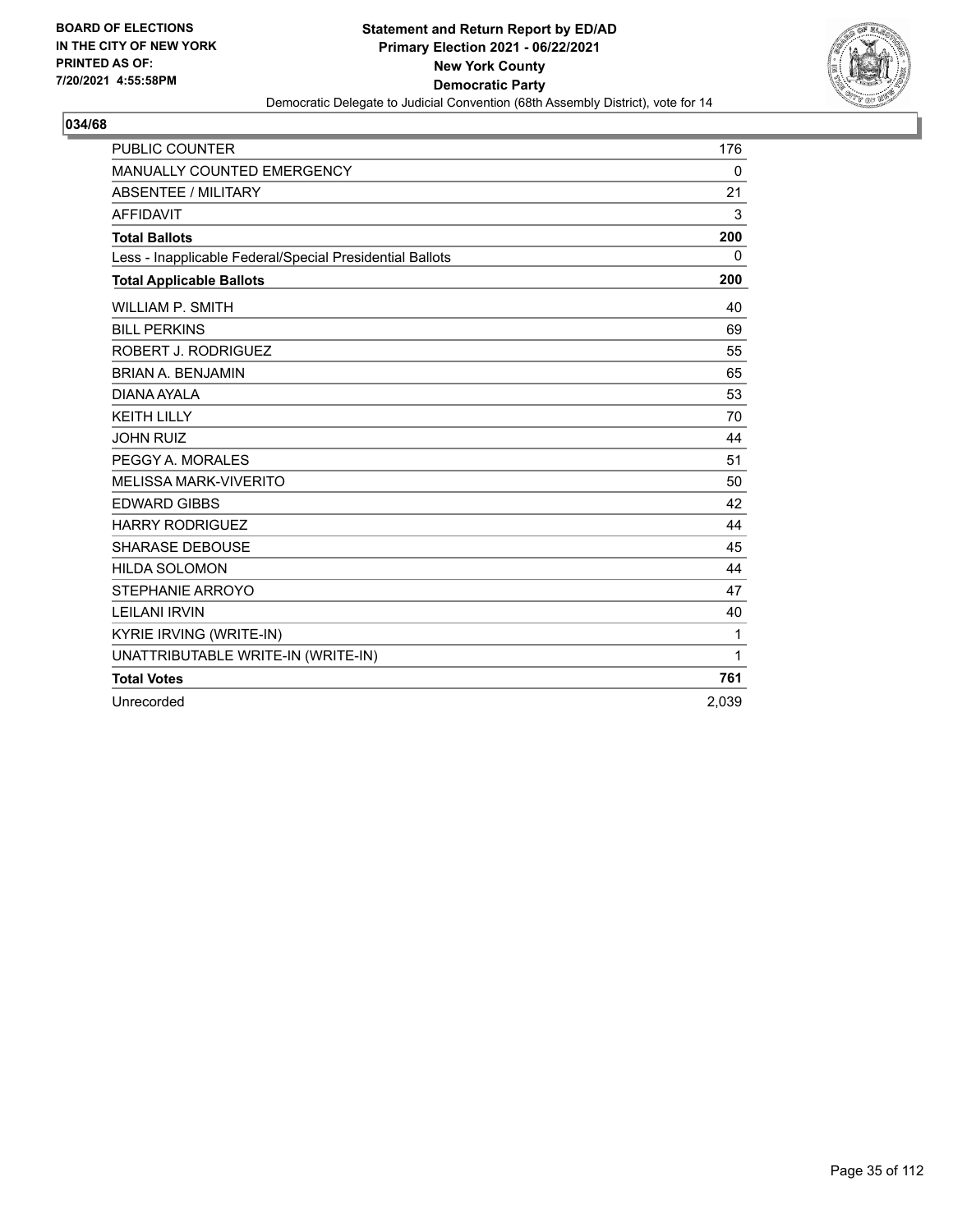BOARD OF ELECTIONS
IN THE CITY OF NEW YORK
PRINTED AS OF:
7/20/2021 4:55:58PM

**Statement and Return Report by ED/AD**
**Primary Election 2021 - 06/22/2021**
**New York County**
**Democratic Party**
Democratic Delegate to Judicial Convention (68th Assembly District), vote for 14

## 034/68

| | |
|---|---|
| PUBLIC COUNTER | 176 |
| MANUALLY COUNTED EMERGENCY | 0 |
| ABSENTEE / MILITARY | 21 |
| AFFIDAVIT | 3 |
| **Total Ballots** | **200** |
| Less - Inapplicable Federal/Special Presidential Ballots | 0 |
| **Total Applicable Ballots** | **200** |
| WILLIAM P. SMITH | 40 |
| BILL PERKINS | 69 |
| ROBERT J. RODRIGUEZ | 55 |
| BRIAN A. BENJAMIN | 65 |
| DIANA AYALA | 53 |
| KEITH LILLY | 70 |
| JOHN RUIZ | 44 |
| PEGGY A. MORALES | 51 |
| MELISSA MARK-VIVERITO | 50 |
| EDWARD GIBBS | 42 |
| HARRY RODRIGUEZ | 44 |
| SHARASE DEBOUSE | 45 |
| HILDA SOLOMON | 44 |
| STEPHANIE ARROYO | 47 |
| LEILANI IRVIN | 40 |
| KYRIE IRVING (WRITE-IN) | 1 |
| UNATTRIBUTABLE WRITE-IN (WRITE-IN) | 1 |
| **Total Votes** | **761** |
| Unrecorded | 2,039 |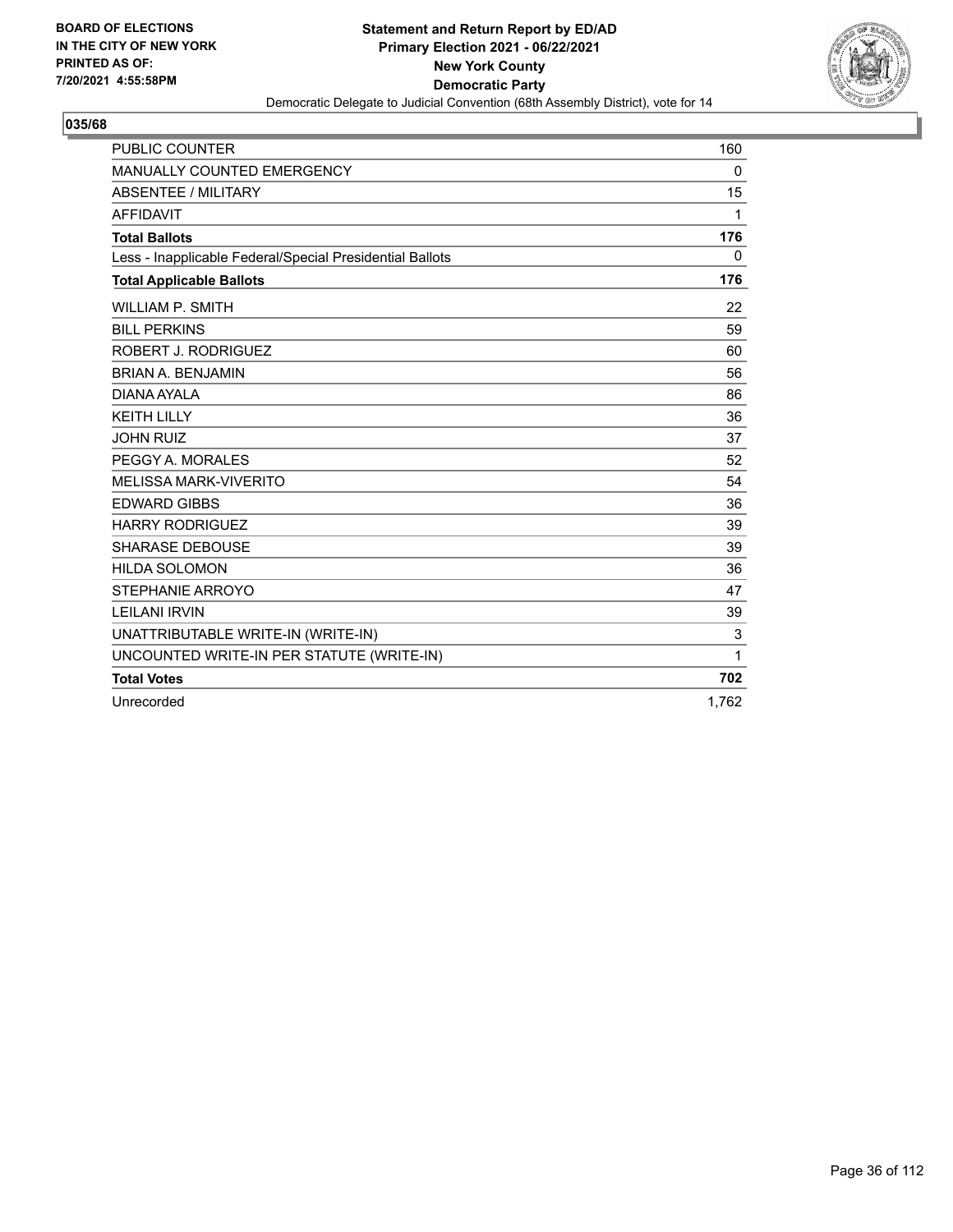**BOARD OF ELECTIONS IN THE CITY OF NEW YORK PRINTED AS OF: 7/20/2021 4:55:58PM**

**Statement and Return Report by ED/AD**
**Primary Election 2021 - 06/22/2021**
**New York County**
**Democratic Party**
Democratic Delegate to Judicial Convention (68th Assembly District), vote for 14

## 035/68

| | |
|---|---|
| PUBLIC COUNTER | 160 |
| MANUALLY COUNTED EMERGENCY | 0 |
| ABSENTEE / MILITARY | 15 |
| AFFIDAVIT | 1 |
| **Total Ballots** | **176** |
| Less - Inapplicable Federal/Special Presidential Ballots | 0 |
| **Total Applicable Ballots** | **176** |
| WILLIAM P. SMITH | 22 |
| BILL PERKINS | 59 |
| ROBERT J. RODRIGUEZ | 60 |
| BRIAN A. BENJAMIN | 56 |
| DIANA AYALA | 86 |
| KEITH LILLY | 36 |
| JOHN RUIZ | 37 |
| PEGGY A. MORALES | 52 |
| MELISSA MARK-VIVERITO | 54 |
| EDWARD GIBBS | 36 |
| HARRY RODRIGUEZ | 39 |
| SHARASE DEBOUSE | 39 |
| HILDA SOLOMON | 36 |
| STEPHANIE ARROYO | 47 |
| LEILANI IRVIN | 39 |
| UNATTRIBUTABLE WRITE-IN (WRITE-IN) | 3 |
| UNCOUNTED WRITE-IN PER STATUTE (WRITE-IN) | 1 |
| **Total Votes** | **702** |
| Unrecorded | 1,762 |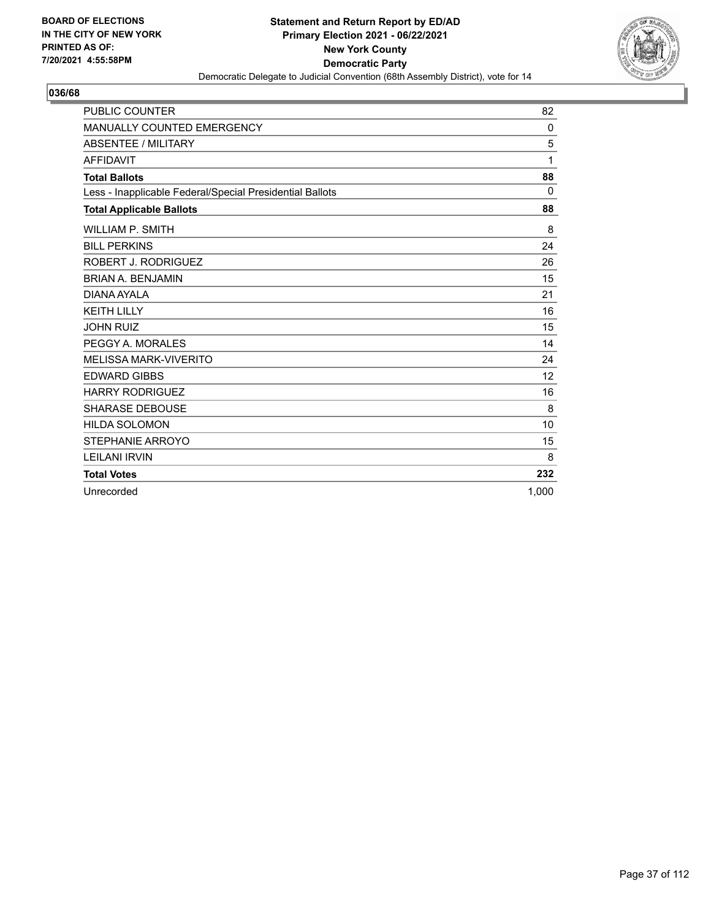**BOARD OF ELECTIONS IN THE CITY OF NEW YORK PRINTED AS OF: 7/20/2021 4:55:58PM**

**Statement and Return Report by ED/AD Primary Election 2021 - 06/22/2021 New York County Democratic Party**

Democratic Delegate to Judicial Convention (68th Assembly District), vote for 14

**036/68**

| | |
|---|---|
| PUBLIC COUNTER | 82 |
| MANUALLY COUNTED EMERGENCY | 0 |
| ABSENTEE / MILITARY | 5 |
| AFFIDAVIT | 1 |
| **Total Ballots** | **88** |
| Less - Inapplicable Federal/Special Presidential Ballots | 0 |
| **Total Applicable Ballots** | **88** |
| WILLIAM P. SMITH | 8 |
| BILL PERKINS | 24 |
| ROBERT J. RODRIGUEZ | 26 |
| BRIAN A. BENJAMIN | 15 |
| DIANA AYALA | 21 |
| KEITH LILLY | 16 |
| JOHN RUIZ | 15 |
| PEGGY A. MORALES | 14 |
| MELISSA MARK-VIVERITO | 24 |
| EDWARD GIBBS | 12 |
| HARRY RODRIGUEZ | 16 |
| SHARASE DEBOUSE | 8 |
| HILDA SOLOMON | 10 |
| STEPHANIE ARROYO | 15 |
| LEILANI IRVIN | 8 |
| **Total Votes** | **232** |
| Unrecorded | 1,000 |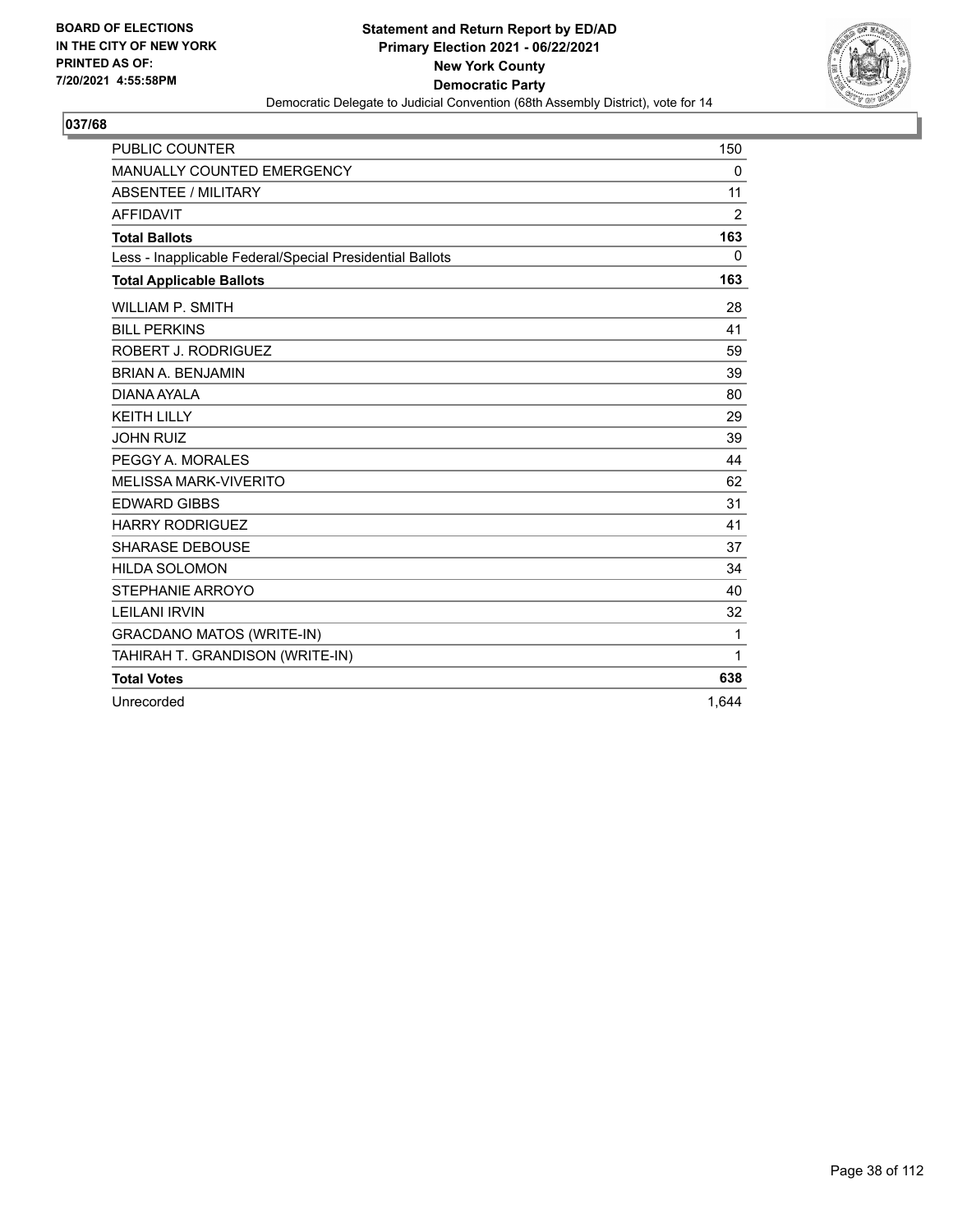**BOARD OF ELECTIONS IN THE CITY OF NEW YORK PRINTED AS OF: 7/20/2021 4:55:58PM**

**Statement and Return Report by ED/AD**
**Primary Election 2021 - 06/22/2021**
**New York County**
**Democratic Party**
Democratic Delegate to Judicial Convention (68th Assembly District), vote for 14

## 037/68

| | |
|---|---|
| PUBLIC COUNTER | 150 |
| MANUALLY COUNTED EMERGENCY | 0 |
| ABSENTEE / MILITARY | 11 |
| AFFIDAVIT | 2 |
| **Total Ballots** | **163** |
| Less - Inapplicable Federal/Special Presidential Ballots | 0 |
| **Total Applicable Ballots** | **163** |
| WILLIAM P. SMITH | 28 |
| BILL PERKINS | 41 |
| ROBERT J. RODRIGUEZ | 59 |
| BRIAN A. BENJAMIN | 39 |
| DIANA AYALA | 80 |
| KEITH LILLY | 29 |
| JOHN RUIZ | 39 |
| PEGGY A. MORALES | 44 |
| MELISSA MARK-VIVERITO | 62 |
| EDWARD GIBBS | 31 |
| HARRY RODRIGUEZ | 41 |
| SHARASE DEBOUSE | 37 |
| HILDA SOLOMON | 34 |
| STEPHANIE ARROYO | 40 |
| LEILANI IRVIN | 32 |
| GRACDANO MATOS (WRITE-IN) | 1 |
| TAHIRAH T. GRANDISON (WRITE-IN) | 1 |
| **Total Votes** | **638** |
| Unrecorded | 1,644 |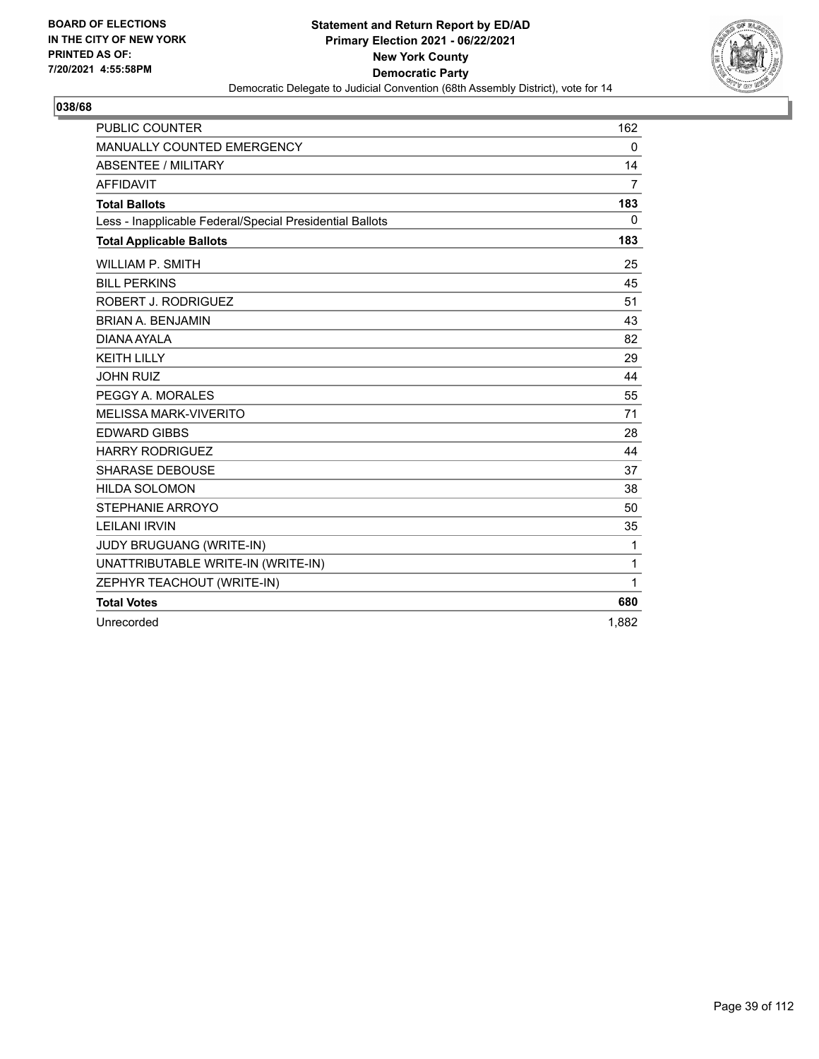BOARD OF ELECTIONS
IN THE CITY OF NEW YORK
PRINTED AS OF:
7/20/2021 4:55:58PM

**Statement and Return Report by ED/AD**
**Primary Election 2021 - 06/22/2021**
**New York County**
**Democratic Party**
Democratic Delegate to Judicial Convention (68th Assembly District), vote for 14

## 038/68

| | |
|---|---|
| PUBLIC COUNTER | 162 |
| MANUALLY COUNTED EMERGENCY | 0 |
| ABSENTEE / MILITARY | 14 |
| AFFIDAVIT | 7 |
| **Total Ballots** | **183** |
| Less - Inapplicable Federal/Special Presidential Ballots | 0 |
| **Total Applicable Ballots** | **183** |
| WILLIAM P. SMITH | 25 |
| BILL PERKINS | 45 |
| ROBERT J. RODRIGUEZ | 51 |
| BRIAN A. BENJAMIN | 43 |
| DIANA AYALA | 82 |
| KEITH LILLY | 29 |
| JOHN RUIZ | 44 |
| PEGGY A. MORALES | 55 |
| MELISSA MARK-VIVERITO | 71 |
| EDWARD GIBBS | 28 |
| HARRY RODRIGUEZ | 44 |
| SHARASE DEBOUSE | 37 |
| HILDA SOLOMON | 38 |
| STEPHANIE ARROYO | 50 |
| LEILANI IRVIN | 35 |
| JUDY BRUGUANG (WRITE-IN) | 1 |
| UNATTRIBUTABLE WRITE-IN (WRITE-IN) | 1 |
| ZEPHYR TEACHOUT (WRITE-IN) | 1 |
| **Total Votes** | **680** |
| Unrecorded | 1,882 |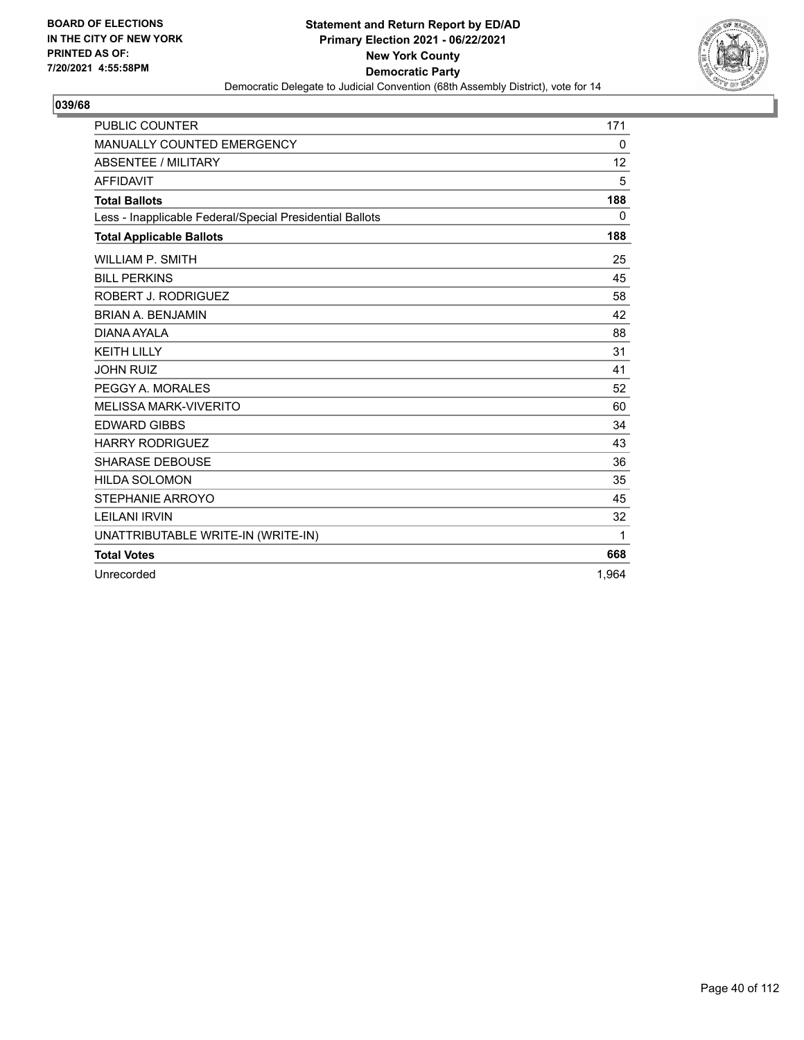**BOARD OF ELECTIONS IN THE CITY OF NEW YORK PRINTED AS OF: 7/20/2021 4:55:58PM**

**Statement and Return Report by ED/AD Primary Election 2021 - 06/22/2021 New York County Democratic Party**

Democratic Delegate to Judicial Convention (68th Assembly District), vote for 14

## 039/68

| | |
|---|---|
| PUBLIC COUNTER | 171 |
| MANUALLY COUNTED EMERGENCY | 0 |
| ABSENTEE / MILITARY | 12 |
| AFFIDAVIT | 5 |
| **Total Ballots** | **188** |
| Less - Inapplicable Federal/Special Presidential Ballots | 0 |
| **Total Applicable Ballots** | **188** |
| WILLIAM P. SMITH | 25 |
| BILL PERKINS | 45 |
| ROBERT J. RODRIGUEZ | 58 |
| BRIAN A. BENJAMIN | 42 |
| DIANA AYALA | 88 |
| KEITH LILLY | 31 |
| JOHN RUIZ | 41 |
| PEGGY A. MORALES | 52 |
| MELISSA MARK-VIVERITO | 60 |
| EDWARD GIBBS | 34 |
| HARRY RODRIGUEZ | 43 |
| SHARASE DEBOUSE | 36 |
| HILDA SOLOMON | 35 |
| STEPHANIE ARROYO | 45 |
| LEILANI IRVIN | 32 |
| UNATTRIBUTABLE WRITE-IN (WRITE-IN) | 1 |
| **Total Votes** | **668** |
| Unrecorded | 1,964 |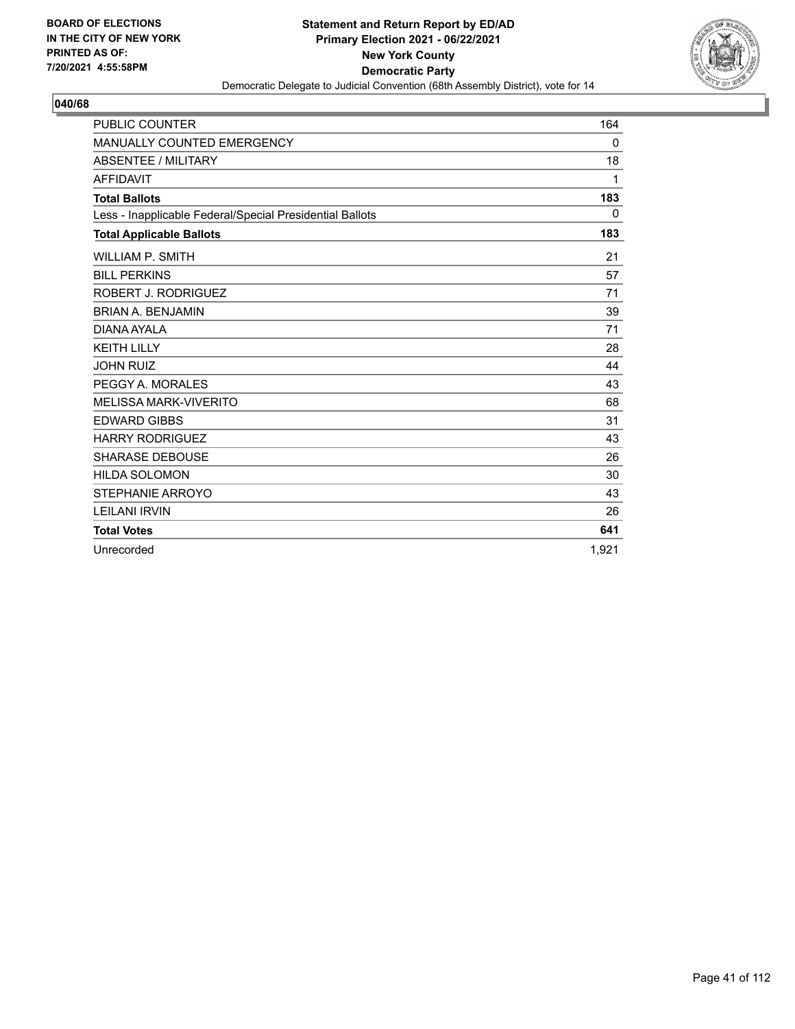BOARD OF ELECTIONS
IN THE CITY OF NEW YORK
PRINTED AS OF:
7/20/2021 4:55:58PM

**Statement and Return Report by ED/AD**
**Primary Election 2021 - 06/22/2021**
**New York County**
**Democratic Party**
Democratic Delegate to Judicial Convention (68th Assembly District), vote for 14

## 040/68

| | |
|---|---|
| PUBLIC COUNTER | 164 |
| MANUALLY COUNTED EMERGENCY | 0 |
| ABSENTEE / MILITARY | 18 |
| AFFIDAVIT | 1 |
| **Total Ballots** | **183** |
| Less - Inapplicable Federal/Special Presidential Ballots | 0 |
| **Total Applicable Ballots** | **183** |
| WILLIAM P. SMITH | 21 |
| BILL PERKINS | 57 |
| ROBERT J. RODRIGUEZ | 71 |
| BRIAN A. BENJAMIN | 39 |
| DIANA AYALA | 71 |
| KEITH LILLY | 28 |
| JOHN RUIZ | 44 |
| PEGGY A. MORALES | 43 |
| MELISSA MARK-VIVERITO | 68 |
| EDWARD GIBBS | 31 |
| HARRY RODRIGUEZ | 43 |
| SHARASE DEBOUSE | 26 |
| HILDA SOLOMON | 30 |
| STEPHANIE ARROYO | 43 |
| LEILANI IRVIN | 26 |
| **Total Votes** | **641** |
| Unrecorded | 1,921 |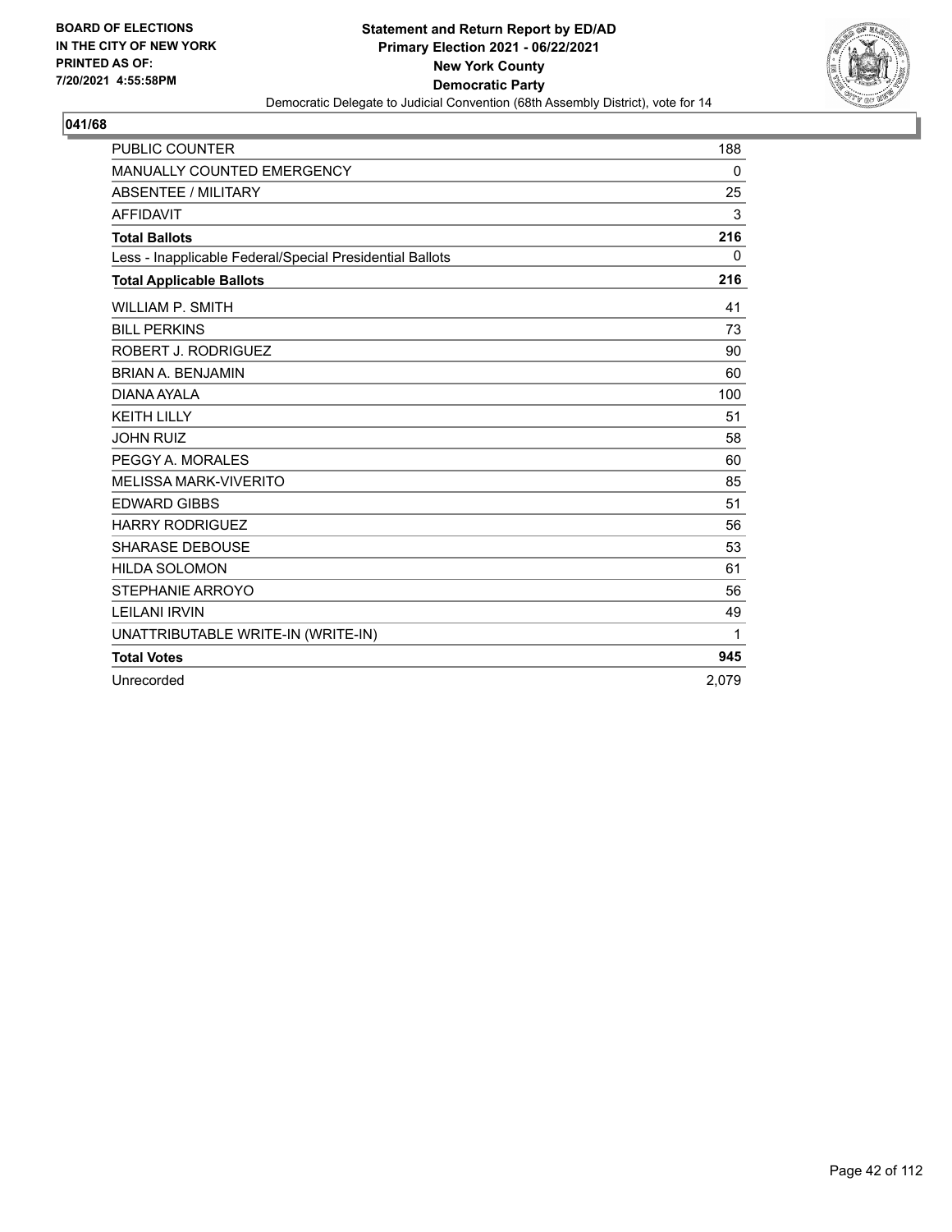BOARD OF ELECTIONS
IN THE CITY OF NEW YORK
PRINTED AS OF:
7/20/2021 4:55:58PM

**Statement and Return Report by ED/AD**
**Primary Election 2021 - 06/22/2021**
**New York County**
**Democratic Party**
Democratic Delegate to Judicial Convention (68th Assembly District), vote for 14

**041/68**

| | |
|---|---|
| PUBLIC COUNTER | 188 |
| MANUALLY COUNTED EMERGENCY | 0 |
| ABSENTEE / MILITARY | 25 |
| AFFIDAVIT | 3 |
| **Total Ballots** | **216** |
| Less - Inapplicable Federal/Special Presidential Ballots | 0 |
| **Total Applicable Ballots** | **216** |
| WILLIAM P. SMITH | 41 |
| BILL PERKINS | 73 |
| ROBERT J. RODRIGUEZ | 90 |
| BRIAN A. BENJAMIN | 60 |
| DIANA AYALA | 100 |
| KEITH LILLY | 51 |
| JOHN RUIZ | 58 |
| PEGGY A. MORALES | 60 |
| MELISSA MARK-VIVERITO | 85 |
| EDWARD GIBBS | 51 |
| HARRY RODRIGUEZ | 56 |
| SHARASE DEBOUSE | 53 |
| HILDA SOLOMON | 61 |
| STEPHANIE ARROYO | 56 |
| LEILANI IRVIN | 49 |
| UNATTRIBUTABLE WRITE-IN (WRITE-IN) | 1 |
| **Total Votes** | **945** |
| Unrecorded | 2,079 |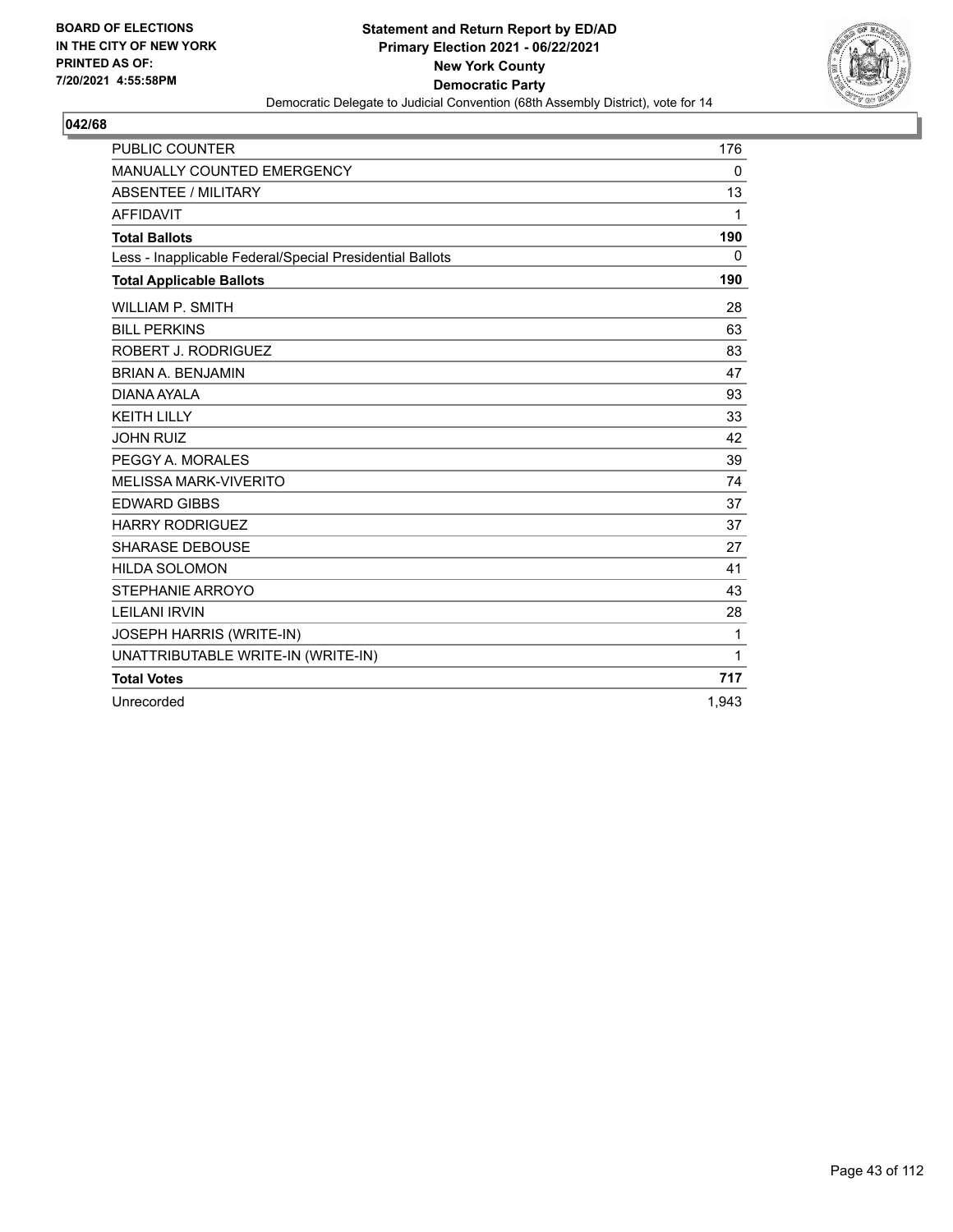**BOARD OF ELECTIONS IN THE CITY OF NEW YORK PRINTED AS OF: 7/20/2021 4:55:58PM**

**Statement and Return Report by ED/AD**
**Primary Election 2021 - 06/22/2021**
**New York County**
**Democratic Party**
Democratic Delegate to Judicial Convention (68th Assembly District), vote for 14

## 042/68

| | |
|---|---|
| PUBLIC COUNTER | 176 |
| MANUALLY COUNTED EMERGENCY | 0 |
| ABSENTEE / MILITARY | 13 |
| AFFIDAVIT | 1 |
| **Total Ballots** | **190** |
| Less - Inapplicable Federal/Special Presidential Ballots | 0 |
| **Total Applicable Ballots** | **190** |
| WILLIAM P. SMITH | 28 |
| BILL PERKINS | 63 |
| ROBERT J. RODRIGUEZ | 83 |
| BRIAN A. BENJAMIN | 47 |
| DIANA AYALA | 93 |
| KEITH LILLY | 33 |
| JOHN RUIZ | 42 |
| PEGGY A. MORALES | 39 |
| MELISSA MARK-VIVERITO | 74 |
| EDWARD GIBBS | 37 |
| HARRY RODRIGUEZ | 37 |
| SHARASE DEBOUSE | 27 |
| HILDA SOLOMON | 41 |
| STEPHANIE ARROYO | 43 |
| LEILANI IRVIN | 28 |
| JOSEPH HARRIS (WRITE-IN) | 1 |
| UNATTRIBUTABLE WRITE-IN (WRITE-IN) | 1 |
| **Total Votes** | **717** |
| Unrecorded | 1,943 |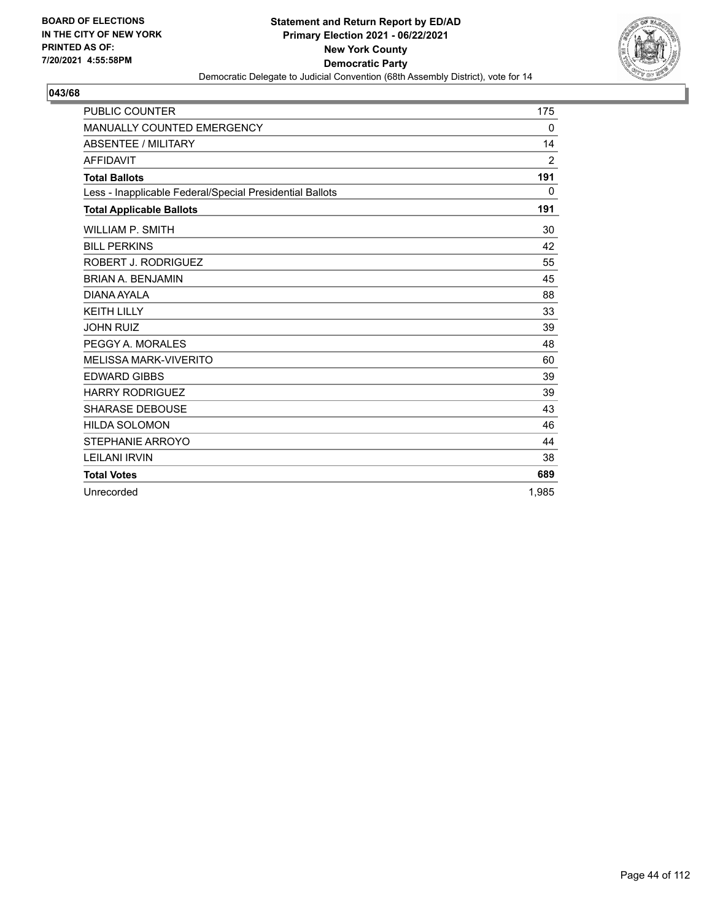**BOARD OF ELECTIONS IN THE CITY OF NEW YORK PRINTED AS OF: 7/20/2021 4:55:58PM**

**Statement and Return Report by ED/AD**
**Primary Election 2021 - 06/22/2021**
**New York County**
**Democratic Party**
Democratic Delegate to Judicial Convention (68th Assembly District), vote for 14

## 043/68

| | |
|---|---|
| PUBLIC COUNTER | 175 |
| MANUALLY COUNTED EMERGENCY | 0 |
| ABSENTEE / MILITARY | 14 |
| AFFIDAVIT | 2 |
| **Total Ballots** | **191** |
| Less - Inapplicable Federal/Special Presidential Ballots | 0 |
| **Total Applicable Ballots** | **191** |
| WILLIAM P. SMITH | 30 |
| BILL PERKINS | 42 |
| ROBERT J. RODRIGUEZ | 55 |
| BRIAN A. BENJAMIN | 45 |
| DIANA AYALA | 88 |
| KEITH LILLY | 33 |
| JOHN RUIZ | 39 |
| PEGGY A. MORALES | 48 |
| MELISSA MARK-VIVERITO | 60 |
| EDWARD GIBBS | 39 |
| HARRY RODRIGUEZ | 39 |
| SHARASE DEBOUSE | 43 |
| HILDA SOLOMON | 46 |
| STEPHANIE ARROYO | 44 |
| LEILANI IRVIN | 38 |
| **Total Votes** | **689** |
| Unrecorded | 1,985 |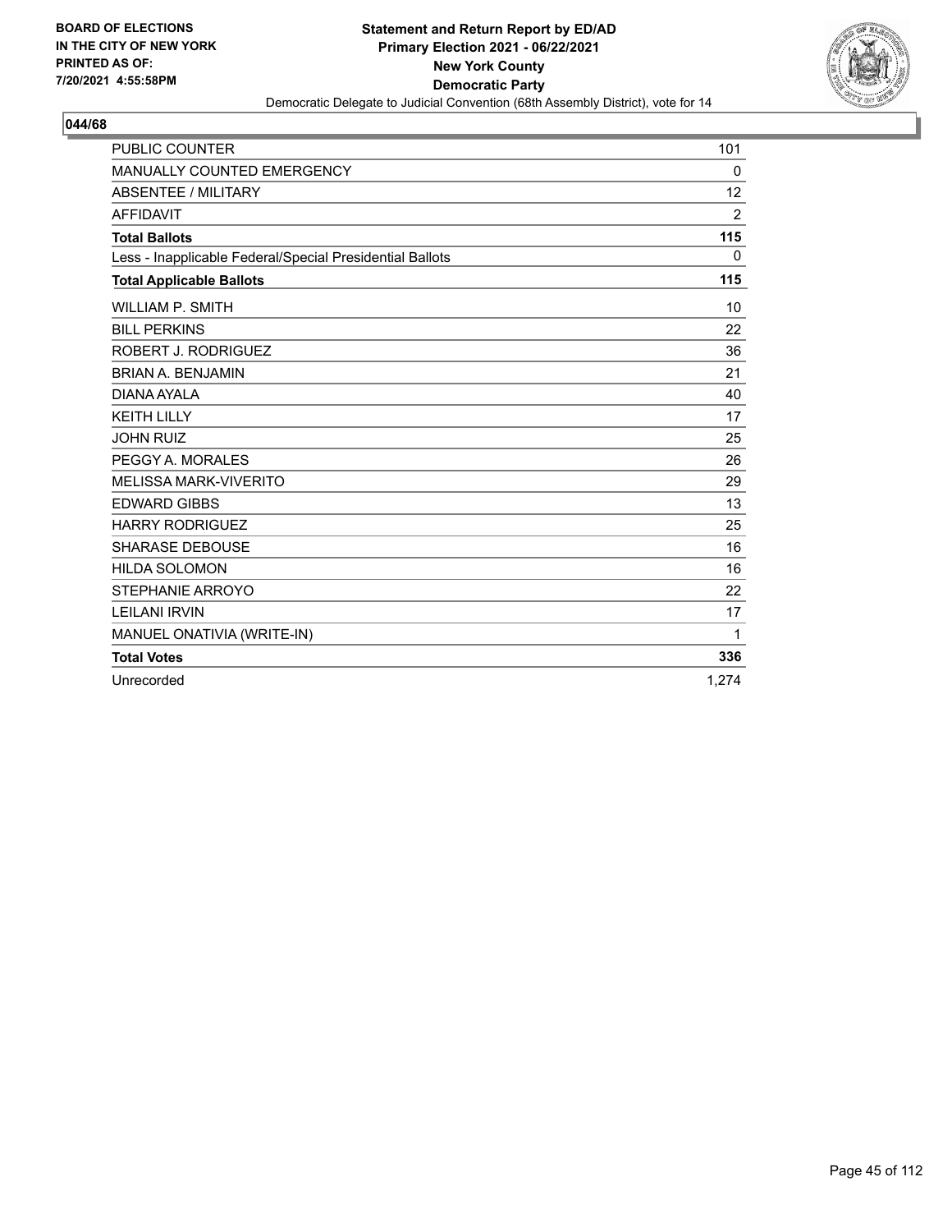**BOARD OF ELECTIONS IN THE CITY OF NEW YORK PRINTED AS OF: 7/20/2021 4:55:58PM**

**Statement and Return Report by ED/AD**
**Primary Election 2021 - 06/22/2021**
**New York County**
**Democratic Party**
Democratic Delegate to Judicial Convention (68th Assembly District), vote for 14

## 044/68

| | |
|---|---|
| PUBLIC COUNTER | 101 |
| MANUALLY COUNTED EMERGENCY | 0 |
| ABSENTEE / MILITARY | 12 |
| AFFIDAVIT | 2 |
| **Total Ballots** | **115** |
| Less - Inapplicable Federal/Special Presidential Ballots | 0 |
| **Total Applicable Ballots** | **115** |
| WILLIAM P. SMITH | 10 |
| BILL PERKINS | 22 |
| ROBERT J. RODRIGUEZ | 36 |
| BRIAN A. BENJAMIN | 21 |
| DIANA AYALA | 40 |
| KEITH LILLY | 17 |
| JOHN RUIZ | 25 |
| PEGGY A. MORALES | 26 |
| MELISSA MARK-VIVERITO | 29 |
| EDWARD GIBBS | 13 |
| HARRY RODRIGUEZ | 25 |
| SHARASE DEBOUSE | 16 |
| HILDA SOLOMON | 16 |
| STEPHANIE ARROYO | 22 |
| LEILANI IRVIN | 17 |
| MANUEL ONATIVIA (WRITE-IN) | 1 |
| **Total Votes** | **336** |
| Unrecorded | 1,274 |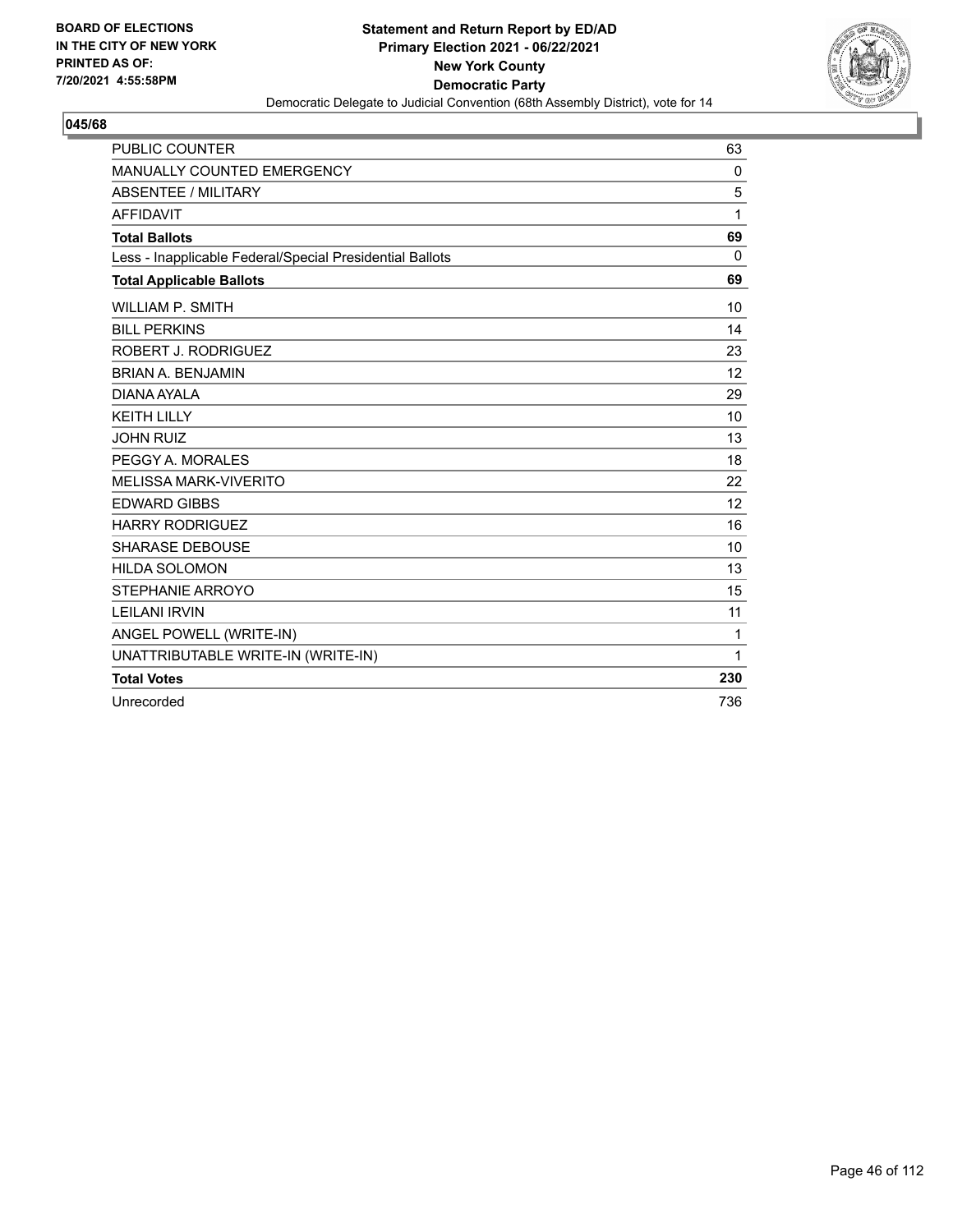BOARD OF ELECTIONS
IN THE CITY OF NEW YORK
PRINTED AS OF:
7/20/2021 4:55:58PM

**Statement and Return Report by ED/AD**
**Primary Election 2021 - 06/22/2021**
**New York County**
**Democratic Party**
Democratic Delegate to Judicial Convention (68th Assembly District), vote for 14

**045/68**

| | |
|---|---|
| PUBLIC COUNTER | 63 |
| MANUALLY COUNTED EMERGENCY | 0 |
| ABSENTEE / MILITARY | 5 |
| AFFIDAVIT | 1 |
| **Total Ballots** | **69** |
| Less - Inapplicable Federal/Special Presidential Ballots | 0 |
| **Total Applicable Ballots** | **69** |
| WILLIAM P. SMITH | 10 |
| BILL PERKINS | 14 |
| ROBERT J. RODRIGUEZ | 23 |
| BRIAN A. BENJAMIN | 12 |
| DIANA AYALA | 29 |
| KEITH LILLY | 10 |
| JOHN RUIZ | 13 |
| PEGGY A. MORALES | 18 |
| MELISSA MARK-VIVERITO | 22 |
| EDWARD GIBBS | 12 |
| HARRY RODRIGUEZ | 16 |
| SHARASE DEBOUSE | 10 |
| HILDA SOLOMON | 13 |
| STEPHANIE ARROYO | 15 |
| LEILANI IRVIN | 11 |
| ANGEL POWELL (WRITE-IN) | 1 |
| UNATTRIBUTABLE WRITE-IN (WRITE-IN) | 1 |
| **Total Votes** | **230** |
| Unrecorded | 736 |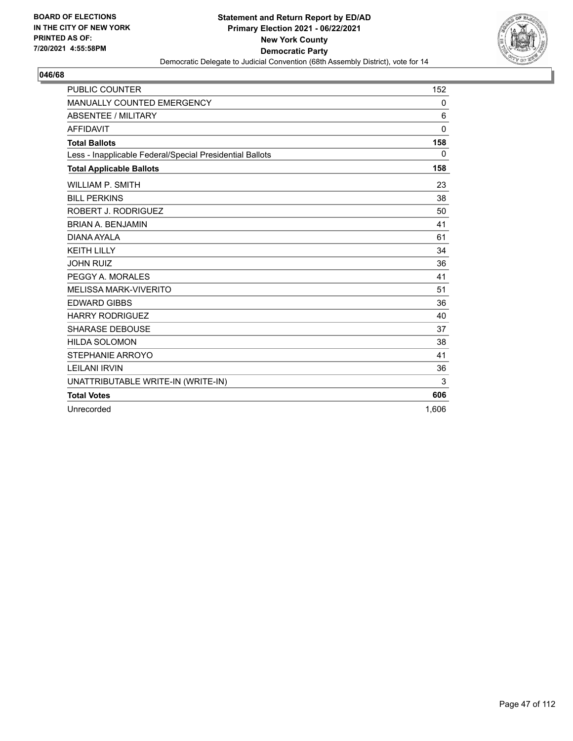BOARD OF ELECTIONS
IN THE CITY OF NEW YORK
PRINTED AS OF:
7/20/2021 4:55:58PM

**Statement and Return Report by ED/AD**
**Primary Election 2021 - 06/22/2021**
**New York County**
**Democratic Party**
Democratic Delegate to Judicial Convention (68th Assembly District), vote for 14

## 046/68

| | |
|---|---|
| PUBLIC COUNTER | 152 |
| MANUALLY COUNTED EMERGENCY | 0 |
| ABSENTEE / MILITARY | 6 |
| AFFIDAVIT | 0 |
| **Total Ballots** | **158** |
| Less - Inapplicable Federal/Special Presidential Ballots | 0 |
| **Total Applicable Ballots** | **158** |
| WILLIAM P. SMITH | 23 |
| BILL PERKINS | 38 |
| ROBERT J. RODRIGUEZ | 50 |
| BRIAN A. BENJAMIN | 41 |
| DIANA AYALA | 61 |
| KEITH LILLY | 34 |
| JOHN RUIZ | 36 |
| PEGGY A. MORALES | 41 |
| MELISSA MARK-VIVERITO | 51 |
| EDWARD GIBBS | 36 |
| HARRY RODRIGUEZ | 40 |
| SHARASE DEBOUSE | 37 |
| HILDA SOLOMON | 38 |
| STEPHANIE ARROYO | 41 |
| LEILANI IRVIN | 36 |
| UNATTRIBUTABLE WRITE-IN (WRITE-IN) | 3 |
| **Total Votes** | **606** |
| Unrecorded | 1,606 |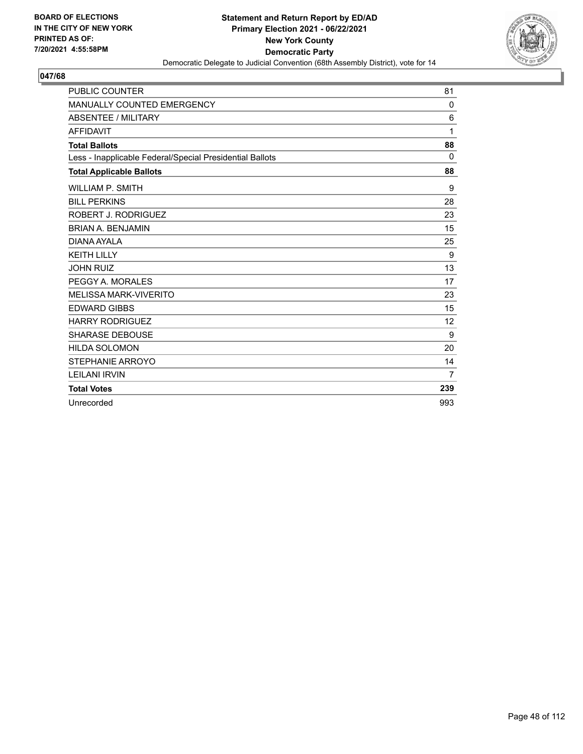**BOARD OF ELECTIONS IN THE CITY OF NEW YORK PRINTED AS OF: 7/20/2021 4:55:58PM**

**Statement and Return Report by ED/AD**
**Primary Election 2021 - 06/22/2021**
**New York County**
**Democratic Party**
Democratic Delegate to Judicial Convention (68th Assembly District), vote for 14

## 047/68

| | |
|---|---|
| PUBLIC COUNTER | 81 |
| MANUALLY COUNTED EMERGENCY | 0 |
| ABSENTEE / MILITARY | 6 |
| AFFIDAVIT | 1 |
| **Total Ballots** | **88** |
| Less - Inapplicable Federal/Special Presidential Ballots | 0 |
| **Total Applicable Ballots** | **88** |
| WILLIAM P. SMITH | 9 |
| BILL PERKINS | 28 |
| ROBERT J. RODRIGUEZ | 23 |
| BRIAN A. BENJAMIN | 15 |
| DIANA AYALA | 25 |
| KEITH LILLY | 9 |
| JOHN RUIZ | 13 |
| PEGGY A. MORALES | 17 |
| MELISSA MARK-VIVERITO | 23 |
| EDWARD GIBBS | 15 |
| HARRY RODRIGUEZ | 12 |
| SHARASE DEBOUSE | 9 |
| HILDA SOLOMON | 20 |
| STEPHANIE ARROYO | 14 |
| LEILANI IRVIN | 7 |
| **Total Votes** | **239** |
| Unrecorded | 993 |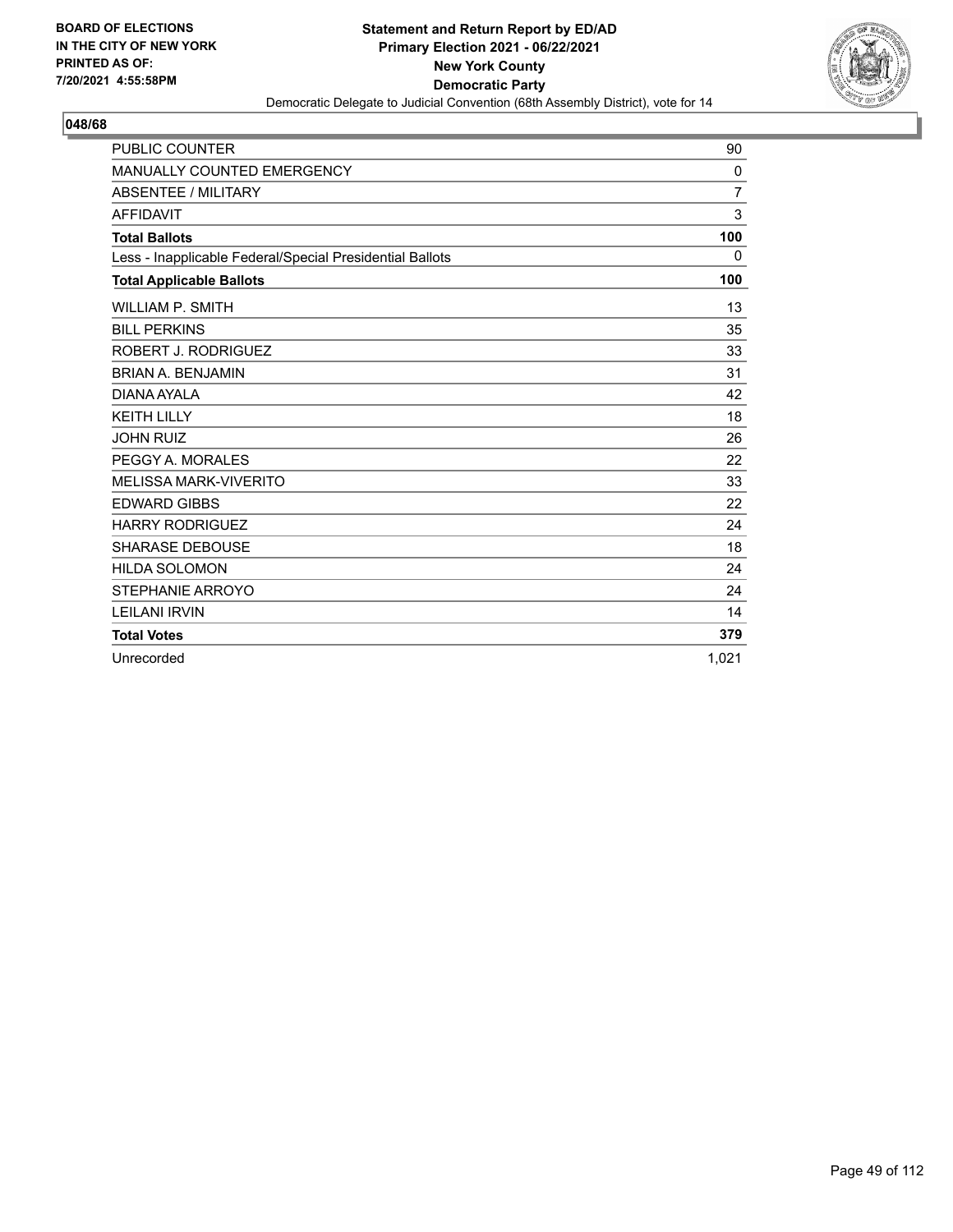**BOARD OF ELECTIONS IN THE CITY OF NEW YORK PRINTED AS OF: 7/20/2021 4:55:58PM**

**Statement and Return Report by ED/AD**
**Primary Election 2021 - 06/22/2021**
**New York County**
**Democratic Party**
Democratic Delegate to Judicial Convention (68th Assembly District), vote for 14

**048/68**

| | |
|---|---|
| PUBLIC COUNTER | 90 |
| MANUALLY COUNTED EMERGENCY | 0 |
| ABSENTEE / MILITARY | 7 |
| AFFIDAVIT | 3 |
| **Total Ballots** | **100** |
| Less - Inapplicable Federal/Special Presidential Ballots | 0 |
| **Total Applicable Ballots** | **100** |
| WILLIAM P. SMITH | 13 |
| BILL PERKINS | 35 |
| ROBERT J. RODRIGUEZ | 33 |
| BRIAN A. BENJAMIN | 31 |
| DIANA AYALA | 42 |
| KEITH LILLY | 18 |
| JOHN RUIZ | 26 |
| PEGGY A. MORALES | 22 |
| MELISSA MARK-VIVERITO | 33 |
| EDWARD GIBBS | 22 |
| HARRY RODRIGUEZ | 24 |
| SHARASE DEBOUSE | 18 |
| HILDA SOLOMON | 24 |
| STEPHANIE ARROYO | 24 |
| LEILANI IRVIN | 14 |
| **Total Votes** | **379** |
| Unrecorded | 1,021 |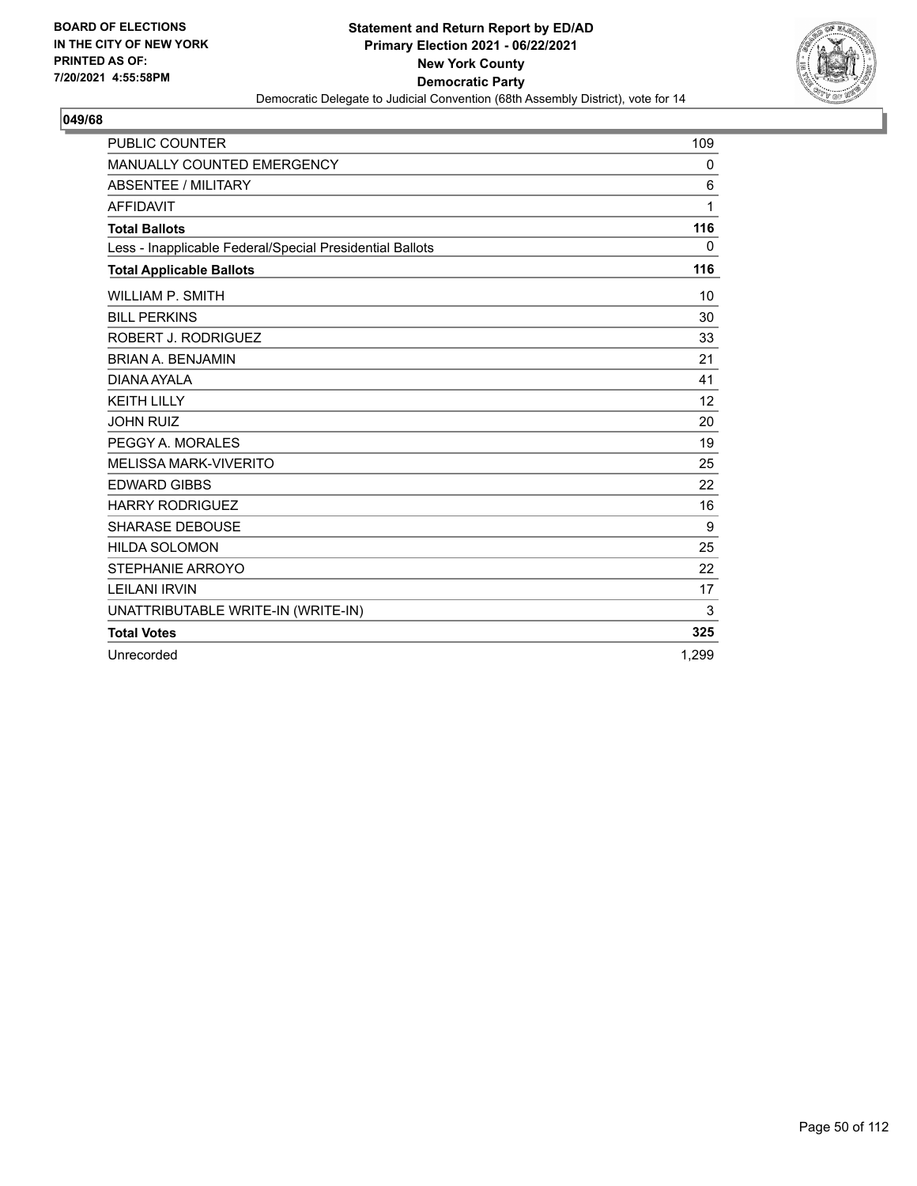**BOARD OF ELECTIONS IN THE CITY OF NEW YORK PRINTED AS OF: 7/20/2021 4:55:58PM**

**Statement and Return Report by ED/AD**
**Primary Election 2021 - 06/22/2021**
**New York County**
**Democratic Party**
Democratic Delegate to Judicial Convention (68th Assembly District), vote for 14

## 049/68

| | |
|---|---|
| PUBLIC COUNTER | 109 |
| MANUALLY COUNTED EMERGENCY | 0 |
| ABSENTEE / MILITARY | 6 |
| AFFIDAVIT | 1 |
| **Total Ballots** | **116** |
| Less - Inapplicable Federal/Special Presidential Ballots | 0 |
| **Total Applicable Ballots** | **116** |
| WILLIAM P. SMITH | 10 |
| BILL PERKINS | 30 |
| ROBERT J. RODRIGUEZ | 33 |
| BRIAN A. BENJAMIN | 21 |
| DIANA AYALA | 41 |
| KEITH LILLY | 12 |
| JOHN RUIZ | 20 |
| PEGGY A. MORALES | 19 |
| MELISSA MARK-VIVERITO | 25 |
| EDWARD GIBBS | 22 |
| HARRY RODRIGUEZ | 16 |
| SHARASE DEBOUSE | 9 |
| HILDA SOLOMON | 25 |
| STEPHANIE ARROYO | 22 |
| LEILANI IRVIN | 17 |
| UNATTRIBUTABLE WRITE-IN (WRITE-IN) | 3 |
| **Total Votes** | **325** |
| Unrecorded | 1,299 |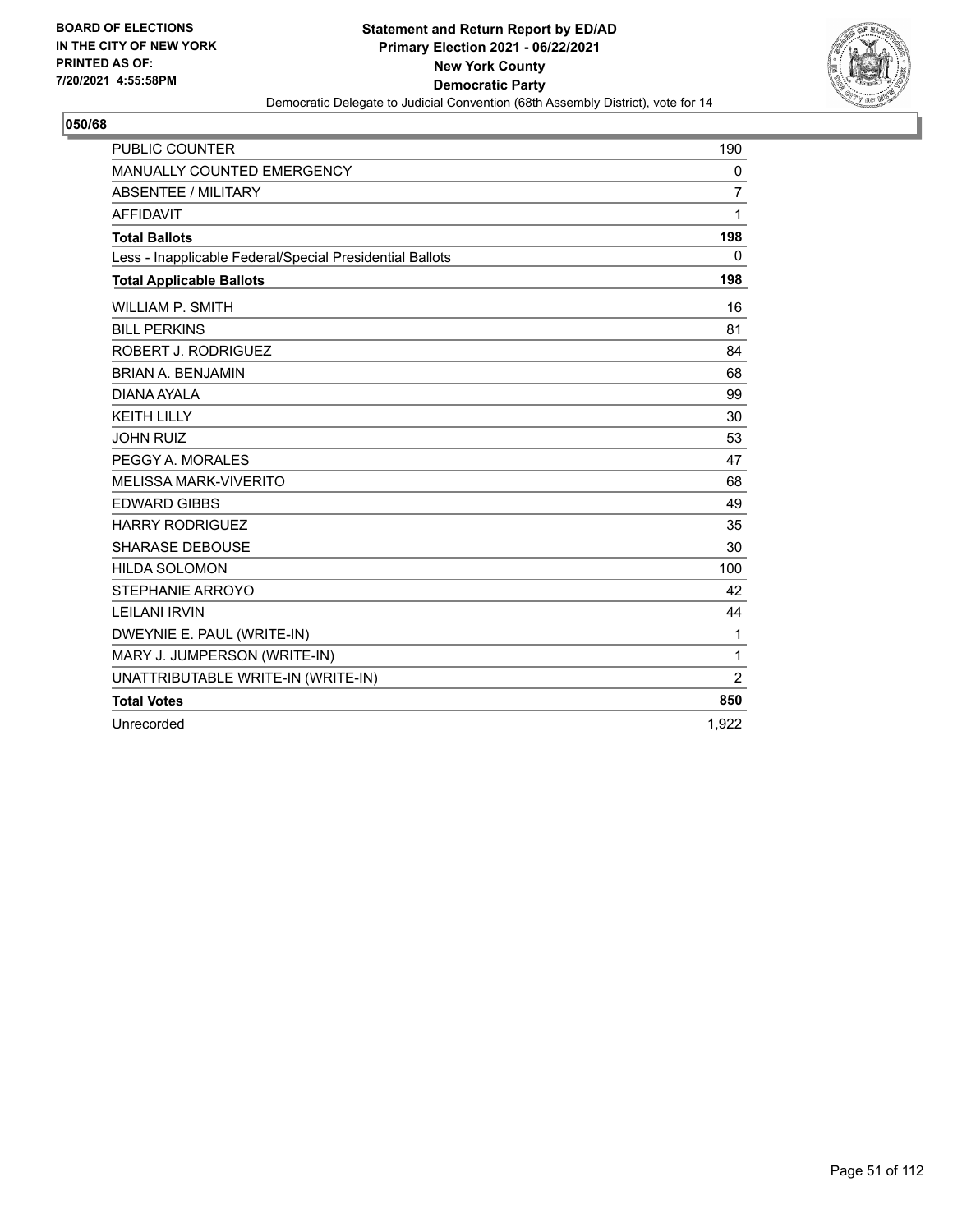BOARD OF ELECTIONS
IN THE CITY OF NEW YORK
PRINTED AS OF:
7/20/2021 4:55:58PM

**Statement and Return Report by ED/AD**
**Primary Election 2021 - 06/22/2021**
**New York County**
**Democratic Party**
Democratic Delegate to Judicial Convention (68th Assembly District), vote for 14

## 050/68

| | |
|---|---|
| PUBLIC COUNTER | 190 |
| MANUALLY COUNTED EMERGENCY | 0 |
| ABSENTEE / MILITARY | 7 |
| AFFIDAVIT | 1 |
| **Total Ballots** | **198** |
| Less - Inapplicable Federal/Special Presidential Ballots | 0 |
| **Total Applicable Ballots** | **198** |
| WILLIAM P. SMITH | 16 |
| BILL PERKINS | 81 |
| ROBERT J. RODRIGUEZ | 84 |
| BRIAN A. BENJAMIN | 68 |
| DIANA AYALA | 99 |
| KEITH LILLY | 30 |
| JOHN RUIZ | 53 |
| PEGGY A. MORALES | 47 |
| MELISSA MARK-VIVERITO | 68 |
| EDWARD GIBBS | 49 |
| HARRY RODRIGUEZ | 35 |
| SHARASE DEBOUSE | 30 |
| HILDA SOLOMON | 100 |
| STEPHANIE ARROYO | 42 |
| LEILANI IRVIN | 44 |
| DWEYNIE E. PAUL (WRITE-IN) | 1 |
| MARY J. JUMPERSON (WRITE-IN) | 1 |
| UNATTRIBUTABLE WRITE-IN (WRITE-IN) | 2 |
| **Total Votes** | **850** |
| Unrecorded | 1,922 |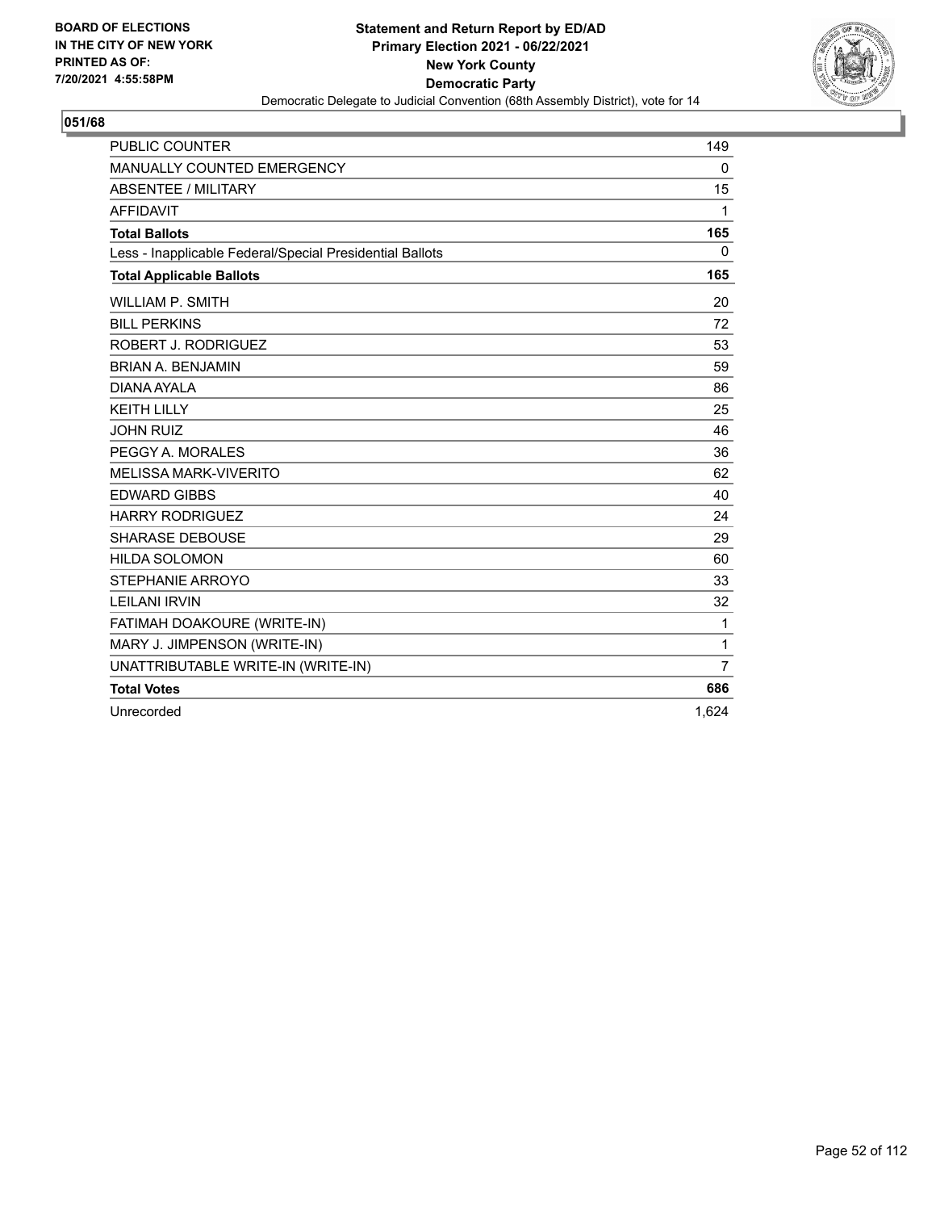**BOARD OF ELECTIONS IN THE CITY OF NEW YORK PRINTED AS OF: 7/20/2021 4:55:58PM**

**Statement and Return Report by ED/AD**
**Primary Election 2021 - 06/22/2021**
**New York County**
**Democratic Party**
Democratic Delegate to Judicial Convention (68th Assembly District), vote for 14

## 051/68

| | |
|---|---|
| PUBLIC COUNTER | 149 |
| MANUALLY COUNTED EMERGENCY | 0 |
| ABSENTEE / MILITARY | 15 |
| AFFIDAVIT | 1 |
| **Total Ballots** | **165** |
| Less - Inapplicable Federal/Special Presidential Ballots | 0 |
| **Total Applicable Ballots** | **165** |
| WILLIAM P. SMITH | 20 |
| BILL PERKINS | 72 |
| ROBERT J. RODRIGUEZ | 53 |
| BRIAN A. BENJAMIN | 59 |
| DIANA AYALA | 86 |
| KEITH LILLY | 25 |
| JOHN RUIZ | 46 |
| PEGGY A. MORALES | 36 |
| MELISSA MARK-VIVERITO | 62 |
| EDWARD GIBBS | 40 |
| HARRY RODRIGUEZ | 24 |
| SHARASE DEBOUSE | 29 |
| HILDA SOLOMON | 60 |
| STEPHANIE ARROYO | 33 |
| LEILANI IRVIN | 32 |
| FATIMAH DOAKOURE (WRITE-IN) | 1 |
| MARY J. JIMPENSON (WRITE-IN) | 1 |
| UNATTRIBUTABLE WRITE-IN (WRITE-IN) | 7 |
| **Total Votes** | **686** |
| Unrecorded | 1,624 |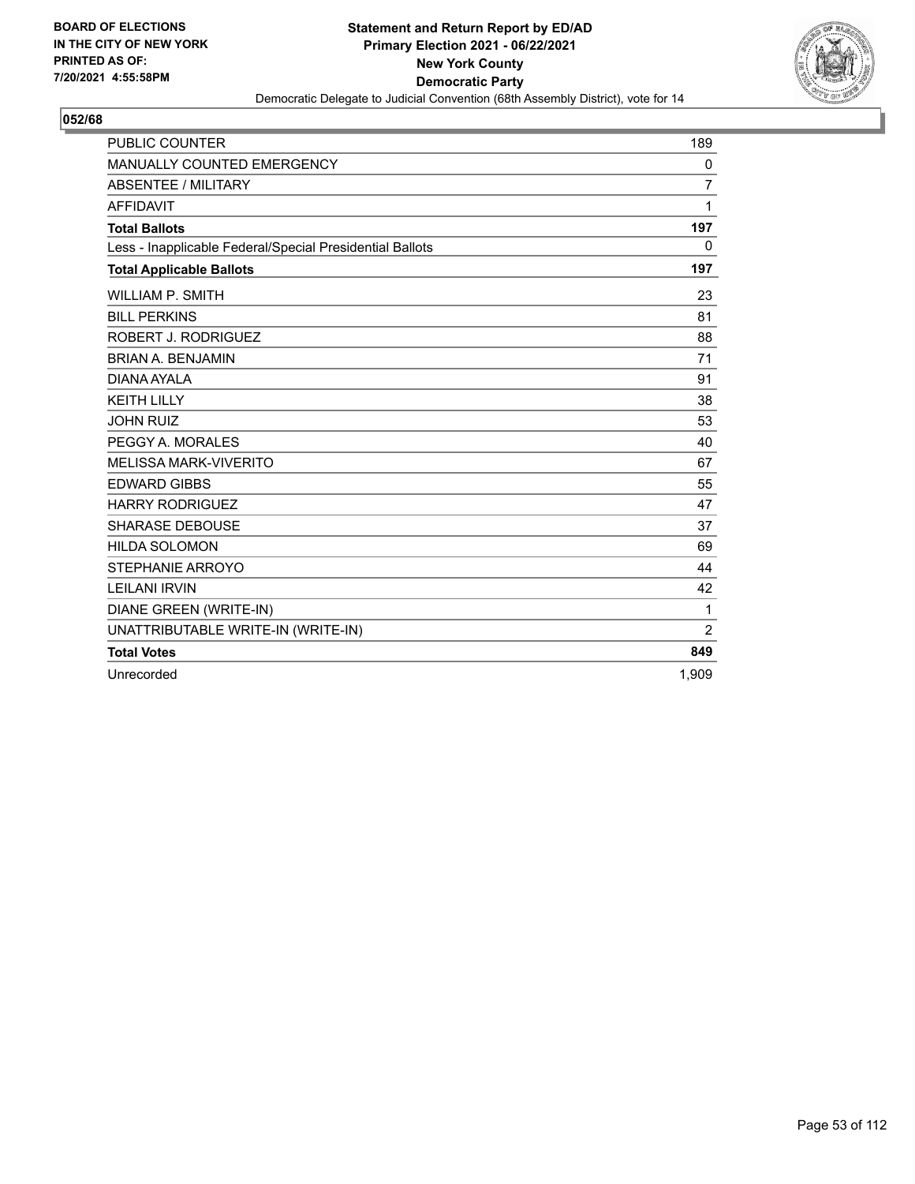BOARD OF ELECTIONS
IN THE CITY OF NEW YORK
PRINTED AS OF:
7/20/2021 4:55:58PM

**Statement and Return Report by ED/AD**
**Primary Election 2021 - 06/22/2021**
**New York County**
**Democratic Party**
Democratic Delegate to Judicial Convention (68th Assembly District), vote for 14

## 052/68

| | |
|---|---|
| PUBLIC COUNTER | 189 |
| MANUALLY COUNTED EMERGENCY | 0 |
| ABSENTEE / MILITARY | 7 |
| AFFIDAVIT | 1 |
| **Total Ballots** | **197** |
| Less - Inapplicable Federal/Special Presidential Ballots | 0 |
| **Total Applicable Ballots** | **197** |
| WILLIAM P. SMITH | 23 |
| BILL PERKINS | 81 |
| ROBERT J. RODRIGUEZ | 88 |
| BRIAN A. BENJAMIN | 71 |
| DIANA AYALA | 91 |
| KEITH LILLY | 38 |
| JOHN RUIZ | 53 |
| PEGGY A. MORALES | 40 |
| MELISSA MARK-VIVERITO | 67 |
| EDWARD GIBBS | 55 |
| HARRY RODRIGUEZ | 47 |
| SHARASE DEBOUSE | 37 |
| HILDA SOLOMON | 69 |
| STEPHANIE ARROYO | 44 |
| LEILANI IRVIN | 42 |
| DIANE GREEN (WRITE-IN) | 1 |
| UNATTRIBUTABLE WRITE-IN (WRITE-IN) | 2 |
| **Total Votes** | **849** |
| Unrecorded | 1,909 |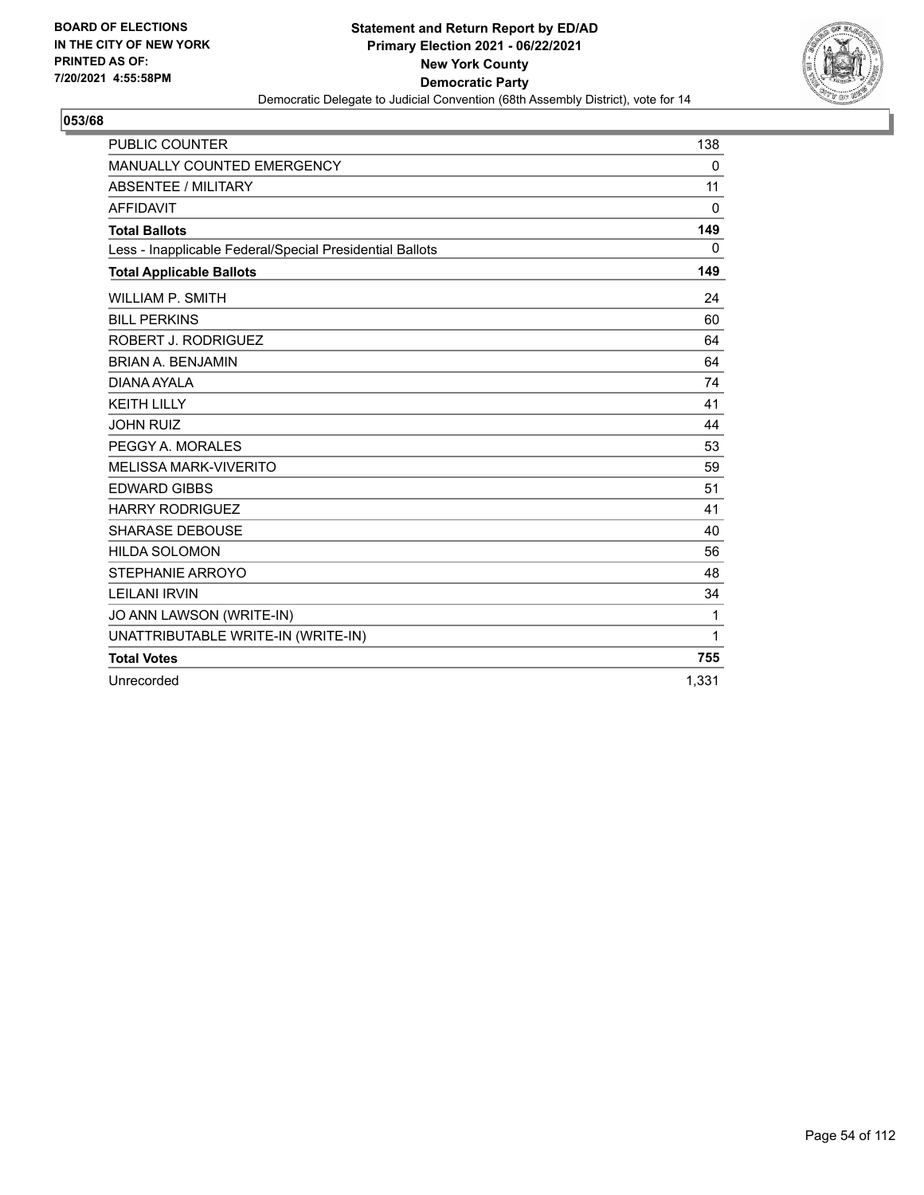BOARD OF ELECTIONS
IN THE CITY OF NEW YORK
PRINTED AS OF:
7/20/2021 4:55:58PM

**Statement and Return Report by ED/AD**
**Primary Election 2021 - 06/22/2021**
**New York County**
**Democratic Party**
Democratic Delegate to Judicial Convention (68th Assembly District), vote for 14

## 053/68

| | |
|---|---|
| PUBLIC COUNTER | 138 |
| MANUALLY COUNTED EMERGENCY | 0 |
| ABSENTEE / MILITARY | 11 |
| AFFIDAVIT | 0 |
| **Total Ballots** | **149** |
| Less - Inapplicable Federal/Special Presidential Ballots | 0 |
| **Total Applicable Ballots** | **149** |
| WILLIAM P. SMITH | 24 |
| BILL PERKINS | 60 |
| ROBERT J. RODRIGUEZ | 64 |
| BRIAN A. BENJAMIN | 64 |
| DIANA AYALA | 74 |
| KEITH LILLY | 41 |
| JOHN RUIZ | 44 |
| PEGGY A. MORALES | 53 |
| MELISSA MARK-VIVERITO | 59 |
| EDWARD GIBBS | 51 |
| HARRY RODRIGUEZ | 41 |
| SHARASE DEBOUSE | 40 |
| HILDA SOLOMON | 56 |
| STEPHANIE ARROYO | 48 |
| LEILANI IRVIN | 34 |
| JO ANN LAWSON (WRITE-IN) | 1 |
| UNATTRIBUTABLE WRITE-IN (WRITE-IN) | 1 |
| **Total Votes** | **755** |
| Unrecorded | 1,331 |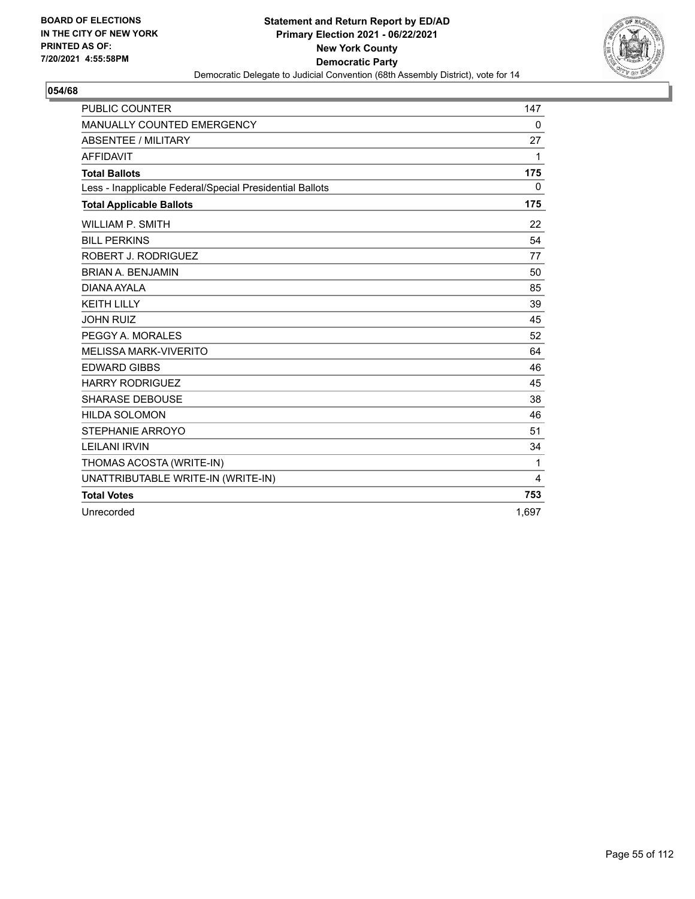BOARD OF ELECTIONS
IN THE CITY OF NEW YORK
PRINTED AS OF:
7/20/2021 4:55:58PM

**Statement and Return Report by ED/AD**
**Primary Election 2021 - 06/22/2021**
**New York County**
**Democratic Party**
Democratic Delegate to Judicial Convention (68th Assembly District), vote for 14

## 054/68

| | |
|---|---|
| PUBLIC COUNTER | 147 |
| MANUALLY COUNTED EMERGENCY | 0 |
| ABSENTEE / MILITARY | 27 |
| AFFIDAVIT | 1 |
| **Total Ballots** | **175** |
| Less - Inapplicable Federal/Special Presidential Ballots | 0 |
| **Total Applicable Ballots** | **175** |
| WILLIAM P. SMITH | 22 |
| BILL PERKINS | 54 |
| ROBERT J. RODRIGUEZ | 77 |
| BRIAN A. BENJAMIN | 50 |
| DIANA AYALA | 85 |
| KEITH LILLY | 39 |
| JOHN RUIZ | 45 |
| PEGGY A. MORALES | 52 |
| MELISSA MARK-VIVERITO | 64 |
| EDWARD GIBBS | 46 |
| HARRY RODRIGUEZ | 45 |
| SHARASE DEBOUSE | 38 |
| HILDA SOLOMON | 46 |
| STEPHANIE ARROYO | 51 |
| LEILANI IRVIN | 34 |
| THOMAS ACOSTA (WRITE-IN) | 1 |
| UNATTRIBUTABLE WRITE-IN (WRITE-IN) | 4 |
| **Total Votes** | **753** |
| Unrecorded | 1,697 |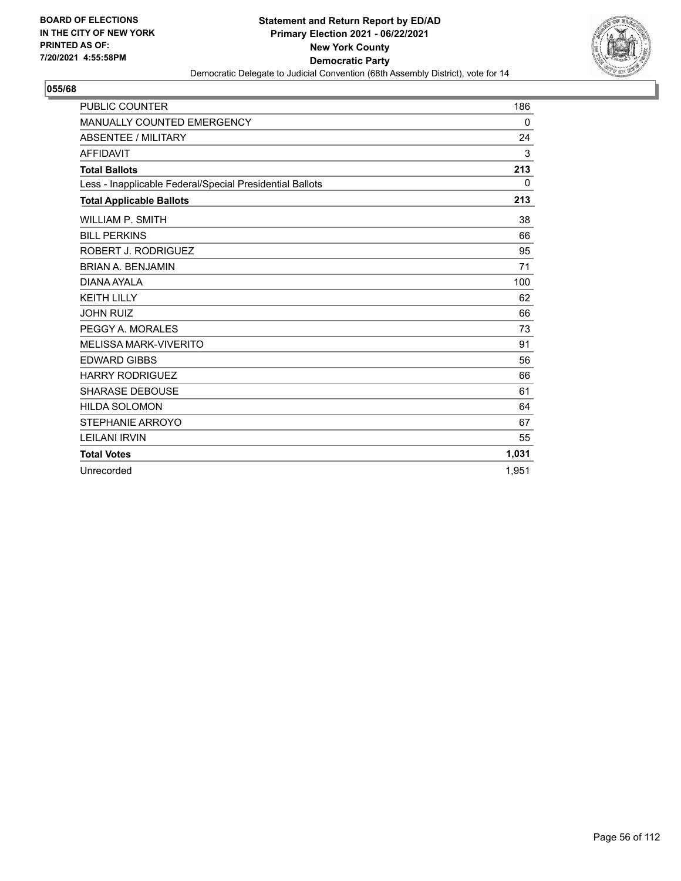**BOARD OF ELECTIONS IN THE CITY OF NEW YORK PRINTED AS OF: 7/20/2021 4:55:58PM**

**Statement and Return Report by ED/AD**
**Primary Election 2021 - 06/22/2021**
**New York County**
**Democratic Party**
Democratic Delegate to Judicial Convention (68th Assembly District), vote for 14

**055/68**

| | |
|---|---|
| PUBLIC COUNTER | 186 |
| MANUALLY COUNTED EMERGENCY | 0 |
| ABSENTEE / MILITARY | 24 |
| AFFIDAVIT | 3 |
| **Total Ballots** | **213** |
| Less - Inapplicable Federal/Special Presidential Ballots | 0 |
| **Total Applicable Ballots** | **213** |
| WILLIAM P. SMITH | 38 |
| BILL PERKINS | 66 |
| ROBERT J. RODRIGUEZ | 95 |
| BRIAN A. BENJAMIN | 71 |
| DIANA AYALA | 100 |
| KEITH LILLY | 62 |
| JOHN RUIZ | 66 |
| PEGGY A. MORALES | 73 |
| MELISSA MARK-VIVERITO | 91 |
| EDWARD GIBBS | 56 |
| HARRY RODRIGUEZ | 66 |
| SHARASE DEBOUSE | 61 |
| HILDA SOLOMON | 64 |
| STEPHANIE ARROYO | 67 |
| LEILANI IRVIN | 55 |
| **Total Votes** | **1,031** |
| Unrecorded | 1,951 |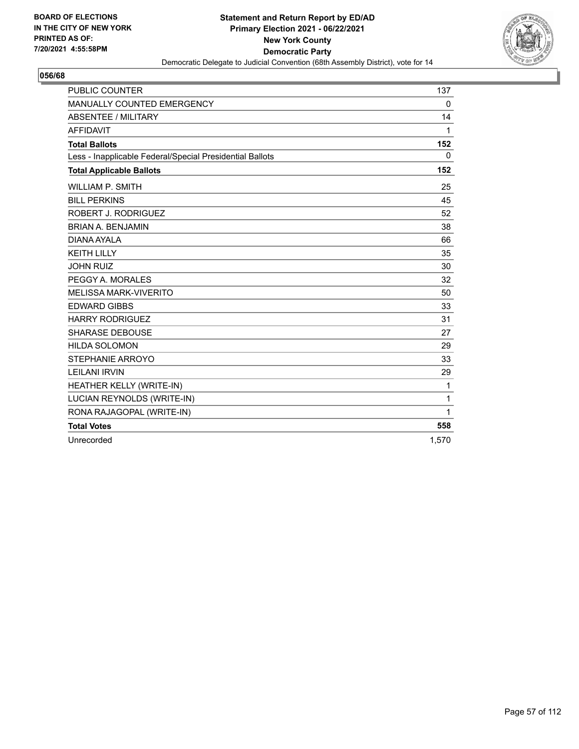BOARD OF ELECTIONS
IN THE CITY OF NEW YORK
PRINTED AS OF:
7/20/2021 4:55:58PM

**Statement and Return Report by ED/AD**
**Primary Election 2021 - 06/22/2021**
**New York County**
**Democratic Party**
Democratic Delegate to Judicial Convention (68th Assembly District), vote for 14

## 056/68

| | |
|---|---|
| PUBLIC COUNTER | 137 |
| MANUALLY COUNTED EMERGENCY | 0 |
| ABSENTEE / MILITARY | 14 |
| AFFIDAVIT | 1 |
| **Total Ballots** | **152** |
| Less - Inapplicable Federal/Special Presidential Ballots | 0 |
| **Total Applicable Ballots** | **152** |
| WILLIAM P. SMITH | 25 |
| BILL PERKINS | 45 |
| ROBERT J. RODRIGUEZ | 52 |
| BRIAN A. BENJAMIN | 38 |
| DIANA AYALA | 66 |
| KEITH LILLY | 35 |
| JOHN RUIZ | 30 |
| PEGGY A. MORALES | 32 |
| MELISSA MARK-VIVERITO | 50 |
| EDWARD GIBBS | 33 |
| HARRY RODRIGUEZ | 31 |
| SHARASE DEBOUSE | 27 |
| HILDA SOLOMON | 29 |
| STEPHANIE ARROYO | 33 |
| LEILANI IRVIN | 29 |
| HEATHER KELLY (WRITE-IN) | 1 |
| LUCIAN REYNOLDS (WRITE-IN) | 1 |
| RONA RAJAGOPAL (WRITE-IN) | 1 |
| **Total Votes** | **558** |
| Unrecorded | 1,570 |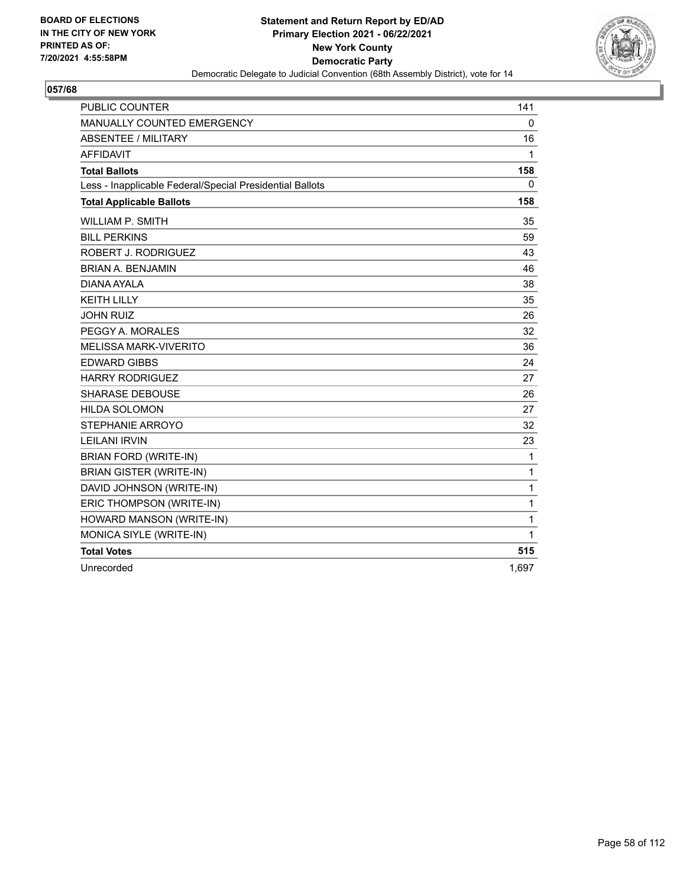**BOARD OF ELECTIONS IN THE CITY OF NEW YORK PRINTED AS OF: 7/20/2021 4:55:58PM**

**Statement and Return Report by ED/AD**
**Primary Election 2021 - 06/22/2021**
**New York County**
**Democratic Party**
Democratic Delegate to Judicial Convention (68th Assembly District), vote for 14

## 057/68

| | |
|---|---|
| PUBLIC COUNTER | 141 |
| MANUALLY COUNTED EMERGENCY | 0 |
| ABSENTEE / MILITARY | 16 |
| AFFIDAVIT | 1 |
| **Total Ballots** | **158** |
| Less - Inapplicable Federal/Special Presidential Ballots | 0 |
| **Total Applicable Ballots** | **158** |
| WILLIAM P. SMITH | 35 |
| BILL PERKINS | 59 |
| ROBERT J. RODRIGUEZ | 43 |
| BRIAN A. BENJAMIN | 46 |
| DIANA AYALA | 38 |
| KEITH LILLY | 35 |
| JOHN RUIZ | 26 |
| PEGGY A. MORALES | 32 |
| MELISSA MARK-VIVERITO | 36 |
| EDWARD GIBBS | 24 |
| HARRY RODRIGUEZ | 27 |
| SHARASE DEBOUSE | 26 |
| HILDA SOLOMON | 27 |
| STEPHANIE ARROYO | 32 |
| LEILANI IRVIN | 23 |
| BRIAN FORD (WRITE-IN) | 1 |
| BRIAN GISTER (WRITE-IN) | 1 |
| DAVID JOHNSON (WRITE-IN) | 1 |
| ERIC THOMPSON (WRITE-IN) | 1 |
| HOWARD MANSON (WRITE-IN) | 1 |
| MONICA SIYLE (WRITE-IN) | 1 |
| **Total Votes** | **515** |
| Unrecorded | 1,697 |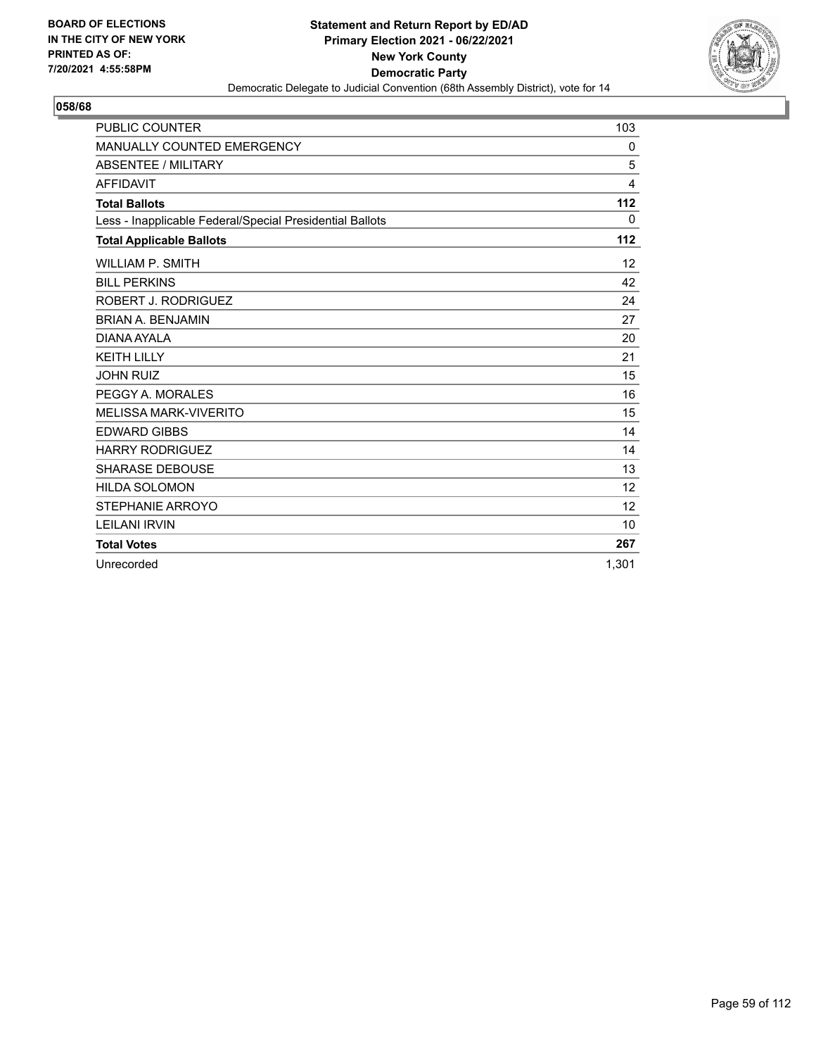BOARD OF ELECTIONS
IN THE CITY OF NEW YORK
PRINTED AS OF:
7/20/2021 4:55:58PM

**Statement and Return Report by ED/AD**
**Primary Election 2021 - 06/22/2021**
**New York County**
**Democratic Party**
Democratic Delegate to Judicial Convention (68th Assembly District), vote for 14

## 058/68

| | |
|---|---|
| PUBLIC COUNTER | 103 |
| MANUALLY COUNTED EMERGENCY | 0 |
| ABSENTEE / MILITARY | 5 |
| AFFIDAVIT | 4 |
| **Total Ballots** | **112** |
| Less - Inapplicable Federal/Special Presidential Ballots | 0 |
| **Total Applicable Ballots** | **112** |
| WILLIAM P. SMITH | 12 |
| BILL PERKINS | 42 |
| ROBERT J. RODRIGUEZ | 24 |
| BRIAN A. BENJAMIN | 27 |
| DIANA AYALA | 20 |
| KEITH LILLY | 21 |
| JOHN RUIZ | 15 |
| PEGGY A. MORALES | 16 |
| MELISSA MARK-VIVERITO | 15 |
| EDWARD GIBBS | 14 |
| HARRY RODRIGUEZ | 14 |
| SHARASE DEBOUSE | 13 |
| HILDA SOLOMON | 12 |
| STEPHANIE ARROYO | 12 |
| LEILANI IRVIN | 10 |
| **Total Votes** | **267** |
| Unrecorded | 1,301 |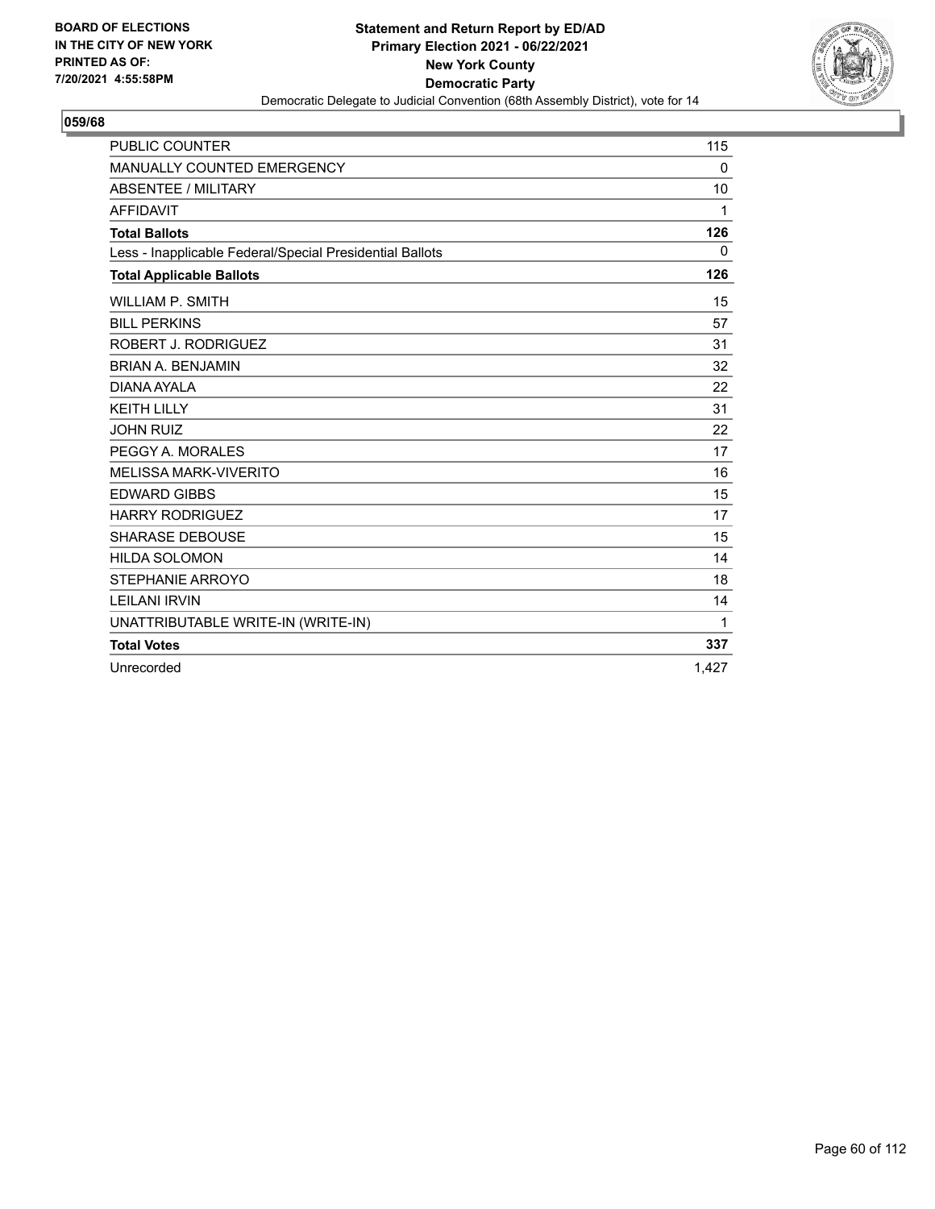BOARD OF ELECTIONS IN THE CITY OF NEW YORK PRINTED AS OF: 7/20/2021 4:55:58PM

**Statement and Return Report by ED/AD**
**Primary Election 2021 - 06/22/2021**
**New York County**
**Democratic Party**
Democratic Delegate to Judicial Convention (68th Assembly District), vote for 14

## 059/68

| | |
|---|---|
| PUBLIC COUNTER | 115 |
| MANUALLY COUNTED EMERGENCY | 0 |
| ABSENTEE / MILITARY | 10 |
| AFFIDAVIT | 1 |
| **Total Ballots** | **126** |
| Less - Inapplicable Federal/Special Presidential Ballots | 0 |
| **Total Applicable Ballots** | **126** |
| WILLIAM P. SMITH | 15 |
| BILL PERKINS | 57 |
| ROBERT J. RODRIGUEZ | 31 |
| BRIAN A. BENJAMIN | 32 |
| DIANA AYALA | 22 |
| KEITH LILLY | 31 |
| JOHN RUIZ | 22 |
| PEGGY A. MORALES | 17 |
| MELISSA MARK-VIVERITO | 16 |
| EDWARD GIBBS | 15 |
| HARRY RODRIGUEZ | 17 |
| SHARASE DEBOUSE | 15 |
| HILDA SOLOMON | 14 |
| STEPHANIE ARROYO | 18 |
| LEILANI IRVIN | 14 |
| UNATTRIBUTABLE WRITE-IN (WRITE-IN) | 1 |
| **Total Votes** | **337** |
| Unrecorded | 1,427 |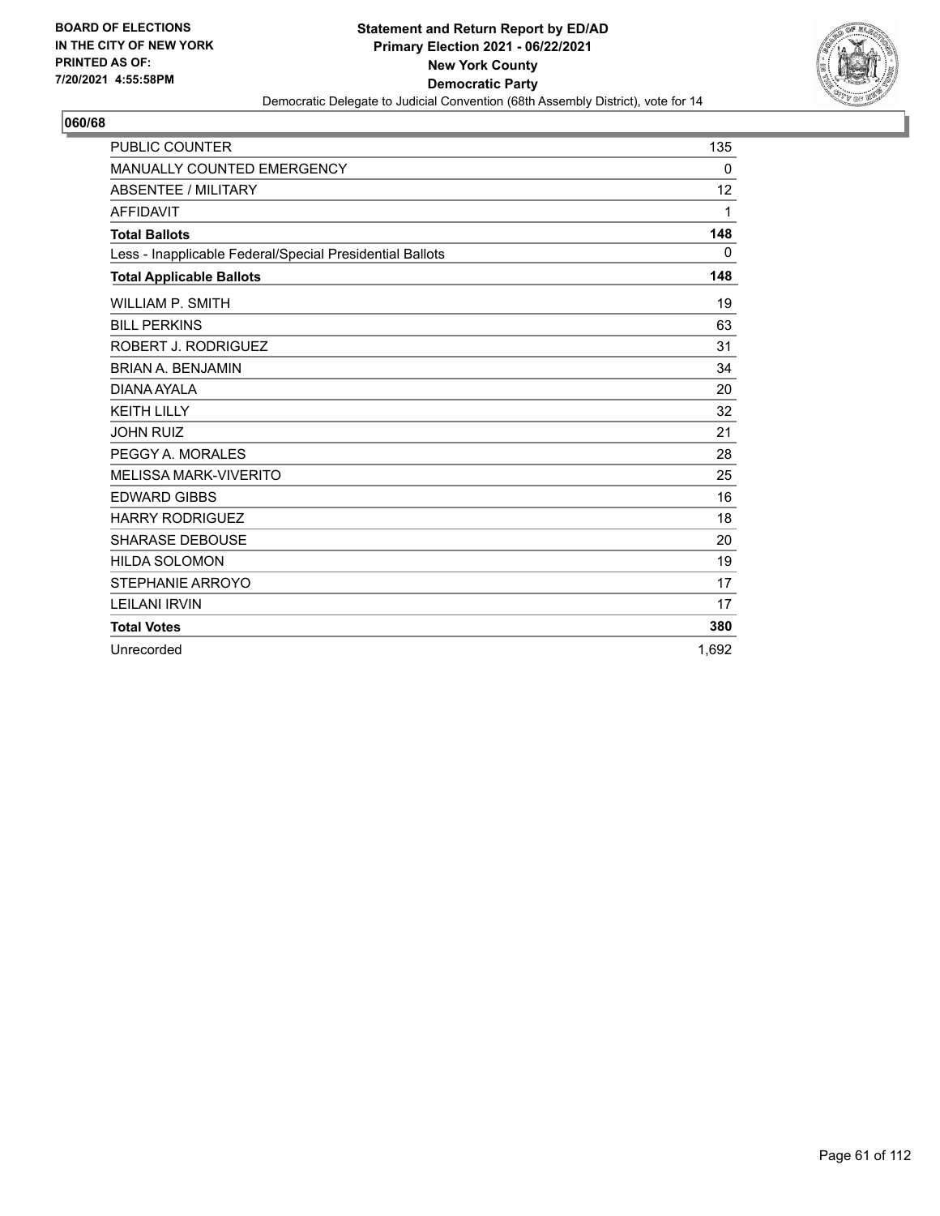BOARD OF ELECTIONS
IN THE CITY OF NEW YORK
PRINTED AS OF:
7/20/2021 4:55:58PM

**Statement and Return Report by ED/AD**
**Primary Election 2021 - 06/22/2021**
**New York County**
**Democratic Party**
Democratic Delegate to Judicial Convention (68th Assembly District), vote for 14

## 060/68

| | |
|---|---|
| PUBLIC COUNTER | 135 |
| MANUALLY COUNTED EMERGENCY | 0 |
| ABSENTEE / MILITARY | 12 |
| AFFIDAVIT | 1 |
| **Total Ballots** | **148** |
| Less - Inapplicable Federal/Special Presidential Ballots | 0 |
| **Total Applicable Ballots** | **148** |
| WILLIAM P. SMITH | 19 |
| BILL PERKINS | 63 |
| ROBERT J. RODRIGUEZ | 31 |
| BRIAN A. BENJAMIN | 34 |
| DIANA AYALA | 20 |
| KEITH LILLY | 32 |
| JOHN RUIZ | 21 |
| PEGGY A. MORALES | 28 |
| MELISSA MARK-VIVERITO | 25 |
| EDWARD GIBBS | 16 |
| HARRY RODRIGUEZ | 18 |
| SHARASE DEBOUSE | 20 |
| HILDA SOLOMON | 19 |
| STEPHANIE ARROYO | 17 |
| LEILANI IRVIN | 17 |
| **Total Votes** | **380** |
| Unrecorded | 1,692 |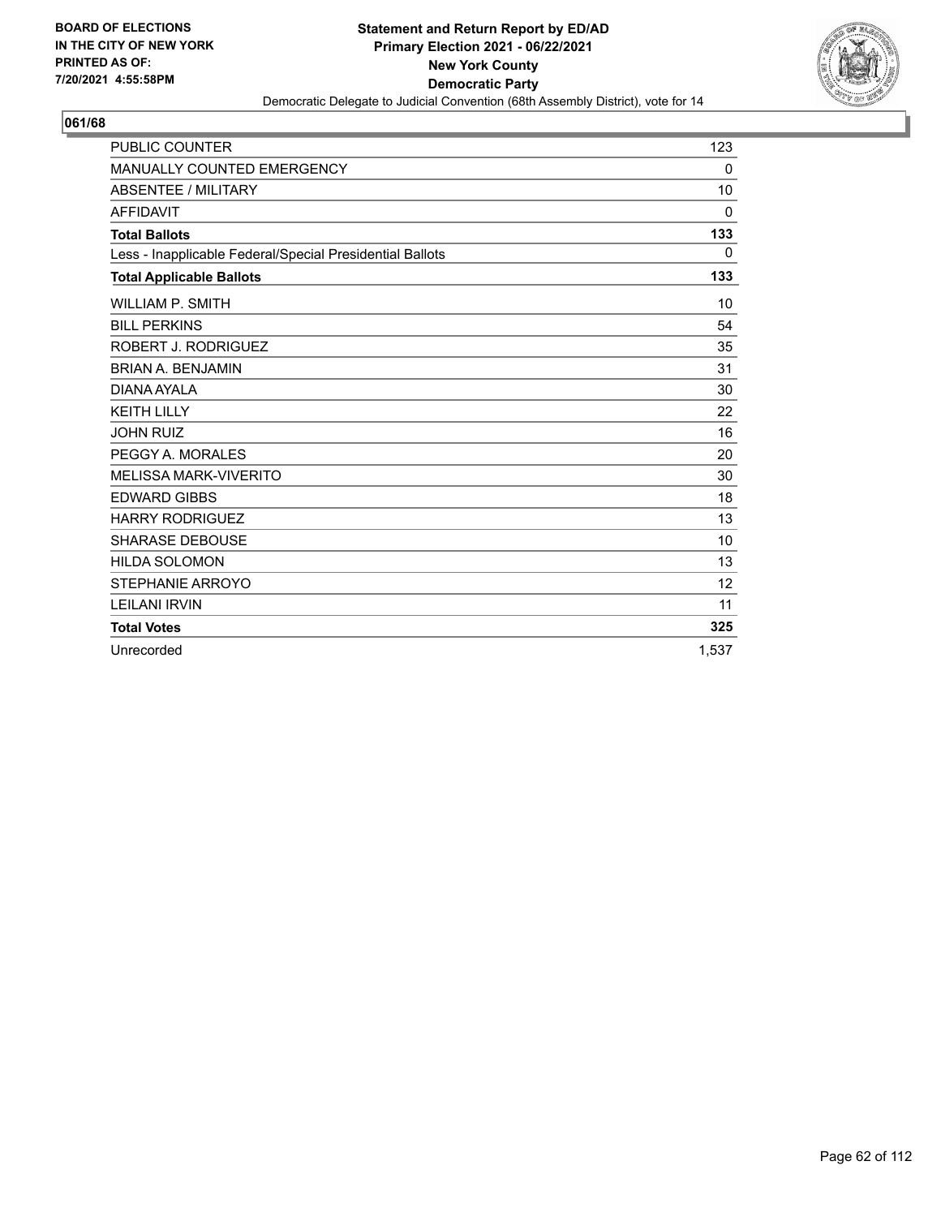**BOARD OF ELECTIONS IN THE CITY OF NEW YORK PRINTED AS OF: 7/20/2021 4:55:58PM**

**Statement and Return Report by ED/AD**
**Primary Election 2021 - 06/22/2021**
**New York County**
**Democratic Party**
Democratic Delegate to Judicial Convention (68th Assembly District), vote for 14

## 061/68

| PUBLIC COUNTER | 123 |
|---|---|
| MANUALLY COUNTED EMERGENCY | 0 |
| ABSENTEE / MILITARY | 10 |
| AFFIDAVIT | 0 |
| **Total Ballots** | **133** |
| Less - Inapplicable Federal/Special Presidential Ballots | 0 |
| **Total Applicable Ballots** | **133** |
| WILLIAM P. SMITH | 10 |
| BILL PERKINS | 54 |
| ROBERT J. RODRIGUEZ | 35 |
| BRIAN A. BENJAMIN | 31 |
| DIANA AYALA | 30 |
| KEITH LILLY | 22 |
| JOHN RUIZ | 16 |
| PEGGY A. MORALES | 20 |
| MELISSA MARK-VIVERITO | 30 |
| EDWARD GIBBS | 18 |
| HARRY RODRIGUEZ | 13 |
| SHARASE DEBOUSE | 10 |
| HILDA SOLOMON | 13 |
| STEPHANIE ARROYO | 12 |
| LEILANI IRVIN | 11 |
| **Total Votes** | **325** |
| Unrecorded | 1,537 |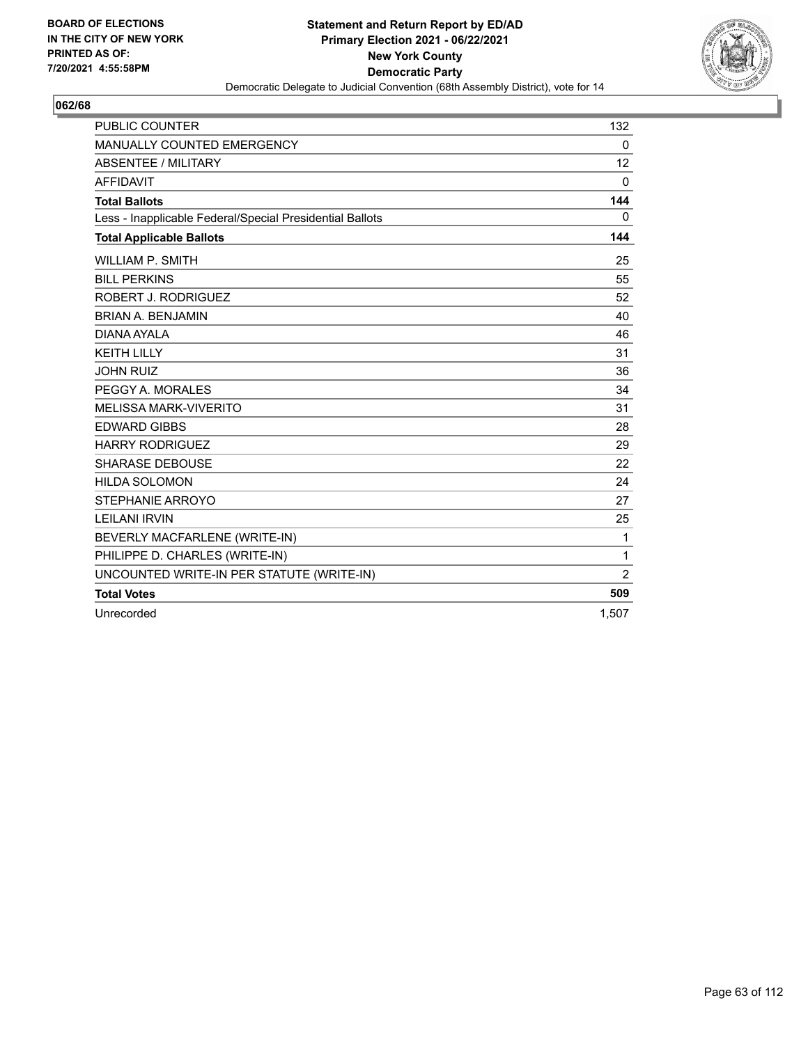**BOARD OF ELECTIONS IN THE CITY OF NEW YORK PRINTED AS OF: 7/20/2021 4:55:58PM**

**Statement and Return Report by ED/AD**
**Primary Election 2021 - 06/22/2021**
**New York County**
**Democratic Party**
Democratic Delegate to Judicial Convention (68th Assembly District), vote for 14

## 062/68

| | |
|---|---|
| PUBLIC COUNTER | 132 |
| MANUALLY COUNTED EMERGENCY | 0 |
| ABSENTEE / MILITARY | 12 |
| AFFIDAVIT | 0 |
| **Total Ballots** | **144** |
| Less - Inapplicable Federal/Special Presidential Ballots | 0 |
| **Total Applicable Ballots** | **144** |
| WILLIAM P. SMITH | 25 |
| BILL PERKINS | 55 |
| ROBERT J. RODRIGUEZ | 52 |
| BRIAN A. BENJAMIN | 40 |
| DIANA AYALA | 46 |
| KEITH LILLY | 31 |
| JOHN RUIZ | 36 |
| PEGGY A. MORALES | 34 |
| MELISSA MARK-VIVERITO | 31 |
| EDWARD GIBBS | 28 |
| HARRY RODRIGUEZ | 29 |
| SHARASE DEBOUSE | 22 |
| HILDA SOLOMON | 24 |
| STEPHANIE ARROYO | 27 |
| LEILANI IRVIN | 25 |
| BEVERLY MACFARLENE (WRITE-IN) | 1 |
| PHILIPPE D. CHARLES (WRITE-IN) | 1 |
| UNCOUNTED WRITE-IN PER STATUTE (WRITE-IN) | 2 |
| **Total Votes** | **509** |
| Unrecorded | 1,507 |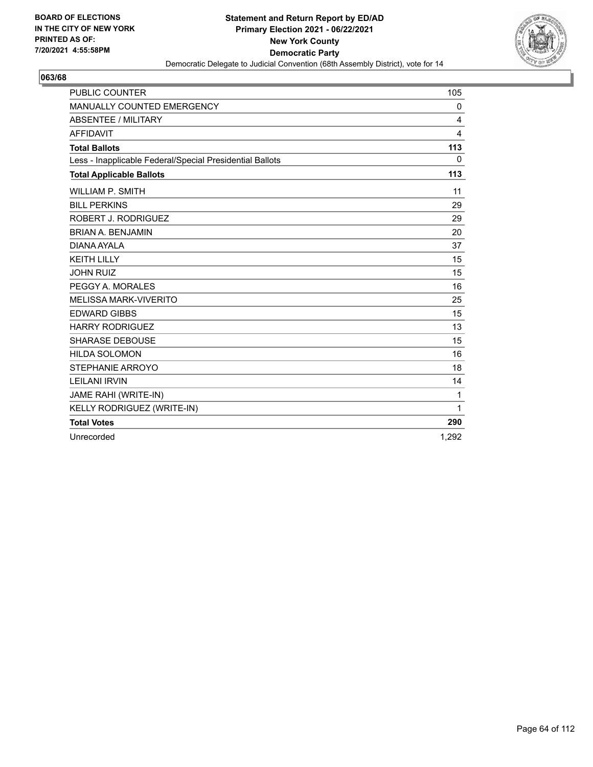**BOARD OF ELECTIONS IN THE CITY OF NEW YORK PRINTED AS OF: 7/20/2021 4:55:58PM**

**Statement and Return Report by ED/AD**
**Primary Election 2021 - 06/22/2021**
**New York County**
**Democratic Party**
Democratic Delegate to Judicial Convention (68th Assembly District), vote for 14

**063/68**

| | |
|---|---|
| PUBLIC COUNTER | 105 |
| MANUALLY COUNTED EMERGENCY | 0 |
| ABSENTEE / MILITARY | 4 |
| AFFIDAVIT | 4 |
| **Total Ballots** | **113** |
| Less - Inapplicable Federal/Special Presidential Ballots | 0 |
| **Total Applicable Ballots** | **113** |
| WILLIAM P. SMITH | 11 |
| BILL PERKINS | 29 |
| ROBERT J. RODRIGUEZ | 29 |
| BRIAN A. BENJAMIN | 20 |
| DIANA AYALA | 37 |
| KEITH LILLY | 15 |
| JOHN RUIZ | 15 |
| PEGGY A. MORALES | 16 |
| MELISSA MARK-VIVERITO | 25 |
| EDWARD GIBBS | 15 |
| HARRY RODRIGUEZ | 13 |
| SHARASE DEBOUSE | 15 |
| HILDA SOLOMON | 16 |
| STEPHANIE ARROYO | 18 |
| LEILANI IRVIN | 14 |
| JAME RAHI (WRITE-IN) | 1 |
| KELLY RODRIGUEZ (WRITE-IN) | 1 |
| **Total Votes** | **290** |
| Unrecorded | 1,292 |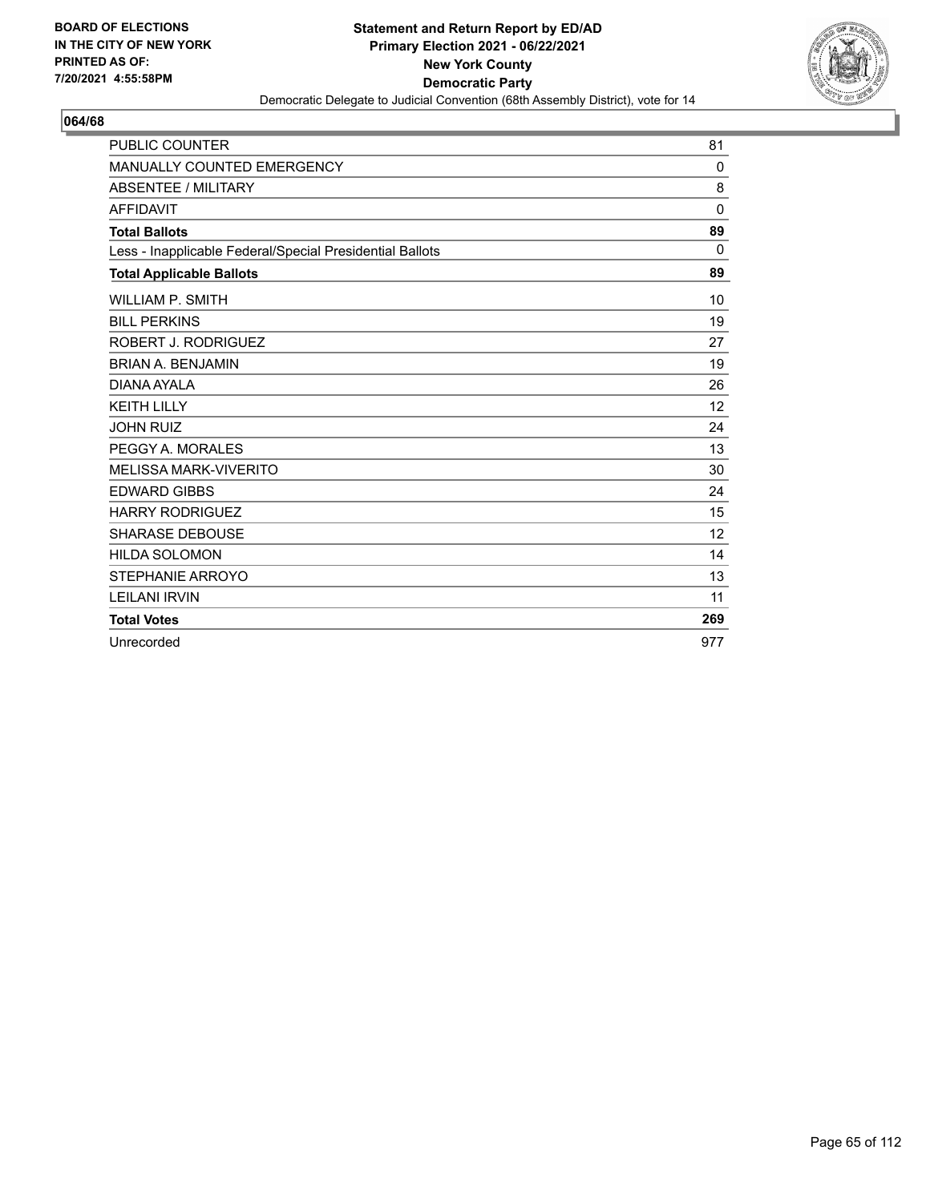BOARD OF ELECTIONS
IN THE CITY OF NEW YORK
PRINTED AS OF:
7/20/2021 4:55:58PM

**Statement and Return Report by ED/AD**
**Primary Election 2021 - 06/22/2021**
**New York County**
**Democratic Party**
Democratic Delegate to Judicial Convention (68th Assembly District), vote for 14

## 064/68

| | |
|---|---|
| PUBLIC COUNTER | 81 |
| MANUALLY COUNTED EMERGENCY | 0 |
| ABSENTEE / MILITARY | 8 |
| AFFIDAVIT | 0 |
| **Total Ballots** | **89** |
| Less - Inapplicable Federal/Special Presidential Ballots | 0 |
| **Total Applicable Ballots** | **89** |
| WILLIAM P. SMITH | 10 |
| BILL PERKINS | 19 |
| ROBERT J. RODRIGUEZ | 27 |
| BRIAN A. BENJAMIN | 19 |
| DIANA AYALA | 26 |
| KEITH LILLY | 12 |
| JOHN RUIZ | 24 |
| PEGGY A. MORALES | 13 |
| MELISSA MARK-VIVERITO | 30 |
| EDWARD GIBBS | 24 |
| HARRY RODRIGUEZ | 15 |
| SHARASE DEBOUSE | 12 |
| HILDA SOLOMON | 14 |
| STEPHANIE ARROYO | 13 |
| LEILANI IRVIN | 11 |
| **Total Votes** | **269** |
| Unrecorded | 977 |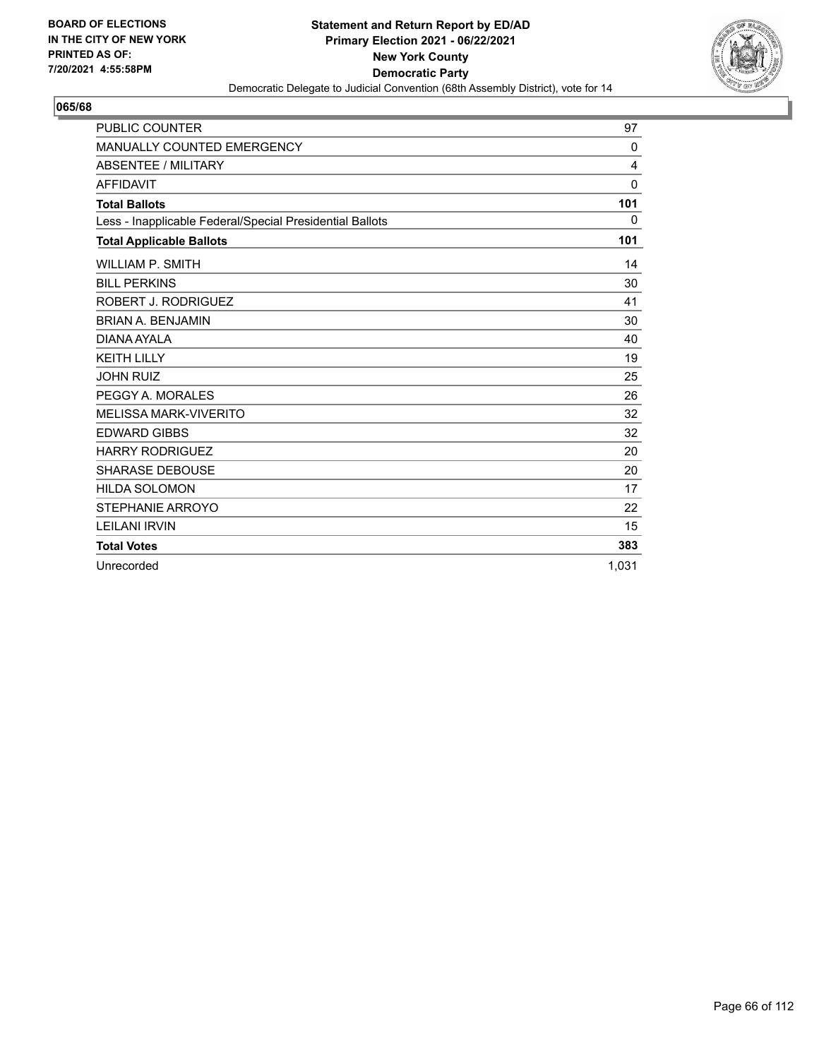BOARD OF ELECTIONS
IN THE CITY OF NEW YORK
PRINTED AS OF:
7/20/2021 4:55:58PM

**Statement and Return Report by ED/AD**
**Primary Election 2021 - 06/22/2021**
**New York County**
**Democratic Party**
Democratic Delegate to Judicial Convention (68th Assembly District), vote for 14

## 065/68

| | |
|---|---|
| PUBLIC COUNTER | 97 |
| MANUALLY COUNTED EMERGENCY | 0 |
| ABSENTEE / MILITARY | 4 |
| AFFIDAVIT | 0 |
| **Total Ballots** | **101** |
| Less - Inapplicable Federal/Special Presidential Ballots | 0 |
| **Total Applicable Ballots** | **101** |
| WILLIAM P. SMITH | 14 |
| BILL PERKINS | 30 |
| ROBERT J. RODRIGUEZ | 41 |
| BRIAN A. BENJAMIN | 30 |
| DIANA AYALA | 40 |
| KEITH LILLY | 19 |
| JOHN RUIZ | 25 |
| PEGGY A. MORALES | 26 |
| MELISSA MARK-VIVERITO | 32 |
| EDWARD GIBBS | 32 |
| HARRY RODRIGUEZ | 20 |
| SHARASE DEBOUSE | 20 |
| HILDA SOLOMON | 17 |
| STEPHANIE ARROYO | 22 |
| LEILANI IRVIN | 15 |
| **Total Votes** | **383** |
| Unrecorded | 1,031 |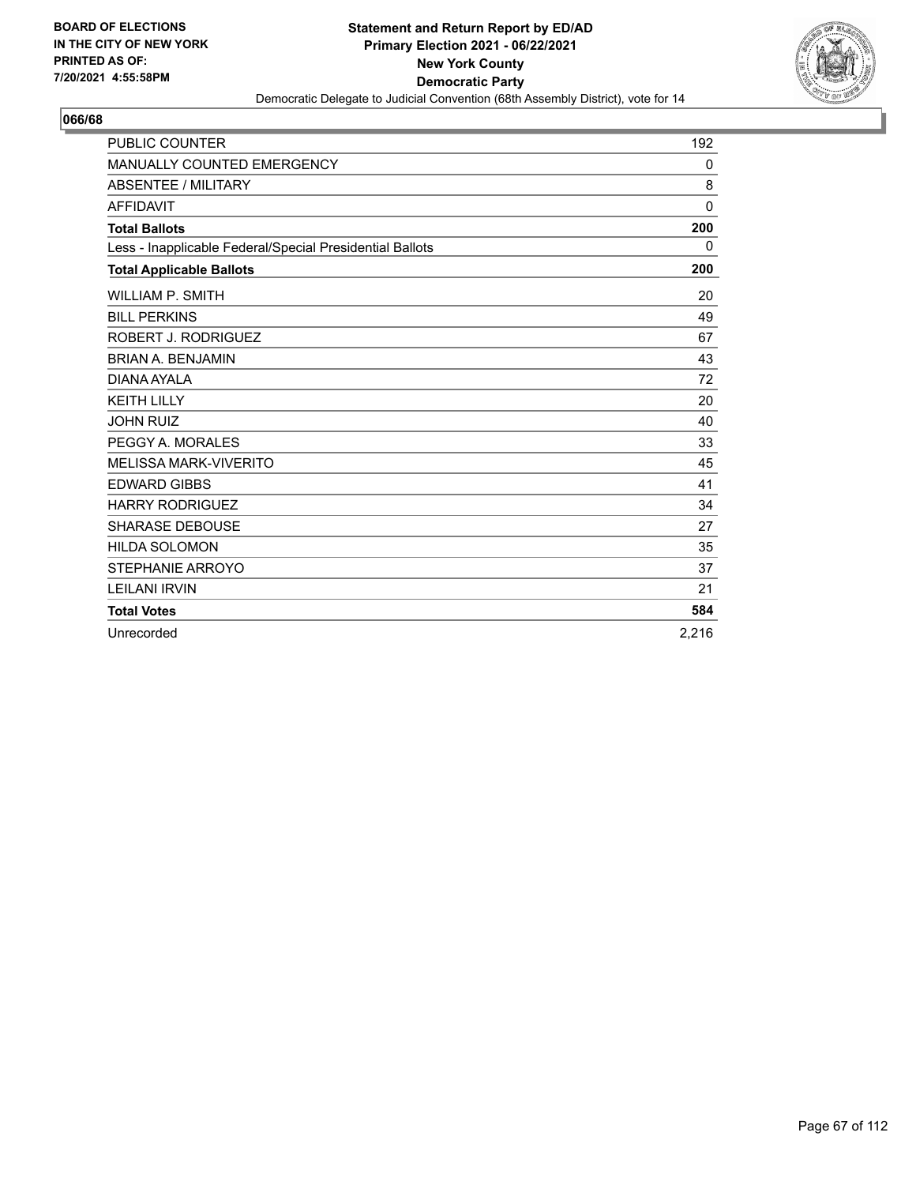BOARD OF ELECTIONS
IN THE CITY OF NEW YORK
PRINTED AS OF:
7/20/2021 4:55:58PM

**Statement and Return Report by ED/AD**
**Primary Election 2021 - 06/22/2021**
**New York County**
**Democratic Party**
Democratic Delegate to Judicial Convention (68th Assembly District), vote for 14

## 066/68

| | |
|---|---|
| PUBLIC COUNTER | 192 |
| MANUALLY COUNTED EMERGENCY | 0 |
| ABSENTEE / MILITARY | 8 |
| AFFIDAVIT | 0 |
| **Total Ballots** | **200** |
| Less - Inapplicable Federal/Special Presidential Ballots | 0 |
| **Total Applicable Ballots** | **200** |
| WILLIAM P. SMITH | 20 |
| BILL PERKINS | 49 |
| ROBERT J. RODRIGUEZ | 67 |
| BRIAN A. BENJAMIN | 43 |
| DIANA AYALA | 72 |
| KEITH LILLY | 20 |
| JOHN RUIZ | 40 |
| PEGGY A. MORALES | 33 |
| MELISSA MARK-VIVERITO | 45 |
| EDWARD GIBBS | 41 |
| HARRY RODRIGUEZ | 34 |
| SHARASE DEBOUSE | 27 |
| HILDA SOLOMON | 35 |
| STEPHANIE ARROYO | 37 |
| LEILANI IRVIN | 21 |
| **Total Votes** | **584** |
| Unrecorded | 2,216 |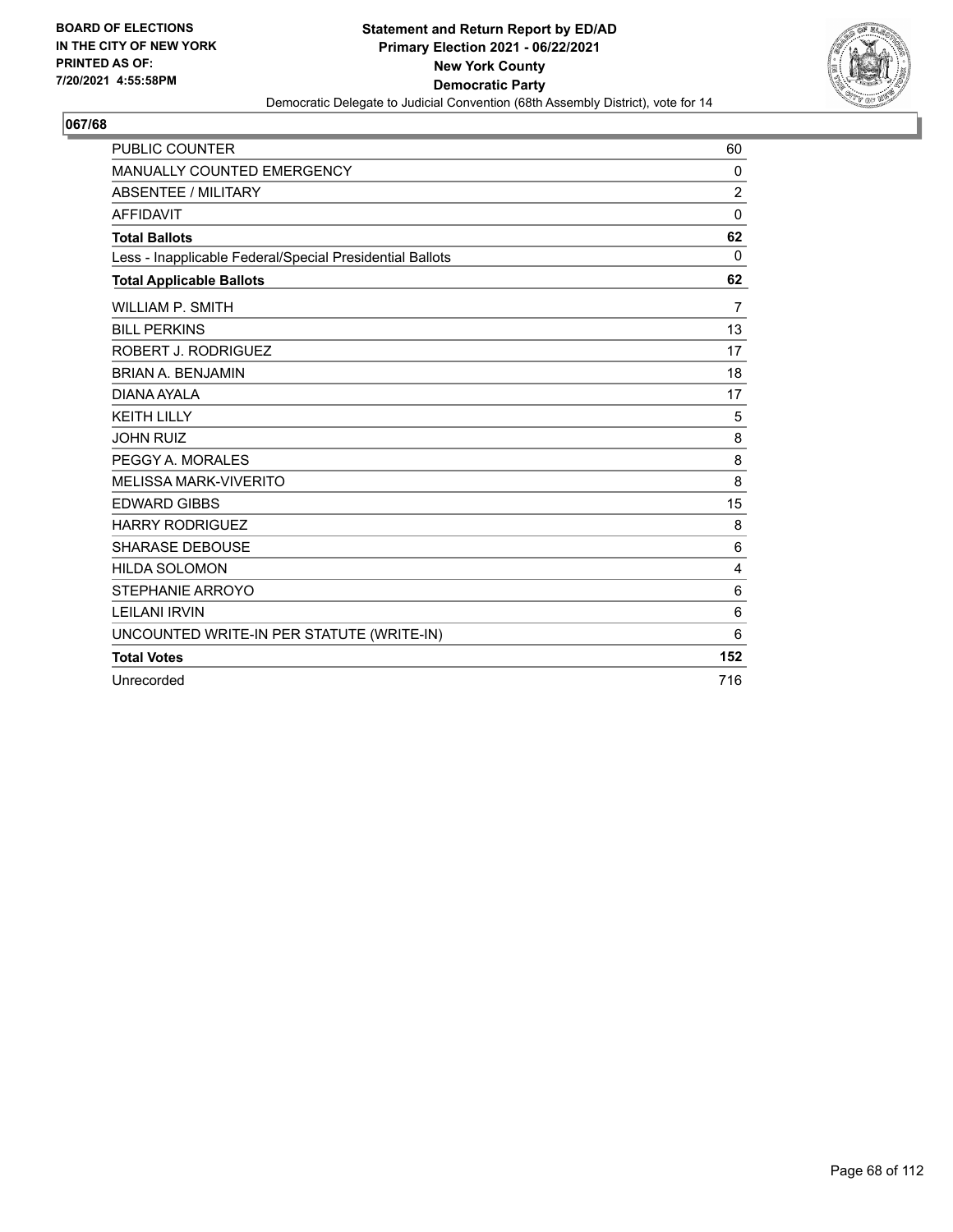BOARD OF ELECTIONS
IN THE CITY OF NEW YORK
PRINTED AS OF:
7/20/2021 4:55:58PM

**Statement and Return Report by ED/AD**
**Primary Election 2021 - 06/22/2021**
**New York County**
**Democratic Party**
Democratic Delegate to Judicial Convention (68th Assembly District), vote for 14

## 067/68

| | |
|---|---|
| PUBLIC COUNTER | 60 |
| MANUALLY COUNTED EMERGENCY | 0 |
| ABSENTEE / MILITARY | 2 |
| AFFIDAVIT | 0 |
| **Total Ballots** | **62** |
| Less - Inapplicable Federal/Special Presidential Ballots | 0 |
| **Total Applicable Ballots** | **62** |
| WILLIAM P. SMITH | 7 |
| BILL PERKINS | 13 |
| ROBERT J. RODRIGUEZ | 17 |
| BRIAN A. BENJAMIN | 18 |
| DIANA AYALA | 17 |
| KEITH LILLY | 5 |
| JOHN RUIZ | 8 |
| PEGGY A. MORALES | 8 |
| MELISSA MARK-VIVERITO | 8 |
| EDWARD GIBBS | 15 |
| HARRY RODRIGUEZ | 8 |
| SHARASE DEBOUSE | 6 |
| HILDA SOLOMON | 4 |
| STEPHANIE ARROYO | 6 |
| LEILANI IRVIN | 6 |
| UNCOUNTED WRITE-IN PER STATUTE (WRITE-IN) | 6 |
| **Total Votes** | **152** |
| Unrecorded | 716 |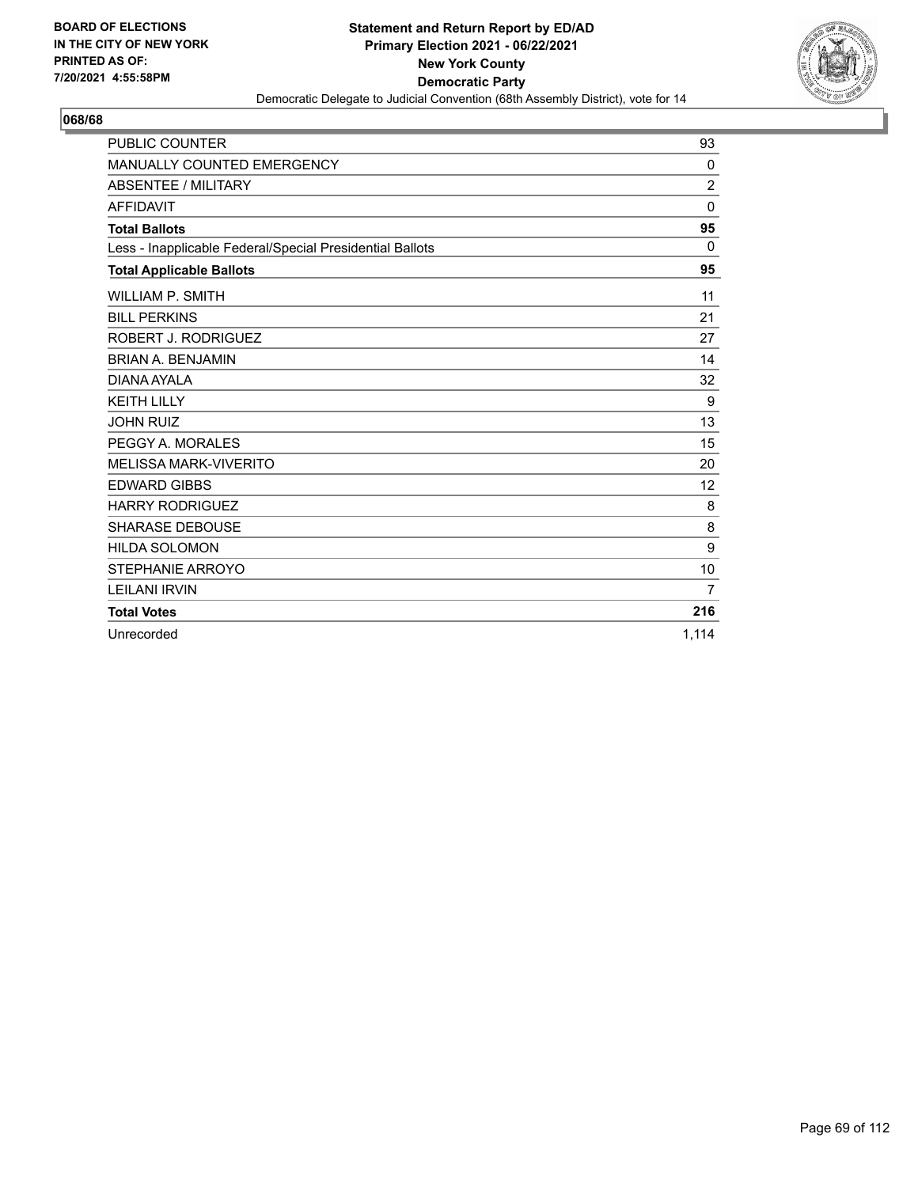BOARD OF ELECTIONS
IN THE CITY OF NEW YORK
PRINTED AS OF:
7/20/2021 4:55:58PM

**Statement and Return Report by ED/AD**
**Primary Election 2021 - 06/22/2021**
**New York County**
**Democratic Party**
Democratic Delegate to Judicial Convention (68th Assembly District), vote for 14

## 068/68

| | |
|---|---|
| PUBLIC COUNTER | 93 |
| MANUALLY COUNTED EMERGENCY | 0 |
| ABSENTEE / MILITARY | 2 |
| AFFIDAVIT | 0 |
| **Total Ballots** | **95** |
| Less - Inapplicable Federal/Special Presidential Ballots | 0 |
| **Total Applicable Ballots** | **95** |
| WILLIAM P. SMITH | 11 |
| BILL PERKINS | 21 |
| ROBERT J. RODRIGUEZ | 27 |
| BRIAN A. BENJAMIN | 14 |
| DIANA AYALA | 32 |
| KEITH LILLY | 9 |
| JOHN RUIZ | 13 |
| PEGGY A. MORALES | 15 |
| MELISSA MARK-VIVERITO | 20 |
| EDWARD GIBBS | 12 |
| HARRY RODRIGUEZ | 8 |
| SHARASE DEBOUSE | 8 |
| HILDA SOLOMON | 9 |
| STEPHANIE ARROYO | 10 |
| LEILANI IRVIN | 7 |
| **Total Votes** | **216** |
| Unrecorded | 1,114 |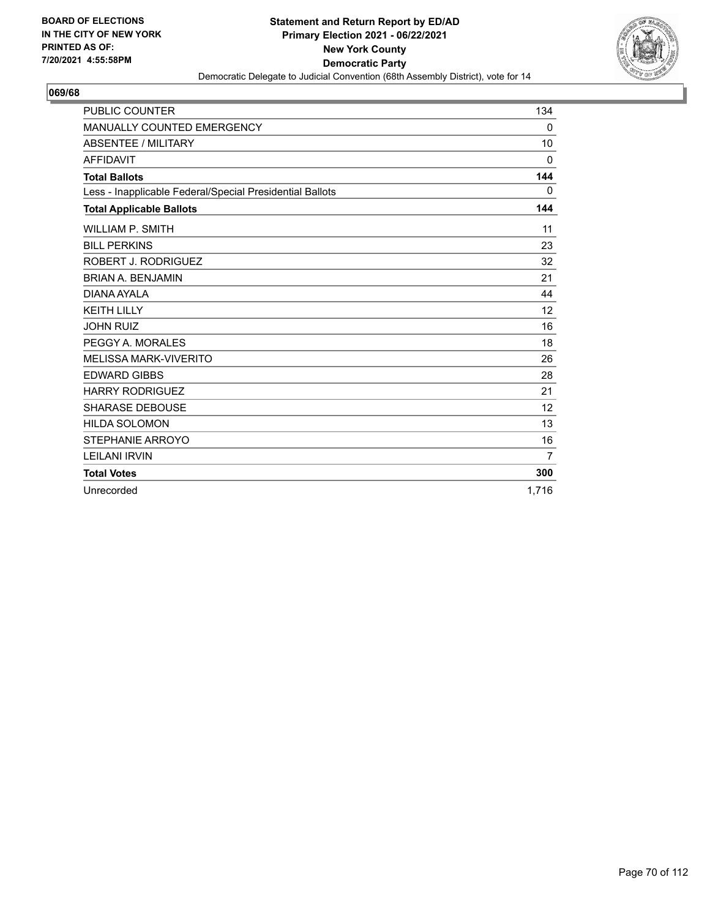**BOARD OF ELECTIONS IN THE CITY OF NEW YORK PRINTED AS OF: 7/20/2021 4:55:58PM**

**Statement and Return Report by ED/AD**
**Primary Election 2021 - 06/22/2021**
**New York County**
**Democratic Party**
Democratic Delegate to Judicial Convention (68th Assembly District), vote for 14

## 069/68

| | |
|---|---|
| PUBLIC COUNTER | 134 |
| MANUALLY COUNTED EMERGENCY | 0 |
| ABSENTEE / MILITARY | 10 |
| AFFIDAVIT | 0 |
| **Total Ballots** | **144** |
| Less - Inapplicable Federal/Special Presidential Ballots | 0 |
| **Total Applicable Ballots** | **144** |
| WILLIAM P. SMITH | 11 |
| BILL PERKINS | 23 |
| ROBERT J. RODRIGUEZ | 32 |
| BRIAN A. BENJAMIN | 21 |
| DIANA AYALA | 44 |
| KEITH LILLY | 12 |
| JOHN RUIZ | 16 |
| PEGGY A. MORALES | 18 |
| MELISSA MARK-VIVERITO | 26 |
| EDWARD GIBBS | 28 |
| HARRY RODRIGUEZ | 21 |
| SHARASE DEBOUSE | 12 |
| HILDA SOLOMON | 13 |
| STEPHANIE ARROYO | 16 |
| LEILANI IRVIN | 7 |
| **Total Votes** | **300** |
| Unrecorded | 1,716 |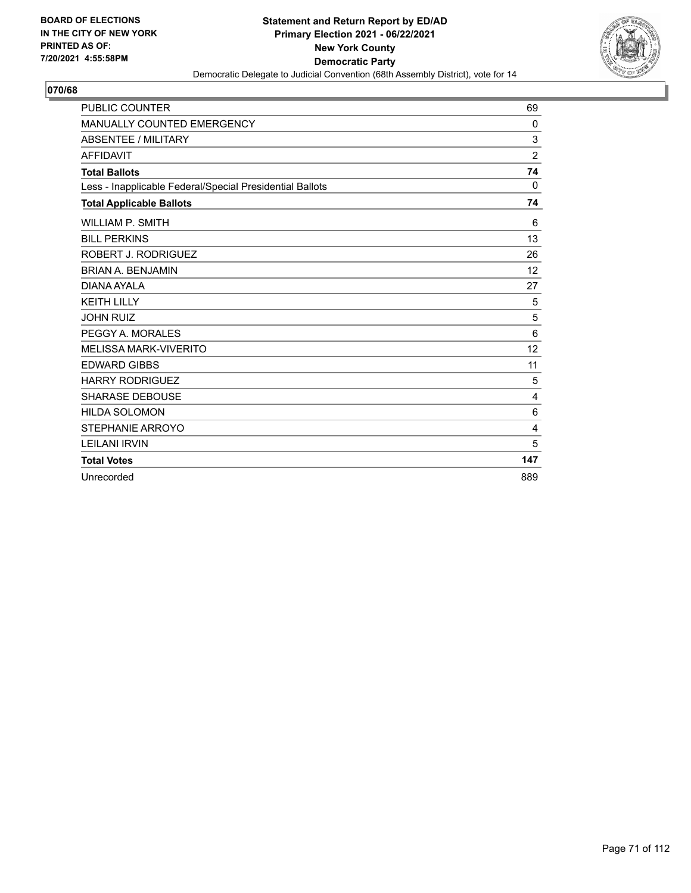**BOARD OF ELECTIONS IN THE CITY OF NEW YORK PRINTED AS OF: 7/20/2021 4:55:58PM**

**Statement and Return Report by ED/AD**
**Primary Election 2021 - 06/22/2021**
**New York County**
**Democratic Party**
Democratic Delegate to Judicial Convention (68th Assembly District), vote for 14

## 070/68

| | |
|---|---|
| PUBLIC COUNTER | 69 |
| MANUALLY COUNTED EMERGENCY | 0 |
| ABSENTEE / MILITARY | 3 |
| AFFIDAVIT | 2 |
| **Total Ballots** | **74** |
| Less - Inapplicable Federal/Special Presidential Ballots | 0 |
| **Total Applicable Ballots** | **74** |
| WILLIAM P. SMITH | 6 |
| BILL PERKINS | 13 |
| ROBERT J. RODRIGUEZ | 26 |
| BRIAN A. BENJAMIN | 12 |
| DIANA AYALA | 27 |
| KEITH LILLY | 5 |
| JOHN RUIZ | 5 |
| PEGGY A. MORALES | 6 |
| MELISSA MARK-VIVERITO | 12 |
| EDWARD GIBBS | 11 |
| HARRY RODRIGUEZ | 5 |
| SHARASE DEBOUSE | 4 |
| HILDA SOLOMON | 6 |
| STEPHANIE ARROYO | 4 |
| LEILANI IRVIN | 5 |
| **Total Votes** | **147** |
| Unrecorded | 889 |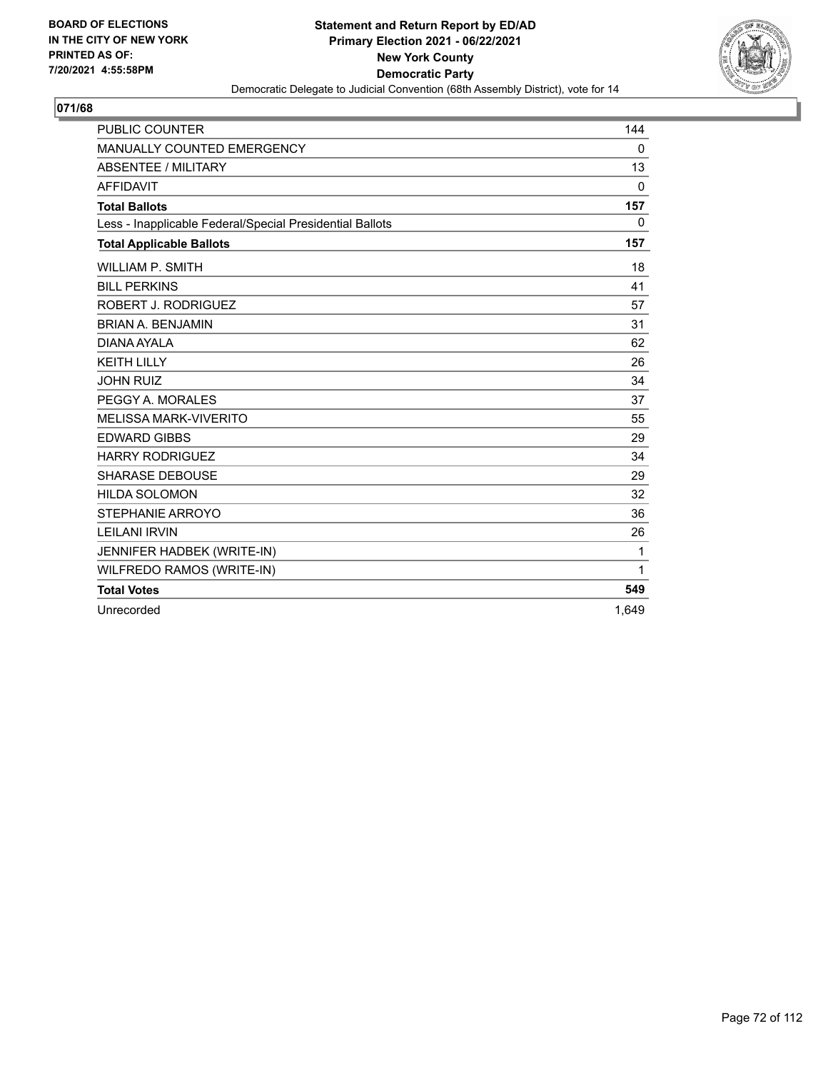BOARD OF ELECTIONS
IN THE CITY OF NEW YORK
PRINTED AS OF:
7/20/2021 4:55:58PM

**Statement and Return Report by ED/AD**
**Primary Election 2021 - 06/22/2021**
**New York County**
**Democratic Party**
Democratic Delegate to Judicial Convention (68th Assembly District), vote for 14

## 071/68

| | |
|---|---|
| PUBLIC COUNTER | 144 |
| MANUALLY COUNTED EMERGENCY | 0 |
| ABSENTEE / MILITARY | 13 |
| AFFIDAVIT | 0 |
| **Total Ballots** | **157** |
| Less - Inapplicable Federal/Special Presidential Ballots | 0 |
| **Total Applicable Ballots** | **157** |
| WILLIAM P. SMITH | 18 |
| BILL PERKINS | 41 |
| ROBERT J. RODRIGUEZ | 57 |
| BRIAN A. BENJAMIN | 31 |
| DIANA AYALA | 62 |
| KEITH LILLY | 26 |
| JOHN RUIZ | 34 |
| PEGGY A. MORALES | 37 |
| MELISSA MARK-VIVERITO | 55 |
| EDWARD GIBBS | 29 |
| HARRY RODRIGUEZ | 34 |
| SHARASE DEBOUSE | 29 |
| HILDA SOLOMON | 32 |
| STEPHANIE ARROYO | 36 |
| LEILANI IRVIN | 26 |
| JENNIFER HADBEK (WRITE-IN) | 1 |
| WILFREDO RAMOS (WRITE-IN) | 1 |
| **Total Votes** | **549** |
| Unrecorded | 1,649 |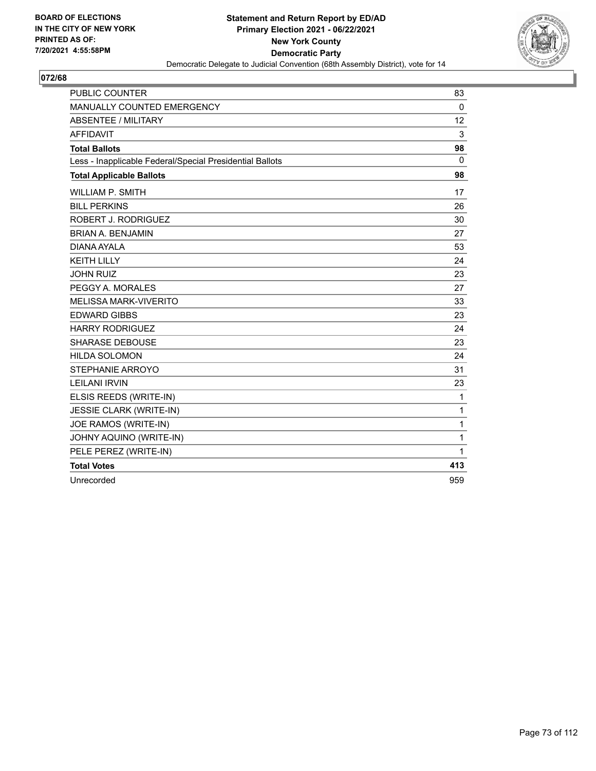BOARD OF ELECTIONS
IN THE CITY OF NEW YORK
PRINTED AS OF:
7/20/2021 4:55:58PM

**Statement and Return Report by ED/AD**
**Primary Election 2021 - 06/22/2021**
**New York County**
**Democratic Party**
Democratic Delegate to Judicial Convention (68th Assembly District), vote for 14

## 072/68

| | |
|---|---|
| PUBLIC COUNTER | 83 |
| MANUALLY COUNTED EMERGENCY | 0 |
| ABSENTEE / MILITARY | 12 |
| AFFIDAVIT | 3 |
| **Total Ballots** | **98** |
| Less - Inapplicable Federal/Special Presidential Ballots | 0 |
| **Total Applicable Ballots** | **98** |
| WILLIAM P. SMITH | 17 |
| BILL PERKINS | 26 |
| ROBERT J. RODRIGUEZ | 30 |
| BRIAN A. BENJAMIN | 27 |
| DIANA AYALA | 53 |
| KEITH LILLY | 24 |
| JOHN RUIZ | 23 |
| PEGGY A. MORALES | 27 |
| MELISSA MARK-VIVERITO | 33 |
| EDWARD GIBBS | 23 |
| HARRY RODRIGUEZ | 24 |
| SHARASE DEBOUSE | 23 |
| HILDA SOLOMON | 24 |
| STEPHANIE ARROYO | 31 |
| LEILANI IRVIN | 23 |
| ELSIS REEDS (WRITE-IN) | 1 |
| JESSIE CLARK (WRITE-IN) | 1 |
| JOE RAMOS (WRITE-IN) | 1 |
| JOHNY AQUINO (WRITE-IN) | 1 |
| PELE PEREZ (WRITE-IN) | 1 |
| **Total Votes** | **413** |
| Unrecorded | 959 |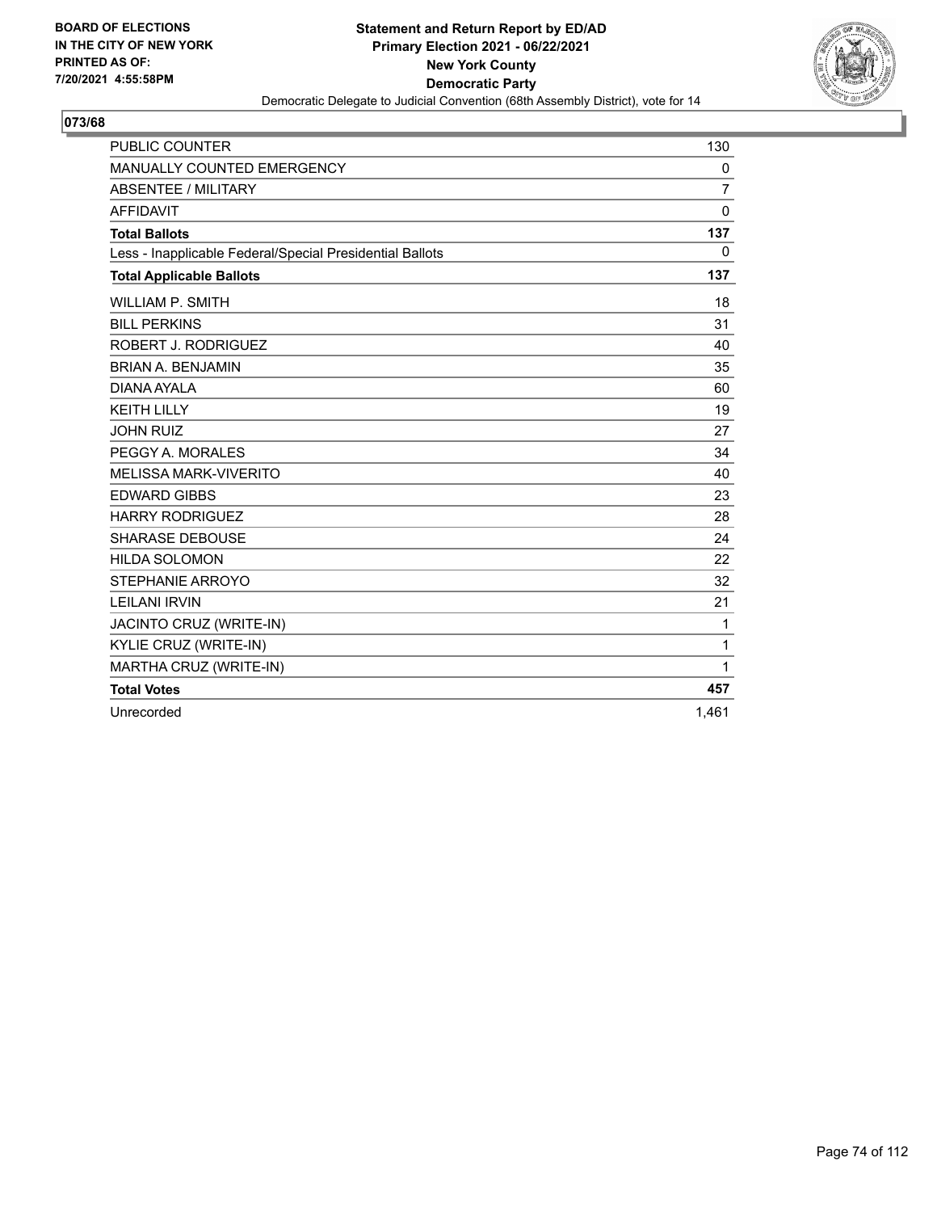BOARD OF ELECTIONS
IN THE CITY OF NEW YORK
PRINTED AS OF:
7/20/2021 4:55:58PM

**Statement and Return Report by ED/AD**
**Primary Election 2021 - 06/22/2021**
**New York County**
**Democratic Party**
Democratic Delegate to Judicial Convention (68th Assembly District), vote for 14

## 073/68

| | |
|---|---|
| PUBLIC COUNTER | 130 |
| MANUALLY COUNTED EMERGENCY | 0 |
| ABSENTEE / MILITARY | 7 |
| AFFIDAVIT | 0 |
| **Total Ballots** | **137** |
| Less - Inapplicable Federal/Special Presidential Ballots | 0 |
| **Total Applicable Ballots** | **137** |
| WILLIAM P. SMITH | 18 |
| BILL PERKINS | 31 |
| ROBERT J. RODRIGUEZ | 40 |
| BRIAN A. BENJAMIN | 35 |
| DIANA AYALA | 60 |
| KEITH LILLY | 19 |
| JOHN RUIZ | 27 |
| PEGGY A. MORALES | 34 |
| MELISSA MARK-VIVERITO | 40 |
| EDWARD GIBBS | 23 |
| HARRY RODRIGUEZ | 28 |
| SHARASE DEBOUSE | 24 |
| HILDA SOLOMON | 22 |
| STEPHANIE ARROYO | 32 |
| LEILANI IRVIN | 21 |
| JACINTO CRUZ (WRITE-IN) | 1 |
| KYLIE CRUZ (WRITE-IN) | 1 |
| MARTHA CRUZ (WRITE-IN) | 1 |
| **Total Votes** | **457** |
| Unrecorded | 1,461 |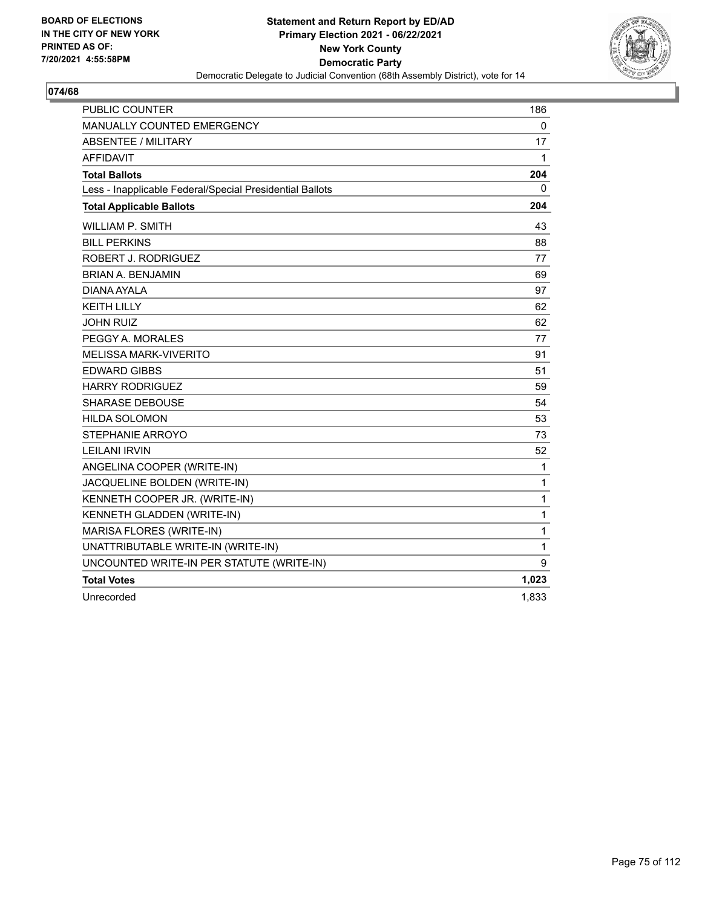BOARD OF ELECTIONS
IN THE CITY OF NEW YORK
PRINTED AS OF:
7/20/2021 4:55:58PM

**Statement and Return Report by ED/AD**
**Primary Election 2021 - 06/22/2021**
**New York County**
**Democratic Party**
Democratic Delegate to Judicial Convention (68th Assembly District), vote for 14

## 074/68

| | |
|---|---|
| PUBLIC COUNTER | 186 |
| MANUALLY COUNTED EMERGENCY | 0 |
| ABSENTEE / MILITARY | 17 |
| AFFIDAVIT | 1 |
| **Total Ballots** | **204** |
| Less - Inapplicable Federal/Special Presidential Ballots | 0 |
| **Total Applicable Ballots** | **204** |
| WILLIAM P. SMITH | 43 |
| BILL PERKINS | 88 |
| ROBERT J. RODRIGUEZ | 77 |
| BRIAN A. BENJAMIN | 69 |
| DIANA AYALA | 97 |
| KEITH LILLY | 62 |
| JOHN RUIZ | 62 |
| PEGGY A. MORALES | 77 |
| MELISSA MARK-VIVERITO | 91 |
| EDWARD GIBBS | 51 |
| HARRY RODRIGUEZ | 59 |
| SHARASE DEBOUSE | 54 |
| HILDA SOLOMON | 53 |
| STEPHANIE ARROYO | 73 |
| LEILANI IRVIN | 52 |
| ANGELINA COOPER (WRITE-IN) | 1 |
| JACQUELINE BOLDEN (WRITE-IN) | 1 |
| KENNETH COOPER JR. (WRITE-IN) | 1 |
| KENNETH GLADDEN (WRITE-IN) | 1 |
| MARISA FLORES (WRITE-IN) | 1 |
| UNATTRIBUTABLE WRITE-IN (WRITE-IN) | 1 |
| UNCOUNTED WRITE-IN PER STATUTE (WRITE-IN) | 9 |
| **Total Votes** | **1,023** |
| Unrecorded | 1,833 |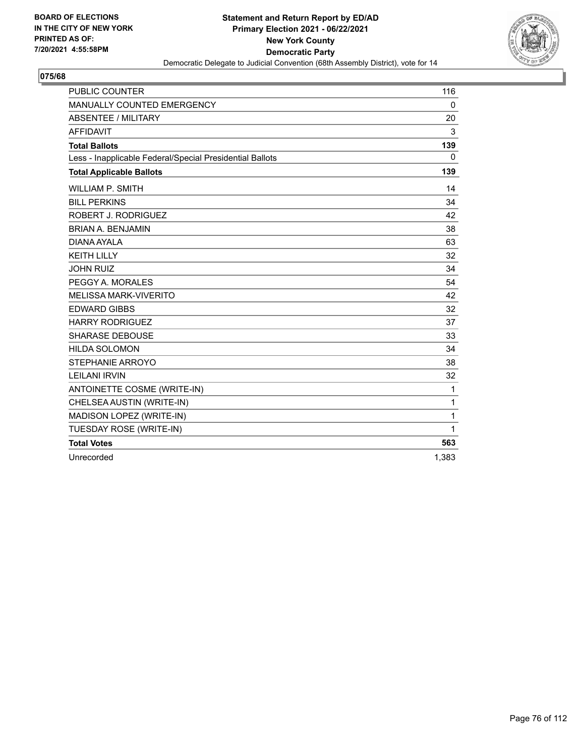BOARD OF ELECTIONS
IN THE CITY OF NEW YORK
PRINTED AS OF:
7/20/2021 4:55:58PM

**Statement and Return Report by ED/AD**
**Primary Election 2021 - 06/22/2021**
**New York County**
**Democratic Party**
Democratic Delegate to Judicial Convention (68th Assembly District), vote for 14

## 075/68

| | |
|---|---|
| PUBLIC COUNTER | 116 |
| MANUALLY COUNTED EMERGENCY | 0 |
| ABSENTEE / MILITARY | 20 |
| AFFIDAVIT | 3 |
| **Total Ballots** | **139** |
| Less - Inapplicable Federal/Special Presidential Ballots | 0 |
| **Total Applicable Ballots** | **139** |
| WILLIAM P. SMITH | 14 |
| BILL PERKINS | 34 |
| ROBERT J. RODRIGUEZ | 42 |
| BRIAN A. BENJAMIN | 38 |
| DIANA AYALA | 63 |
| KEITH LILLY | 32 |
| JOHN RUIZ | 34 |
| PEGGY A. MORALES | 54 |
| MELISSA MARK-VIVERITO | 42 |
| EDWARD GIBBS | 32 |
| HARRY RODRIGUEZ | 37 |
| SHARASE DEBOUSE | 33 |
| HILDA SOLOMON | 34 |
| STEPHANIE ARROYO | 38 |
| LEILANI IRVIN | 32 |
| ANTOINETTE COSME (WRITE-IN) | 1 |
| CHELSEA AUSTIN (WRITE-IN) | 1 |
| MADISON LOPEZ (WRITE-IN) | 1 |
| TUESDAY ROSE (WRITE-IN) | 1 |
| **Total Votes** | **563** |
| Unrecorded | 1,383 |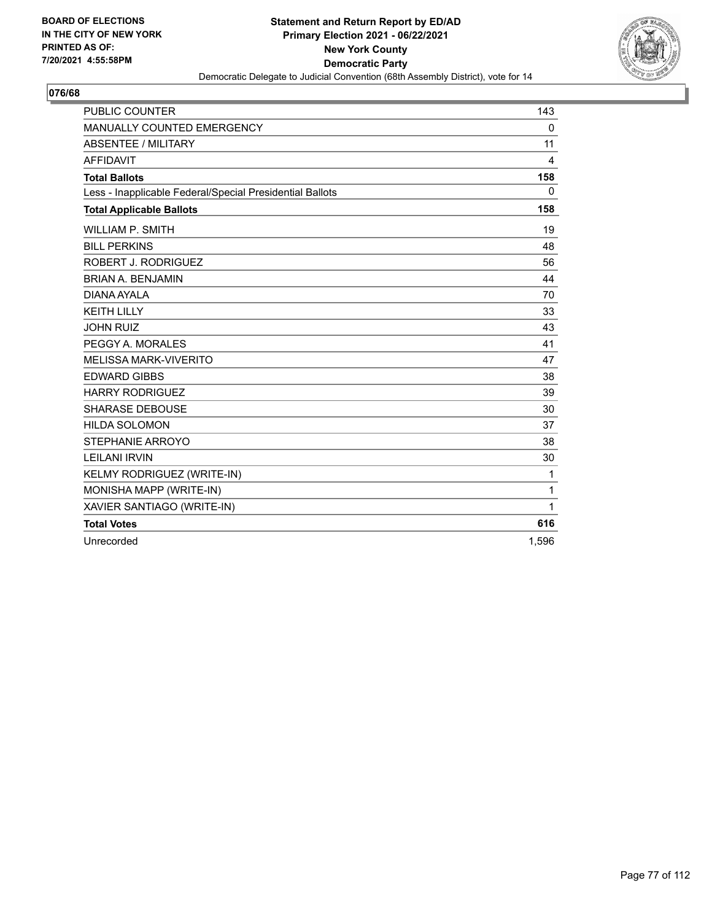BOARD OF ELECTIONS
IN THE CITY OF NEW YORK
PRINTED AS OF:
7/20/2021 4:55:58PM

**Statement and Return Report by ED/AD**
**Primary Election 2021 - 06/22/2021**
**New York County**
**Democratic Party**
Democratic Delegate to Judicial Convention (68th Assembly District), vote for 14

## 076/68

| | |
|---|---|
| PUBLIC COUNTER | 143 |
| MANUALLY COUNTED EMERGENCY | 0 |
| ABSENTEE / MILITARY | 11 |
| AFFIDAVIT | 4 |
| **Total Ballots** | **158** |
| Less - Inapplicable Federal/Special Presidential Ballots | 0 |
| **Total Applicable Ballots** | **158** |
| WILLIAM P. SMITH | 19 |
| BILL PERKINS | 48 |
| ROBERT J. RODRIGUEZ | 56 |
| BRIAN A. BENJAMIN | 44 |
| DIANA AYALA | 70 |
| KEITH LILLY | 33 |
| JOHN RUIZ | 43 |
| PEGGY A. MORALES | 41 |
| MELISSA MARK-VIVERITO | 47 |
| EDWARD GIBBS | 38 |
| HARRY RODRIGUEZ | 39 |
| SHARASE DEBOUSE | 30 |
| HILDA SOLOMON | 37 |
| STEPHANIE ARROYO | 38 |
| LEILANI IRVIN | 30 |
| KELMY RODRIGUEZ (WRITE-IN) | 1 |
| MONISHA MAPP (WRITE-IN) | 1 |
| XAVIER SANTIAGO (WRITE-IN) | 1 |
| **Total Votes** | **616** |
| Unrecorded | 1,596 |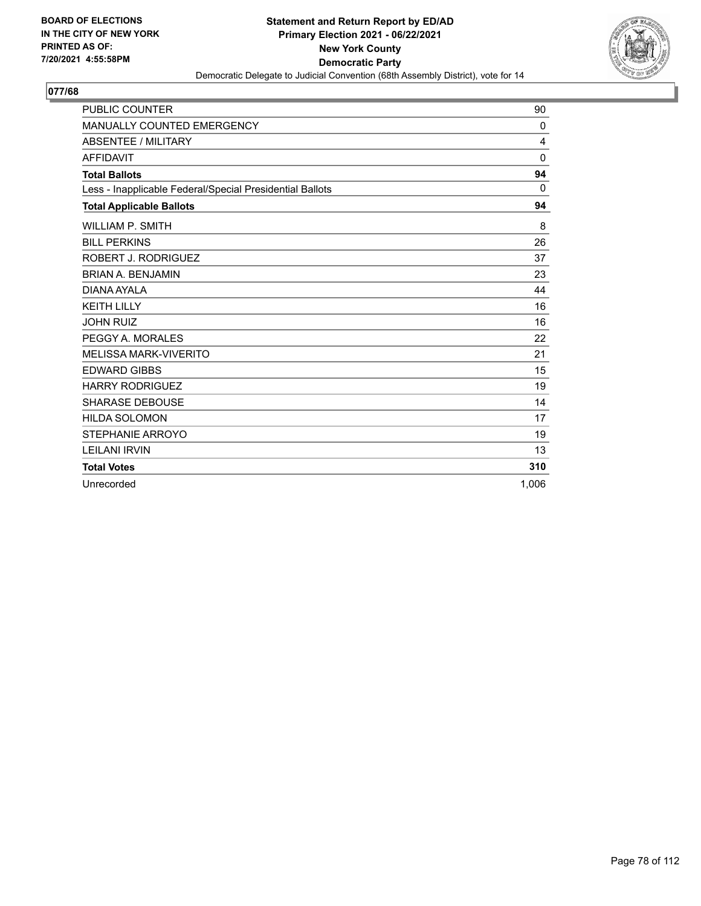BOARD OF ELECTIONS
IN THE CITY OF NEW YORK
PRINTED AS OF:
7/20/2021 4:55:58PM

**Statement and Return Report by ED/AD**
**Primary Election 2021 - 06/22/2021**
**New York County**
**Democratic Party**
Democratic Delegate to Judicial Convention (68th Assembly District), vote for 14

## 077/68

| | |
|---|---|
| PUBLIC COUNTER | 90 |
| MANUALLY COUNTED EMERGENCY | 0 |
| ABSENTEE / MILITARY | 4 |
| AFFIDAVIT | 0 |
| **Total Ballots** | **94** |
| Less - Inapplicable Federal/Special Presidential Ballots | 0 |
| **Total Applicable Ballots** | **94** |
| WILLIAM P. SMITH | 8 |
| BILL PERKINS | 26 |
| ROBERT J. RODRIGUEZ | 37 |
| BRIAN A. BENJAMIN | 23 |
| DIANA AYALA | 44 |
| KEITH LILLY | 16 |
| JOHN RUIZ | 16 |
| PEGGY A. MORALES | 22 |
| MELISSA MARK-VIVERITO | 21 |
| EDWARD GIBBS | 15 |
| HARRY RODRIGUEZ | 19 |
| SHARASE DEBOUSE | 14 |
| HILDA SOLOMON | 17 |
| STEPHANIE ARROYO | 19 |
| LEILANI IRVIN | 13 |
| **Total Votes** | **310** |
| Unrecorded | 1,006 |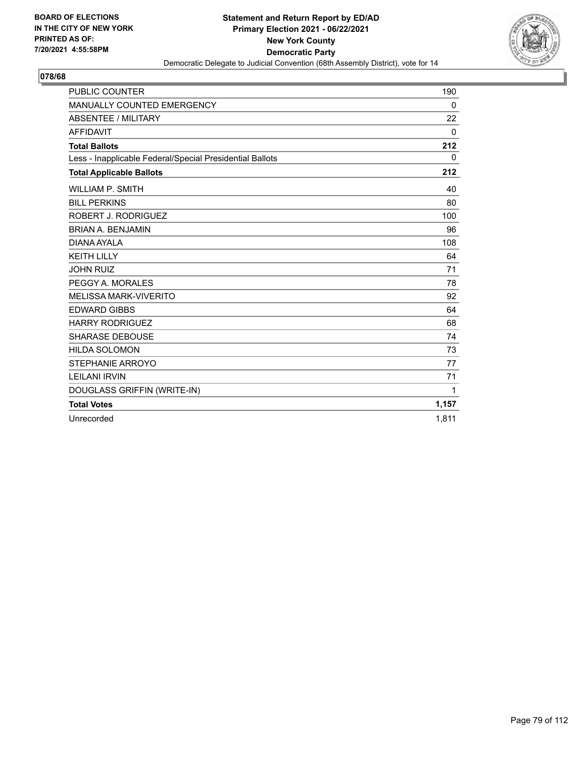BOARD OF ELECTIONS
IN THE CITY OF NEW YORK
PRINTED AS OF:
7/20/2021 4:55:58PM

**Statement and Return Report by ED/AD**
**Primary Election 2021 - 06/22/2021**
**New York County**
**Democratic Party**
Democratic Delegate to Judicial Convention (68th Assembly District), vote for 14

## 078/68

| | |
|---|---|
| PUBLIC COUNTER | 190 |
| MANUALLY COUNTED EMERGENCY | 0 |
| ABSENTEE / MILITARY | 22 |
| AFFIDAVIT | 0 |
| **Total Ballots** | **212** |
| Less - Inapplicable Federal/Special Presidential Ballots | 0 |
| **Total Applicable Ballots** | **212** |
| WILLIAM P. SMITH | 40 |
| BILL PERKINS | 80 |
| ROBERT J. RODRIGUEZ | 100 |
| BRIAN A. BENJAMIN | 96 |
| DIANA AYALA | 108 |
| KEITH LILLY | 64 |
| JOHN RUIZ | 71 |
| PEGGY A. MORALES | 78 |
| MELISSA MARK-VIVERITO | 92 |
| EDWARD GIBBS | 64 |
| HARRY RODRIGUEZ | 68 |
| SHARASE DEBOUSE | 74 |
| HILDA SOLOMON | 73 |
| STEPHANIE ARROYO | 77 |
| LEILANI IRVIN | 71 |
| DOUGLASS GRIFFIN (WRITE-IN) | 1 |
| **Total Votes** | **1,157** |
| Unrecorded | 1,811 |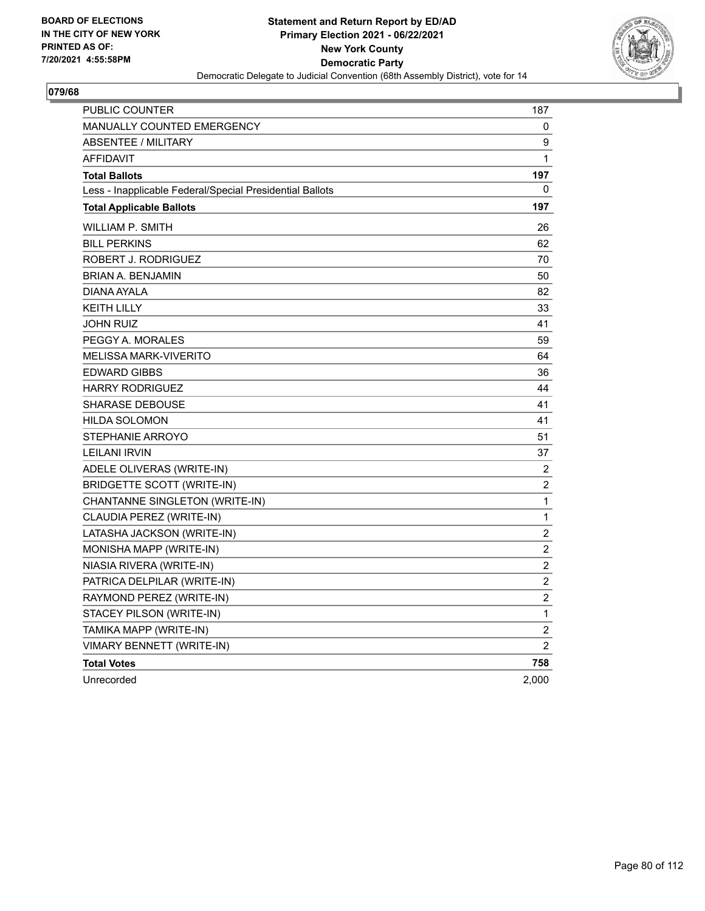**BOARD OF ELECTIONS IN THE CITY OF NEW YORK PRINTED AS OF: 7/20/2021 4:55:58PM**

**Statement and Return Report by ED/AD Primary Election 2021 - 06/22/2021 New York County Democratic Party**

Democratic Delegate to Judicial Convention (68th Assembly District), vote for 14

## 079/68

| | |
|---|---|
| PUBLIC COUNTER | 187 |
| MANUALLY COUNTED EMERGENCY | 0 |
| ABSENTEE / MILITARY | 9 |
| AFFIDAVIT | 1 |
| **Total Ballots** | **197** |
| Less - Inapplicable Federal/Special Presidential Ballots | 0 |
| **Total Applicable Ballots** | **197** |
| WILLIAM P. SMITH | 26 |
| BILL PERKINS | 62 |
| ROBERT J. RODRIGUEZ | 70 |
| BRIAN A. BENJAMIN | 50 |
| DIANA AYALA | 82 |
| KEITH LILLY | 33 |
| JOHN RUIZ | 41 |
| PEGGY A. MORALES | 59 |
| MELISSA MARK-VIVERITO | 64 |
| EDWARD GIBBS | 36 |
| HARRY RODRIGUEZ | 44 |
| SHARASE DEBOUSE | 41 |
| HILDA SOLOMON | 41 |
| STEPHANIE ARROYO | 51 |
| LEILANI IRVIN | 37 |
| ADELE OLIVERAS (WRITE-IN) | 2 |
| BRIDGETTE SCOTT (WRITE-IN) | 2 |
| CHANTANNE SINGLETON (WRITE-IN) | 1 |
| CLAUDIA PEREZ (WRITE-IN) | 1 |
| LATASHA JACKSON (WRITE-IN) | 2 |
| MONISHA MAPP (WRITE-IN) | 2 |
| NIASIA RIVERA (WRITE-IN) | 2 |
| PATRICA DELPILAR (WRITE-IN) | 2 |
| RAYMOND PEREZ (WRITE-IN) | 2 |
| STACEY PILSON (WRITE-IN) | 1 |
| TAMIKA MAPP (WRITE-IN) | 2 |
| VIMARY BENNETT (WRITE-IN) | 2 |
| **Total Votes** | **758** |
| Unrecorded | 2,000 |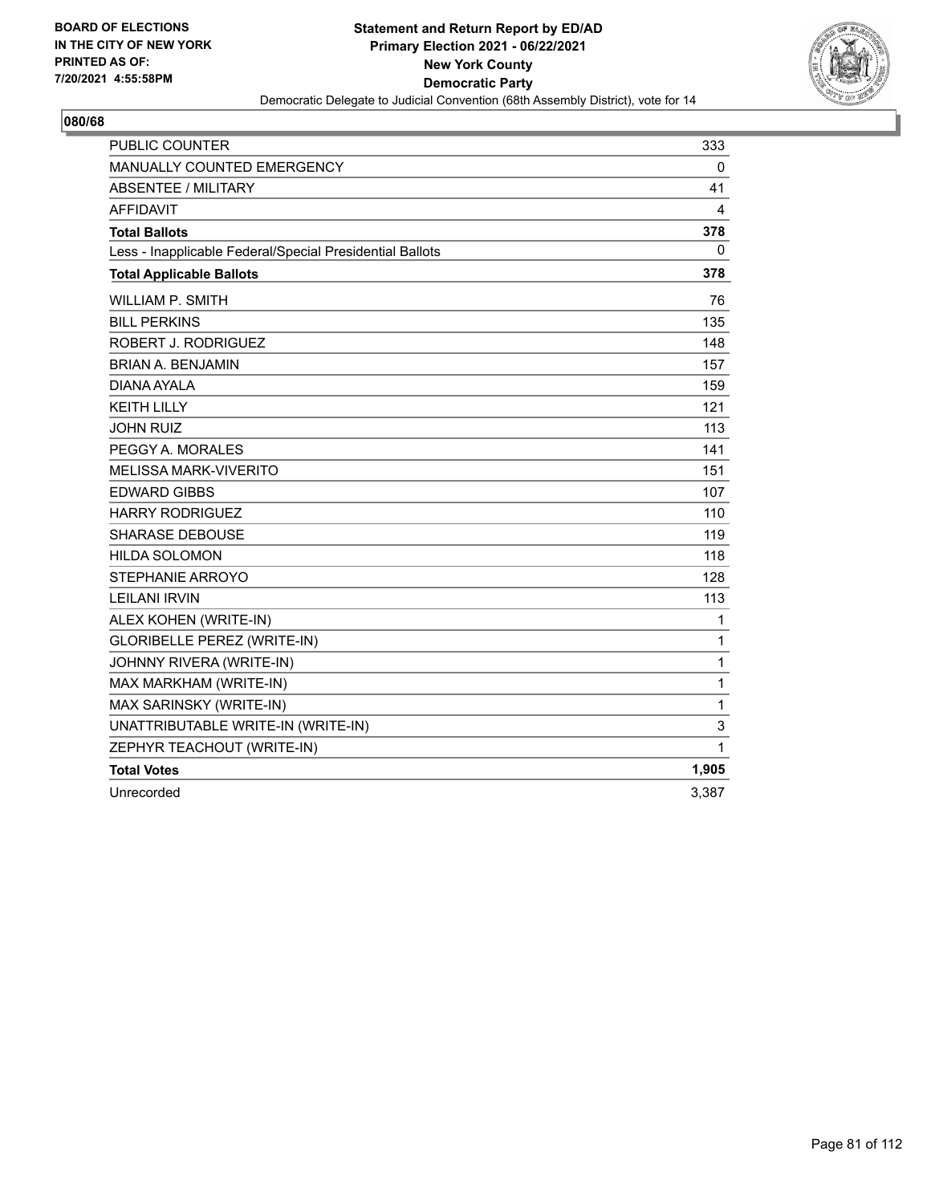BOARD OF ELECTIONS IN THE CITY OF NEW YORK PRINTED AS OF: 7/20/2021 4:55:58PM

**Statement and Return Report by ED/AD**
**Primary Election 2021 - 06/22/2021**
**New York County**
**Democratic Party**
Democratic Delegate to Judicial Convention (68th Assembly District), vote for 14

## 080/68

| | |
|---|---|
| PUBLIC COUNTER | 333 |
| MANUALLY COUNTED EMERGENCY | 0 |
| ABSENTEE / MILITARY | 41 |
| AFFIDAVIT | 4 |
| **Total Ballots** | **378** |
| Less - Inapplicable Federal/Special Presidential Ballots | 0 |
| **Total Applicable Ballots** | **378** |
| WILLIAM P. SMITH | 76 |
| BILL PERKINS | 135 |
| ROBERT J. RODRIGUEZ | 148 |
| BRIAN A. BENJAMIN | 157 |
| DIANA AYALA | 159 |
| KEITH LILLY | 121 |
| JOHN RUIZ | 113 |
| PEGGY A. MORALES | 141 |
| MELISSA MARK-VIVERITO | 151 |
| EDWARD GIBBS | 107 |
| HARRY RODRIGUEZ | 110 |
| SHARASE DEBOUSE | 119 |
| HILDA SOLOMON | 118 |
| STEPHANIE ARROYO | 128 |
| LEILANI IRVIN | 113 |
| ALEX KOHEN (WRITE-IN) | 1 |
| GLORIBELLE PEREZ (WRITE-IN) | 1 |
| JOHNNY RIVERA (WRITE-IN) | 1 |
| MAX MARKHAM (WRITE-IN) | 1 |
| MAX SARINSKY (WRITE-IN) | 1 |
| UNATTRIBUTABLE WRITE-IN (WRITE-IN) | 3 |
| ZEPHYR TEACHOUT (WRITE-IN) | 1 |
| **Total Votes** | **1,905** |
| Unrecorded | 3,387 |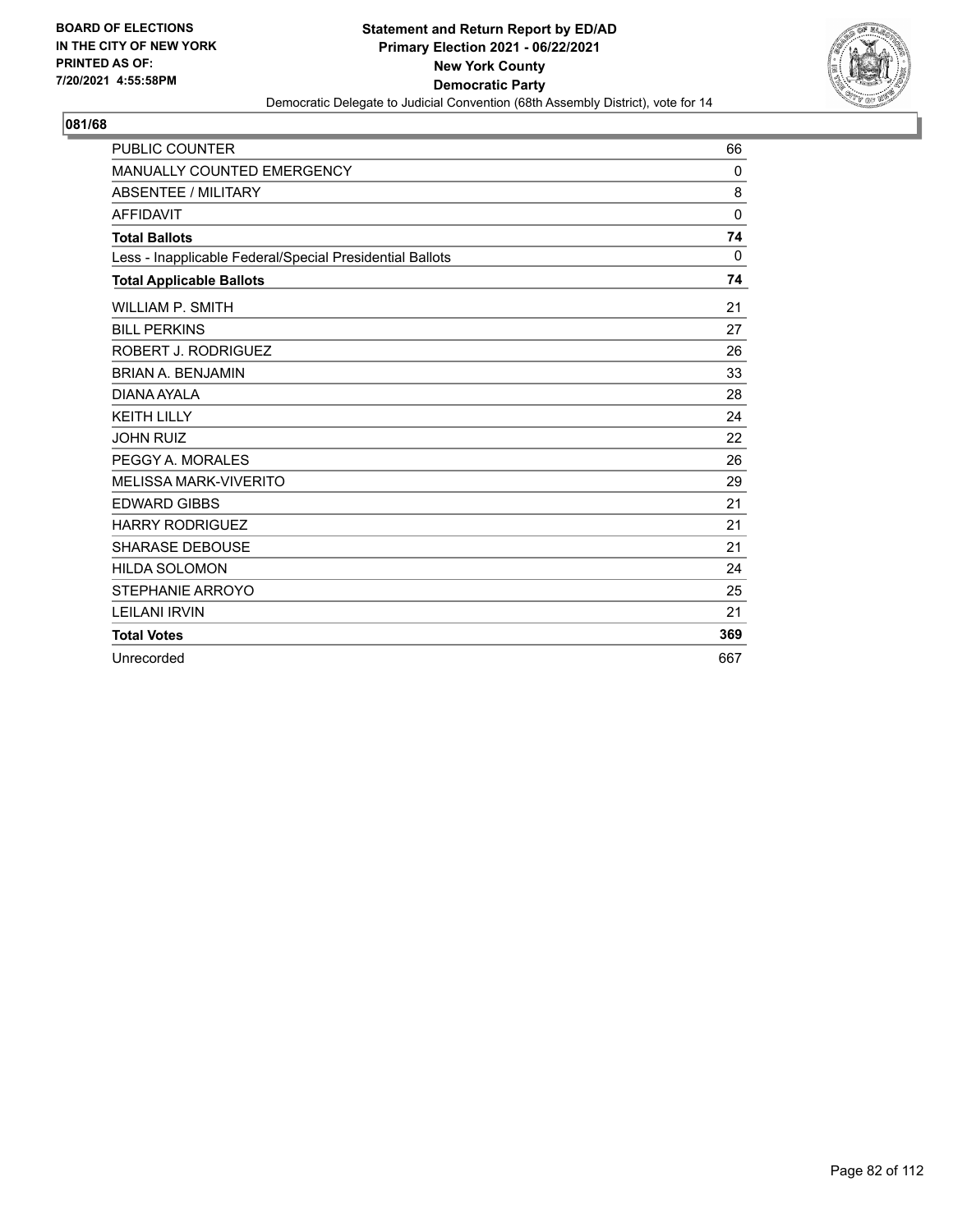**BOARD OF ELECTIONS IN THE CITY OF NEW YORK PRINTED AS OF: 7/20/2021 4:55:58PM**

**Statement and Return Report by ED/AD**
**Primary Election 2021 - 06/22/2021**
**New York County**
**Democratic Party**
Democratic Delegate to Judicial Convention (68th Assembly District), vote for 14

## 081/68

| | |
|---|---|
| PUBLIC COUNTER | 66 |
| MANUALLY COUNTED EMERGENCY | 0 |
| ABSENTEE / MILITARY | 8 |
| AFFIDAVIT | 0 |
| **Total Ballots** | **74** |
| Less - Inapplicable Federal/Special Presidential Ballots | 0 |
| **Total Applicable Ballots** | **74** |
| WILLIAM P. SMITH | 21 |
| BILL PERKINS | 27 |
| ROBERT J. RODRIGUEZ | 26 |
| BRIAN A. BENJAMIN | 33 |
| DIANA AYALA | 28 |
| KEITH LILLY | 24 |
| JOHN RUIZ | 22 |
| PEGGY A. MORALES | 26 |
| MELISSA MARK-VIVERITO | 29 |
| EDWARD GIBBS | 21 |
| HARRY RODRIGUEZ | 21 |
| SHARASE DEBOUSE | 21 |
| HILDA SOLOMON | 24 |
| STEPHANIE ARROYO | 25 |
| LEILANI IRVIN | 21 |
| **Total Votes** | **369** |
| Unrecorded | 667 |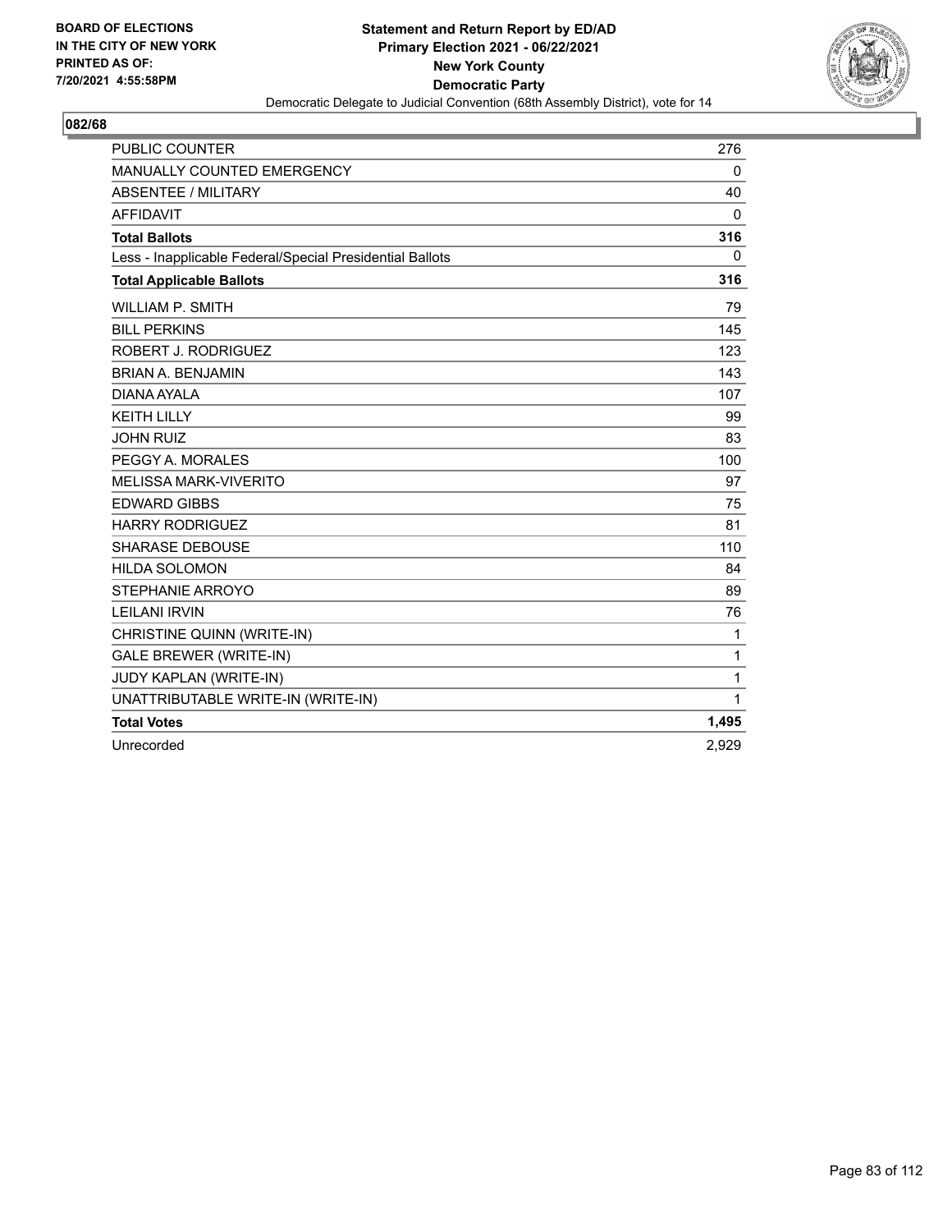BOARD OF ELECTIONS
IN THE CITY OF NEW YORK
PRINTED AS OF:
7/20/2021 4:55:58PM

**Statement and Return Report by ED/AD**
**Primary Election 2021 - 06/22/2021**
**New York County**
**Democratic Party**
Democratic Delegate to Judicial Convention (68th Assembly District), vote for 14

## 082/68

| | |
|---|---|
| PUBLIC COUNTER | 276 |
| MANUALLY COUNTED EMERGENCY | 0 |
| ABSENTEE / MILITARY | 40 |
| AFFIDAVIT | 0 |
| **Total Ballots** | **316** |
| Less - Inapplicable Federal/Special Presidential Ballots | 0 |
| **Total Applicable Ballots** | **316** |
| WILLIAM P. SMITH | 79 |
| BILL PERKINS | 145 |
| ROBERT J. RODRIGUEZ | 123 |
| BRIAN A. BENJAMIN | 143 |
| DIANA AYALA | 107 |
| KEITH LILLY | 99 |
| JOHN RUIZ | 83 |
| PEGGY A. MORALES | 100 |
| MELISSA MARK-VIVERITO | 97 |
| EDWARD GIBBS | 75 |
| HARRY RODRIGUEZ | 81 |
| SHARASE DEBOUSE | 110 |
| HILDA SOLOMON | 84 |
| STEPHANIE ARROYO | 89 |
| LEILANI IRVIN | 76 |
| CHRISTINE QUINN (WRITE-IN) | 1 |
| GALE BREWER (WRITE-IN) | 1 |
| JUDY KAPLAN (WRITE-IN) | 1 |
| UNATTRIBUTABLE WRITE-IN (WRITE-IN) | 1 |
| **Total Votes** | **1,495** |
| Unrecorded | 2,929 |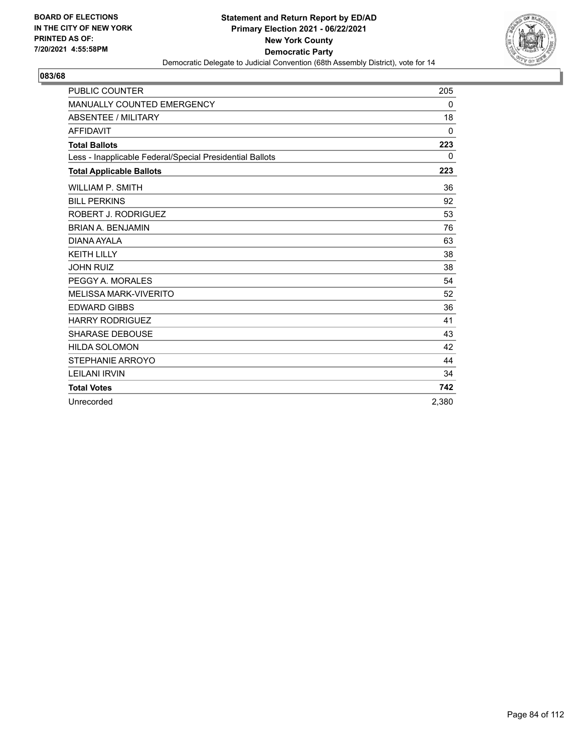BOARD OF ELECTIONS
IN THE CITY OF NEW YORK
PRINTED AS OF:
7/20/2021 4:55:58PM

**Statement and Return Report by ED/AD**
**Primary Election 2021 - 06/22/2021**
**New York County**
**Democratic Party**
Democratic Delegate to Judicial Convention (68th Assembly District), vote for 14

## 083/68

| | |
|---|---|
| PUBLIC COUNTER | 205 |
| MANUALLY COUNTED EMERGENCY | 0 |
| ABSENTEE / MILITARY | 18 |
| AFFIDAVIT | 0 |
| **Total Ballots** | **223** |
| Less - Inapplicable Federal/Special Presidential Ballots | 0 |
| **Total Applicable Ballots** | **223** |
| WILLIAM P. SMITH | 36 |
| BILL PERKINS | 92 |
| ROBERT J. RODRIGUEZ | 53 |
| BRIAN A. BENJAMIN | 76 |
| DIANA AYALA | 63 |
| KEITH LILLY | 38 |
| JOHN RUIZ | 38 |
| PEGGY A. MORALES | 54 |
| MELISSA MARK-VIVERITO | 52 |
| EDWARD GIBBS | 36 |
| HARRY RODRIGUEZ | 41 |
| SHARASE DEBOUSE | 43 |
| HILDA SOLOMON | 42 |
| STEPHANIE ARROYO | 44 |
| LEILANI IRVIN | 34 |
| **Total Votes** | **742** |
| Unrecorded | 2,380 |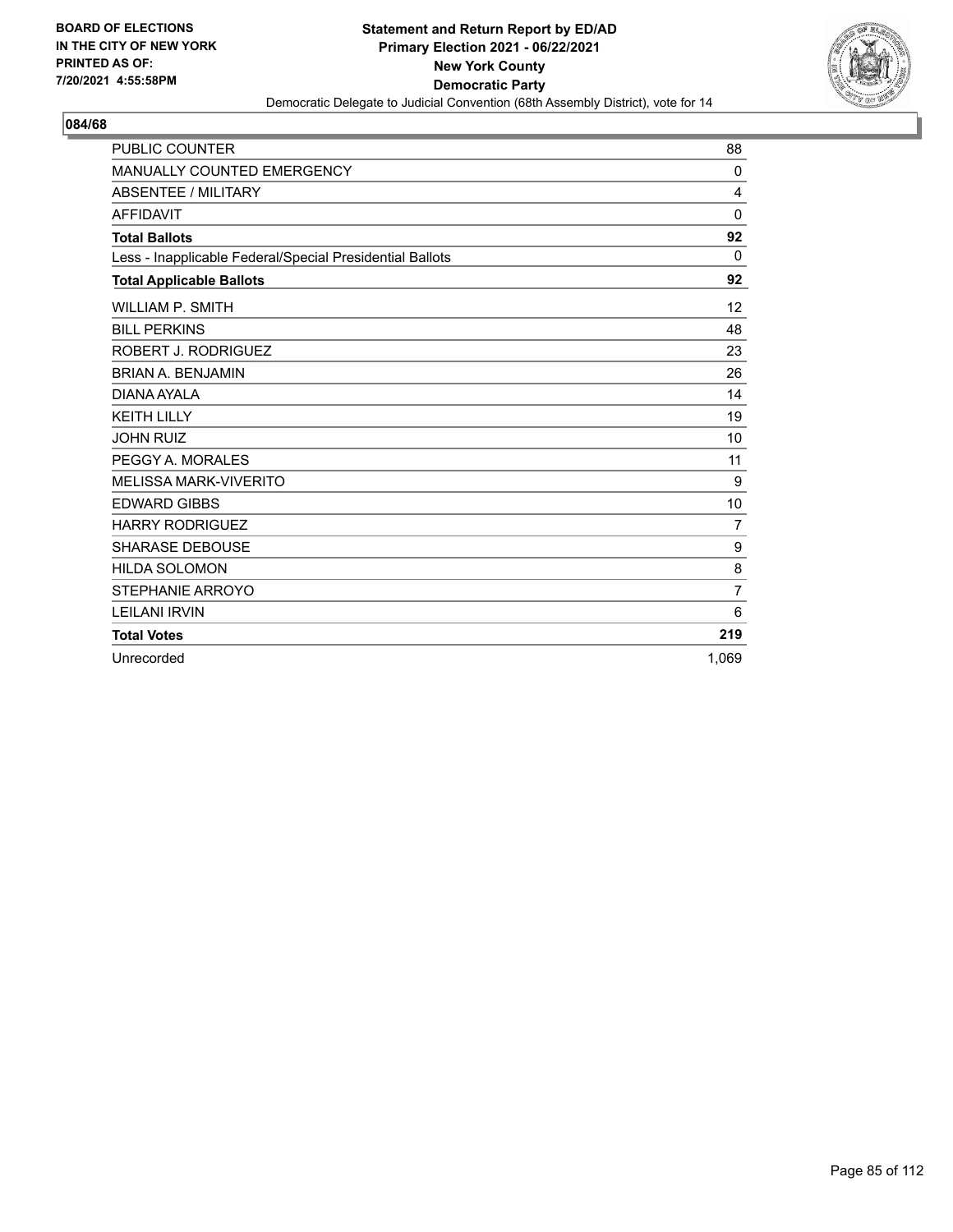**BOARD OF ELECTIONS IN THE CITY OF NEW YORK PRINTED AS OF: 7/20/2021 4:55:58PM**

**Statement and Return Report by ED/AD Primary Election 2021 - 06/22/2021 New York County Democratic Party**

Democratic Delegate to Judicial Convention (68th Assembly District), vote for 14

## 084/68

| | |
|---|---|
| PUBLIC COUNTER | 88 |
| MANUALLY COUNTED EMERGENCY | 0 |
| ABSENTEE / MILITARY | 4 |
| AFFIDAVIT | 0 |
| **Total Ballots** | **92** |
| Less - Inapplicable Federal/Special Presidential Ballots | 0 |
| **Total Applicable Ballots** | **92** |
| WILLIAM P. SMITH | 12 |
| BILL PERKINS | 48 |
| ROBERT J. RODRIGUEZ | 23 |
| BRIAN A. BENJAMIN | 26 |
| DIANA AYALA | 14 |
| KEITH LILLY | 19 |
| JOHN RUIZ | 10 |
| PEGGY A. MORALES | 11 |
| MELISSA MARK-VIVERITO | 9 |
| EDWARD GIBBS | 10 |
| HARRY RODRIGUEZ | 7 |
| SHARASE DEBOUSE | 9 |
| HILDA SOLOMON | 8 |
| STEPHANIE ARROYO | 7 |
| LEILANI IRVIN | 6 |
| **Total Votes** | **219** |
| Unrecorded | 1,069 |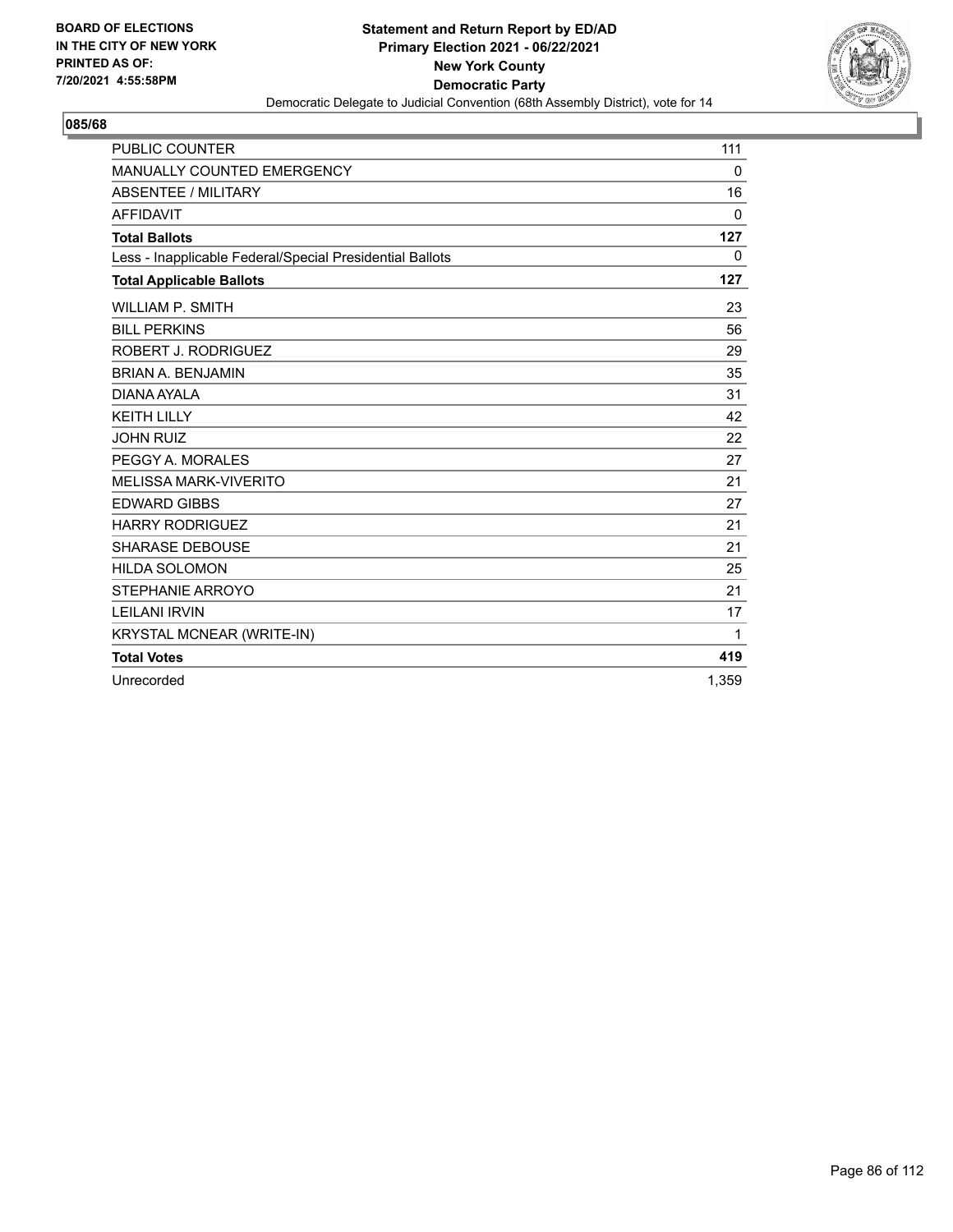BOARD OF ELECTIONS
IN THE CITY OF NEW YORK
PRINTED AS OF:
7/20/2021 4:55:58PM

**Statement and Return Report by ED/AD**
**Primary Election 2021 - 06/22/2021**
**New York County**
**Democratic Party**
Democratic Delegate to Judicial Convention (68th Assembly District), vote for 14

## 085/68

| | |
|---|---|
| PUBLIC COUNTER | 111 |
| MANUALLY COUNTED EMERGENCY | 0 |
| ABSENTEE / MILITARY | 16 |
| AFFIDAVIT | 0 |
| **Total Ballots** | **127** |
| Less - Inapplicable Federal/Special Presidential Ballots | 0 |
| **Total Applicable Ballots** | **127** |
| WILLIAM P. SMITH | 23 |
| BILL PERKINS | 56 |
| ROBERT J. RODRIGUEZ | 29 |
| BRIAN A. BENJAMIN | 35 |
| DIANA AYALA | 31 |
| KEITH LILLY | 42 |
| JOHN RUIZ | 22 |
| PEGGY A. MORALES | 27 |
| MELISSA MARK-VIVERITO | 21 |
| EDWARD GIBBS | 27 |
| HARRY RODRIGUEZ | 21 |
| SHARASE DEBOUSE | 21 |
| HILDA SOLOMON | 25 |
| STEPHANIE ARROYO | 21 |
| LEILANI IRVIN | 17 |
| KRYSTAL MCNEAR (WRITE-IN) | 1 |
| **Total Votes** | **419** |
| Unrecorded | 1,359 |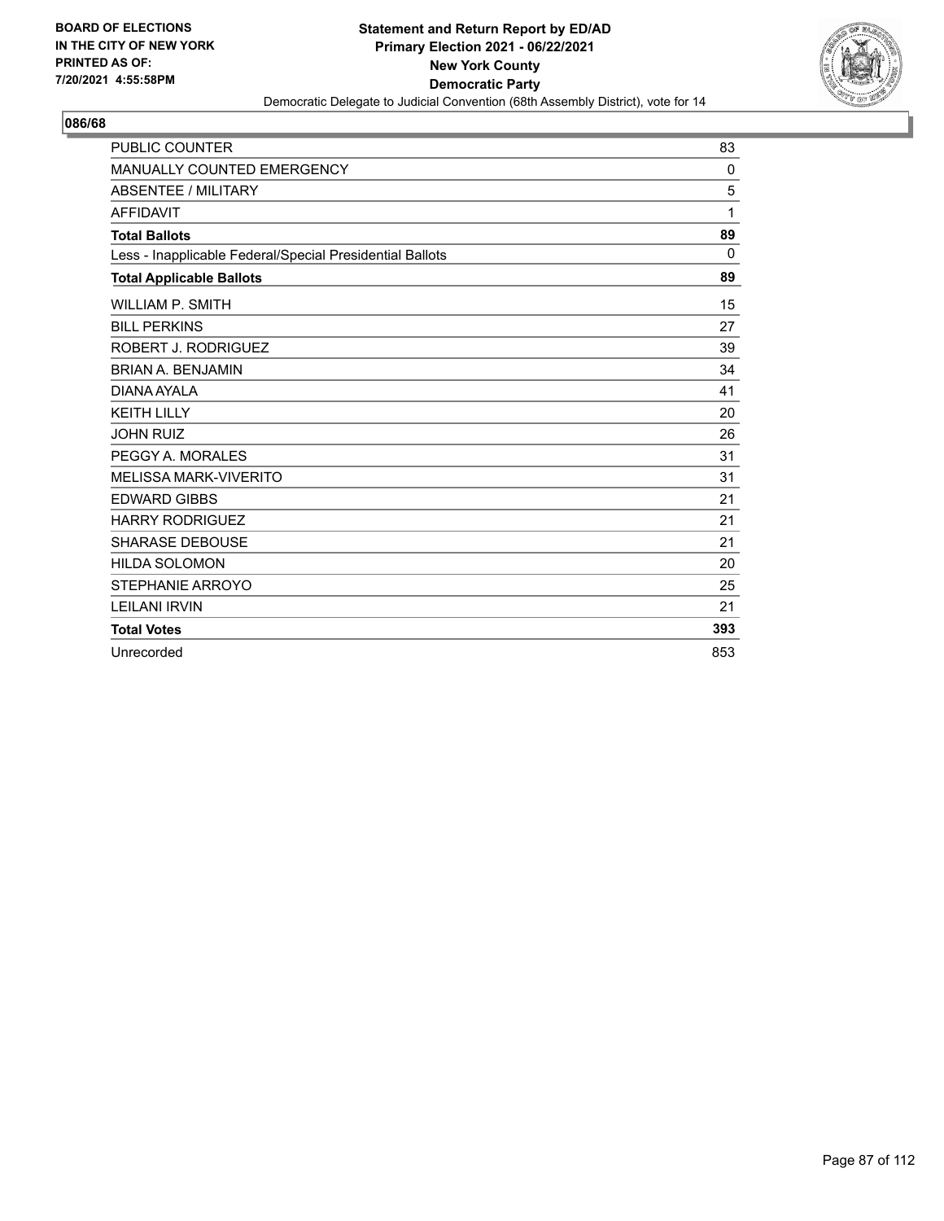BOARD OF ELECTIONS
IN THE CITY OF NEW YORK
PRINTED AS OF:
7/20/2021 4:55:58PM

**Statement and Return Report by ED/AD**
**Primary Election 2021 - 06/22/2021**
**New York County**
**Democratic Party**
Democratic Delegate to Judicial Convention (68th Assembly District), vote for 14

## 086/68

| | |
|---|---|
| PUBLIC COUNTER | 83 |
| MANUALLY COUNTED EMERGENCY | 0 |
| ABSENTEE / MILITARY | 5 |
| AFFIDAVIT | 1 |
| **Total Ballots** | **89** |
| Less - Inapplicable Federal/Special Presidential Ballots | 0 |
| **Total Applicable Ballots** | **89** |
| WILLIAM P. SMITH | 15 |
| BILL PERKINS | 27 |
| ROBERT J. RODRIGUEZ | 39 |
| BRIAN A. BENJAMIN | 34 |
| DIANA AYALA | 41 |
| KEITH LILLY | 20 |
| JOHN RUIZ | 26 |
| PEGGY A. MORALES | 31 |
| MELISSA MARK-VIVERITO | 31 |
| EDWARD GIBBS | 21 |
| HARRY RODRIGUEZ | 21 |
| SHARASE DEBOUSE | 21 |
| HILDA SOLOMON | 20 |
| STEPHANIE ARROYO | 25 |
| LEILANI IRVIN | 21 |
| **Total Votes** | **393** |
| Unrecorded | 853 |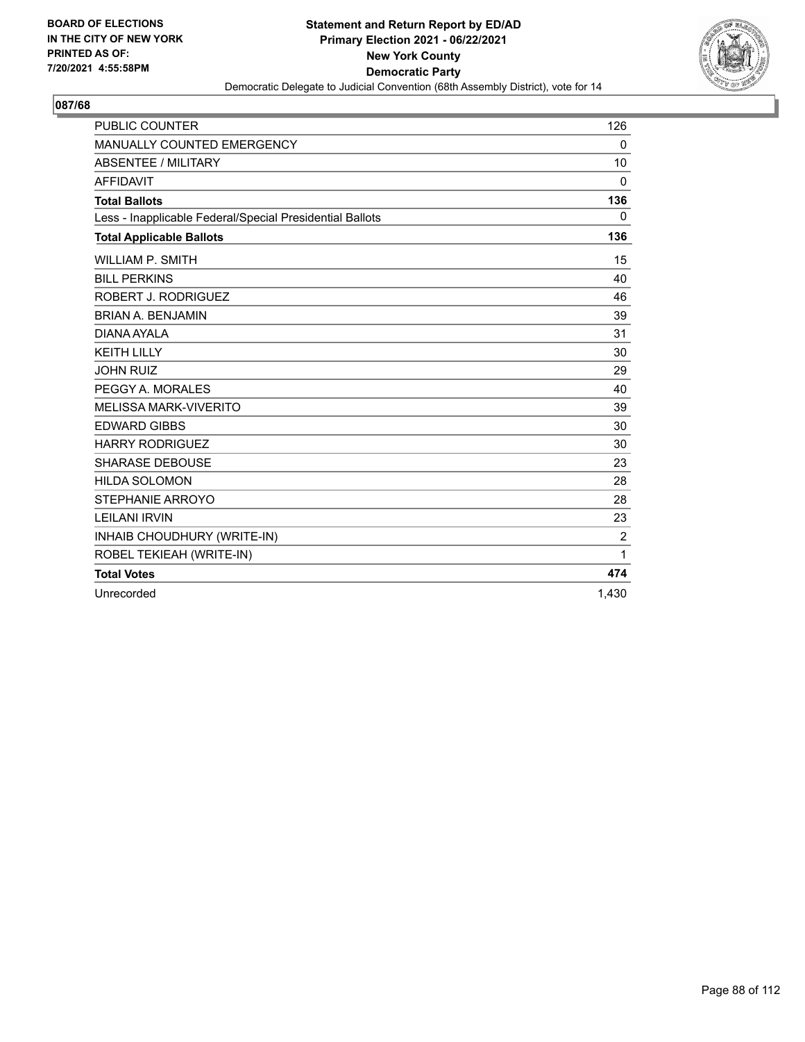BOARD OF ELECTIONS
IN THE CITY OF NEW YORK
PRINTED AS OF:
7/20/2021 4:55:58PM

**Statement and Return Report by ED/AD**
**Primary Election 2021 - 06/22/2021**
**New York County**
**Democratic Party**
Democratic Delegate to Judicial Convention (68th Assembly District), vote for 14

## 087/68

| | |
|---|---|
| PUBLIC COUNTER | 126 |
| MANUALLY COUNTED EMERGENCY | 0 |
| ABSENTEE / MILITARY | 10 |
| AFFIDAVIT | 0 |
| **Total Ballots** | **136** |
| Less - Inapplicable Federal/Special Presidential Ballots | 0 |
| **Total Applicable Ballots** | **136** |
| WILLIAM P. SMITH | 15 |
| BILL PERKINS | 40 |
| ROBERT J. RODRIGUEZ | 46 |
| BRIAN A. BENJAMIN | 39 |
| DIANA AYALA | 31 |
| KEITH LILLY | 30 |
| JOHN RUIZ | 29 |
| PEGGY A. MORALES | 40 |
| MELISSA MARK-VIVERITO | 39 |
| EDWARD GIBBS | 30 |
| HARRY RODRIGUEZ | 30 |
| SHARASE DEBOUSE | 23 |
| HILDA SOLOMON | 28 |
| STEPHANIE ARROYO | 28 |
| LEILANI IRVIN | 23 |
| INHAIB CHOUDHURY (WRITE-IN) | 2 |
| ROBEL TEKIEAH (WRITE-IN) | 1 |
| **Total Votes** | **474** |
| Unrecorded | 1,430 |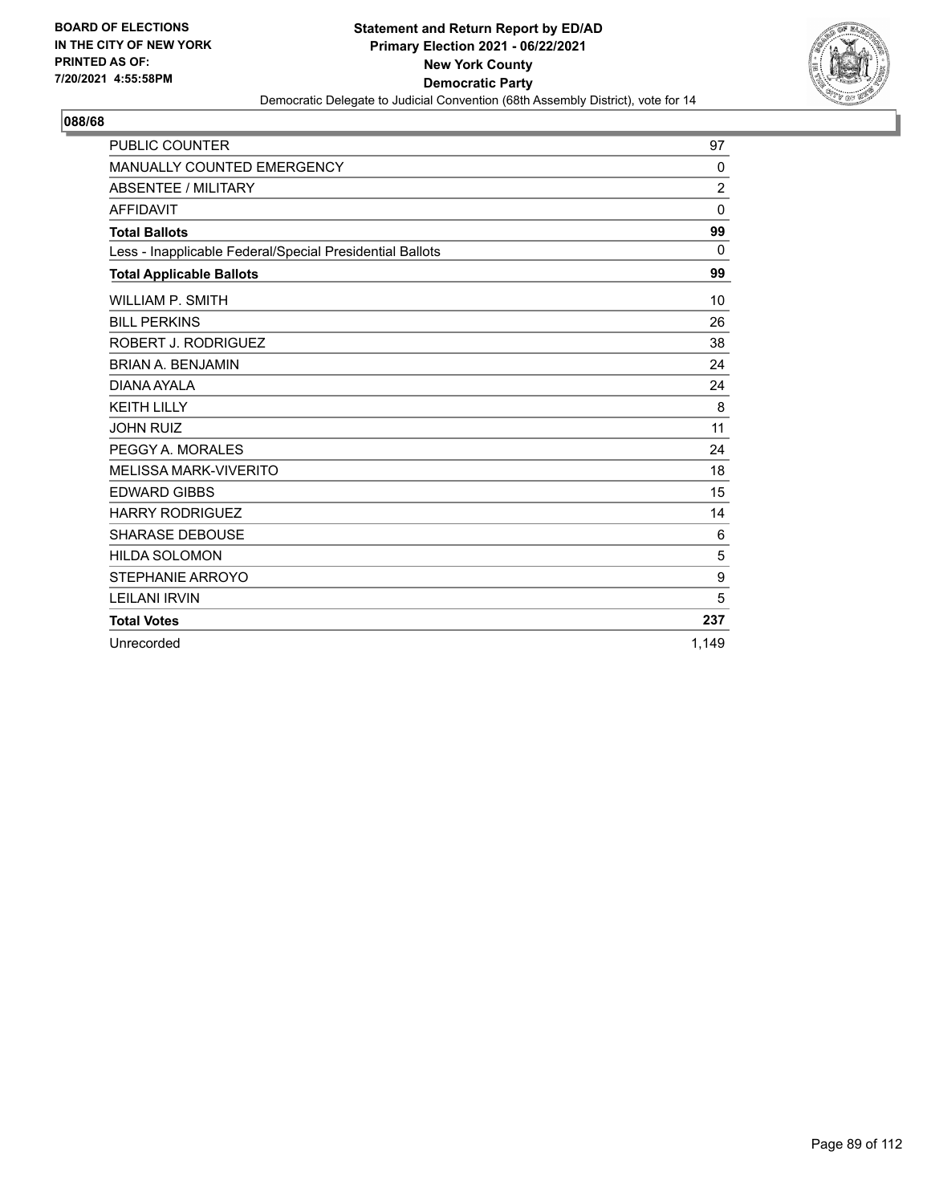BOARD OF ELECTIONS
IN THE CITY OF NEW YORK
PRINTED AS OF:
7/20/2021 4:55:58PM

**Statement and Return Report by ED/AD**
**Primary Election 2021 - 06/22/2021**
**New York County**
**Democratic Party**
Democratic Delegate to Judicial Convention (68th Assembly District), vote for 14

## 088/68

| | |
|---|---|
| PUBLIC COUNTER | 97 |
| MANUALLY COUNTED EMERGENCY | 0 |
| ABSENTEE / MILITARY | 2 |
| AFFIDAVIT | 0 |
| **Total Ballots** | **99** |
| Less - Inapplicable Federal/Special Presidential Ballots | 0 |
| **Total Applicable Ballots** | **99** |
| WILLIAM P. SMITH | 10 |
| BILL PERKINS | 26 |
| ROBERT J. RODRIGUEZ | 38 |
| BRIAN A. BENJAMIN | 24 |
| DIANA AYALA | 24 |
| KEITH LILLY | 8 |
| JOHN RUIZ | 11 |
| PEGGY A. MORALES | 24 |
| MELISSA MARK-VIVERITO | 18 |
| EDWARD GIBBS | 15 |
| HARRY RODRIGUEZ | 14 |
| SHARASE DEBOUSE | 6 |
| HILDA SOLOMON | 5 |
| STEPHANIE ARROYO | 9 |
| LEILANI IRVIN | 5 |
| **Total Votes** | **237** |
| Unrecorded | 1,149 |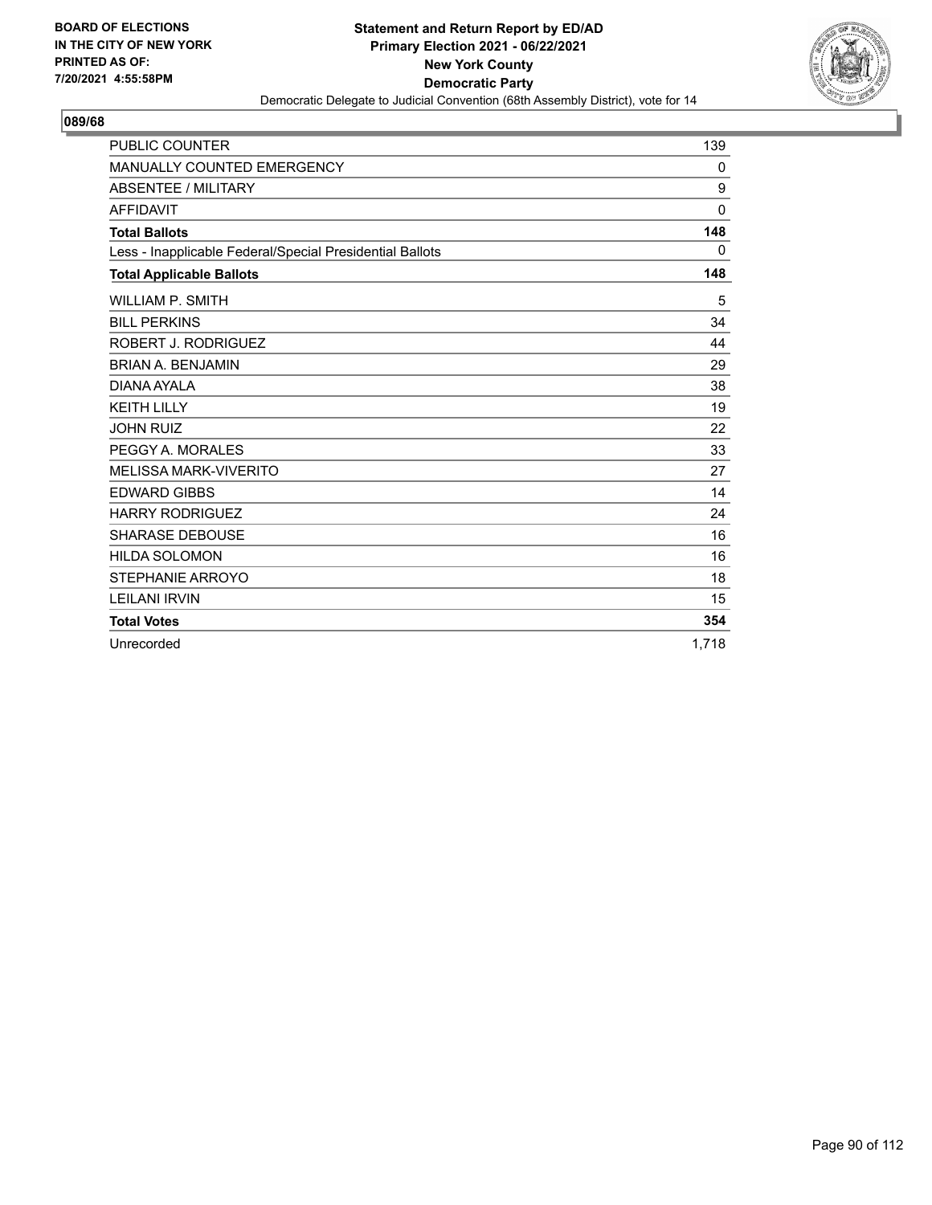BOARD OF ELECTIONS
IN THE CITY OF NEW YORK
PRINTED AS OF:
7/20/2021 4:55:58PM

**Statement and Return Report by ED/AD**
**Primary Election 2021 - 06/22/2021**
**New York County**
**Democratic Party**
Democratic Delegate to Judicial Convention (68th Assembly District), vote for 14

## 089/68

| | |
|---|---|
| PUBLIC COUNTER | 139 |
| MANUALLY COUNTED EMERGENCY | 0 |
| ABSENTEE / MILITARY | 9 |
| AFFIDAVIT | 0 |
| **Total Ballots** | **148** |
| Less - Inapplicable Federal/Special Presidential Ballots | 0 |
| **Total Applicable Ballots** | **148** |
| WILLIAM P. SMITH | 5 |
| BILL PERKINS | 34 |
| ROBERT J. RODRIGUEZ | 44 |
| BRIAN A. BENJAMIN | 29 |
| DIANA AYALA | 38 |
| KEITH LILLY | 19 |
| JOHN RUIZ | 22 |
| PEGGY A. MORALES | 33 |
| MELISSA MARK-VIVERITO | 27 |
| EDWARD GIBBS | 14 |
| HARRY RODRIGUEZ | 24 |
| SHARASE DEBOUSE | 16 |
| HILDA SOLOMON | 16 |
| STEPHANIE ARROYO | 18 |
| LEILANI IRVIN | 15 |
| **Total Votes** | **354** |
| Unrecorded | 1,718 |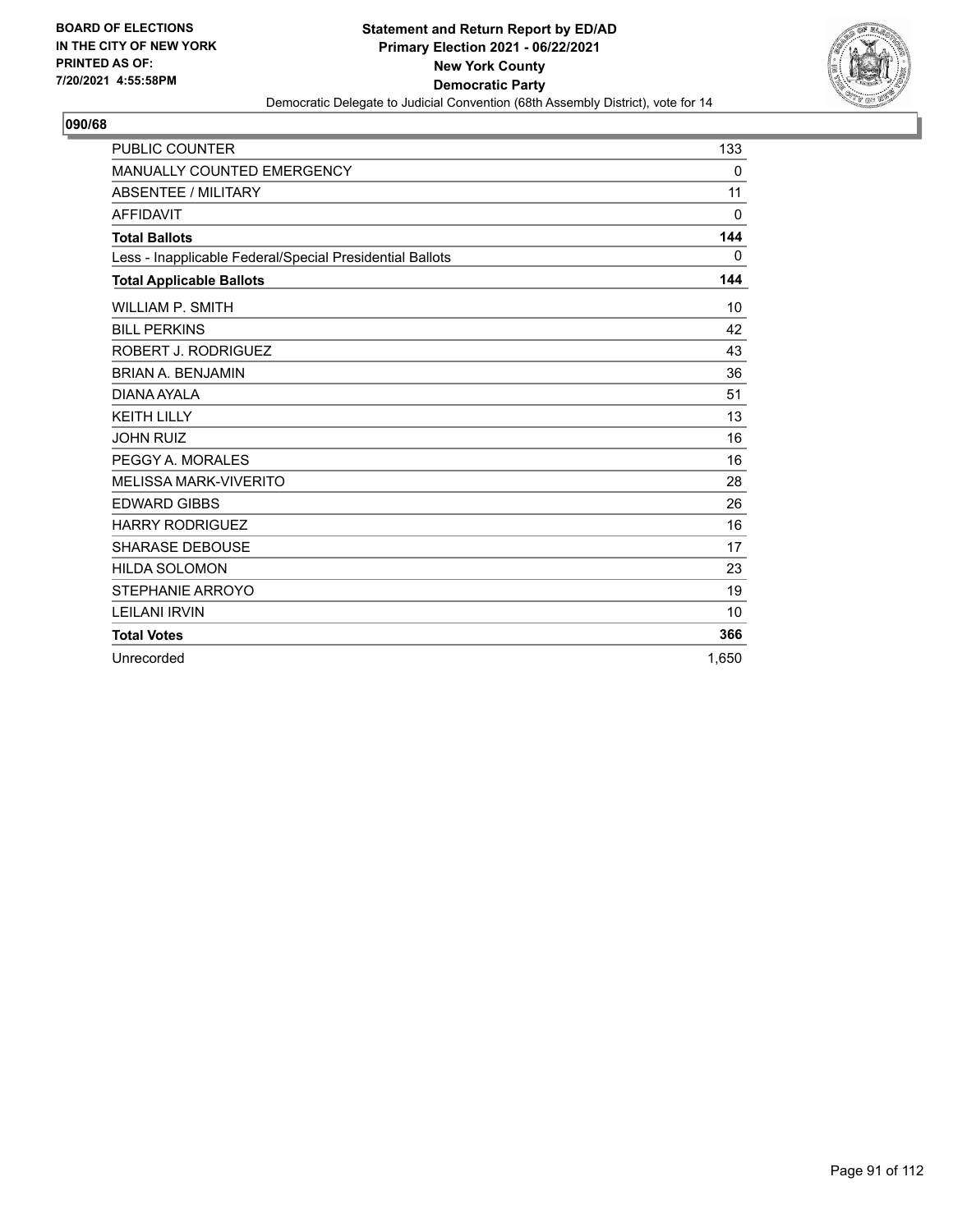BOARD OF ELECTIONS
IN THE CITY OF NEW YORK
PRINTED AS OF:
7/20/2021 4:55:58PM

**Statement and Return Report by ED/AD**
**Primary Election 2021 - 06/22/2021**
**New York County**
**Democratic Party**
Democratic Delegate to Judicial Convention (68th Assembly District), vote for 14

## 090/68

| | |
|---|---|
| PUBLIC COUNTER | 133 |
| MANUALLY COUNTED EMERGENCY | 0 |
| ABSENTEE / MILITARY | 11 |
| AFFIDAVIT | 0 |
| **Total Ballots** | **144** |
| Less - Inapplicable Federal/Special Presidential Ballots | 0 |
| **Total Applicable Ballots** | **144** |
| WILLIAM P. SMITH | 10 |
| BILL PERKINS | 42 |
| ROBERT J. RODRIGUEZ | 43 |
| BRIAN A. BENJAMIN | 36 |
| DIANA AYALA | 51 |
| KEITH LILLY | 13 |
| JOHN RUIZ | 16 |
| PEGGY A. MORALES | 16 |
| MELISSA MARK-VIVERITO | 28 |
| EDWARD GIBBS | 26 |
| HARRY RODRIGUEZ | 16 |
| SHARASE DEBOUSE | 17 |
| HILDA SOLOMON | 23 |
| STEPHANIE ARROYO | 19 |
| LEILANI IRVIN | 10 |
| **Total Votes** | **366** |
| Unrecorded | 1,650 |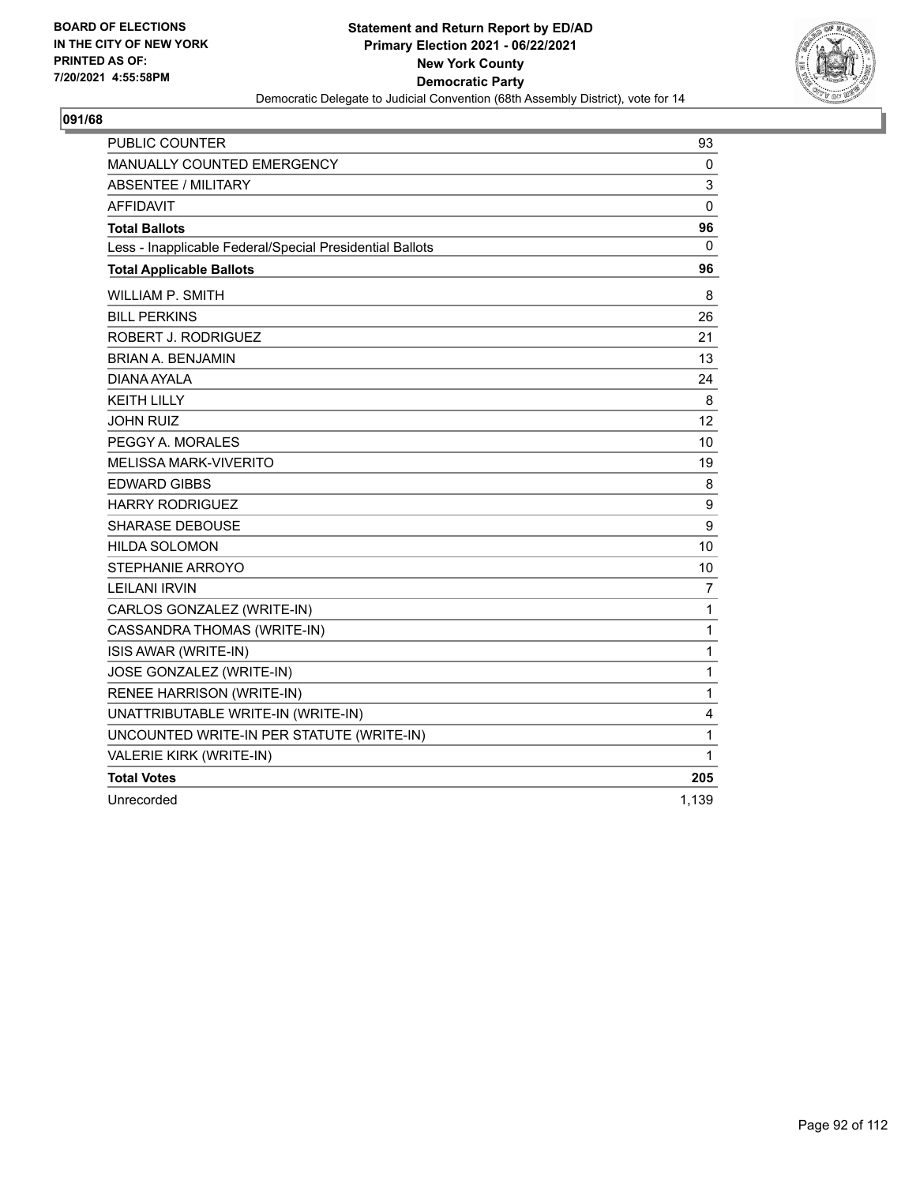BOARD OF ELECTIONS
IN THE CITY OF NEW YORK
PRINTED AS OF:
7/20/2021 4:55:58PM

**Statement and Return Report by ED/AD**
**Primary Election 2021 - 06/22/2021**
**New York County**
**Democratic Party**
Democratic Delegate to Judicial Convention (68th Assembly District), vote for 14

## 091/68

| | |
|---|---|
| PUBLIC COUNTER | 93 |
| MANUALLY COUNTED EMERGENCY | 0 |
| ABSENTEE / MILITARY | 3 |
| AFFIDAVIT | 0 |
| **Total Ballots** | **96** |
| Less - Inapplicable Federal/Special Presidential Ballots | 0 |
| **Total Applicable Ballots** | **96** |
| WILLIAM P. SMITH | 8 |
| BILL PERKINS | 26 |
| ROBERT J. RODRIGUEZ | 21 |
| BRIAN A. BENJAMIN | 13 |
| DIANA AYALA | 24 |
| KEITH LILLY | 8 |
| JOHN RUIZ | 12 |
| PEGGY A. MORALES | 10 |
| MELISSA MARK-VIVERITO | 19 |
| EDWARD GIBBS | 8 |
| HARRY RODRIGUEZ | 9 |
| SHARASE DEBOUSE | 9 |
| HILDA SOLOMON | 10 |
| STEPHANIE ARROYO | 10 |
| LEILANI IRVIN | 7 |
| CARLOS GONZALEZ (WRITE-IN) | 1 |
| CASSANDRA THOMAS (WRITE-IN) | 1 |
| ISIS AWAR (WRITE-IN) | 1 |
| JOSE GONZALEZ (WRITE-IN) | 1 |
| RENEE HARRISON (WRITE-IN) | 1 |
| UNATTRIBUTABLE WRITE-IN (WRITE-IN) | 4 |
| UNCOUNTED WRITE-IN PER STATUTE (WRITE-IN) | 1 |
| VALERIE KIRK (WRITE-IN) | 1 |
| **Total Votes** | **205** |
| Unrecorded | 1,139 |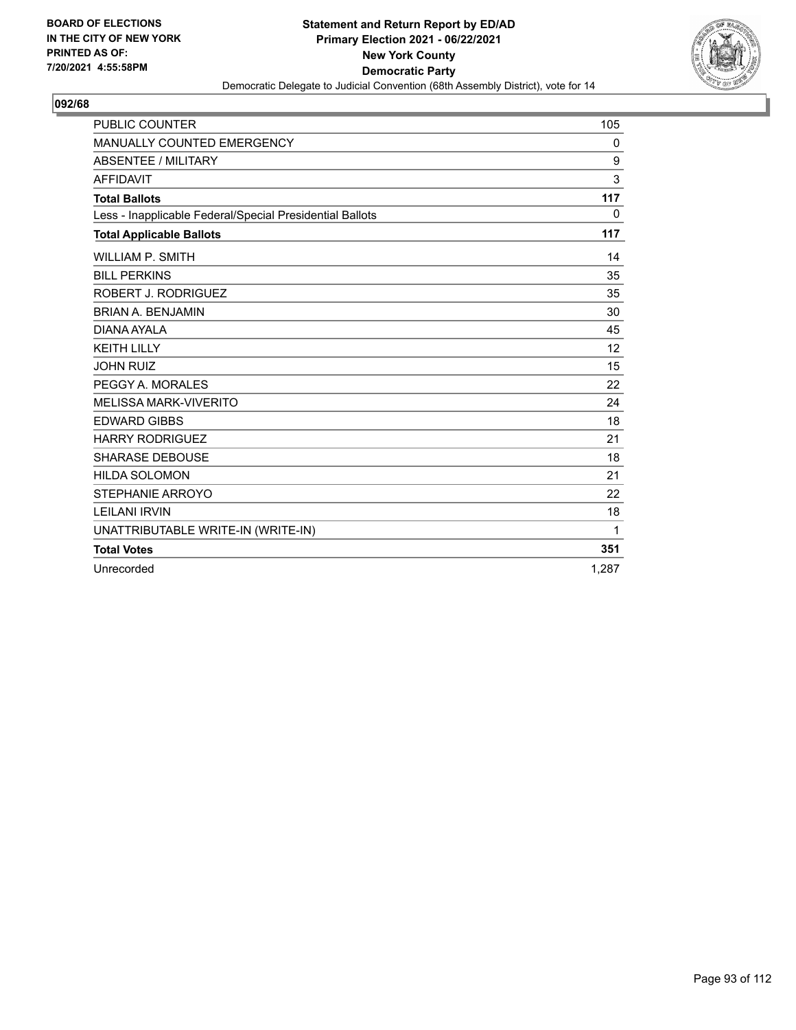**BOARD OF ELECTIONS IN THE CITY OF NEW YORK PRINTED AS OF: 7/20/2021 4:55:58PM**

**Statement and Return Report by ED/AD**
**Primary Election 2021 - 06/22/2021**
**New York County**
**Democratic Party**
Democratic Delegate to Judicial Convention (68th Assembly District), vote for 14

## 092/68

| | |
|---|---|
| PUBLIC COUNTER | 105 |
| MANUALLY COUNTED EMERGENCY | 0 |
| ABSENTEE / MILITARY | 9 |
| AFFIDAVIT | 3 |
| **Total Ballots** | **117** |
| Less - Inapplicable Federal/Special Presidential Ballots | 0 |
| **Total Applicable Ballots** | **117** |
| WILLIAM P. SMITH | 14 |
| BILL PERKINS | 35 |
| ROBERT J. RODRIGUEZ | 35 |
| BRIAN A. BENJAMIN | 30 |
| DIANA AYALA | 45 |
| KEITH LILLY | 12 |
| JOHN RUIZ | 15 |
| PEGGY A. MORALES | 22 |
| MELISSA MARK-VIVERITO | 24 |
| EDWARD GIBBS | 18 |
| HARRY RODRIGUEZ | 21 |
| SHARASE DEBOUSE | 18 |
| HILDA SOLOMON | 21 |
| STEPHANIE ARROYO | 22 |
| LEILANI IRVIN | 18 |
| UNATTRIBUTABLE WRITE-IN (WRITE-IN) | 1 |
| **Total Votes** | **351** |
| Unrecorded | 1,287 |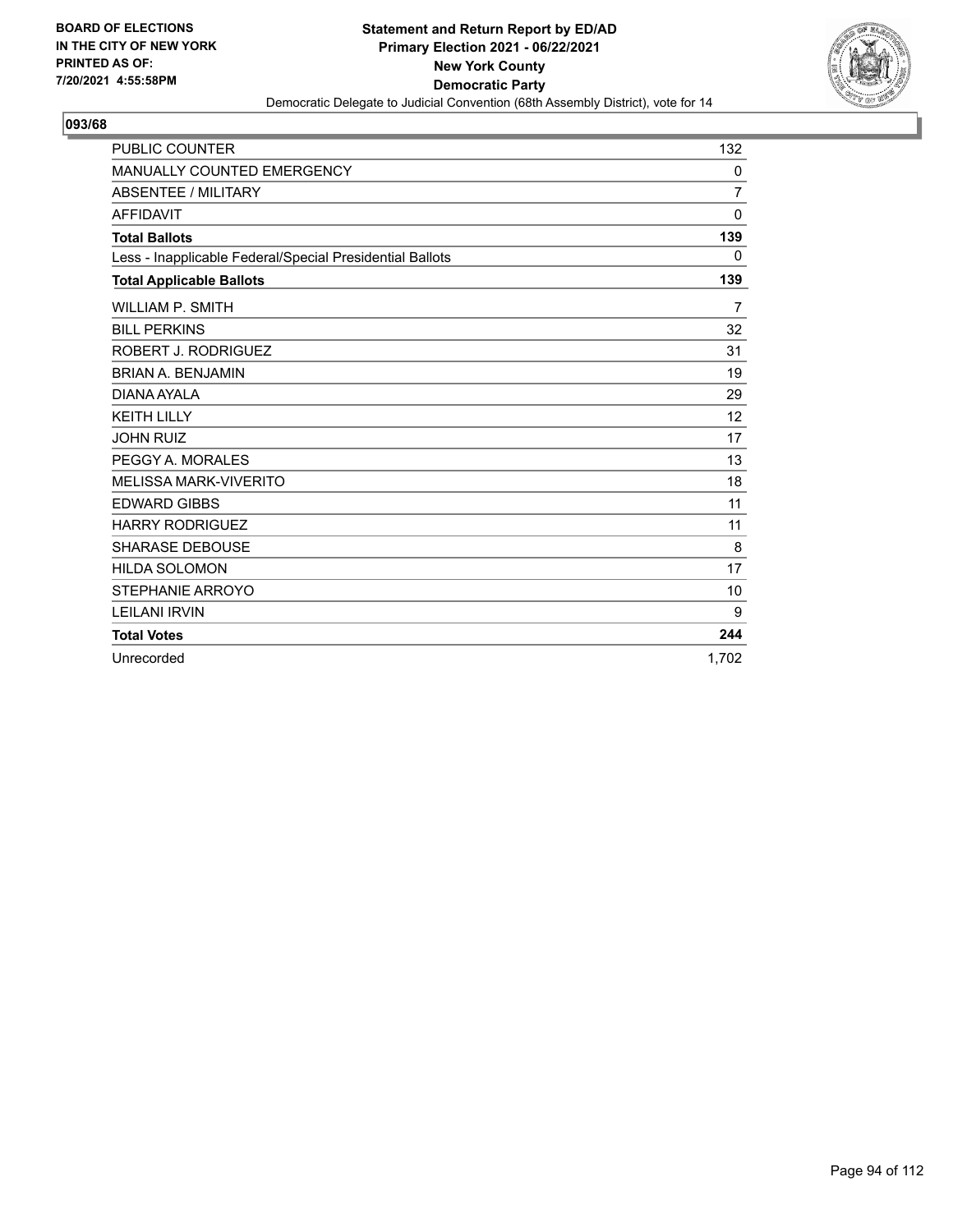BOARD OF ELECTIONS
IN THE CITY OF NEW YORK
PRINTED AS OF:
7/20/2021 4:55:58PM

**Statement and Return Report by ED/AD**
**Primary Election 2021 - 06/22/2021**
**New York County**
**Democratic Party**
Democratic Delegate to Judicial Convention (68th Assembly District), vote for 14

## 093/68

| | |
|---|---|
| PUBLIC COUNTER | 132 |
| MANUALLY COUNTED EMERGENCY | 0 |
| ABSENTEE / MILITARY | 7 |
| AFFIDAVIT | 0 |
| **Total Ballots** | **139** |
| Less - Inapplicable Federal/Special Presidential Ballots | 0 |
| **Total Applicable Ballots** | **139** |
| WILLIAM P. SMITH | 7 |
| BILL PERKINS | 32 |
| ROBERT J. RODRIGUEZ | 31 |
| BRIAN A. BENJAMIN | 19 |
| DIANA AYALA | 29 |
| KEITH LILLY | 12 |
| JOHN RUIZ | 17 |
| PEGGY A. MORALES | 13 |
| MELISSA MARK-VIVERITO | 18 |
| EDWARD GIBBS | 11 |
| HARRY RODRIGUEZ | 11 |
| SHARASE DEBOUSE | 8 |
| HILDA SOLOMON | 17 |
| STEPHANIE ARROYO | 10 |
| LEILANI IRVIN | 9 |
| **Total Votes** | **244** |
| Unrecorded | 1,702 |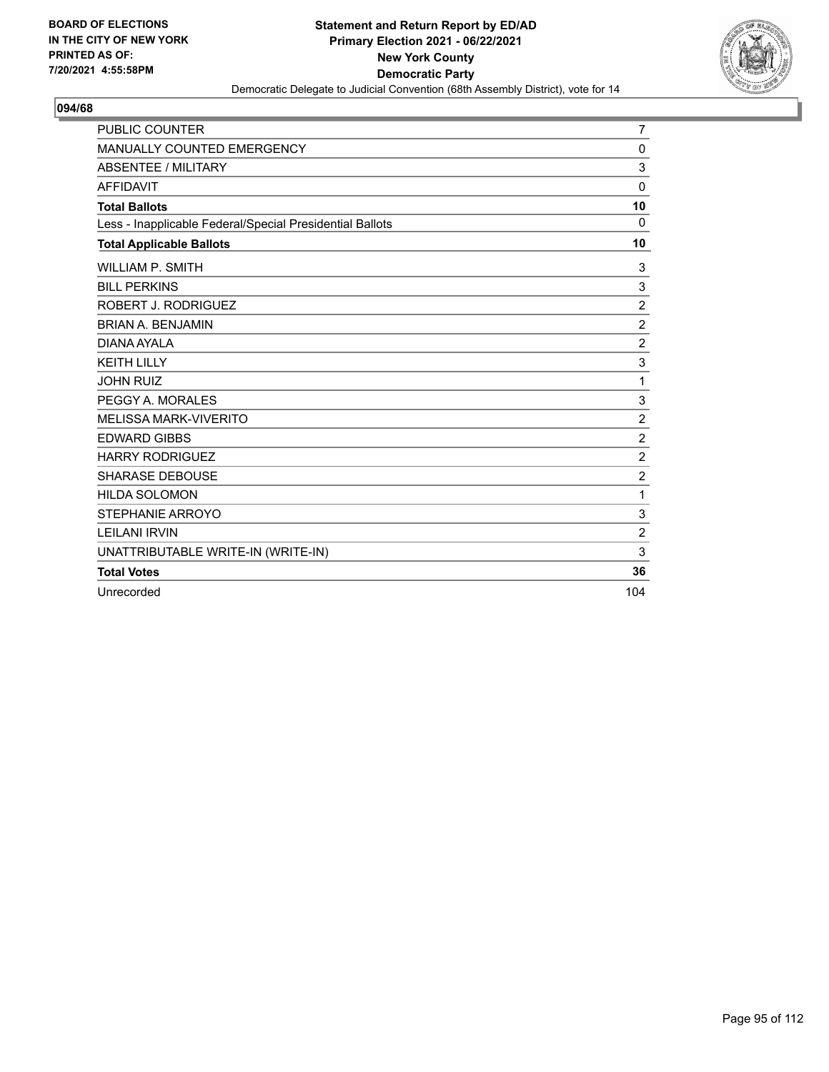BOARD OF ELECTIONS
IN THE CITY OF NEW YORK
PRINTED AS OF:
7/20/2021 4:55:58PM

**Statement and Return Report by ED/AD**
**Primary Election 2021 - 06/22/2021**
**New York County**
**Democratic Party**
Democratic Delegate to Judicial Convention (68th Assembly District), vote for 14

## 094/68

| | |
|---|---|
| PUBLIC COUNTER | 7 |
| MANUALLY COUNTED EMERGENCY | 0 |
| ABSENTEE / MILITARY | 3 |
| AFFIDAVIT | 0 |
| **Total Ballots** | **10** |
| Less - Inapplicable Federal/Special Presidential Ballots | 0 |
| **Total Applicable Ballots** | **10** |
| WILLIAM P. SMITH | 3 |
| BILL PERKINS | 3 |
| ROBERT J. RODRIGUEZ | 2 |
| BRIAN A. BENJAMIN | 2 |
| DIANA AYALA | 2 |
| KEITH LILLY | 3 |
| JOHN RUIZ | 1 |
| PEGGY A. MORALES | 3 |
| MELISSA MARK-VIVERITO | 2 |
| EDWARD GIBBS | 2 |
| HARRY RODRIGUEZ | 2 |
| SHARASE DEBOUSE | 2 |
| HILDA SOLOMON | 1 |
| STEPHANIE ARROYO | 3 |
| LEILANI IRVIN | 2 |
| UNATTRIBUTABLE WRITE-IN (WRITE-IN) | 3 |
| **Total Votes** | **36** |
| Unrecorded | 104 |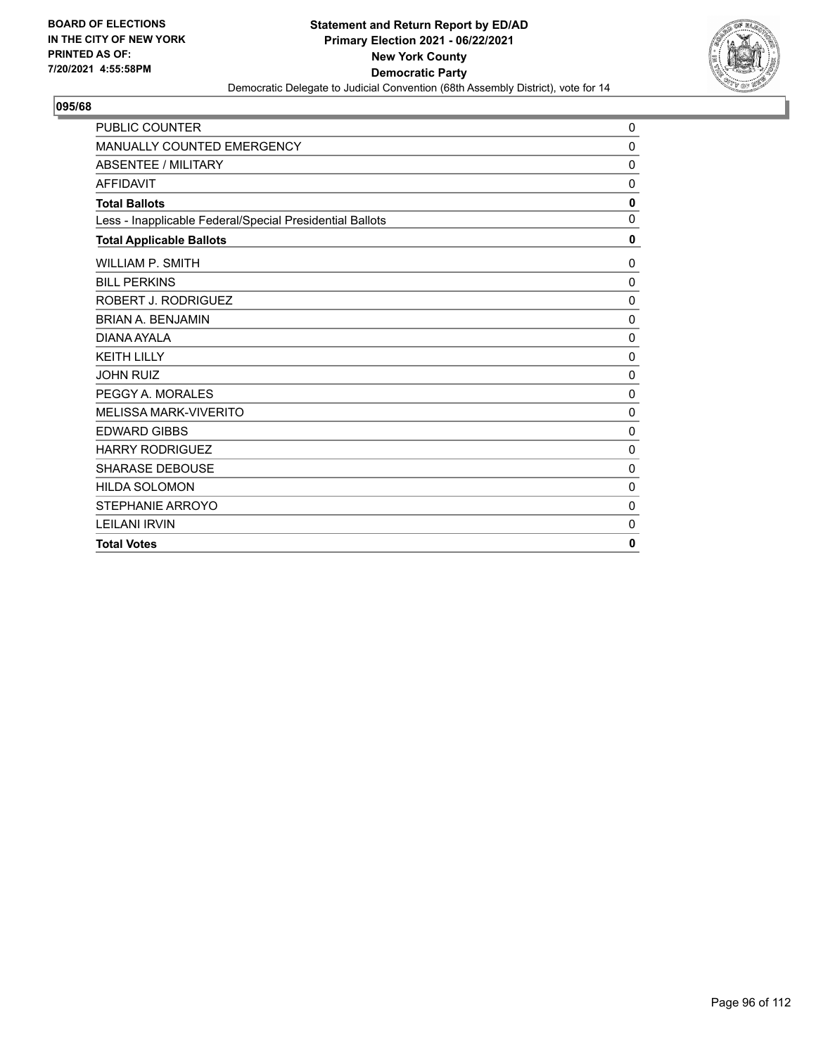**BOARD OF ELECTIONS IN THE CITY OF NEW YORK PRINTED AS OF: 7/20/2021 4:55:58PM**

**Statement and Return Report by ED/AD**
**Primary Election 2021 - 06/22/2021**
**New York County**
**Democratic Party**
Democratic Delegate to Judicial Convention (68th Assembly District), vote for 14

## 095/68

| | |
|---|---|
| PUBLIC COUNTER | 0 |
| MANUALLY COUNTED EMERGENCY | 0 |
| ABSENTEE / MILITARY | 0 |
| AFFIDAVIT | 0 |
| **Total Ballots** | **0** |
| Less - Inapplicable Federal/Special Presidential Ballots | 0 |
| **Total Applicable Ballots** | **0** |
| WILLIAM P. SMITH | 0 |
| BILL PERKINS | 0 |
| ROBERT J. RODRIGUEZ | 0 |
| BRIAN A. BENJAMIN | 0 |
| DIANA AYALA | 0 |
| KEITH LILLY | 0 |
| JOHN RUIZ | 0 |
| PEGGY A. MORALES | 0 |
| MELISSA MARK-VIVERITO | 0 |
| EDWARD GIBBS | 0 |
| HARRY RODRIGUEZ | 0 |
| SHARASE DEBOUSE | 0 |
| HILDA SOLOMON | 0 |
| STEPHANIE ARROYO | 0 |
| LEILANI IRVIN | 0 |
| **Total Votes** | **0** |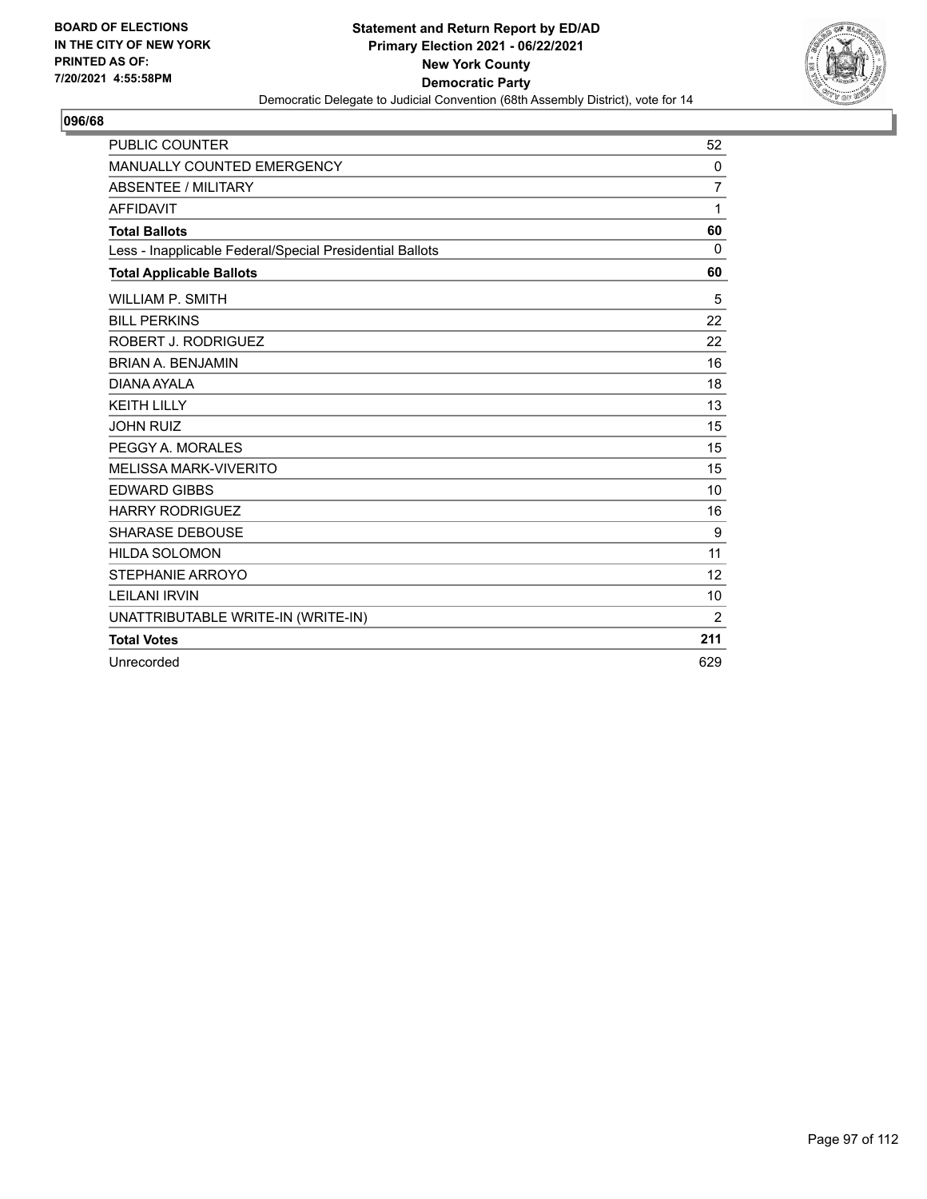**BOARD OF ELECTIONS IN THE CITY OF NEW YORK PRINTED AS OF: 7/20/2021 4:55:58PM**

**Statement and Return Report by ED/AD**
**Primary Election 2021 - 06/22/2021**
**New York County**
**Democratic Party**
Democratic Delegate to Judicial Convention (68th Assembly District), vote for 14

## 096/68

| | |
|---|---|
| PUBLIC COUNTER | 52 |
| MANUALLY COUNTED EMERGENCY | 0 |
| ABSENTEE / MILITARY | 7 |
| AFFIDAVIT | 1 |
| **Total Ballots** | **60** |
| Less - Inapplicable Federal/Special Presidential Ballots | 0 |
| **Total Applicable Ballots** | **60** |
| WILLIAM P. SMITH | 5 |
| BILL PERKINS | 22 |
| ROBERT J. RODRIGUEZ | 22 |
| BRIAN A. BENJAMIN | 16 |
| DIANA AYALA | 18 |
| KEITH LILLY | 13 |
| JOHN RUIZ | 15 |
| PEGGY A. MORALES | 15 |
| MELISSA MARK-VIVERITO | 15 |
| EDWARD GIBBS | 10 |
| HARRY RODRIGUEZ | 16 |
| SHARASE DEBOUSE | 9 |
| HILDA SOLOMON | 11 |
| STEPHANIE ARROYO | 12 |
| LEILANI IRVIN | 10 |
| UNATTRIBUTABLE WRITE-IN (WRITE-IN) | 2 |
| **Total Votes** | **211** |
| Unrecorded | 629 |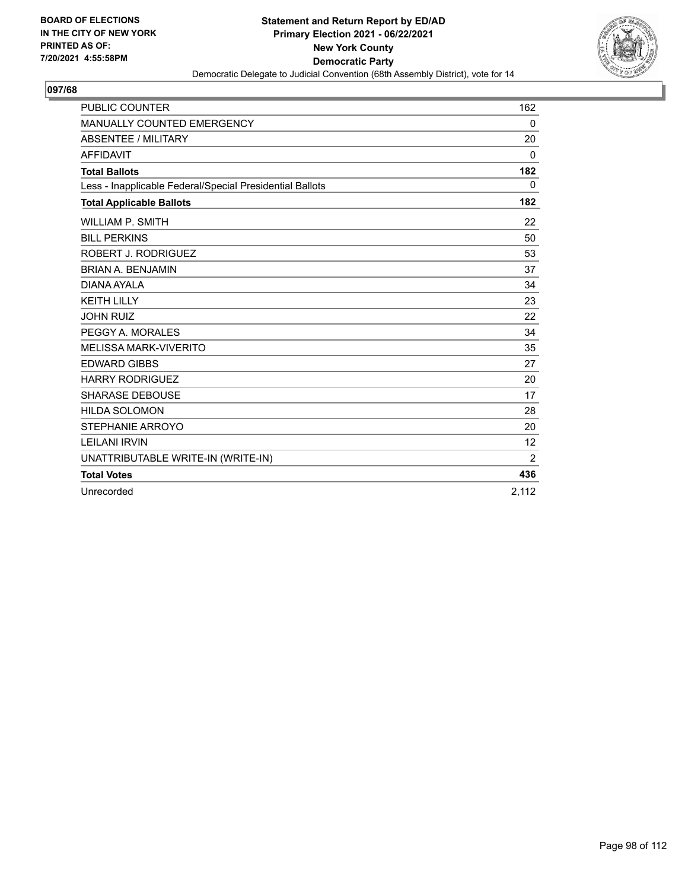BOARD OF ELECTIONS
IN THE CITY OF NEW YORK
PRINTED AS OF:
7/20/2021 4:55:58PM

**Statement and Return Report by ED/AD**
**Primary Election 2021 - 06/22/2021**
**New York County**
**Democratic Party**
Democratic Delegate to Judicial Convention (68th Assembly District), vote for 14

## 097/68

| | |
|---|---|
| PUBLIC COUNTER | 162 |
| MANUALLY COUNTED EMERGENCY | 0 |
| ABSENTEE / MILITARY | 20 |
| AFFIDAVIT | 0 |
| **Total Ballots** | **182** |
| Less - Inapplicable Federal/Special Presidential Ballots | 0 |
| **Total Applicable Ballots** | **182** |
| WILLIAM P. SMITH | 22 |
| BILL PERKINS | 50 |
| ROBERT J. RODRIGUEZ | 53 |
| BRIAN A. BENJAMIN | 37 |
| DIANA AYALA | 34 |
| KEITH LILLY | 23 |
| JOHN RUIZ | 22 |
| PEGGY A. MORALES | 34 |
| MELISSA MARK-VIVERITO | 35 |
| EDWARD GIBBS | 27 |
| HARRY RODRIGUEZ | 20 |
| SHARASE DEBOUSE | 17 |
| HILDA SOLOMON | 28 |
| STEPHANIE ARROYO | 20 |
| LEILANI IRVIN | 12 |
| UNATTRIBUTABLE WRITE-IN (WRITE-IN) | 2 |
| **Total Votes** | **436** |
| Unrecorded | 2,112 |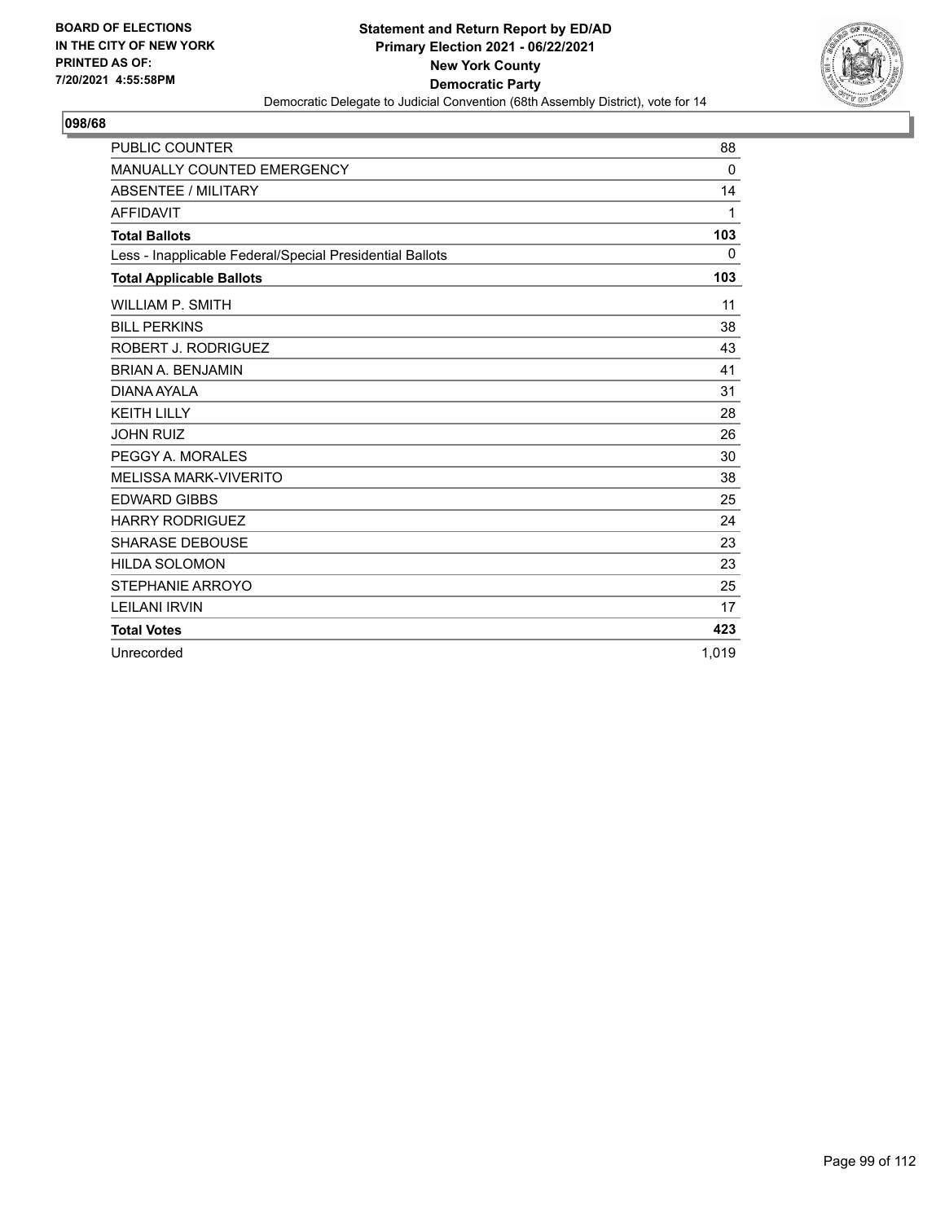BOARD OF ELECTIONS
IN THE CITY OF NEW YORK
PRINTED AS OF:
7/20/2021 4:55:58PM

**Statement and Return Report by ED/AD**
**Primary Election 2021 - 06/22/2021**
**New York County**
**Democratic Party**
Democratic Delegate to Judicial Convention (68th Assembly District), vote for 14

## 098/68

| | |
|---|---|
| PUBLIC COUNTER | 88 |
| MANUALLY COUNTED EMERGENCY | 0 |
| ABSENTEE / MILITARY | 14 |
| AFFIDAVIT | 1 |
| **Total Ballots** | **103** |
| Less - Inapplicable Federal/Special Presidential Ballots | 0 |
| **Total Applicable Ballots** | **103** |
| WILLIAM P. SMITH | 11 |
| BILL PERKINS | 38 |
| ROBERT J. RODRIGUEZ | 43 |
| BRIAN A. BENJAMIN | 41 |
| DIANA AYALA | 31 |
| KEITH LILLY | 28 |
| JOHN RUIZ | 26 |
| PEGGY A. MORALES | 30 |
| MELISSA MARK-VIVERITO | 38 |
| EDWARD GIBBS | 25 |
| HARRY RODRIGUEZ | 24 |
| SHARASE DEBOUSE | 23 |
| HILDA SOLOMON | 23 |
| STEPHANIE ARROYO | 25 |
| LEILANI IRVIN | 17 |
| **Total Votes** | **423** |
| Unrecorded | 1,019 |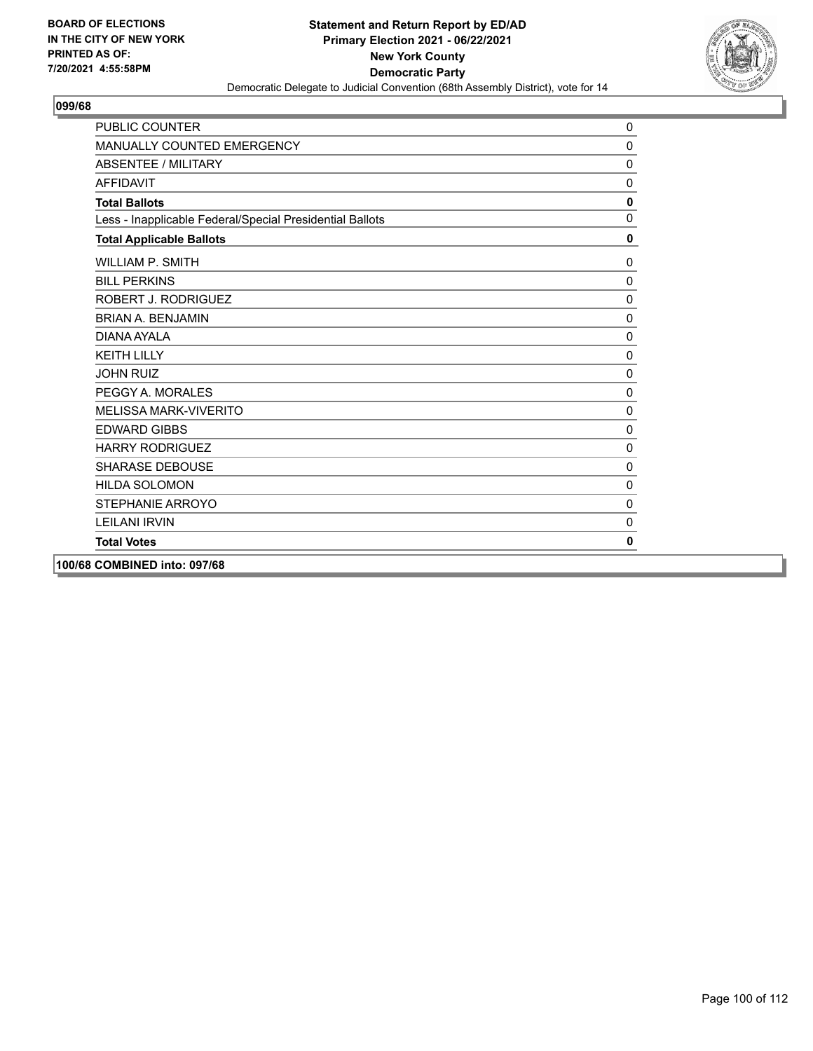## 099/68

| | |
|---|---|
| PUBLIC COUNTER | 0 |
| MANUALLY COUNTED EMERGENCY | 0 |
| ABSENTEE / MILITARY | 0 |
| AFFIDAVIT | 0 |
| **Total Ballots** | **0** |
| Less - Inapplicable Federal/Special Presidential Ballots | 0 |
| **Total Applicable Ballots** | **0** |
| WILLIAM P. SMITH | 0 |
| BILL PERKINS | 0 |
| ROBERT J. RODRIGUEZ | 0 |
| BRIAN A. BENJAMIN | 0 |
| DIANA AYALA | 0 |
| KEITH LILLY | 0 |
| JOHN RUIZ | 0 |
| PEGGY A. MORALES | 0 |
| MELISSA MARK-VIVERITO | 0 |
| EDWARD GIBBS | 0 |
| HARRY RODRIGUEZ | 0 |
| SHARASE DEBOUSE | 0 |
| HILDA SOLOMON | 0 |
| STEPHANIE ARROYO | 0 |
| LEILANI IRVIN | 0 |
| **Total Votes** | **0** |

**100/68 COMBINED into: 097/68**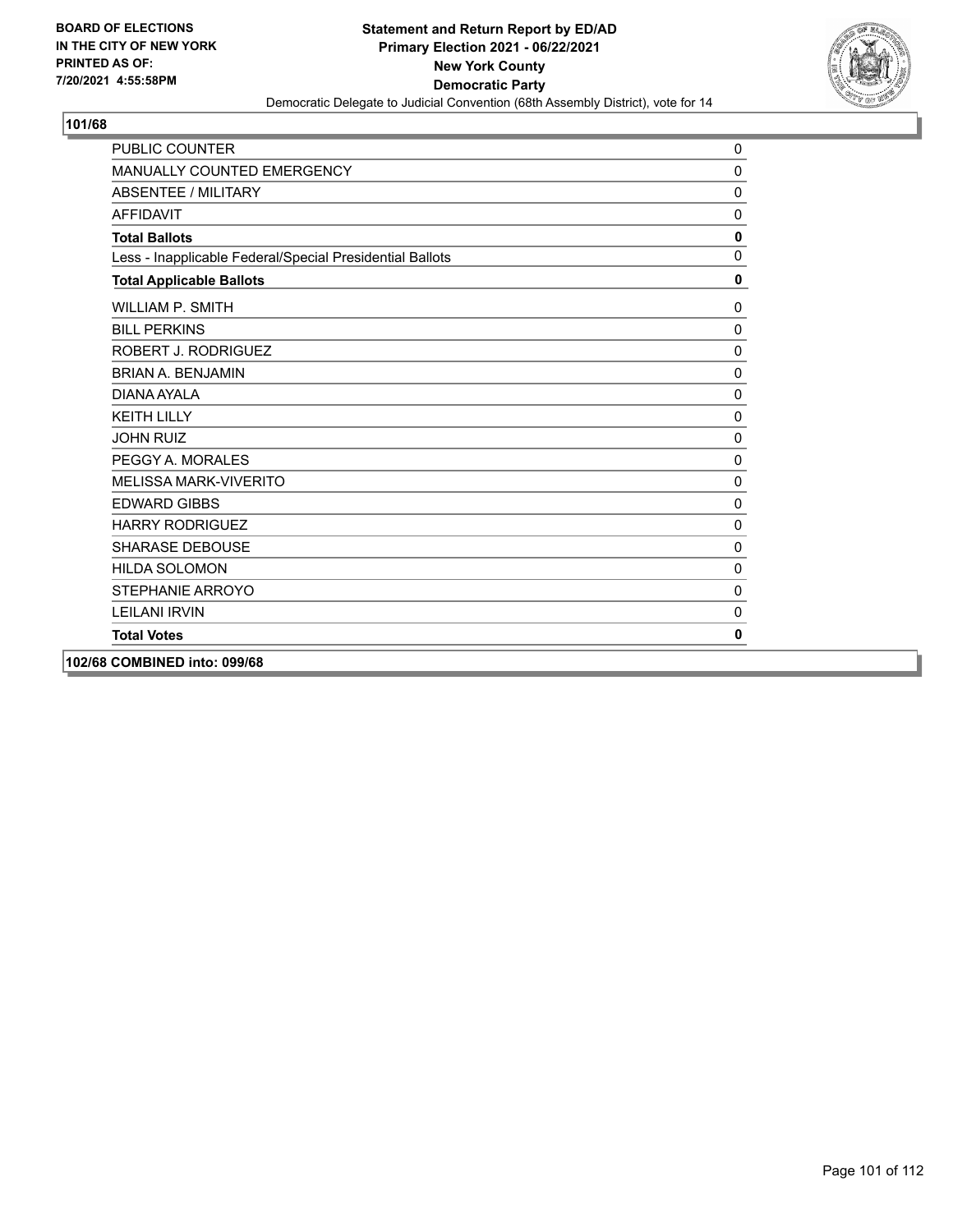**BOARD OF ELECTIONS IN THE CITY OF NEW YORK PRINTED AS OF: 7/20/2021 4:55:58PM**

**Statement and Return Report by ED/AD**
**Primary Election 2021 - 06/22/2021**
**New York County**
**Democratic Party**
Democratic Delegate to Judicial Convention (68th Assembly District), vote for 14

## 101/68

| | |
|---|---|
| PUBLIC COUNTER | 0 |
| MANUALLY COUNTED EMERGENCY | 0 |
| ABSENTEE / MILITARY | 0 |
| AFFIDAVIT | 0 |
| **Total Ballots** | **0** |
| Less - Inapplicable Federal/Special Presidential Ballots | 0 |
| **Total Applicable Ballots** | **0** |
| WILLIAM P. SMITH | 0 |
| BILL PERKINS | 0 |
| ROBERT J. RODRIGUEZ | 0 |
| BRIAN A. BENJAMIN | 0 |
| DIANA AYALA | 0 |
| KEITH LILLY | 0 |
| JOHN RUIZ | 0 |
| PEGGY A. MORALES | 0 |
| MELISSA MARK-VIVERITO | 0 |
| EDWARD GIBBS | 0 |
| HARRY RODRIGUEZ | 0 |
| SHARASE DEBOUSE | 0 |
| HILDA SOLOMON | 0 |
| STEPHANIE ARROYO | 0 |
| LEILANI IRVIN | 0 |
| **Total Votes** | **0** |

## 102/68 COMBINED into: 099/68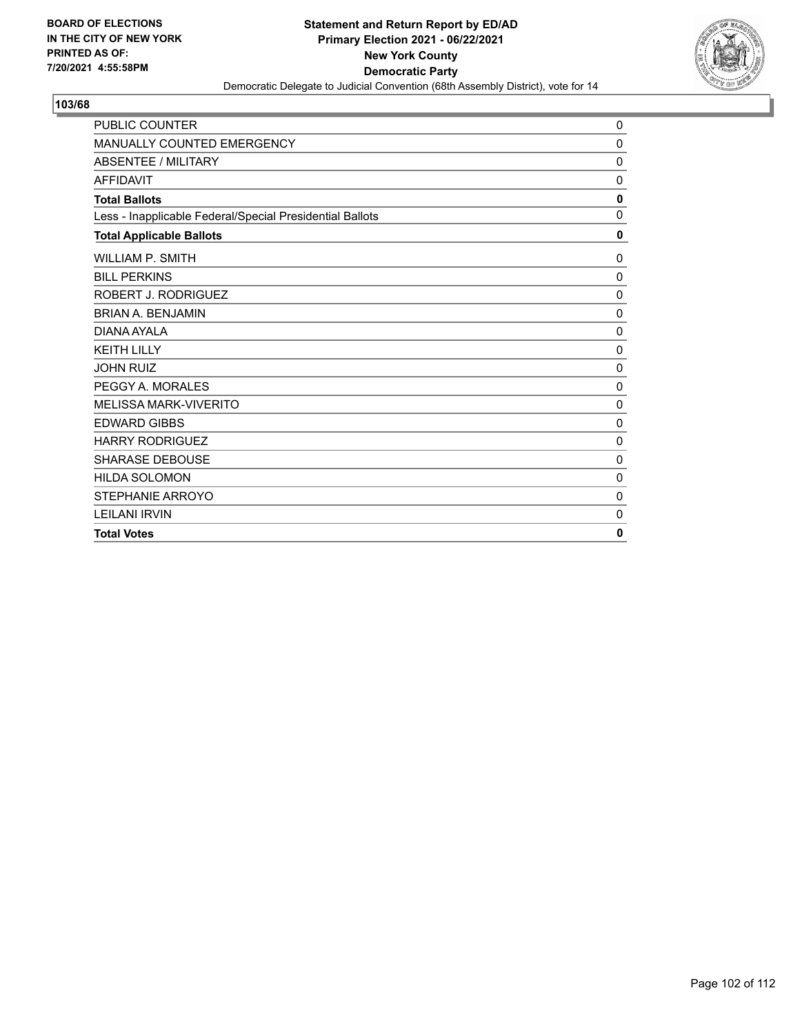BOARD OF ELECTIONS
IN THE CITY OF NEW YORK
PRINTED AS OF:
7/20/2021 4:55:58PM

**Statement and Return Report by ED/AD**
**Primary Election 2021 - 06/22/2021**
**New York County**
**Democratic Party**
Democratic Delegate to Judicial Convention (68th Assembly District), vote for 14

## 103/68

| | |
|---|---|
| PUBLIC COUNTER | 0 |
| MANUALLY COUNTED EMERGENCY | 0 |
| ABSENTEE / MILITARY | 0 |
| AFFIDAVIT | 0 |
| **Total Ballots** | **0** |
| Less - Inapplicable Federal/Special Presidential Ballots | 0 |
| **Total Applicable Ballots** | **0** |
| WILLIAM P. SMITH | 0 |
| BILL PERKINS | 0 |
| ROBERT J. RODRIGUEZ | 0 |
| BRIAN A. BENJAMIN | 0 |
| DIANA AYALA | 0 |
| KEITH LILLY | 0 |
| JOHN RUIZ | 0 |
| PEGGY A. MORALES | 0 |
| MELISSA MARK-VIVERITO | 0 |
| EDWARD GIBBS | 0 |
| HARRY RODRIGUEZ | 0 |
| SHARASE DEBOUSE | 0 |
| HILDA SOLOMON | 0 |
| STEPHANIE ARROYO | 0 |
| LEILANI IRVIN | 0 |
| **Total Votes** | **0** |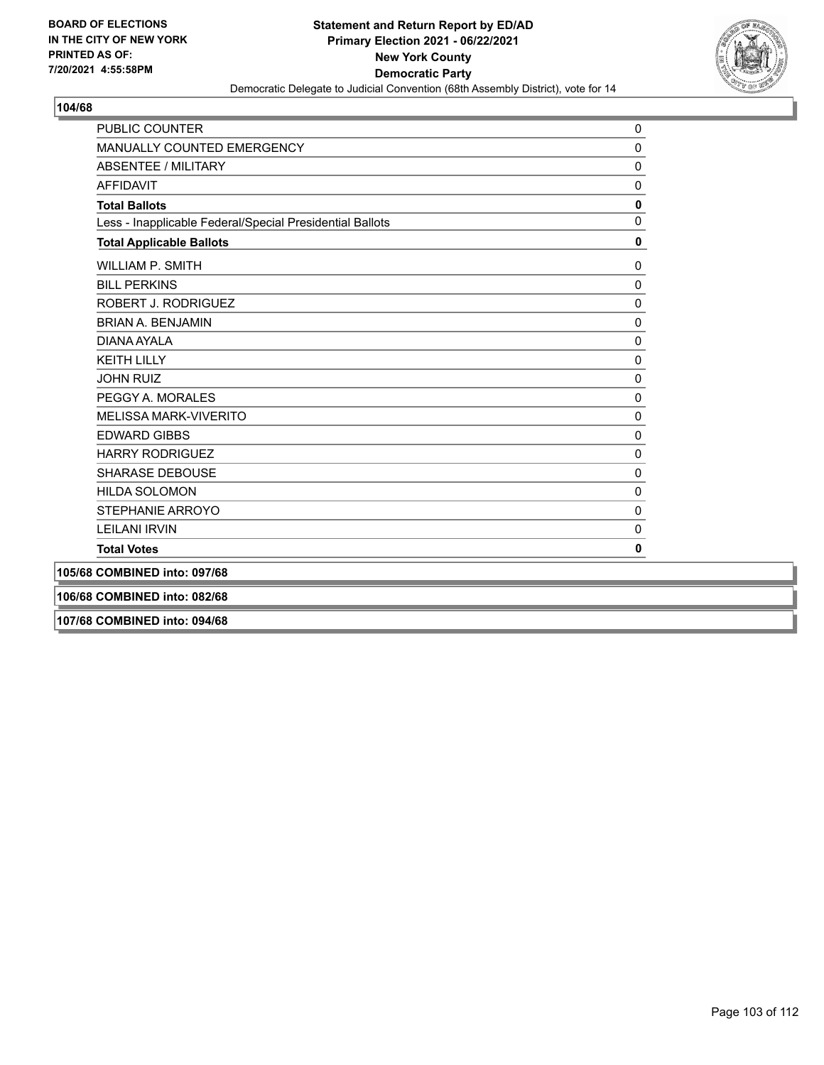BOARD OF ELECTIONS
IN THE CITY OF NEW YORK
PRINTED AS OF:
7/20/2021 4:55:58PM

**Statement and Return Report by ED/AD**
**Primary Election 2021 - 06/22/2021**
**New York County**
**Democratic Party**
Democratic Delegate to Judicial Convention (68th Assembly District), vote for 14

## 104/68

| | |
|---|---|
| PUBLIC COUNTER | 0 |
| MANUALLY COUNTED EMERGENCY | 0 |
| ABSENTEE / MILITARY | 0 |
| AFFIDAVIT | 0 |
| **Total Ballots** | **0** |
| Less - Inapplicable Federal/Special Presidential Ballots | 0 |
| **Total Applicable Ballots** | **0** |
| WILLIAM P. SMITH | 0 |
| BILL PERKINS | 0 |
| ROBERT J. RODRIGUEZ | 0 |
| BRIAN A. BENJAMIN | 0 |
| DIANA AYALA | 0 |
| KEITH LILLY | 0 |
| JOHN RUIZ | 0 |
| PEGGY A. MORALES | 0 |
| MELISSA MARK-VIVERITO | 0 |
| EDWARD GIBBS | 0 |
| HARRY RODRIGUEZ | 0 |
| SHARASE DEBOUSE | 0 |
| HILDA SOLOMON | 0 |
| STEPHANIE ARROYO | 0 |
| LEILANI IRVIN | 0 |
| **Total Votes** | **0** |

**105/68 COMBINED into: 097/68**

**106/68 COMBINED into: 082/68**

**107/68 COMBINED into: 094/68**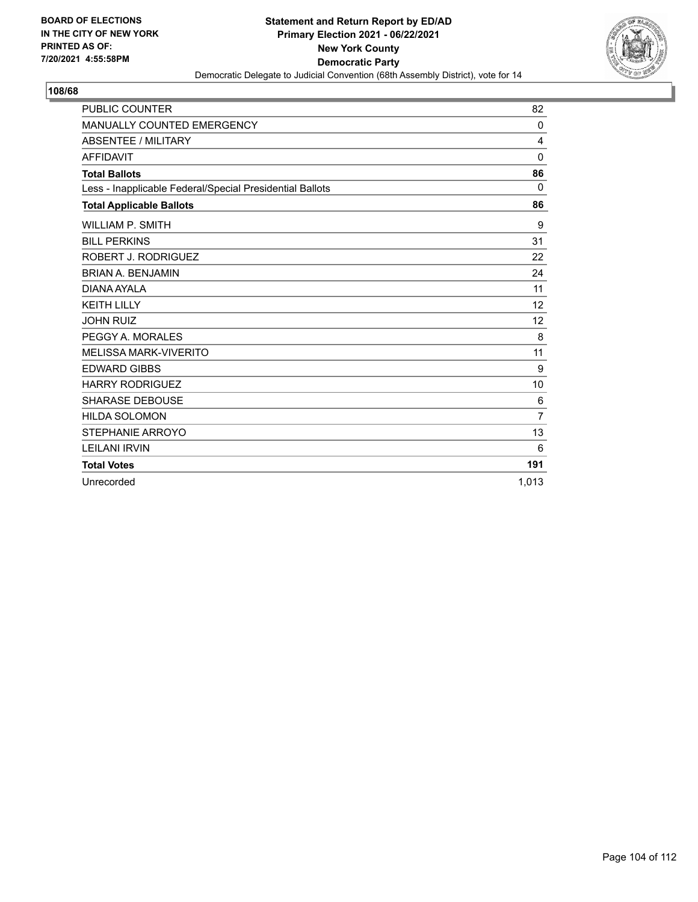BOARD OF ELECTIONS
IN THE CITY OF NEW YORK
PRINTED AS OF:
7/20/2021 4:55:58PM

**Statement and Return Report by ED/AD**
**Primary Election 2021 - 06/22/2021**
**New York County**
**Democratic Party**
Democratic Delegate to Judicial Convention (68th Assembly District), vote for 14

## 108/68

| | |
|---|---|
| PUBLIC COUNTER | 82 |
| MANUALLY COUNTED EMERGENCY | 0 |
| ABSENTEE / MILITARY | 4 |
| AFFIDAVIT | 0 |
| **Total Ballots** | **86** |
| Less - Inapplicable Federal/Special Presidential Ballots | 0 |
| **Total Applicable Ballots** | **86** |
| WILLIAM P. SMITH | 9 |
| BILL PERKINS | 31 |
| ROBERT J. RODRIGUEZ | 22 |
| BRIAN A. BENJAMIN | 24 |
| DIANA AYALA | 11 |
| KEITH LILLY | 12 |
| JOHN RUIZ | 12 |
| PEGGY A. MORALES | 8 |
| MELISSA MARK-VIVERITO | 11 |
| EDWARD GIBBS | 9 |
| HARRY RODRIGUEZ | 10 |
| SHARASE DEBOUSE | 6 |
| HILDA SOLOMON | 7 |
| STEPHANIE ARROYO | 13 |
| LEILANI IRVIN | 6 |
| **Total Votes** | **191** |
| Unrecorded | 1,013 |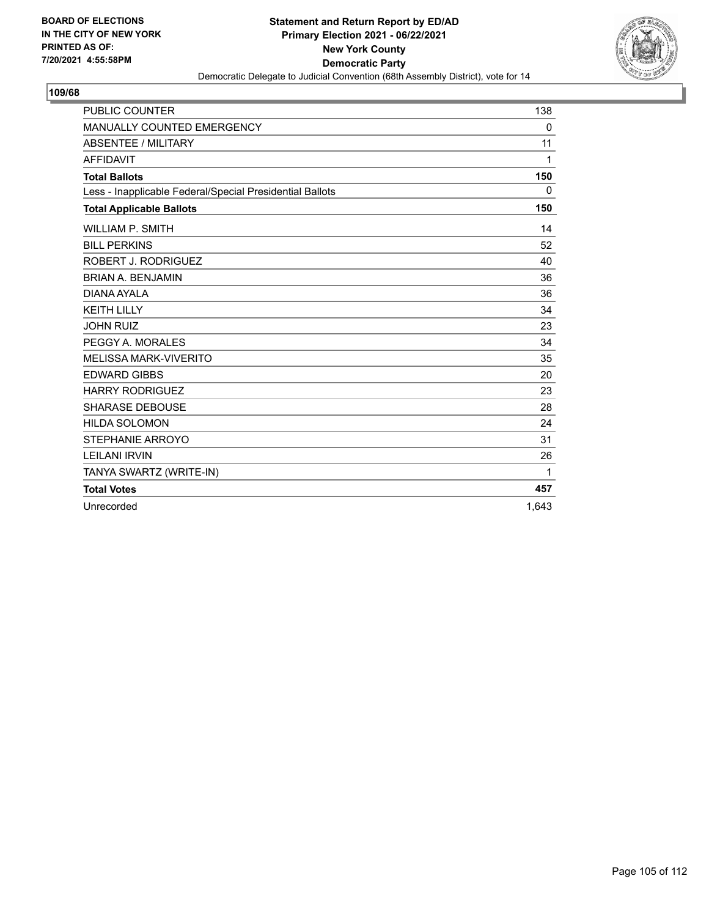**BOARD OF ELECTIONS IN THE CITY OF NEW YORK PRINTED AS OF: 7/20/2021 4:55:58PM**

**Statement and Return Report by ED/AD**
**Primary Election 2021 - 06/22/2021**
**New York County**
**Democratic Party**
Democratic Delegate to Judicial Convention (68th Assembly District), vote for 14

**109/68**

| | |
|---|---|
| PUBLIC COUNTER | 138 |
| MANUALLY COUNTED EMERGENCY | 0 |
| ABSENTEE / MILITARY | 11 |
| AFFIDAVIT | 1 |
| **Total Ballots** | **150** |
| Less - Inapplicable Federal/Special Presidential Ballots | 0 |
| **Total Applicable Ballots** | **150** |
| WILLIAM P. SMITH | 14 |
| BILL PERKINS | 52 |
| ROBERT J. RODRIGUEZ | 40 |
| BRIAN A. BENJAMIN | 36 |
| DIANA AYALA | 36 |
| KEITH LILLY | 34 |
| JOHN RUIZ | 23 |
| PEGGY A. MORALES | 34 |
| MELISSA MARK-VIVERITO | 35 |
| EDWARD GIBBS | 20 |
| HARRY RODRIGUEZ | 23 |
| SHARASE DEBOUSE | 28 |
| HILDA SOLOMON | 24 |
| STEPHANIE ARROYO | 31 |
| LEILANI IRVIN | 26 |
| TANYA SWARTZ (WRITE-IN) | 1 |
| **Total Votes** | **457** |
| Unrecorded | 1,643 |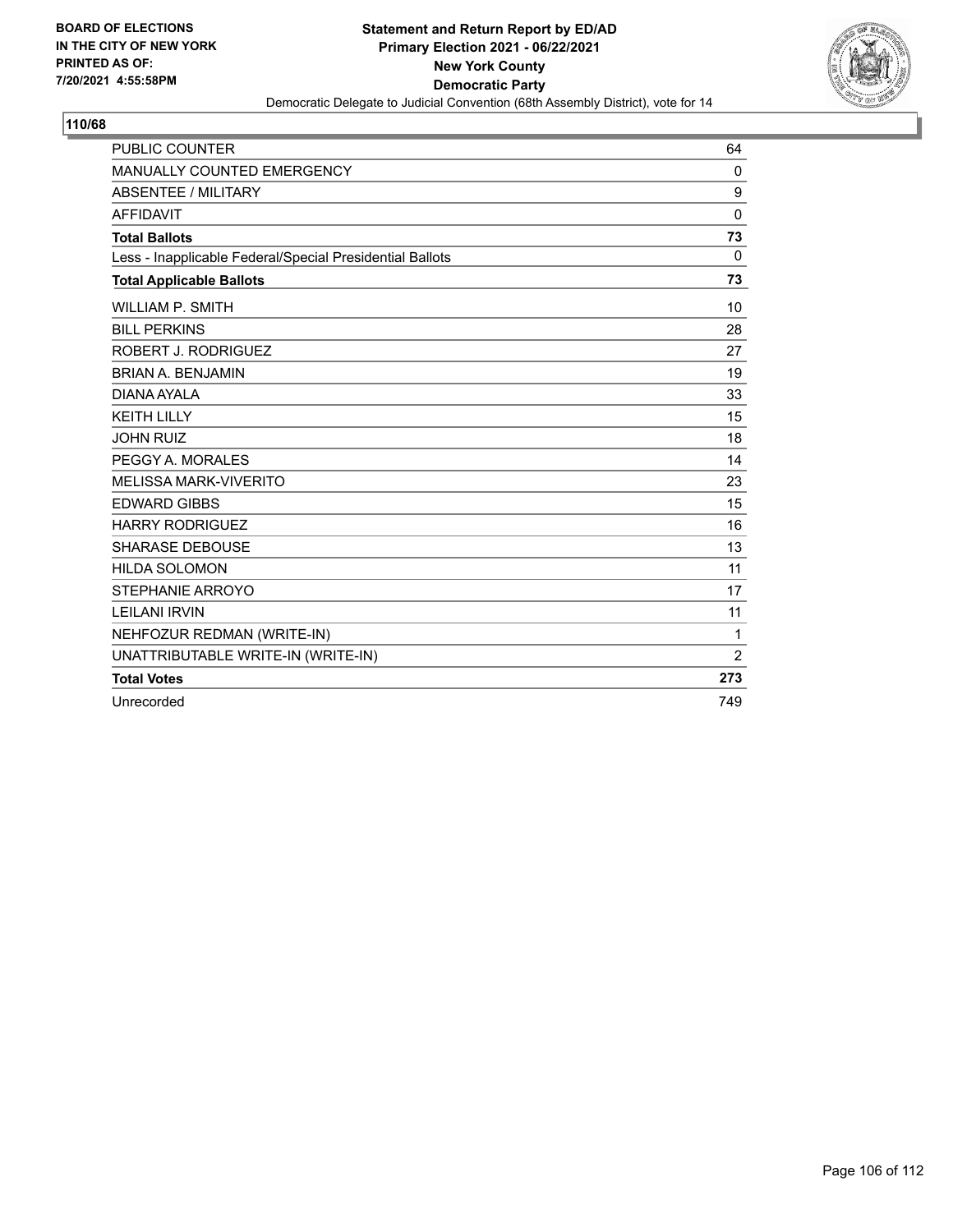**BOARD OF ELECTIONS IN THE CITY OF NEW YORK PRINTED AS OF: 7/20/2021 4:55:58PM**

**Statement and Return Report by ED/AD**
**Primary Election 2021 - 06/22/2021**
**New York County**
**Democratic Party**
Democratic Delegate to Judicial Convention (68th Assembly District), vote for 14

## 110/68

| | |
|---|---|
| PUBLIC COUNTER | 64 |
| MANUALLY COUNTED EMERGENCY | 0 |
| ABSENTEE / MILITARY | 9 |
| AFFIDAVIT | 0 |
| **Total Ballots** | **73** |
| Less - Inapplicable Federal/Special Presidential Ballots | 0 |
| **Total Applicable Ballots** | **73** |
| WILLIAM P. SMITH | 10 |
| BILL PERKINS | 28 |
| ROBERT J. RODRIGUEZ | 27 |
| BRIAN A. BENJAMIN | 19 |
| DIANA AYALA | 33 |
| KEITH LILLY | 15 |
| JOHN RUIZ | 18 |
| PEGGY A. MORALES | 14 |
| MELISSA MARK-VIVERITO | 23 |
| EDWARD GIBBS | 15 |
| HARRY RODRIGUEZ | 16 |
| SHARASE DEBOUSE | 13 |
| HILDA SOLOMON | 11 |
| STEPHANIE ARROYO | 17 |
| LEILANI IRVIN | 11 |
| NEHFOZUR REDMAN (WRITE-IN) | 1 |
| UNATTRIBUTABLE WRITE-IN (WRITE-IN) | 2 |
| **Total Votes** | **273** |
| Unrecorded | 749 |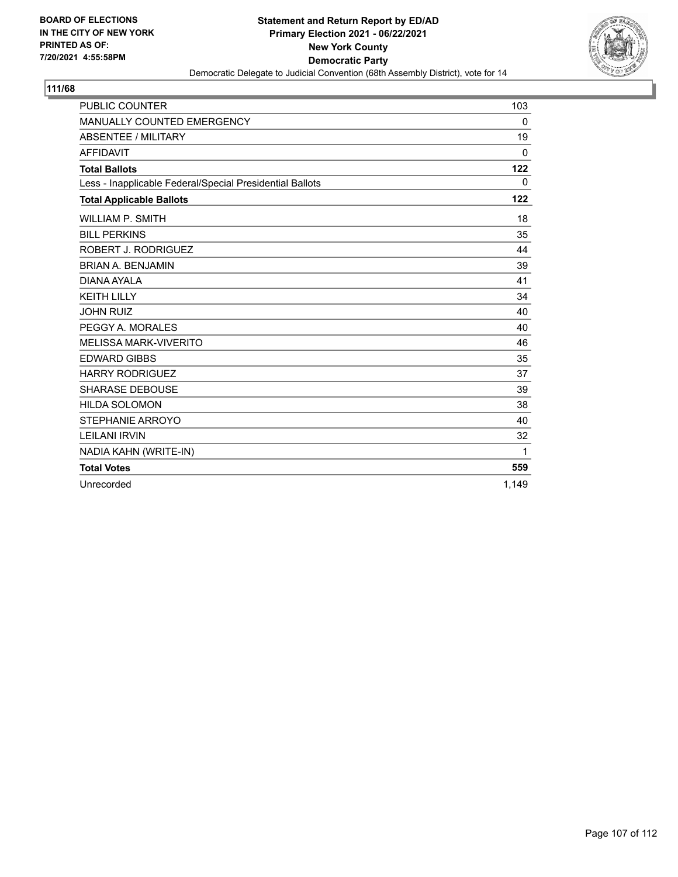**BOARD OF ELECTIONS IN THE CITY OF NEW YORK PRINTED AS OF: 7/20/2021 4:55:58PM**

**Statement and Return Report by ED/AD**
**Primary Election 2021 - 06/22/2021**
**New York County**
**Democratic Party**
Democratic Delegate to Judicial Convention (68th Assembly District), vote for 14

## 111/68

| | |
|---|---|
| PUBLIC COUNTER | 103 |
| MANUALLY COUNTED EMERGENCY | 0 |
| ABSENTEE / MILITARY | 19 |
| AFFIDAVIT | 0 |
| **Total Ballots** | **122** |
| Less - Inapplicable Federal/Special Presidential Ballots | 0 |
| **Total Applicable Ballots** | **122** |
| WILLIAM P. SMITH | 18 |
| BILL PERKINS | 35 |
| ROBERT J. RODRIGUEZ | 44 |
| BRIAN A. BENJAMIN | 39 |
| DIANA AYALA | 41 |
| KEITH LILLY | 34 |
| JOHN RUIZ | 40 |
| PEGGY A. MORALES | 40 |
| MELISSA MARK-VIVERITO | 46 |
| EDWARD GIBBS | 35 |
| HARRY RODRIGUEZ | 37 |
| SHARASE DEBOUSE | 39 |
| HILDA SOLOMON | 38 |
| STEPHANIE ARROYO | 40 |
| LEILANI IRVIN | 32 |
| NADIA KAHN (WRITE-IN) | 1 |
| **Total Votes** | **559** |
| Unrecorded | 1,149 |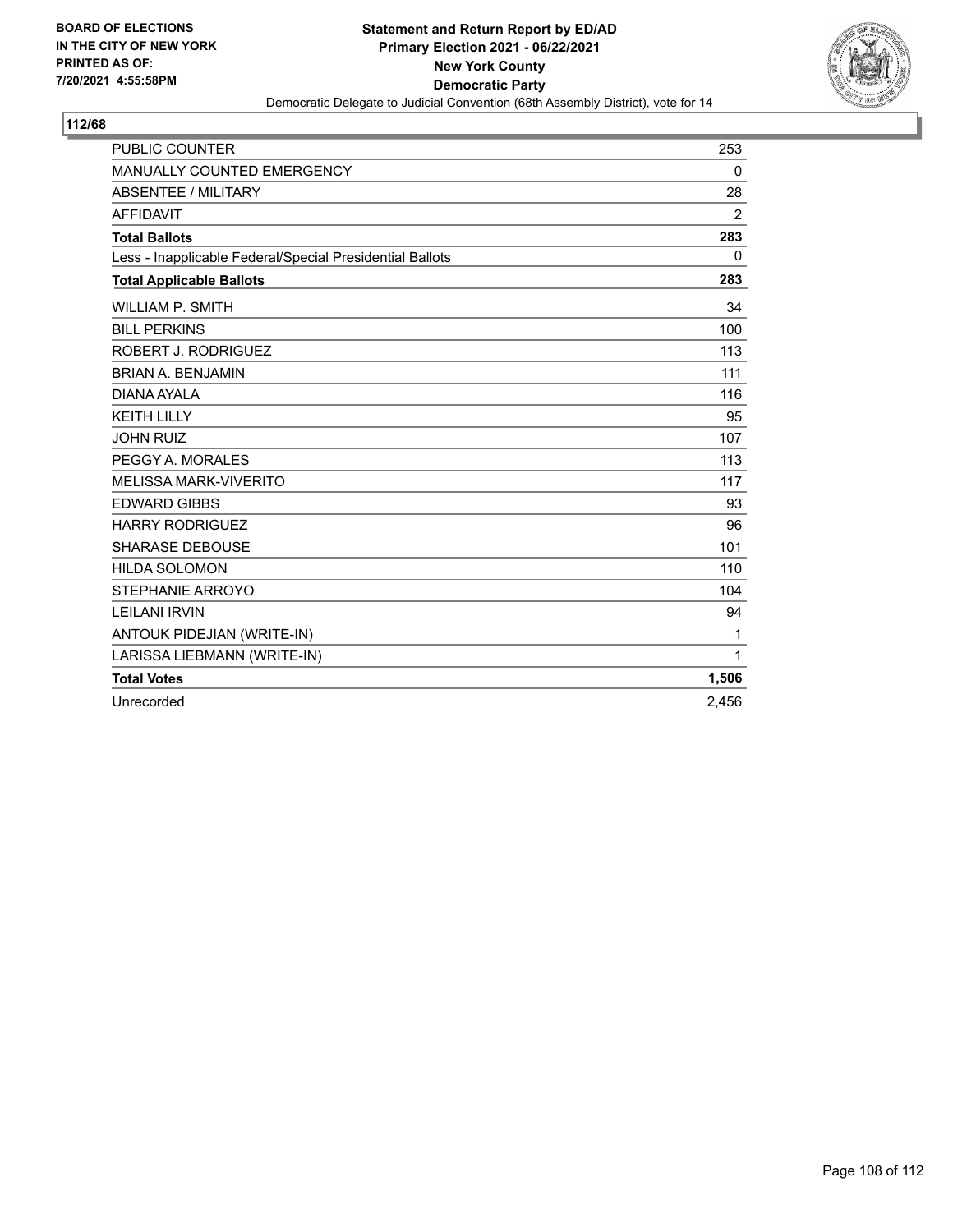BOARD OF ELECTIONS
IN THE CITY OF NEW YORK
PRINTED AS OF:
7/20/2021 4:55:58PM

**Statement and Return Report by ED/AD**
**Primary Election 2021 - 06/22/2021**
**New York County**
**Democratic Party**
Democratic Delegate to Judicial Convention (68th Assembly District), vote for 14

**112/68**

| | |
|---|---|
| PUBLIC COUNTER | 253 |
| MANUALLY COUNTED EMERGENCY | 0 |
| ABSENTEE / MILITARY | 28 |
| AFFIDAVIT | 2 |
| **Total Ballots** | **283** |
| Less - Inapplicable Federal/Special Presidential Ballots | 0 |
| **Total Applicable Ballots** | **283** |
| WILLIAM P. SMITH | 34 |
| BILL PERKINS | 100 |
| ROBERT J. RODRIGUEZ | 113 |
| BRIAN A. BENJAMIN | 111 |
| DIANA AYALA | 116 |
| KEITH LILLY | 95 |
| JOHN RUIZ | 107 |
| PEGGY A. MORALES | 113 |
| MELISSA MARK-VIVERITO | 117 |
| EDWARD GIBBS | 93 |
| HARRY RODRIGUEZ | 96 |
| SHARASE DEBOUSE | 101 |
| HILDA SOLOMON | 110 |
| STEPHANIE ARROYO | 104 |
| LEILANI IRVIN | 94 |
| ANTOUK PIDEJIAN (WRITE-IN) | 1 |
| LARISSA LIEBMANN (WRITE-IN) | 1 |
| **Total Votes** | **1,506** |
| Unrecorded | 2,456 |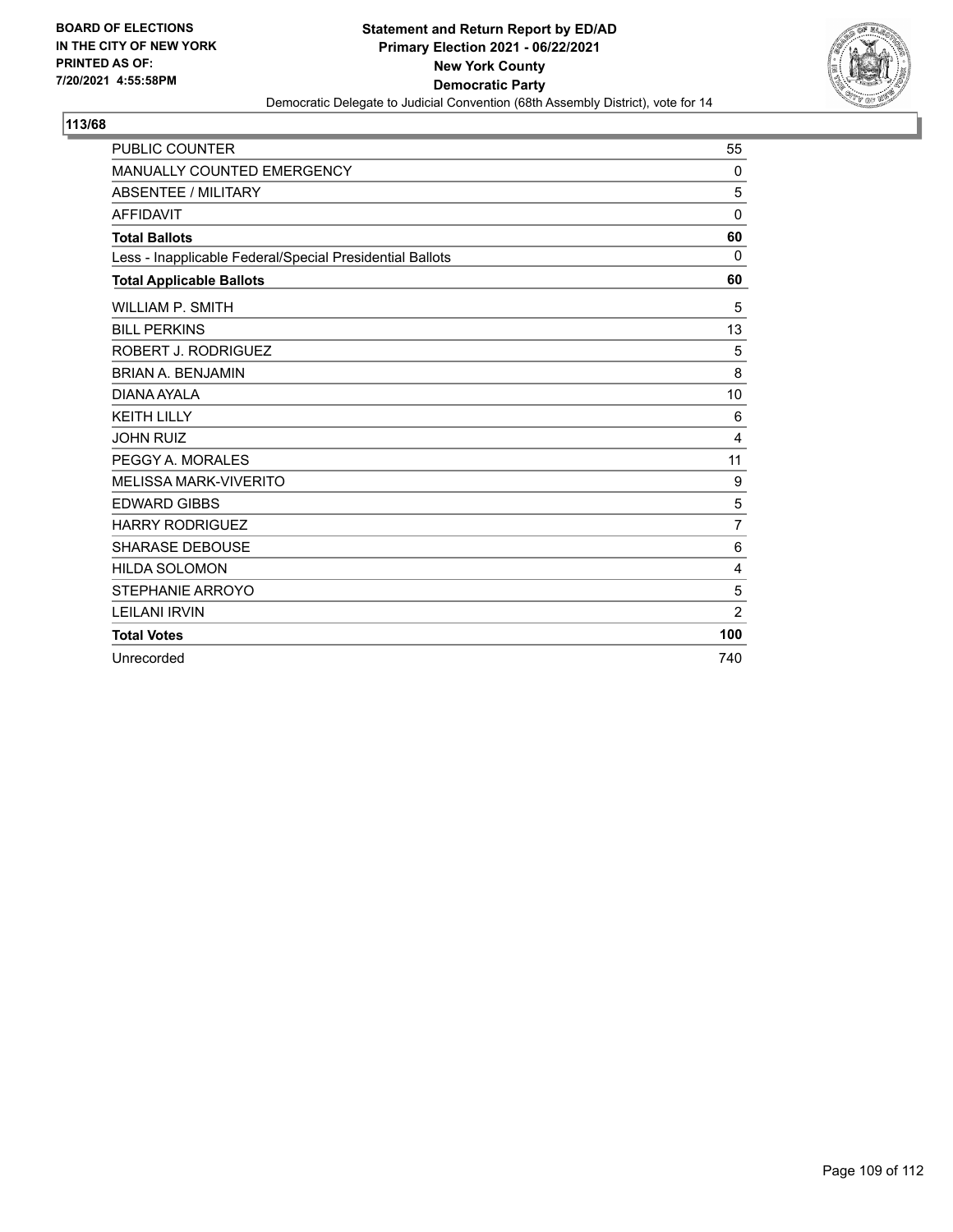**BOARD OF ELECTIONS IN THE CITY OF NEW YORK PRINTED AS OF: 7/20/2021 4:55:58PM**

**Statement and Return Report by ED/AD**
**Primary Election 2021 - 06/22/2021**
**New York County**
**Democratic Party**
Democratic Delegate to Judicial Convention (68th Assembly District), vote for 14

**113/68**

| | |
|---|---|
| PUBLIC COUNTER | 55 |
| MANUALLY COUNTED EMERGENCY | 0 |
| ABSENTEE / MILITARY | 5 |
| AFFIDAVIT | 0 |
| **Total Ballots** | **60** |
| Less - Inapplicable Federal/Special Presidential Ballots | 0 |
| **Total Applicable Ballots** | **60** |
| WILLIAM P. SMITH | 5 |
| BILL PERKINS | 13 |
| ROBERT J. RODRIGUEZ | 5 |
| BRIAN A. BENJAMIN | 8 |
| DIANA AYALA | 10 |
| KEITH LILLY | 6 |
| JOHN RUIZ | 4 |
| PEGGY A. MORALES | 11 |
| MELISSA MARK-VIVERITO | 9 |
| EDWARD GIBBS | 5 |
| HARRY RODRIGUEZ | 7 |
| SHARASE DEBOUSE | 6 |
| HILDA SOLOMON | 4 |
| STEPHANIE ARROYO | 5 |
| LEILANI IRVIN | 2 |
| **Total Votes** | **100** |
| Unrecorded | 740 |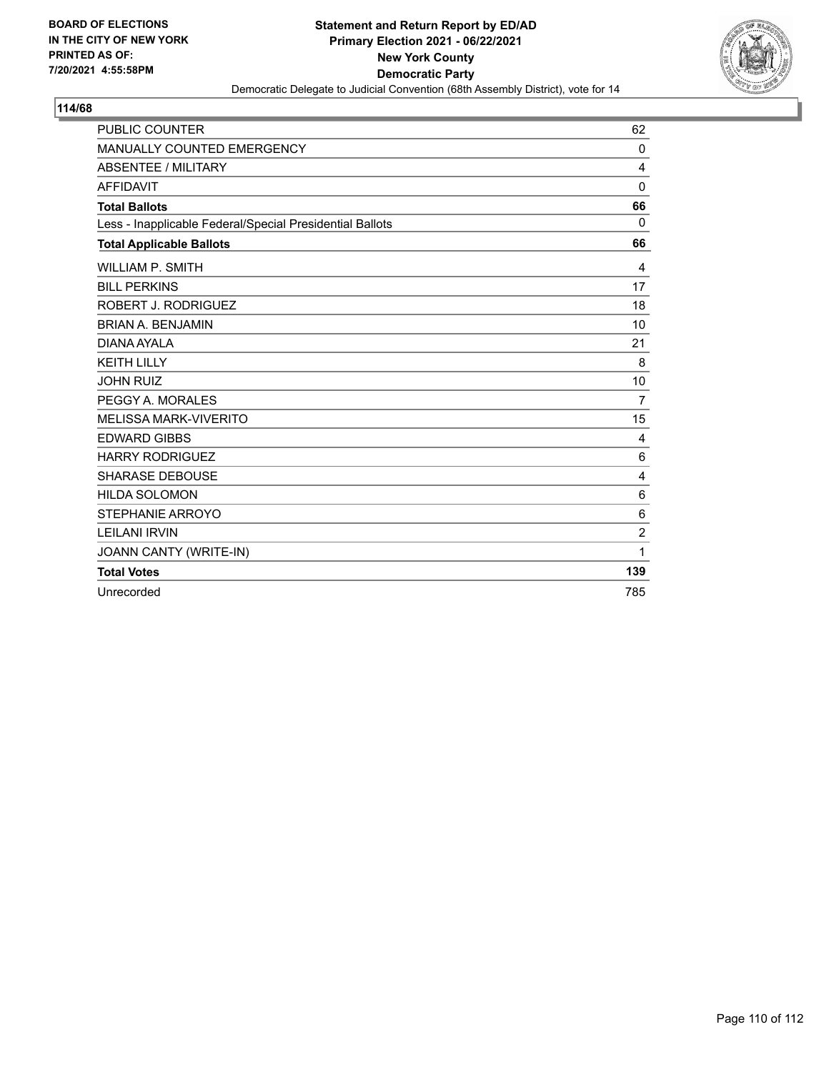BOARD OF ELECTIONS
IN THE CITY OF NEW YORK
PRINTED AS OF:
7/20/2021 4:55:58PM

**Statement and Return Report by ED/AD**
**Primary Election 2021 - 06/22/2021**
**New York County**
**Democratic Party**
Democratic Delegate to Judicial Convention (68th Assembly District), vote for 14

## 114/68

| | |
|---|---|
| PUBLIC COUNTER | 62 |
| MANUALLY COUNTED EMERGENCY | 0 |
| ABSENTEE / MILITARY | 4 |
| AFFIDAVIT | 0 |
| **Total Ballots** | **66** |
| Less - Inapplicable Federal/Special Presidential Ballots | 0 |
| **Total Applicable Ballots** | **66** |
| WILLIAM P. SMITH | 4 |
| BILL PERKINS | 17 |
| ROBERT J. RODRIGUEZ | 18 |
| BRIAN A. BENJAMIN | 10 |
| DIANA AYALA | 21 |
| KEITH LILLY | 8 |
| JOHN RUIZ | 10 |
| PEGGY A. MORALES | 7 |
| MELISSA MARK-VIVERITO | 15 |
| EDWARD GIBBS | 4 |
| HARRY RODRIGUEZ | 6 |
| SHARASE DEBOUSE | 4 |
| HILDA SOLOMON | 6 |
| STEPHANIE ARROYO | 6 |
| LEILANI IRVIN | 2 |
| JOANN CANTY (WRITE-IN) | 1 |
| **Total Votes** | **139** |
| Unrecorded | 785 |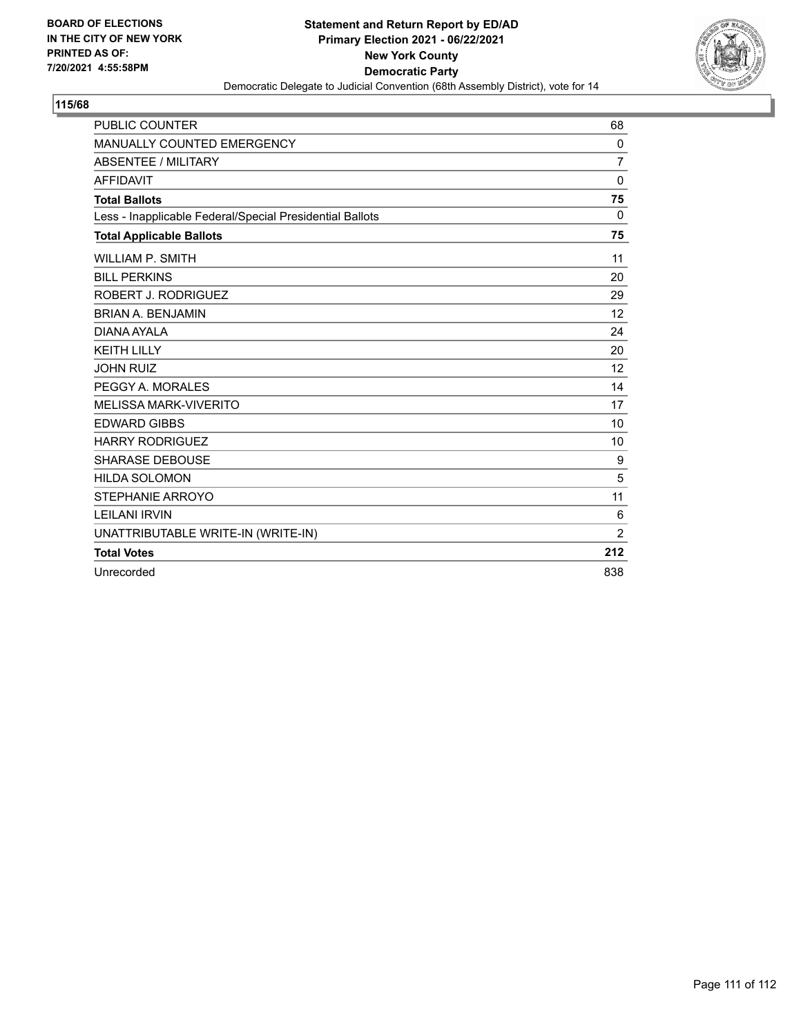BOARD OF ELECTIONS
IN THE CITY OF NEW YORK
PRINTED AS OF:
7/20/2021 4:55:58PM

**Statement and Return Report by ED/AD**
**Primary Election 2021 - 06/22/2021**
**New York County**
**Democratic Party**
Democratic Delegate to Judicial Convention (68th Assembly District), vote for 14

**115/68**

| | |
|---|---|
| PUBLIC COUNTER | 68 |
| MANUALLY COUNTED EMERGENCY | 0 |
| ABSENTEE / MILITARY | 7 |
| AFFIDAVIT | 0 |
| **Total Ballots** | **75** |
| Less - Inapplicable Federal/Special Presidential Ballots | 0 |
| **Total Applicable Ballots** | **75** |
| WILLIAM P. SMITH | 11 |
| BILL PERKINS | 20 |
| ROBERT J. RODRIGUEZ | 29 |
| BRIAN A. BENJAMIN | 12 |
| DIANA AYALA | 24 |
| KEITH LILLY | 20 |
| JOHN RUIZ | 12 |
| PEGGY A. MORALES | 14 |
| MELISSA MARK-VIVERITO | 17 |
| EDWARD GIBBS | 10 |
| HARRY RODRIGUEZ | 10 |
| SHARASE DEBOUSE | 9 |
| HILDA SOLOMON | 5 |
| STEPHANIE ARROYO | 11 |
| LEILANI IRVIN | 6 |
| UNATTRIBUTABLE WRITE-IN (WRITE-IN) | 2 |
| **Total Votes** | **212** |
| Unrecorded | 838 |